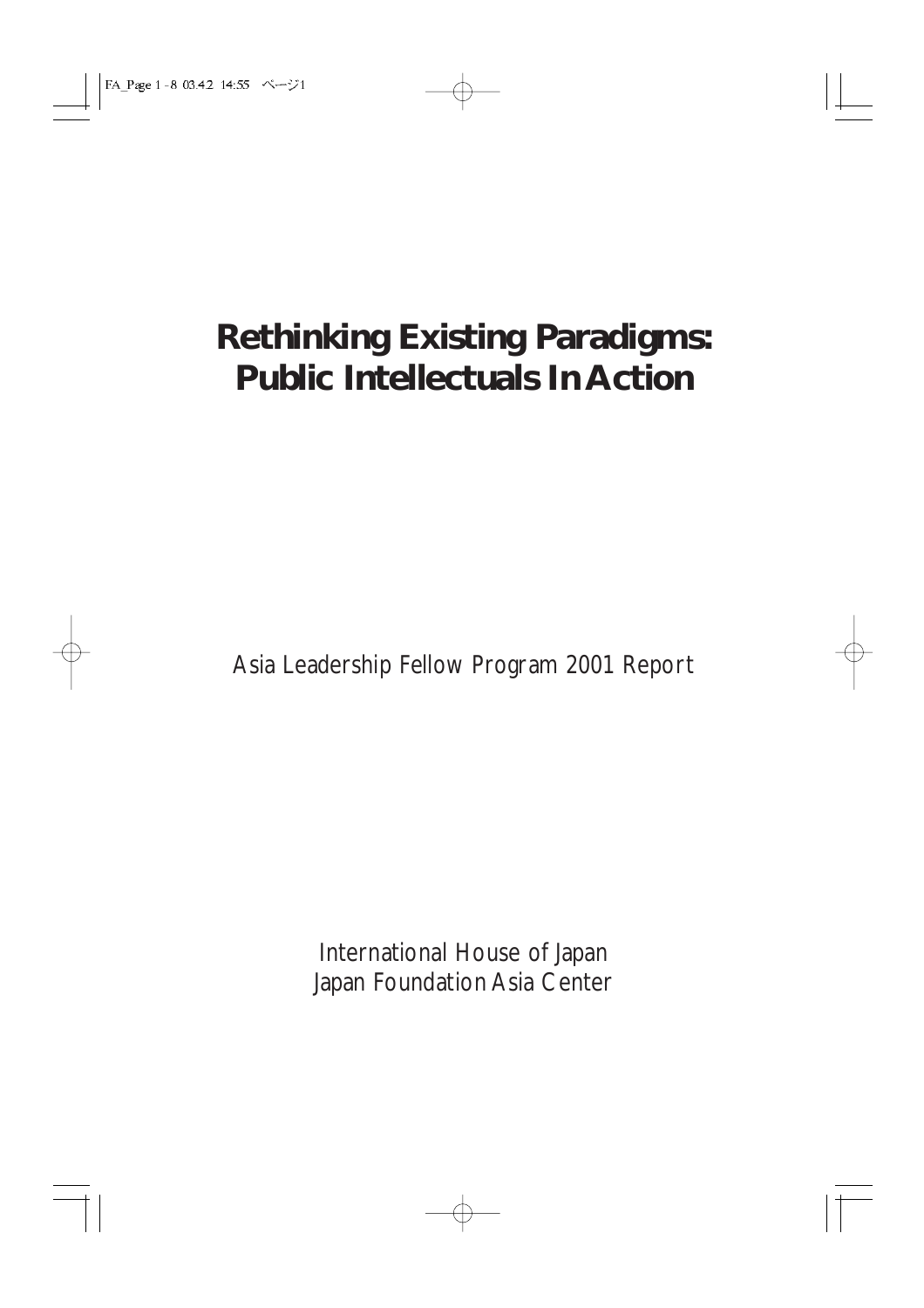# Rethinking Existing Paradigms: Public Intellectuals In Action

Asia Leadership Fellow Program 2001 Report

International House of Japan
Japan Foundation Asia Center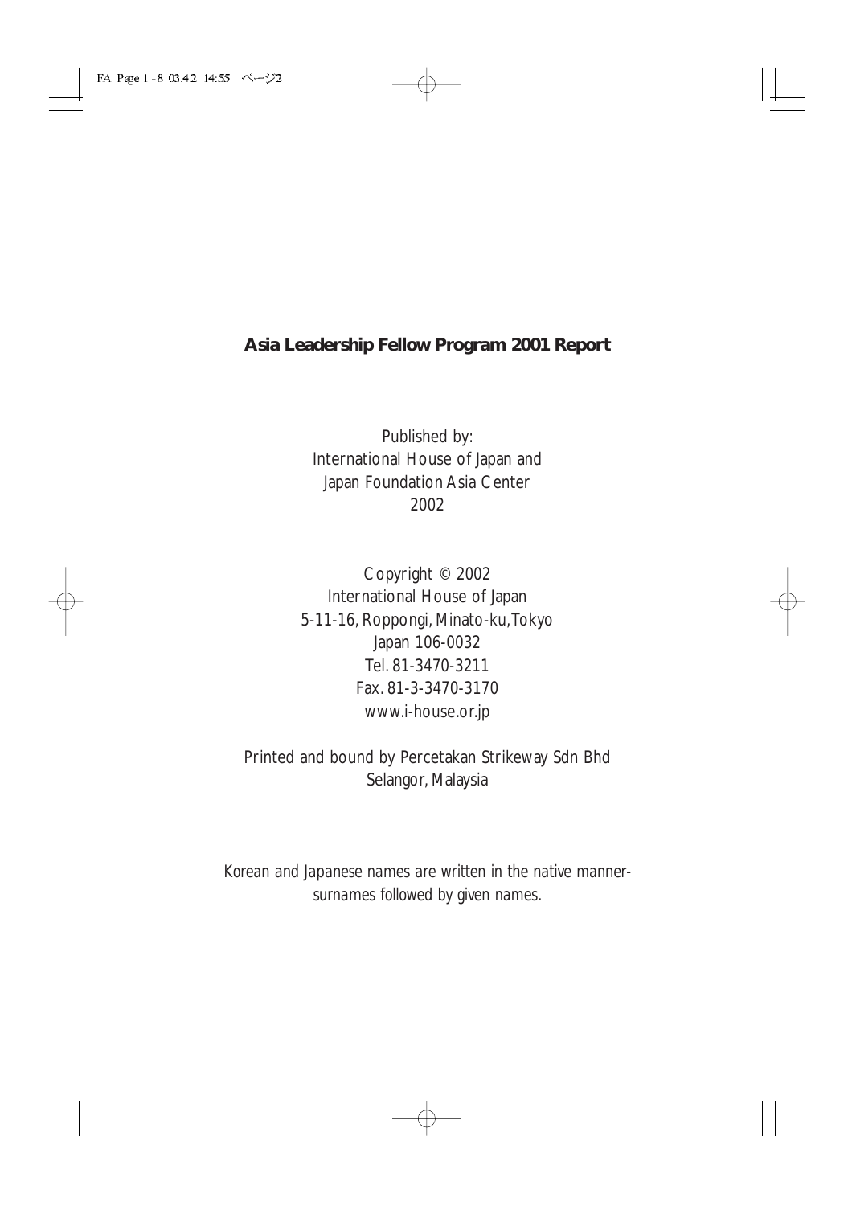**Asia Leadership Fellow Program 2001 Report**

Published by:
International House of Japan and
Japan Foundation Asia Center
2002

Copyright © 2002
International House of Japan
5-11-16, Roppongi, Minato-ku, Tokyo
Japan 106-0032
Tel. 81-3470-3211
Fax. 81-3-3470-3170
www.i-house.or.jp

Printed and bound by Percetakan Strikeway Sdn Bhd
Selangor, Malaysia

*Korean and Japanese names are written in the native manner-surnames followed by given names.*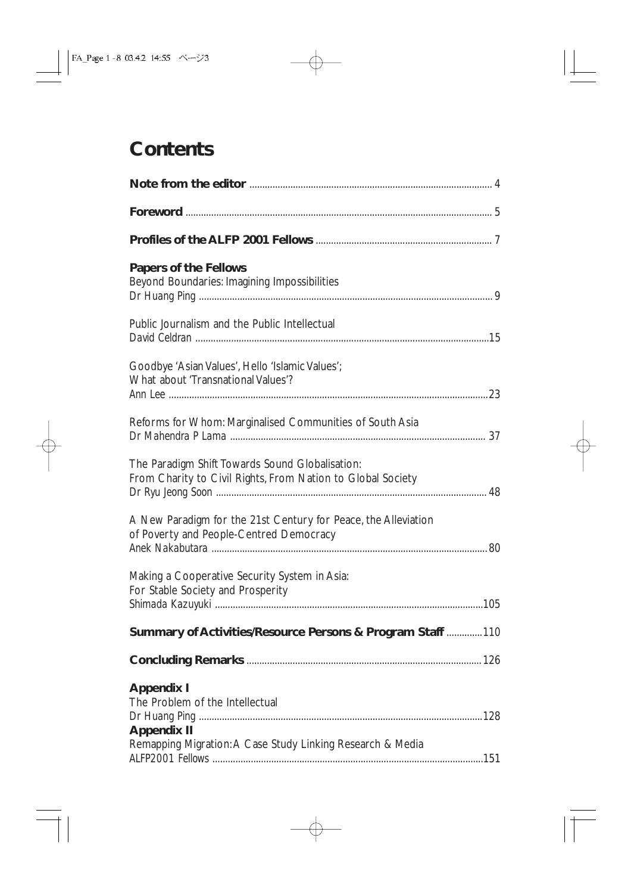# Contents

**Note from the editor** .......... 4

**Foreword** .......... 5

**Profiles of the ALFP 2001 Fellows** .......... 7

**Papers of the Fellows**

Beyond Boundaries: Imagining Impossibilities
Dr Huang Ping .......... 9

Public Journalism and the Public Intellectual
David Celdran .......... 15

Goodbye 'Asian Values', Hello 'Islamic Values';
What about 'Transnational Values'?
Ann Lee .......... 23

Reforms for Whom: Marginalised Communities of South Asia
Dr Mahendra P Lama .......... 37

The Paradigm Shift Towards Sound Globalisation:
From Charity to Civil Rights, From Nation to Global Society
Dr Ryu Jeong Soon .......... 48

A New Paradigm for the 21st Century for Peace, the Alleviation of Poverty and People-Centred Democracy
Anek Nakabutara .......... 80

Making a Cooperative Security System in Asia:
For Stable Society and Prosperity
Shimada Kazuyuki .......... 105

**Summary of Activities/Resource Persons & Program Staff** .......... 110

**Concluding Remarks** .......... 126

**Appendix I**

The Problem of the Intellectual
Dr Huang Ping .......... 128

**Appendix II**

Remapping Migration: A Case Study Linking Research & Media
ALFP2001 Fellows .......... 151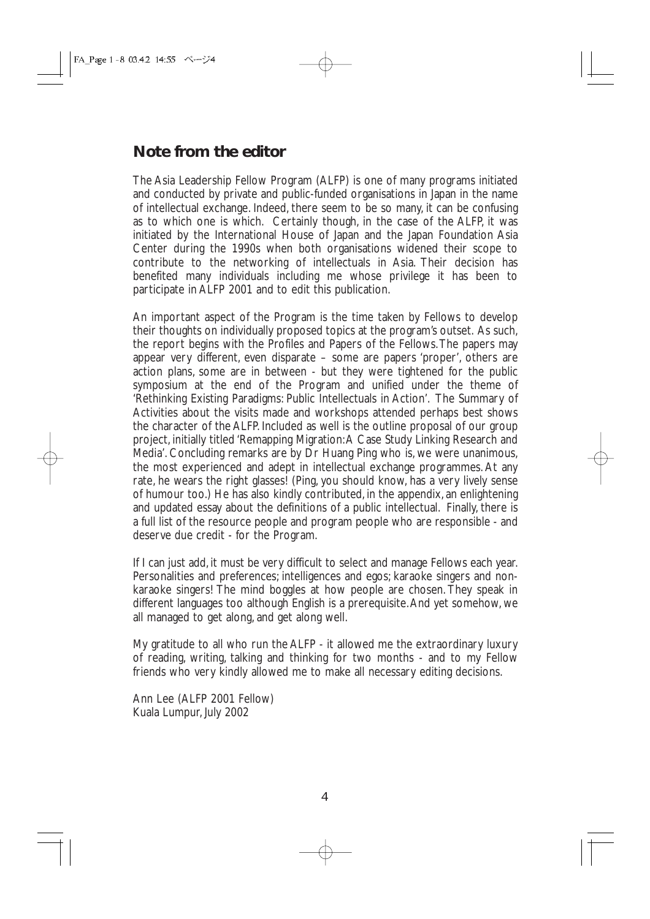## Note from the editor

The Asia Leadership Fellow Program (ALFP) is one of many programs initiated and conducted by private and public-funded organisations in Japan in the name of intellectual exchange. Indeed, there seem to be so many, it can be confusing as to which one is which. Certainly though, in the case of the ALFP, it was initiated by the International House of Japan and the Japan Foundation Asia Center during the 1990s when both organisations widened their scope to contribute to the networking of intellectuals in Asia. Their decision has benefited many individuals including me whose privilege it has been to participate in ALFP 2001 and to edit this publication.

An important aspect of the Program is the time taken by Fellows to develop their thoughts on individually proposed topics at the program's outset. As such, the report begins with the Profiles and Papers of the Fellows. The papers may appear very different, even disparate – some are papers 'proper', others are action plans, some are in between - but they were tightened for the public symposium at the end of the Program and unified under the theme of 'Rethinking Existing Paradigms: Public Intellectuals in Action'. The Summary of Activities about the visits made and workshops attended perhaps best shows the character of the ALFP. Included as well is the outline proposal of our group project, initially titled 'Remapping Migration: A Case Study Linking Research and Media'. Concluding remarks are by Dr Huang Ping who is, we were unanimous, the most experienced and adept in intellectual exchange programmes. At any rate, he wears the right glasses! (Ping, you should know, has a very lively sense of humour too.) He has also kindly contributed, in the appendix, an enlightening and updated essay about the definitions of a public intellectual. Finally, there is a full list of the resource people and program people who are responsible - and deserve due credit - for the Program.

If I can just add, it must be very difficult to select and manage Fellows each year. Personalities and preferences; intelligences and egos; karaoke singers and non-karaoke singers! The mind boggles at how people are chosen. They speak in different languages too although English is a prerequisite. And yet somehow, we all managed to get along, and get along well.

My gratitude to all who run the ALFP - it allowed me the extraordinary luxury of reading, writing, talking and thinking for two months - and to my Fellow friends who very kindly allowed me to make all necessary editing decisions.

Ann Lee (ALFP 2001 Fellow)
Kuala Lumpur, July 2002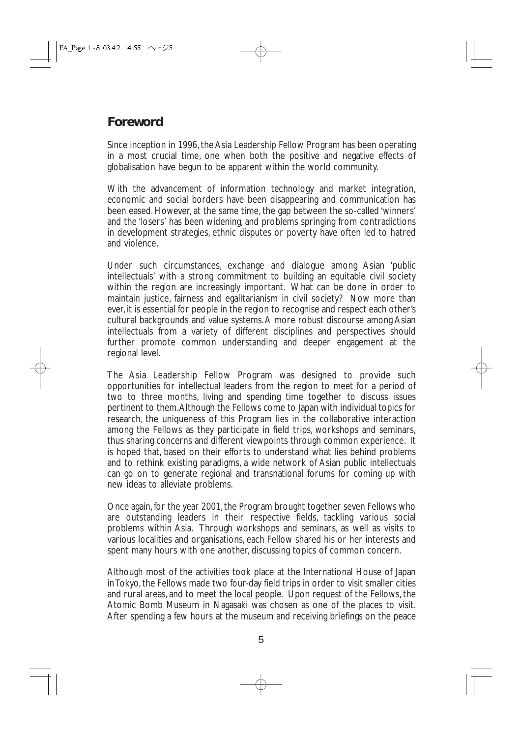## Foreword

Since inception in 1996, the Asia Leadership Fellow Program has been operating in a most crucial time, one when both the positive and negative effects of globalisation have begun to be apparent within the world community.

With the advancement of information technology and market integration, economic and social borders have been disappearing and communication has been eased. However, at the same time, the gap between the so-called 'winners' and the 'losers' has been widening, and problems springing from contradictions in development strategies, ethnic disputes or poverty have often led to hatred and violence.

Under such circumstances, exchange and dialogue among Asian 'public intellectuals' with a strong commitment to building an equitable civil society within the region are increasingly important. What can be done in order to maintain justice, fairness and egalitarianism in civil society? Now more than ever, it is essential for people in the region to recognise and respect each other's cultural backgrounds and value systems. A more robust discourse among Asian intellectuals from a variety of different disciplines and perspectives should further promote common understanding and deeper engagement at the regional level.

The Asia Leadership Fellow Program was designed to provide such opportunities for intellectual leaders from the region to meet for a period of two to three months, living and spending time together to discuss issues pertinent to them. Although the Fellows come to Japan with individual topics for research, the uniqueness of this Program lies in the collaborative interaction among the Fellows as they participate in field trips, workshops and seminars, thus sharing concerns and different viewpoints through common experience. It is hoped that, based on their efforts to understand what lies behind problems and to rethink existing paradigms, a wide network of Asian public intellectuals can go on to generate regional and transnational forums for coming up with new ideas to alleviate problems.

Once again, for the year 2001, the Program brought together seven Fellows who are outstanding leaders in their respective fields, tackling various social problems within Asia. Through workshops and seminars, as well as visits to various localities and organisations, each Fellow shared his or her interests and spent many hours with one another, discussing topics of common concern.

Although most of the activities took place at the International House of Japan in Tokyo, the Fellows made two four-day field trips in order to visit smaller cities and rural areas, and to meet the local people. Upon request of the Fellows, the Atomic Bomb Museum in Nagasaki was chosen as one of the places to visit. After spending a few hours at the museum and receiving briefings on the peace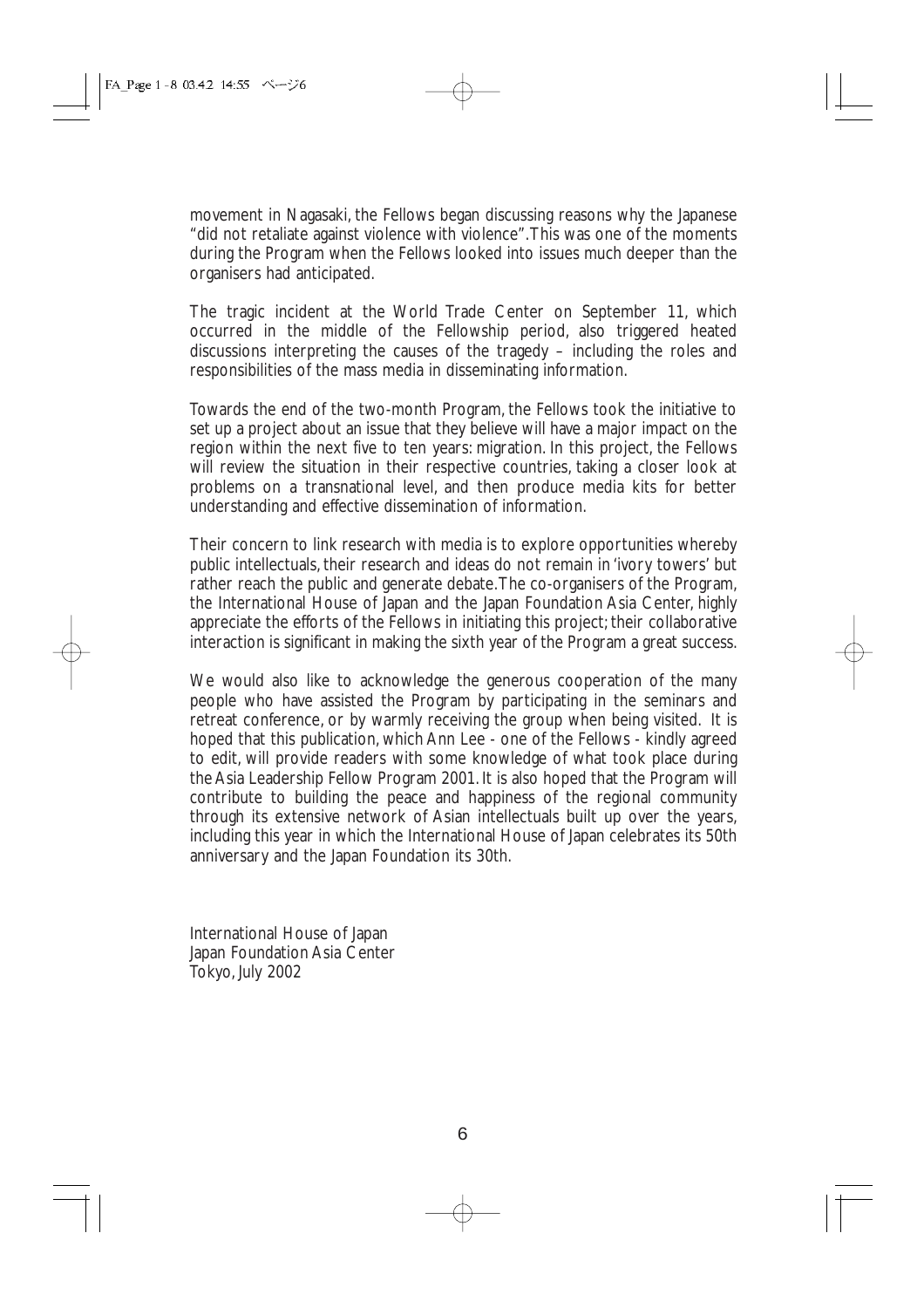movement in Nagasaki, the Fellows began discussing reasons why the Japanese "did not retaliate against violence with violence". This was one of the moments during the Program when the Fellows looked into issues much deeper than the organisers had anticipated.

The tragic incident at the World Trade Center on September 11, which occurred in the middle of the Fellowship period, also triggered heated discussions interpreting the causes of the tragedy – including the roles and responsibilities of the mass media in disseminating information.

Towards the end of the two-month Program, the Fellows took the initiative to set up a project about an issue that they believe will have a major impact on the region within the next five to ten years: migration. In this project, the Fellows will review the situation in their respective countries, taking a closer look at problems on a transnational level, and then produce media kits for better understanding and effective dissemination of information.

Their concern to link research with media is to explore opportunities whereby public intellectuals, their research and ideas do not remain in 'ivory towers' but rather reach the public and generate debate. The co-organisers of the Program, the International House of Japan and the Japan Foundation Asia Center, highly appreciate the efforts of the Fellows in initiating this project; their collaborative interaction is significant in making the sixth year of the Program a great success.

We would also like to acknowledge the generous cooperation of the many people who have assisted the Program by participating in the seminars and retreat conference, or by warmly receiving the group when being visited. It is hoped that this publication, which Ann Lee - one of the Fellows - kindly agreed to edit, will provide readers with some knowledge of what took place during the Asia Leadership Fellow Program 2001. It is also hoped that the Program will contribute to building the peace and happiness of the regional community through its extensive network of Asian intellectuals built up over the years, including this year in which the International House of Japan celebrates its 50th anniversary and the Japan Foundation its 30th.

International House of Japan
Japan Foundation Asia Center
Tokyo, July 2002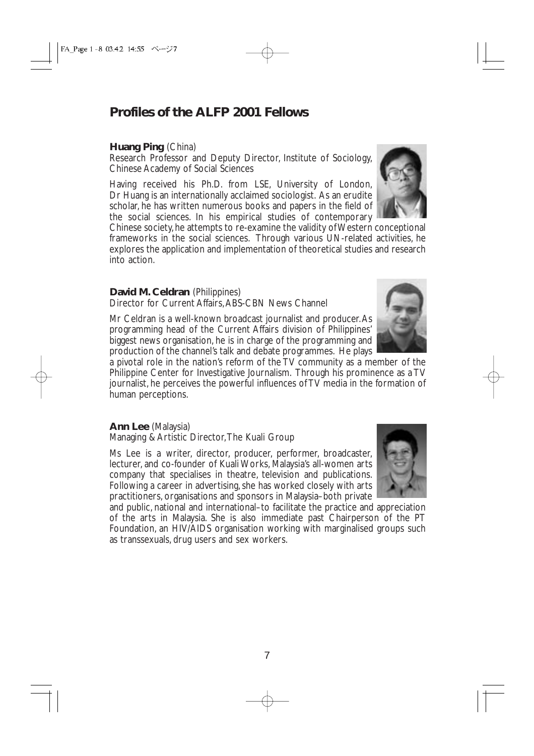# Profiles of the ALFP 2001 Fellows

**Huang Ping** (China)
Research Professor and Deputy Director, Institute of Sociology, Chinese Academy of Social Sciences

Having received his Ph.D. from LSE, University of London, Dr Huang is an internationally acclaimed sociologist. As an erudite scholar, he has written numerous books and papers in the field of the social sciences. In his empirical studies of contemporary Chinese society, he attempts to re-examine the validity of Western conceptional frameworks in the social sciences. Through various UN-related activities, he explores the application and implementation of theoretical studies and research into action.

**David M. Celdran** (Philippines)
Director for Current Affairs, ABS-CBN News Channel

Mr Celdran is a well-known broadcast journalist and producer. As programming head of the Current Affairs division of Philippines' biggest news organisation, he is in charge of the programming and production of the channel's talk and debate programmes. He plays a pivotal role in the nation's reform of the TV community as a member of the Philippine Center for Investigative Journalism. Through his prominence as a TV journalist, he perceives the powerful influences of TV media in the formation of human perceptions.

**Ann Lee** (Malaysia)
Managing & Artistic Director, The Kuali Group

Ms Lee is a writer, director, producer, performer, broadcaster, lecturer, and co-founder of Kuali Works, Malaysia's all-women arts company that specialises in theatre, television and publications. Following a career in advertising, she has worked closely with arts practitioners, organisations and sponsors in Malaysia–both private and public, national and international–to facilitate the practice and appreciation of the arts in Malaysia. She is also immediate past Chairperson of the PT Foundation, an HIV/AIDS organisation working with marginalised groups such as transsexuals, drug users and sex workers.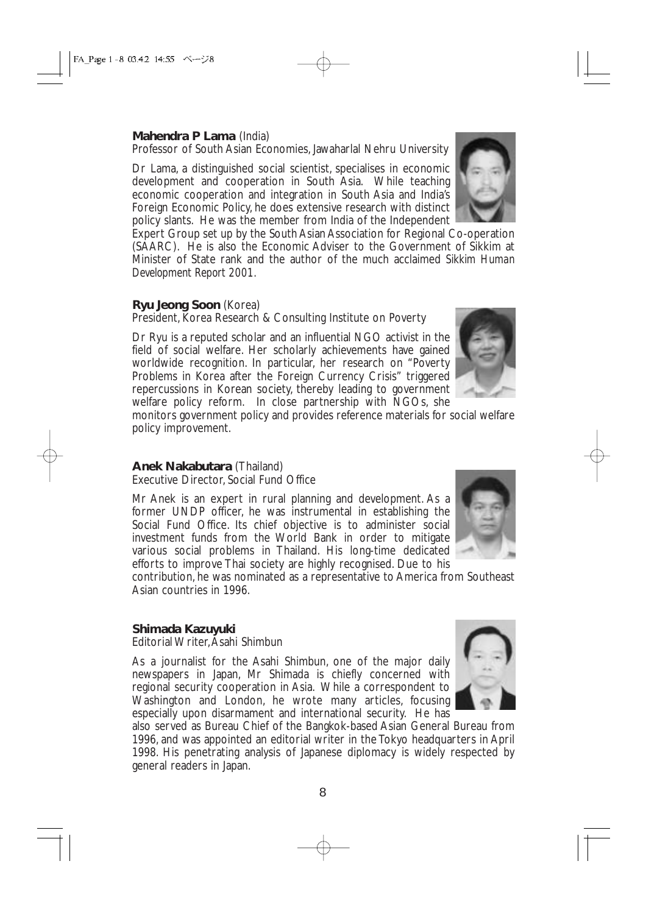**Mahendra P Lama** (India)
Professor of South Asian Economies, Jawaharlal Nehru University

Dr Lama, a distinguished social scientist, specialises in economic development and cooperation in South Asia. While teaching economic cooperation and integration in South Asia and India's Foreign Economic Policy, he does extensive research with distinct policy slants. He was the member from India of the Independent Expert Group set up by the South Asian Association for Regional Co-operation (SAARC). He is also the Economic Adviser to the Government of Sikkim at Minister of State rank and the author of the much acclaimed *Sikkim Human Development Report 2001*.

**Ryu Jeong Soon** (Korea)
President, Korea Research & Consulting Institute on Poverty

Dr Ryu is a reputed scholar and an influential NGO activist in the field of social welfare. Her scholarly achievements have gained worldwide recognition. In particular, her research on "Poverty Problems in Korea after the Foreign Currency Crisis" triggered repercussions in Korean society, thereby leading to government welfare policy reform. In close partnership with NGOs, she monitors government policy and provides reference materials for social welfare policy improvement.

**Anek Nakabutara** (Thailand)
Executive Director, Social Fund Office

Mr Anek is an expert in rural planning and development. As a former UNDP officer, he was instrumental in establishing the Social Fund Office. Its chief objective is to administer social investment funds from the World Bank in order to mitigate various social problems in Thailand. His long-time dedicated efforts to improve Thai society are highly recognised. Due to his contribution, he was nominated as a representative to America from Southeast Asian countries in 1996.

**Shimada Kazuyuki**
Editorial Writer, Asahi Shimbun

As a journalist for the Asahi Shimbun, one of the major daily newspapers in Japan, Mr Shimada is chiefly concerned with regional security cooperation in Asia. While a correspondent to Washington and London, he wrote many articles, focusing especially upon disarmament and international security. He has also served as Bureau Chief of the Bangkok-based Asian General Bureau from 1996, and was appointed an editorial writer in the Tokyo headquarters in April 1998. His penetrating analysis of Japanese diplomacy is widely respected by general readers in Japan.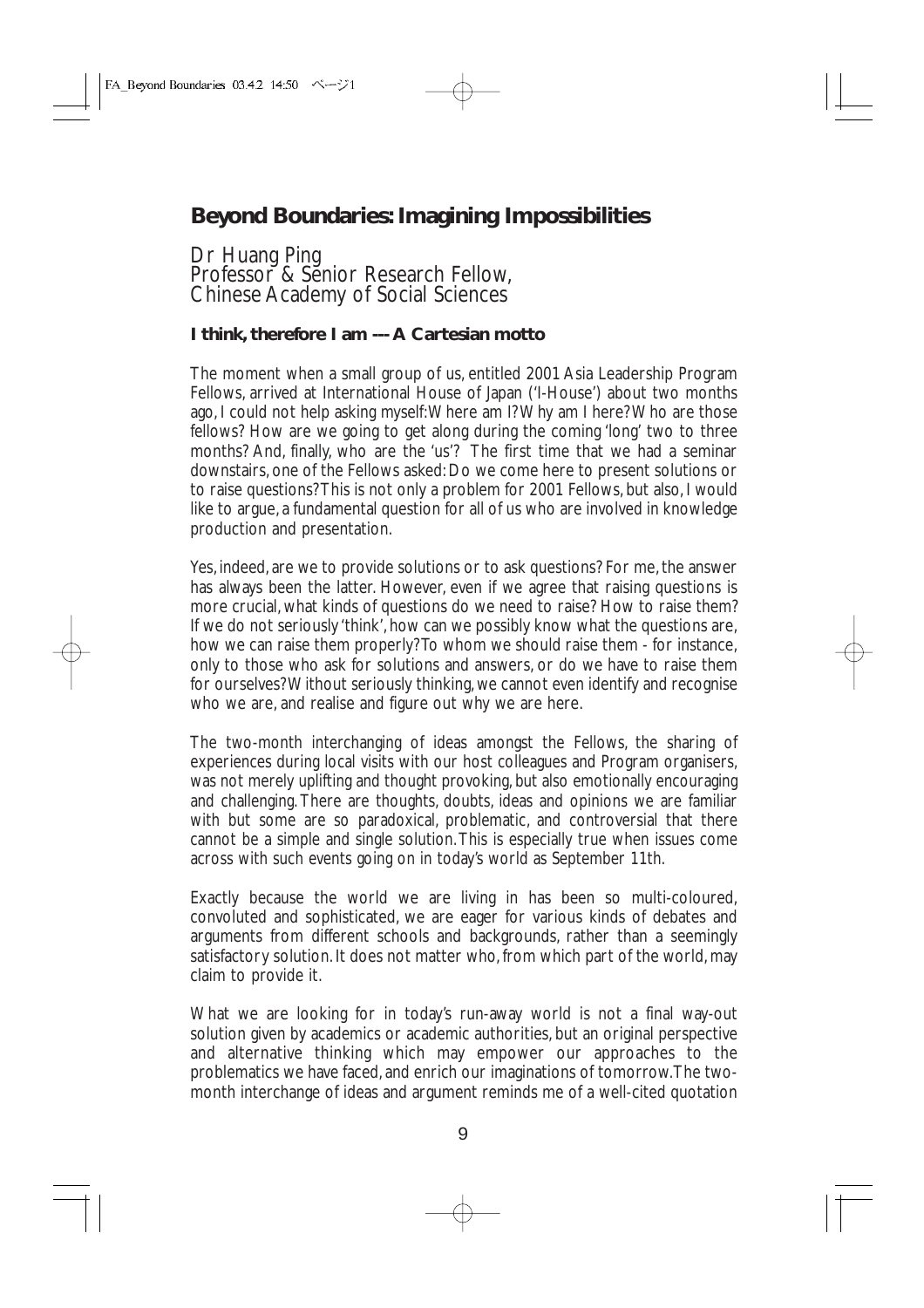# Beyond Boundaries: Imagining Impossibilities

Dr Huang Ping
Professor & Senior Research Fellow,
Chinese Academy of Social Sciences

### I think, therefore I am --- A Cartesian motto

The moment when a small group of us, entitled 2001 Asia Leadership Program Fellows, arrived at International House of Japan ('I-House') about two months ago, I could not help asking myself: Where am I? Why am I here? Who are those fellows? How are we going to get along during the coming 'long' two to three months? And, finally, who are the 'us'? The first time that we had a seminar downstairs, one of the Fellows asked: Do we come here to present solutions or to raise questions? This is not only a problem for 2001 Fellows, but also, I would like to argue, a fundamental question for all of us who are involved in knowledge production and presentation.

Yes, indeed, are we to provide solutions or to ask questions? For me, the answer has always been the latter. However, even if we agree that raising questions is more crucial, what kinds of questions do we need to raise? How to raise them? If we do not seriously 'think', how can we possibly know what the questions are, how we can raise them properly? To whom we should raise them - for instance, only to those who ask for solutions and answers, or do we have to raise them for ourselves? Without seriously thinking, we cannot even identify and recognise who we are, and realise and figure out why we are here.

The two-month interchanging of ideas amongst the Fellows, the sharing of experiences during local visits with our host colleagues and Program organisers, was not merely uplifting and thought provoking, but also emotionally encouraging and challenging. There are thoughts, doubts, ideas and opinions we are familiar with but some are so paradoxical, problematic, and controversial that there cannot be a simple and single solution. This is especially true when issues come across with such events going on in today's world as September 11th.

Exactly because the world we are living in has been so multi-coloured, convoluted and sophisticated, we are eager for various kinds of debates and arguments from different schools and backgrounds, rather than a seemingly satisfactory solution. It does not matter who, from which part of the world, may claim to provide it.

What we are looking for in today's run-away world is not a final way-out solution given by academics or academic authorities, but an original perspective and alternative thinking which may empower our approaches to the problematics we have faced, and enrich our imaginations of tomorrow. The two-month interchange of ideas and argument reminds me of a well-cited quotation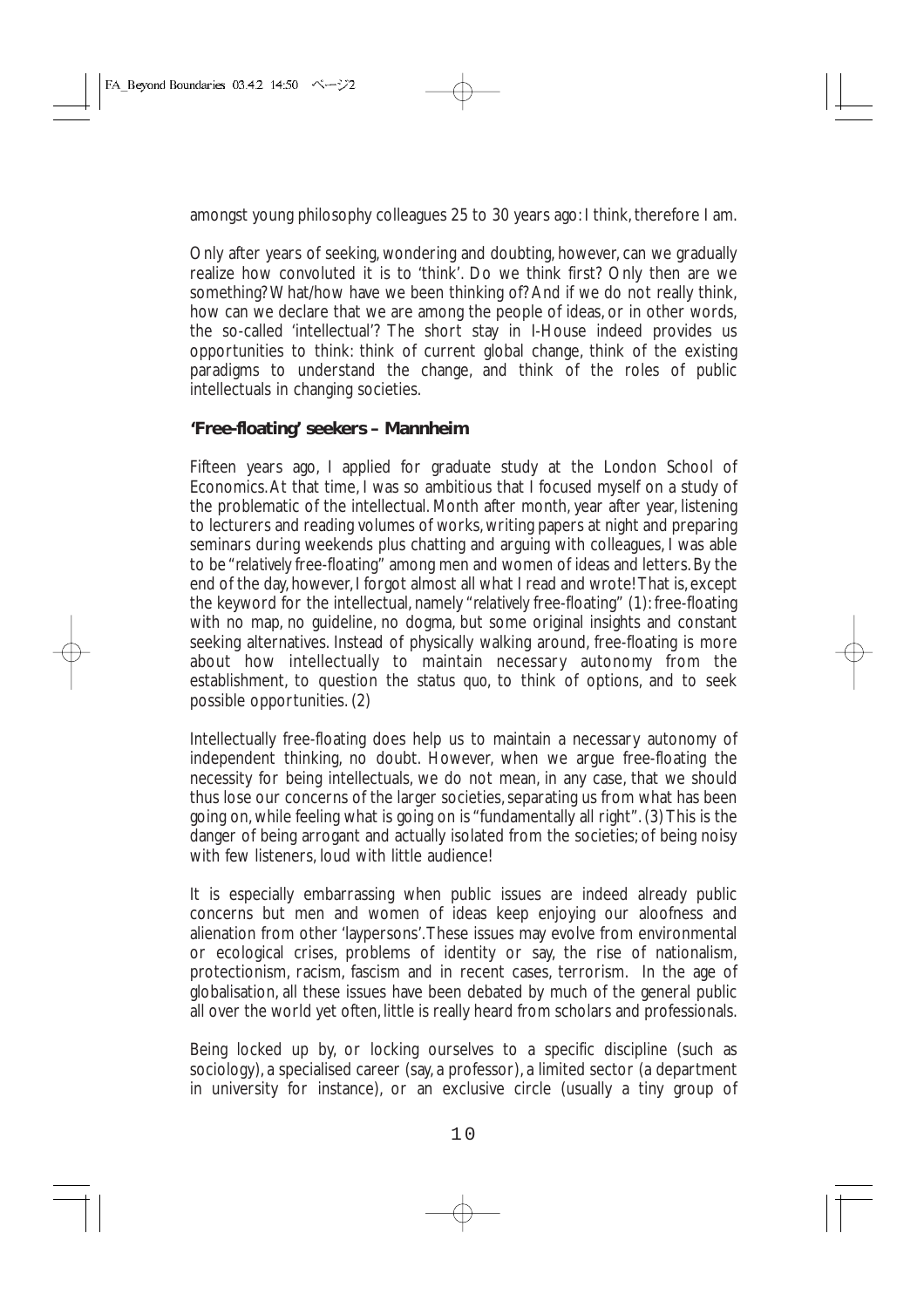amongst young philosophy colleagues 25 to 30 years ago: I think, therefore I am.

Only after years of seeking, wondering and doubting, however, can we gradually realize how convoluted it is to 'think'. Do we think first? Only then are we something? What/how have we been thinking of? And if we do not really think, how can we declare that we are among the people of ideas, or in other words, the so-called 'intellectual'? The short stay in I-House indeed provides us opportunities to think: think of current global change, think of the existing paradigms to understand the change, and think of the roles of public intellectuals in changing societies.

**'Free-floating' seekers – Mannheim**

Fifteen years ago, I applied for graduate study at the London School of Economics. At that time, I was so ambitious that I focused myself on a study of the problematic of the intellectual. Month after month, year after year, listening to lecturers and reading volumes of works, writing papers at night and preparing seminars during weekends plus chatting and arguing with colleagues, I was able to be "*relatively free-floating*" among men and women of ideas and letters. By the end of the day, however, I forgot almost all what I read and wrote! That is, except the keyword for the intellectual, namely "relatively free-floating" (1): free-floating with no map, no guideline, no dogma, but some original insights and constant seeking alternatives. Instead of physically walking around, free-floating is more about how intellectually to maintain necessary autonomy from the establishment, to question the *status quo*, to think of options, and to seek possible opportunities. (2)

Intellectually free-floating does help us to maintain a necessary autonomy of independent thinking, no doubt. However, when we argue free-floating the necessity for being intellectuals, we do not mean, in any case, that we should thus lose our concerns of the larger societies, separating us from what has been going on, while feeling what is going on is "fundamentally all right". (3) This is the danger of being arrogant and actually isolated from the societies; of being noisy with few listeners, loud with little audience!

It is especially embarrassing when public issues are indeed already public concerns but men and women of ideas keep enjoying our aloofness and alienation from other 'laypersons'. These issues may evolve from environmental or ecological crises, problems of identity or say, the rise of nationalism, protectionism, racism, fascism and in recent cases, terrorism. In the age of globalisation, all these issues have been debated by much of the general public all over the world yet often, little is really heard from scholars and professionals.

Being locked up by, or locking ourselves to a specific discipline (such as sociology), a specialised career (say, a professor), a limited sector (a department in university for instance), or an exclusive circle (usually a tiny group of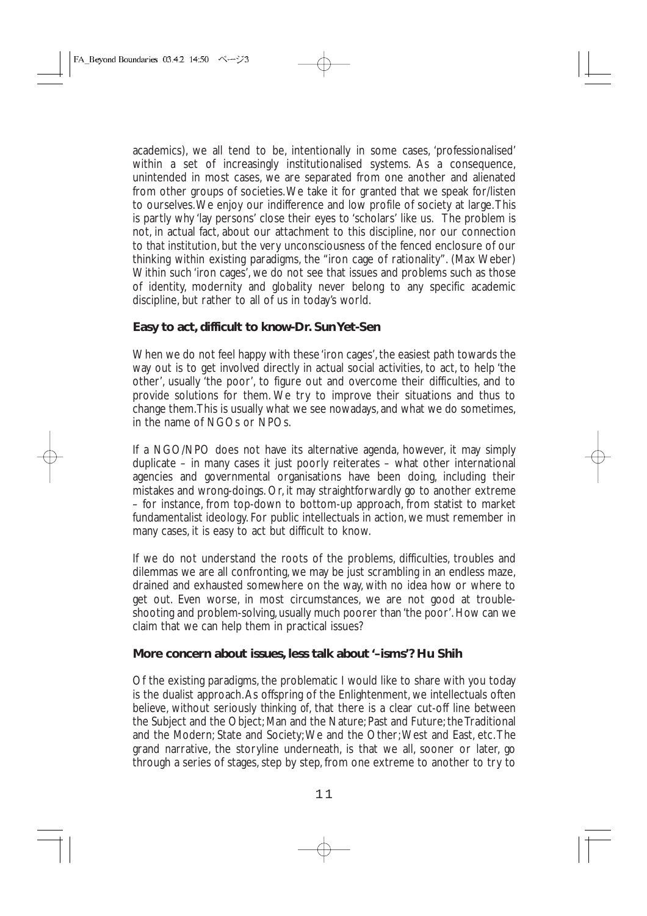academics), we all tend to be, intentionally in some cases, 'professionalised' within a set of increasingly institutionalised systems. As a consequence, unintended in most cases, we are separated from one another and alienated from other groups of societies. We take it for granted that we speak for/listen to ourselves. We enjoy our indifference and low profile of society at large. This is partly why 'lay persons' close their eyes to 'scholars' like us. The problem is not, in actual fact, about our attachment to this discipline, nor our connection to that institution, but the very unconsciousness of the fenced enclosure of our thinking within existing paradigms, the "iron cage of rationality". (Max Weber) Within such 'iron cages', we do not see that issues and problems such as those of identity, modernity and globality never belong to any specific academic discipline, but rather to all of us in today's world.

### Easy to act, difficult to know-Dr. Sun Yet-Sen

When we do not feel happy with these 'iron cages', the easiest path towards the way out is to get involved directly in actual social activities, to act, to help 'the other', usually 'the poor', to figure out and overcome their difficulties, and to provide solutions for them. We try to improve their situations and thus to change them. This is usually what we see nowadays, and what we do sometimes, in the name of NGOs or NPOs.

If a NGO/NPO does not have its alternative agenda, however, it may simply duplicate – in many cases it just poorly reiterates – what other international agencies and governmental organisations have been doing, including their mistakes and wrong-doings. Or, it may straightforwardly go to another extreme – for instance, from top-down to bottom-up approach, from statist to market fundamentalist ideology. For public intellectuals in action, we must remember in many cases, it is easy to act but difficult to know.

If we do not understand the roots of the problems, difficulties, troubles and dilemmas we are all confronting, we may be just scrambling in an endless maze, drained and exhausted somewhere on the way, with no idea how or where to get out. Even worse, in most circumstances, we are not good at trouble-shooting and problem-solving, usually much poorer than 'the poor'. How can we claim that we can help them in practical issues?

### More concern about issues, less talk about '–isms'? Hu Shih

Of the existing paradigms, the problematic I would like to share with you today is the dualist approach. As offspring of the Enlightenment, we intellectuals often believe, without seriously thinking of, that there is a clear cut-off line between the Subject and the Object; Man and the Nature; Past and Future; the Traditional and the Modern; State and Society; We and the Other; West and East, etc. The grand narrative, the storyline underneath, is that we all, sooner or later, go through a series of stages, step by step, from one extreme to another to try to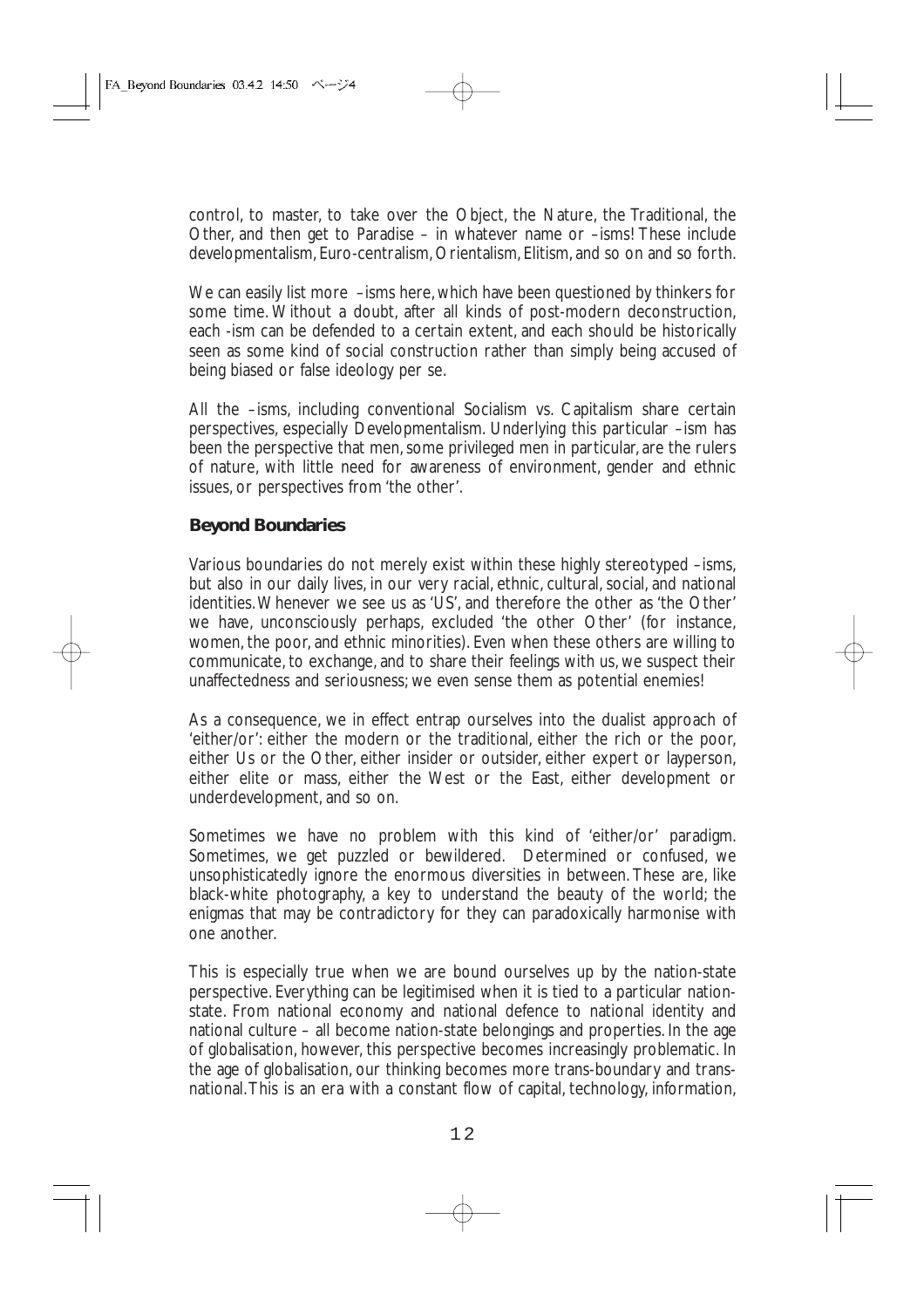control, to master, to take over the Object, the Nature, the Traditional, the Other, and then get to Paradise – in whatever name or –isms! These include developmentalism, Euro-centralism, Orientalism, Elitism, and so on and so forth.

We can easily list more –isms here, which have been questioned by thinkers for some time. Without a doubt, after all kinds of post-modern deconstruction, each -ism can be defended to a certain extent, and each should be historically seen as some kind of social construction rather than simply being accused of being biased or false ideology per se.

All the –isms, including conventional Socialism vs. Capitalism share certain perspectives, especially Developmentalism. Underlying this particular –ism has been the perspective that men, some privileged men in particular, are the rulers of nature, with little need for awareness of environment, gender and ethnic issues, or perspectives from 'the other'.

## Beyond Boundaries

Various boundaries do not merely exist within these highly stereotyped –isms, but also in our daily lives, in our very racial, ethnic, cultural, social, and national identities. Whenever we see us as 'US', and therefore the other as 'the Other' we have, unconsciously perhaps, excluded 'the other Other' (for instance, women, the poor, and ethnic minorities). Even when these others are willing to communicate, to exchange, and to share their feelings with us, we suspect their unaffectedness and seriousness; we even sense them as potential enemies!

As a consequence, we in effect entrap ourselves into the dualist approach of 'either/or': either the modern or the traditional, either the rich or the poor, either Us or the Other, either insider or outsider, either expert or layperson, either elite or mass, either the West or the East, either development or underdevelopment, and so on.

Sometimes we have no problem with this kind of 'either/or' paradigm. Sometimes, we get puzzled or bewildered. Determined or confused, we unsophisticatedly ignore the enormous diversities in between. These are, like black-white photography, a key to understand the beauty of the world; the enigmas that may be contradictory for they can paradoxically harmonise with one another.

This is especially true when we are bound ourselves up by the nation-state perspective. Everything can be legitimised when it is tied to a particular nation-state. From national economy and national defence to national identity and national culture – all become nation-state belongings and properties. In the age of globalisation, however, this perspective becomes increasingly problematic. In the age of globalisation, our thinking becomes more trans-boundary and trans-national. This is an era with a constant flow of capital, technology, information,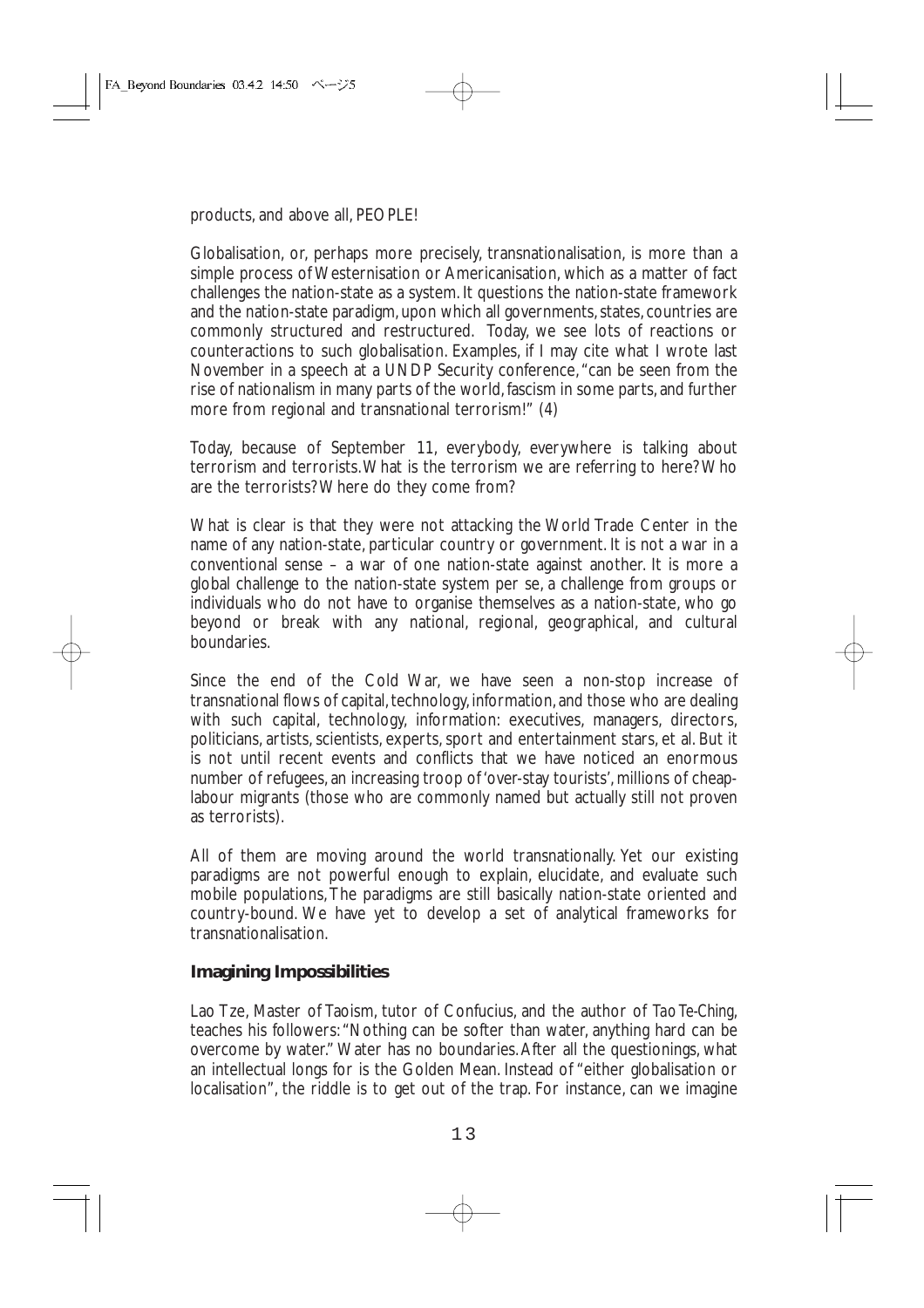products, and above all, PEOPLE!

Globalisation, or, perhaps more precisely, transnationalisation, is more than a simple process of Westernisation or Americanisation, which as a matter of fact challenges the nation-state as a system. It questions the nation-state framework and the nation-state paradigm, upon which all governments, states, countries are commonly structured and restructured. Today, we see lots of reactions or counteractions to such globalisation. Examples, if I may cite what I wrote last November in a speech at a UNDP Security conference, "can be seen from the rise of nationalism in many parts of the world, fascism in some parts, and further more from regional and transnational terrorism!" (4)

Today, because of September 11, everybody, everywhere is talking about terrorism and terrorists. What is the terrorism we are referring to here? Who are the terrorists? Where do they come from?

What is clear is that they were not attacking the World Trade Center in the name of any nation-state, particular country or government. It is not a war in a conventional sense – a war of one nation-state against another. It is more a global challenge to the nation-state system per se, a challenge from groups or individuals who do not have to organise themselves as a nation-state, who go beyond or break with any national, regional, geographical, and cultural boundaries.

Since the end of the Cold War, we have seen a non-stop increase of transnational flows of capital, technology, information, and those who are dealing with such capital, technology, information: executives, managers, directors, politicians, artists, scientists, experts, sport and entertainment stars, et al. But it is not until recent events and conflicts that we have noticed an enormous number of refugees, an increasing troop of 'over-stay tourists', millions of cheap-labour migrants (those who are commonly named but actually still not proven as terrorists).

All of them are moving around the world transnationally. Yet our existing paradigms are not powerful enough to explain, elucidate, and evaluate such mobile populations, The paradigms are still basically nation-state oriented and country-bound. We have yet to develop a set of analytical frameworks for transnationalisation.

### Imagining Impossibilities

Lao Tze, Master of Taoism, tutor of Confucius, and the author of *Tao Te-Ching*, teaches his followers: "Nothing can be softer than water, anything hard can be overcome by water." Water has no boundaries. After all the questionings, what an intellectual longs for is the Golden Mean. Instead of "either globalisation or localisation", the riddle is to get out of the trap. For instance, can we imagine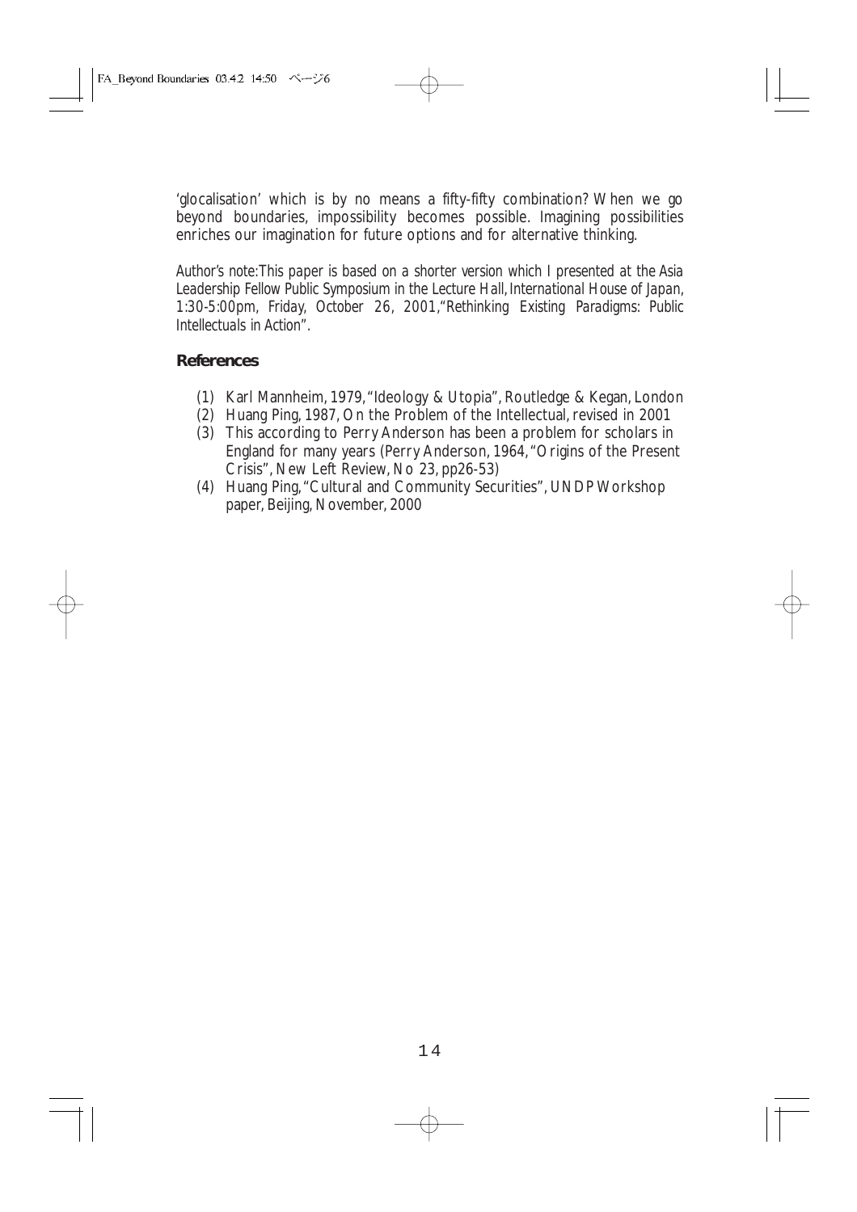'glocalisation' which is by no means a fifty-fifty combination? When we go beyond boundaries, impossibility becomes possible. Imagining possibilities enriches our imagination for future options and for alternative thinking.

*Author's note:This paper is based on a shorter version which I presented at the Asia Leadership Fellow Public Symposium in the Lecture Hall, International House of Japan, 1:30-5:00pm, Friday, October 26, 2001,"Rethinking Existing Paradigms: Public Intellectuals in Action".*

**References**

(1) Karl Mannheim, 1979, "Ideology & Utopia", Routledge & Kegan, London
(2) Huang Ping, 1987, On the Problem of the Intellectual, revised in 2001
(3) This according to Perry Anderson has been a problem for scholars in England for many years (Perry Anderson, 1964, "Origins of the Present Crisis", New Left Review, No 23, pp26-53)
(4) Huang Ping, "Cultural and Community Securities", UNDP Workshop paper, Beijing, November, 2000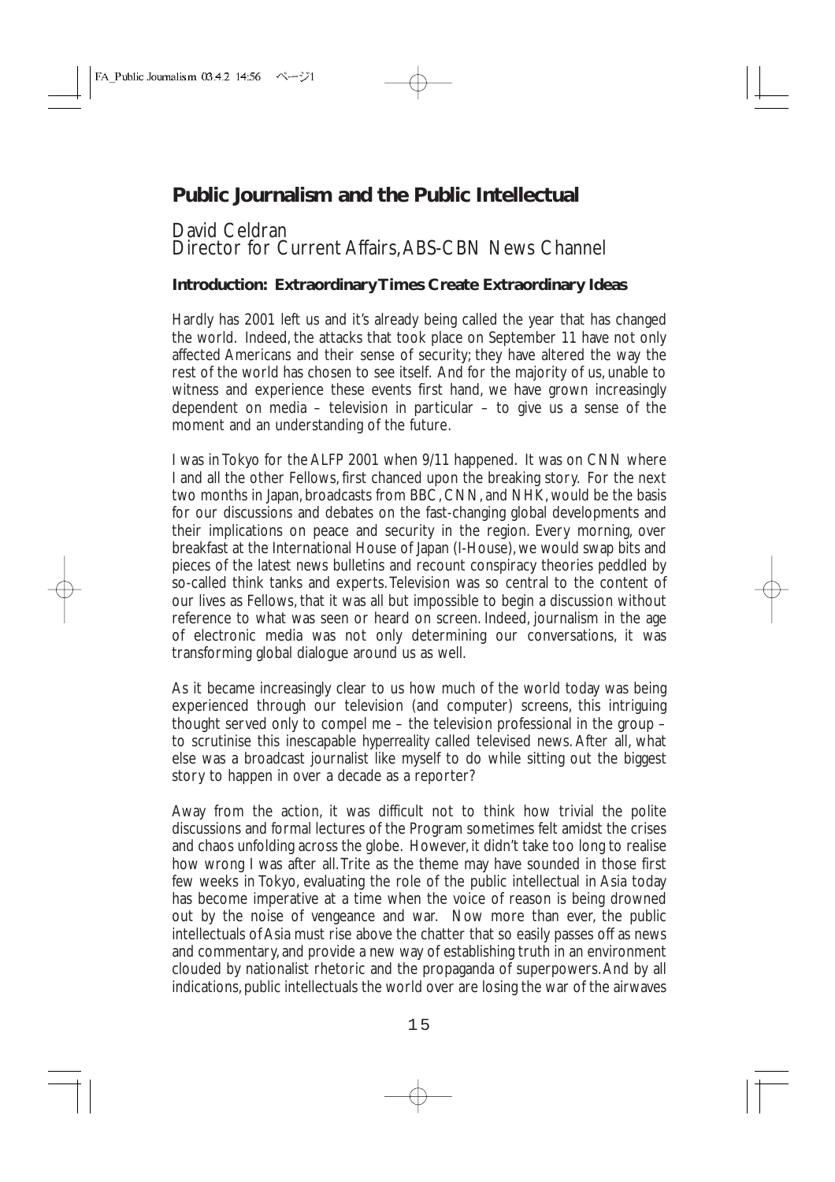# Public Journalism and the Public Intellectual

David Celdran
Director for Current Affairs, ABS-CBN News Channel

### Introduction: Extraordinary Times Create Extraordinary Ideas

Hardly has 2001 left us and it's already being called the year that has changed the world. Indeed, the attacks that took place on September 11 have not only affected Americans and their sense of security; they have altered the way the rest of the world has chosen to see itself. And for the majority of us, unable to witness and experience these events first hand, we have grown increasingly dependent on media – television in particular – to give us a sense of the moment and an understanding of the future.

I was in Tokyo for the ALFP 2001 when 9/11 happened. It was on CNN where I and all the other Fellows, first chanced upon the breaking story. For the next two months in Japan, broadcasts from BBC, CNN, and NHK, would be the basis for our discussions and debates on the fast-changing global developments and their implications on peace and security in the region. Every morning, over breakfast at the International House of Japan (I-House), we would swap bits and pieces of the latest news bulletins and recount conspiracy theories peddled by so-called think tanks and experts. Television was so central to the content of our lives as Fellows, that it was all but impossible to begin a discussion without reference to what was seen or heard on screen. Indeed, journalism in the age of electronic media was not only determining our conversations, it was transforming global dialogue around us as well.

As it became increasingly clear to us how much of the world today was being experienced through our television (and computer) screens, this intriguing thought served only to compel me – the television professional in the group – to scrutinise this inescapable *hyperreality* called televised news. After all, what else was a broadcast journalist like myself to do while sitting out the biggest story to happen in over a decade as a reporter?

Away from the action, it was difficult not to think how trivial the polite discussions and formal lectures of the Program sometimes felt amidst the crises and chaos unfolding across the globe. However, it didn't take too long to realise how wrong I was after all. Trite as the theme may have sounded in those first few weeks in Tokyo, evaluating the role of the public intellectual in Asia today has become imperative at a time when the voice of reason is being drowned out by the noise of vengeance and war. Now more than ever, the public intellectuals of Asia must rise above the chatter that so easily passes off as news and commentary, and provide a new way of establishing truth in an environment clouded by nationalist rhetoric and the propaganda of superpowers. And by all indications, public intellectuals the world over are losing the war of the airwaves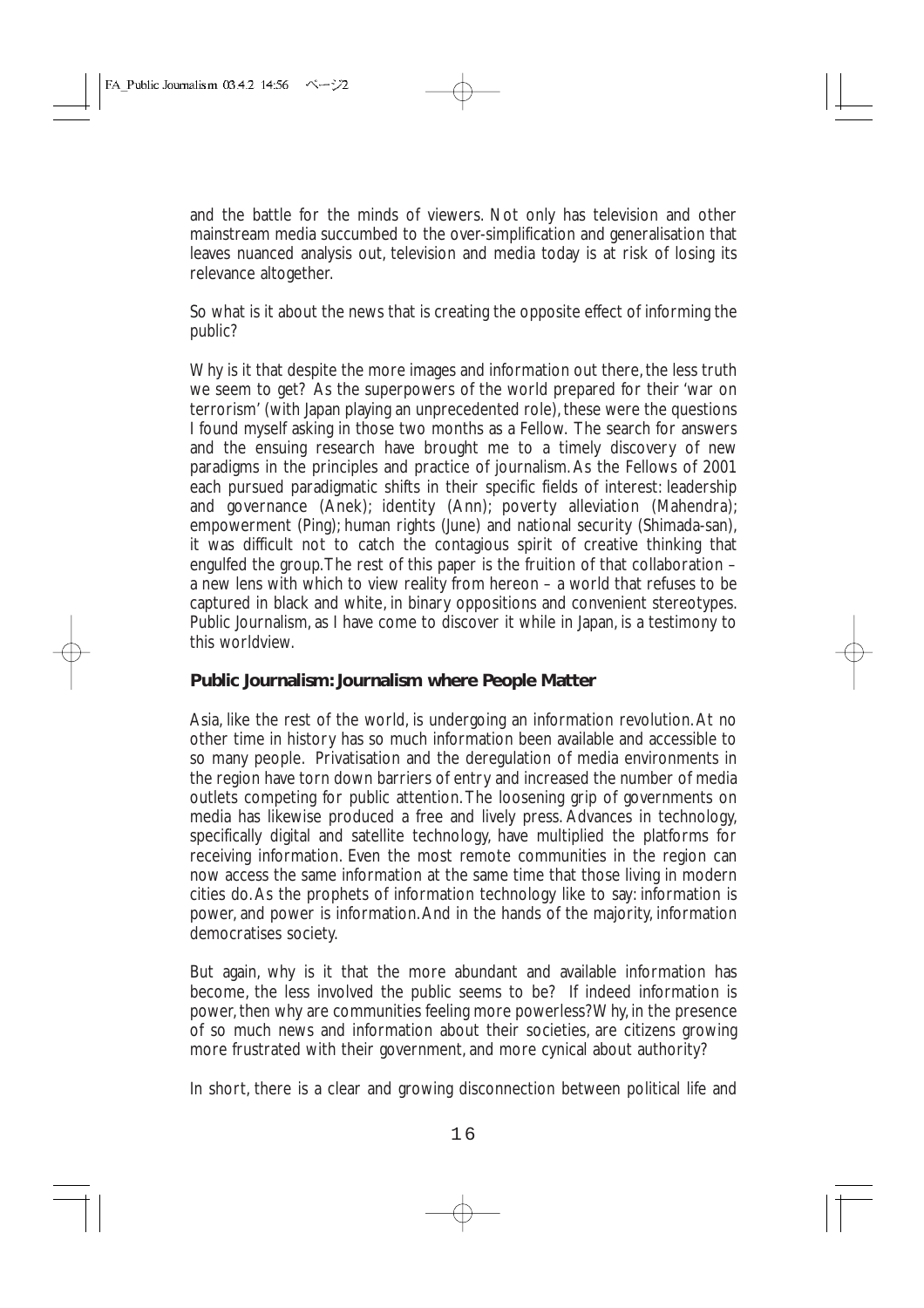and the battle for the minds of viewers. Not only has television and other mainstream media succumbed to the over-simplification and generalisation that leaves nuanced analysis out, television and media today is at risk of losing its relevance altogether.

So what is it about the news that is creating the opposite effect of informing the public?

Why is it that despite the more images and information out there, the less truth we seem to get? As the superpowers of the world prepared for their 'war on terrorism' (with Japan playing an unprecedented role), these were the questions I found myself asking in those two months as a Fellow. The search for answers and the ensuing research have brought me to a timely discovery of new paradigms in the principles and practice of journalism. As the Fellows of 2001 each pursued paradigmatic shifts in their specific fields of interest: leadership and governance (Anek); identity (Ann); poverty alleviation (Mahendra); empowerment (Ping); human rights (June) and national security (Shimada-san), it was difficult not to catch the contagious spirit of creative thinking that engulfed the group. The rest of this paper is the fruition of that collaboration – a new lens with which to view reality from hereon – a world that refuses to be captured in black and white, in binary oppositions and convenient stereotypes. Public Journalism, as I have come to discover it while in Japan, is a testimony to this worldview.

## Public Journalism: Journalism where People Matter

Asia, like the rest of the world, is undergoing an information revolution. At no other time in history has so much information been available and accessible to so many people. Privatisation and the deregulation of media environments in the region have torn down barriers of entry and increased the number of media outlets competing for public attention. The loosening grip of governments on media has likewise produced a free and lively press. Advances in technology, specifically digital and satellite technology, have multiplied the platforms for receiving information. Even the most remote communities in the region can now access the same information at the same time that those living in modern cities do. As the prophets of information technology like to say: information is power, and power is information. And in the hands of the majority, information democratises society.

But again, why is it that the more abundant and available information has become, the less involved the public seems to be? If indeed information is power, then why are communities feeling more powerless? Why, in the presence of so much news and information about their societies, are citizens growing more frustrated with their government, and more cynical about authority?

In short, there is a clear and growing disconnection between political life and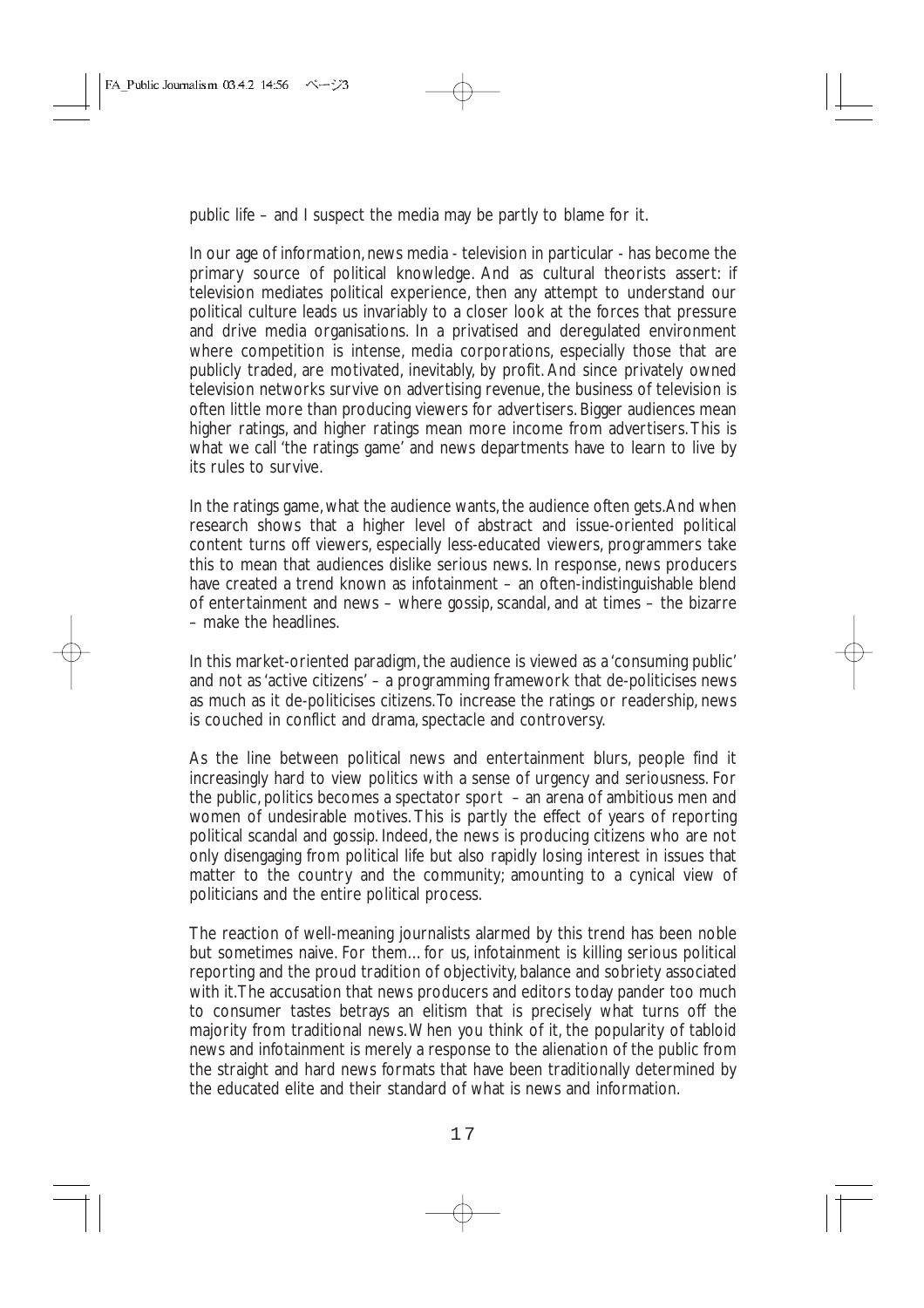public life – and I suspect the media may be partly to blame for it.

In our age of information, news media - television in particular - has become the primary source of political knowledge. And as cultural theorists assert: if television mediates political experience, then any attempt to understand our political culture leads us invariably to a closer look at the forces that pressure and drive media organisations. In a privatised and deregulated environment where competition is intense, media corporations, especially those that are publicly traded, are motivated, inevitably, by profit. And since privately owned television networks survive on advertising revenue, the business of television is often little more than producing viewers for advertisers. Bigger audiences mean higher ratings, and higher ratings mean more income from advertisers. This is what we call 'the ratings game' and news departments have to learn to live by its rules to survive.

In the ratings game, what the audience wants, the audience often gets. And when research shows that a higher level of abstract and issue-oriented political content turns off viewers, especially less-educated viewers, programmers take this to mean that audiences dislike serious news. In response, news producers have created a trend known as infotainment – an often-indistinguishable blend of entertainment and news – where gossip, scandal, and at times – the bizarre – make the headlines.

In this market-oriented paradigm, the audience is viewed as a 'consuming public' and not as 'active citizens' – a programming framework that de-politicises news as much as it de-politicises citizens. To increase the ratings or readership, news is couched in conflict and drama, spectacle and controversy.

As the line between political news and entertainment blurs, people find it increasingly hard to view politics with a sense of urgency and seriousness. For the public, politics becomes a spectator sport – an arena of ambitious men and women of undesirable motives. This is partly the effect of years of reporting political scandal and gossip. Indeed, the news is producing citizens who are not only disengaging from political life but also rapidly losing interest in issues that matter to the country and the community; amounting to a cynical view of politicians and the entire political process.

The reaction of well-meaning journalists alarmed by this trend has been noble but sometimes naive. For them… for us, infotainment is killing serious political reporting and the proud tradition of objectivity, balance and sobriety associated with it. The accusation that news producers and editors today pander too much to consumer tastes betrays an elitism that is precisely what turns off the majority from traditional news. When you think of it, the popularity of tabloid news and infotainment is merely a response to the alienation of the public from the straight and hard news formats that have been traditionally determined by the educated elite and their standard of what is news and information.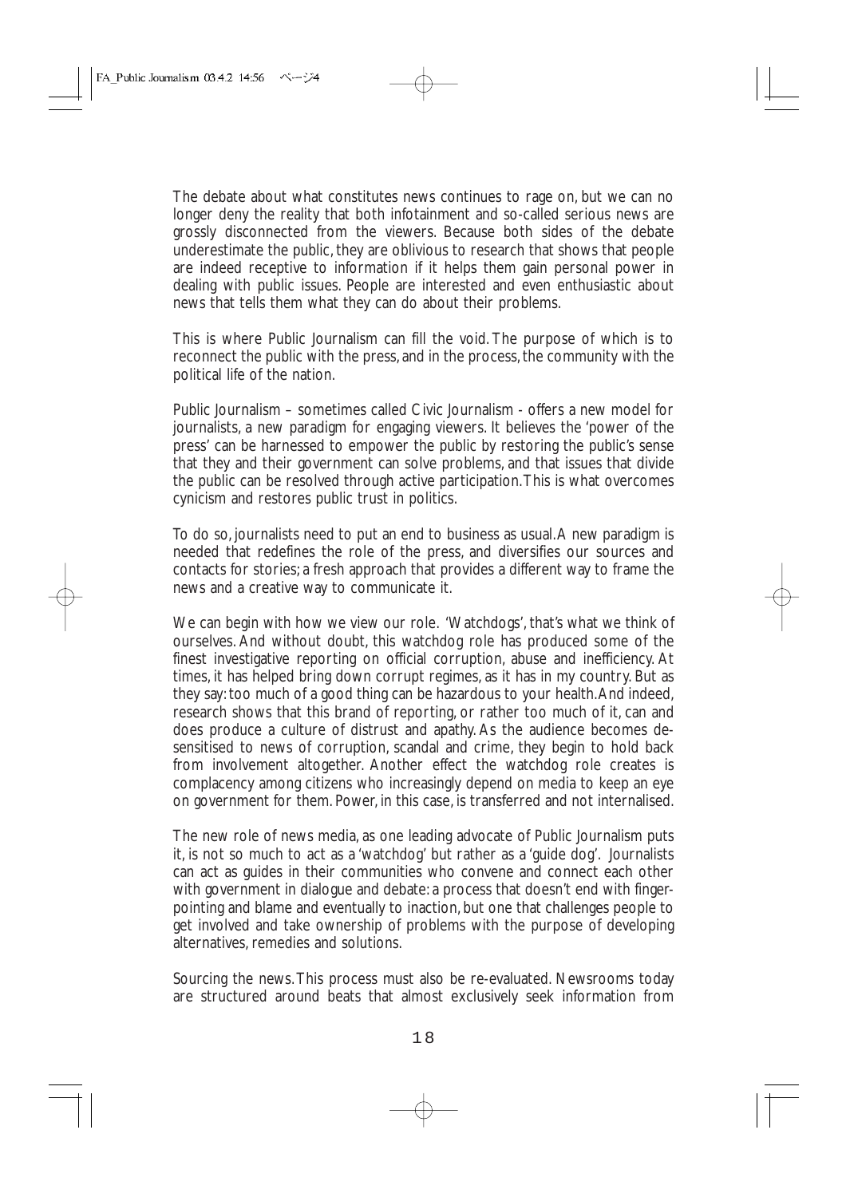The debate about what constitutes news continues to rage on, but we can no longer deny the reality that both infotainment and so-called serious news are grossly disconnected from the viewers. Because both sides of the debate underestimate the public, they are oblivious to research that shows that people are indeed receptive to information if it helps them gain personal power in dealing with public issues. People are interested and even enthusiastic about news that tells them what they can do about their problems.

This is where Public Journalism can fill the void. The purpose of which is to reconnect the public with the press, and in the process, the community with the political life of the nation.

Public Journalism – sometimes called Civic Journalism - offers a new model for journalists, a new paradigm for engaging viewers. It believes the 'power of the press' can be harnessed to empower the public by restoring the public's sense that they and their government can solve problems, and that issues that divide the public can be resolved through active participation. This is what overcomes cynicism and restores public trust in politics.

To do so, journalists need to put an end to business as usual. A new paradigm is needed that redefines the role of the press, and diversifies our sources and contacts for stories; a fresh approach that provides a different way to frame the news and a creative way to communicate it.

We can begin with how we view our role. 'Watchdogs', that's what we think of ourselves. And without doubt, this watchdog role has produced some of the finest investigative reporting on official corruption, abuse and inefficiency. At times, it has helped bring down corrupt regimes, as it has in my country. But as they say: too much of a good thing can be hazardous to your health. And indeed, research shows that this brand of reporting, or rather too much of it, can and does produce a culture of distrust and apathy. As the audience becomes de-sensitised to news of corruption, scandal and crime, they begin to hold back from involvement altogether. Another effect the watchdog role creates is complacency among citizens who increasingly depend on media to keep an eye on government for them. Power, in this case, is transferred and not internalised.

The new role of news media, as one leading advocate of Public Journalism puts it, is not so much to act as a 'watchdog' but rather as a 'guide dog'. Journalists can act as guides in their communities who convene and connect each other with government in dialogue and debate: a process that doesn't end with finger-pointing and blame and eventually to inaction, but one that challenges people to get involved and take ownership of problems with the purpose of developing alternatives, remedies and solutions.

Sourcing the news. This process must also be re-evaluated. Newsrooms today are structured around beats that almost exclusively seek information from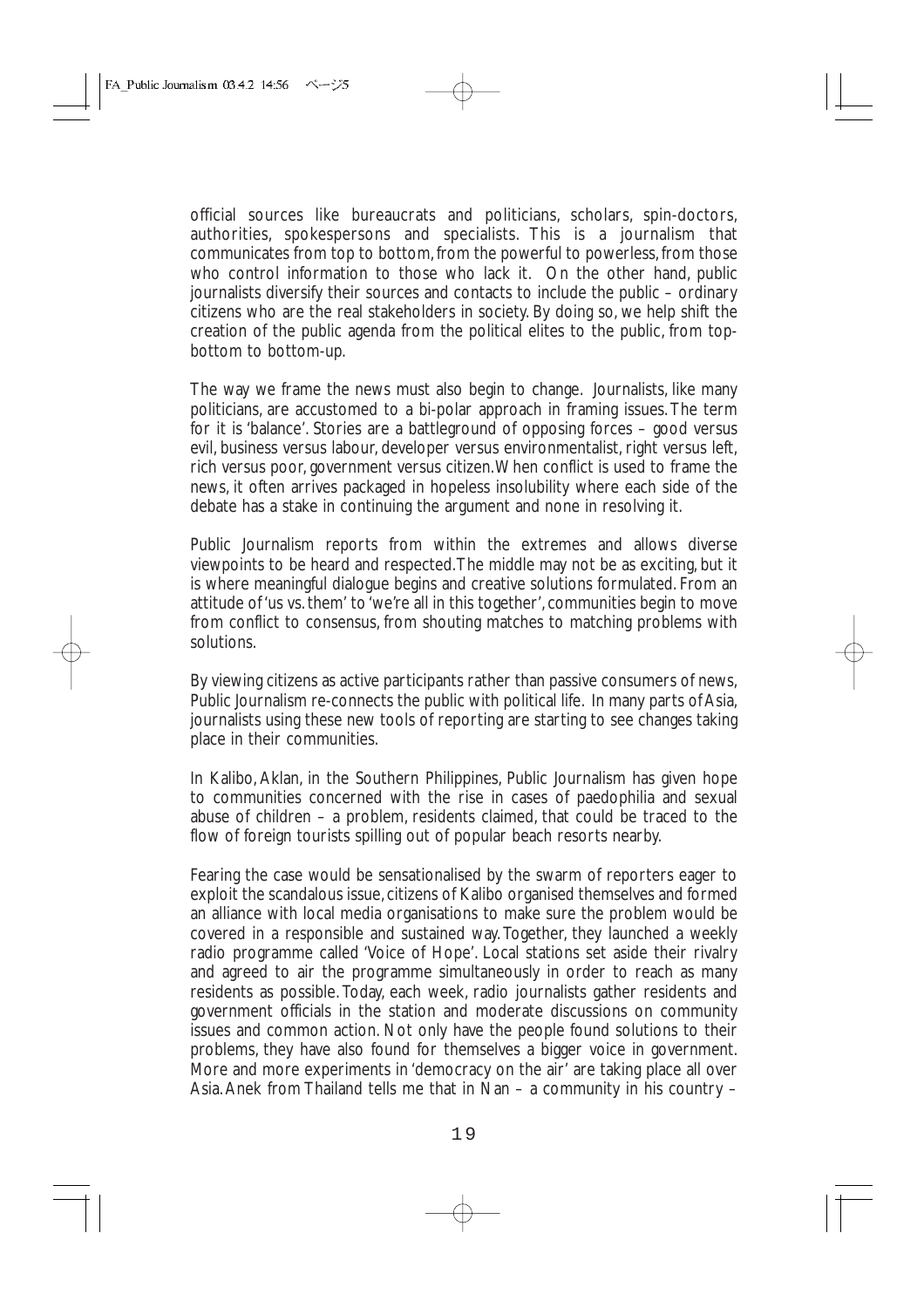official sources like bureaucrats and politicians, scholars, spin-doctors, authorities, spokespersons and specialists. This is a journalism that communicates from top to bottom, from the powerful to powerless, from those who control information to those who lack it. On the other hand, public journalists diversify their sources and contacts to include the public – ordinary citizens who are the real stakeholders in society. By doing so, we help shift the creation of the public agenda from the political elites to the public, from top-bottom to bottom-up.

The way we frame the news must also begin to change. Journalists, like many politicians, are accustomed to a bi-polar approach in framing issues. The term for it is 'balance'. Stories are a battleground of opposing forces – good versus evil, business versus labour, developer versus environmentalist, right versus left, rich versus poor, government versus citizen. When conflict is used to frame the news, it often arrives packaged in hopeless insolubility where each side of the debate has a stake in continuing the argument and none in resolving it.

Public Journalism reports from within the extremes and allows diverse viewpoints to be heard and respected. The middle may not be as exciting, but it is where meaningful dialogue begins and creative solutions formulated. From an attitude of 'us vs. them' to 'we're all in this together', communities begin to move from conflict to consensus, from shouting matches to matching problems with solutions.

By viewing citizens as active participants rather than passive consumers of news, Public Journalism re-connects the public with political life. In many parts of Asia, journalists using these new tools of reporting are starting to see changes taking place in their communities.

In Kalibo, Aklan, in the Southern Philippines, Public Journalism has given hope to communities concerned with the rise in cases of paedophilia and sexual abuse of children – a problem, residents claimed, that could be traced to the flow of foreign tourists spilling out of popular beach resorts nearby.

Fearing the case would be sensationalised by the swarm of reporters eager to exploit the scandalous issue, citizens of Kalibo organised themselves and formed an alliance with local media organisations to make sure the problem would be covered in a responsible and sustained way. Together, they launched a weekly radio programme called 'Voice of Hope'. Local stations set aside their rivalry and agreed to air the programme simultaneously in order to reach as many residents as possible. Today, each week, radio journalists gather residents and government officials in the station and moderate discussions on community issues and common action. Not only have the people found solutions to their problems, they have also found for themselves a bigger voice in government. More and more experiments in 'democracy on the air' are taking place all over Asia. Anek from Thailand tells me that in Nan – a community in his country –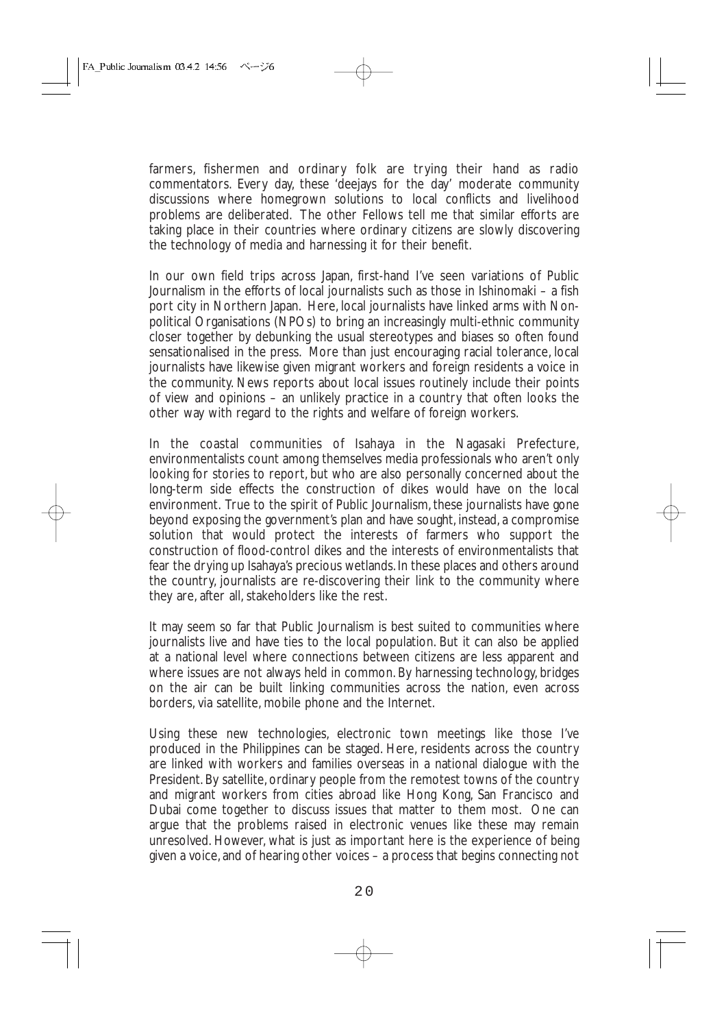farmers, fishermen and ordinary folk are trying their hand as radio commentators. Every day, these 'deejays for the day' moderate community discussions where homegrown solutions to local conflicts and livelihood problems are deliberated. The other Fellows tell me that similar efforts are taking place in their countries where ordinary citizens are slowly discovering the technology of media and harnessing it for their benefit.

In our own field trips across Japan, first-hand I've seen variations of Public Journalism in the efforts of local journalists such as those in Ishinomaki – a fish port city in Northern Japan. Here, local journalists have linked arms with Non-political Organisations (NPOs) to bring an increasingly multi-ethnic community closer together by debunking the usual stereotypes and biases so often found sensationalised in the press. More than just encouraging racial tolerance, local journalists have likewise given migrant workers and foreign residents a voice in the community. News reports about local issues routinely include their points of view and opinions – an unlikely practice in a country that often looks the other way with regard to the rights and welfare of foreign workers.

In the coastal communities of Isahaya in the Nagasaki Prefecture, environmentalists count among themselves media professionals who aren't only looking for stories to report, but who are also personally concerned about the long-term side effects the construction of dikes would have on the local environment. True to the spirit of Public Journalism, these journalists have gone beyond exposing the government's plan and have sought, instead, a compromise solution that would protect the interests of farmers who support the construction of flood-control dikes and the interests of environmentalists that fear the drying up Isahaya's precious wetlands. In these places and others around the country, journalists are re-discovering their link to the community where they are, after all, stakeholders like the rest.

It may seem so far that Public Journalism is best suited to communities where journalists live and have ties to the local population. But it can also be applied at a national level where connections between citizens are less apparent and where issues are not always held in common. By harnessing technology, bridges on the air can be built linking communities across the nation, even across borders, via satellite, mobile phone and the Internet.

Using these new technologies, electronic town meetings like those I've produced in the Philippines can be staged. Here, residents across the country are linked with workers and families overseas in a national dialogue with the President. By satellite, ordinary people from the remotest towns of the country and migrant workers from cities abroad like Hong Kong, San Francisco and Dubai come together to discuss issues that matter to them most. One can argue that the problems raised in electronic venues like these may remain unresolved. However, what is just as important here is the experience of being given a voice, and of hearing other voices – a process that begins connecting not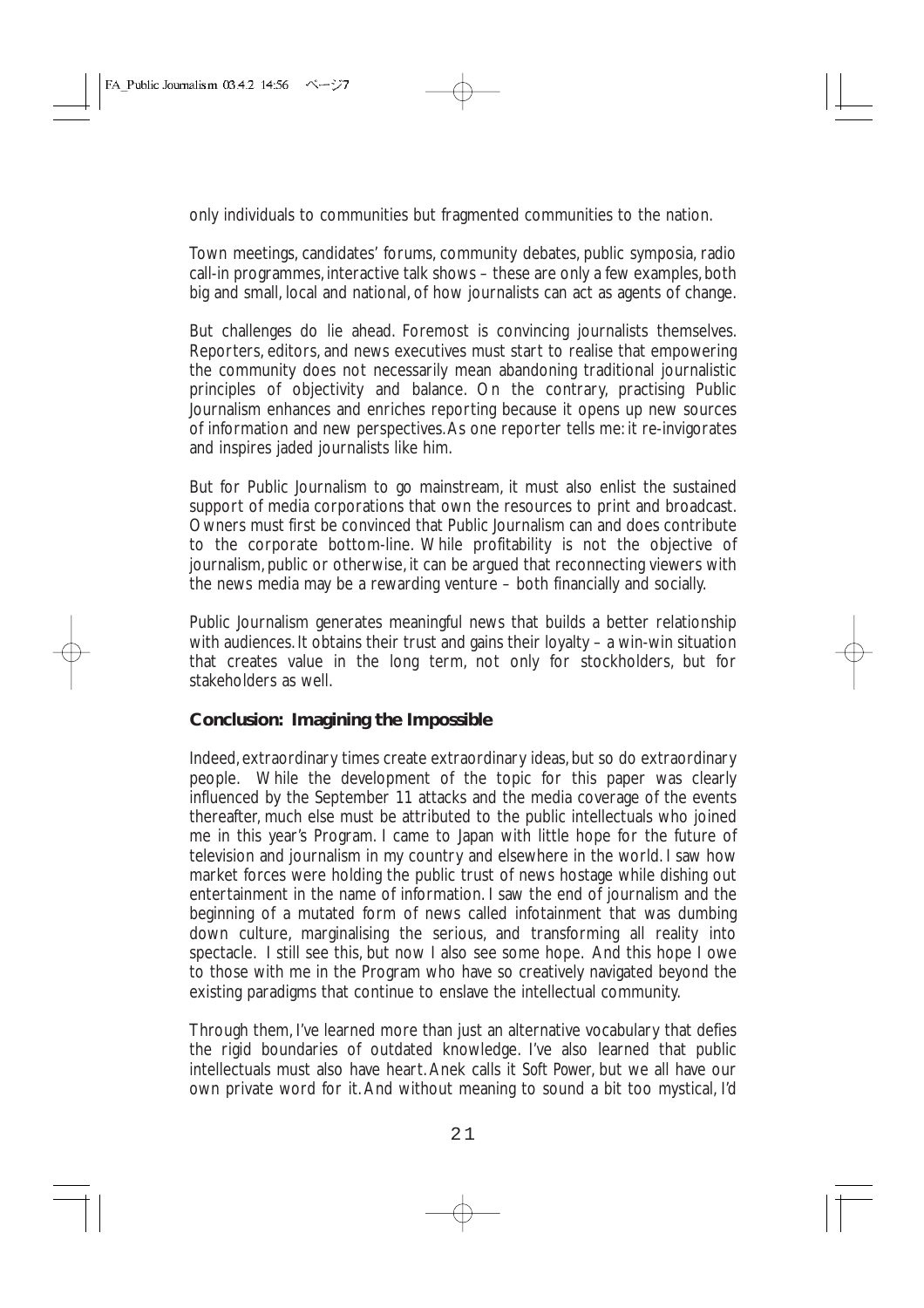only individuals to communities but fragmented communities to the nation.

Town meetings, candidates' forums, community debates, public symposia, radio call-in programmes, interactive talk shows – these are only a few examples, both big and small, local and national, of how journalists can act as agents of change.

But challenges do lie ahead. Foremost is convincing journalists themselves. Reporters, editors, and news executives must start to realise that empowering the community does not necessarily mean abandoning traditional journalistic principles of objectivity and balance. On the contrary, practising Public Journalism enhances and enriches reporting because it opens up new sources of information and new perspectives. As one reporter tells me: it re-invigorates and inspires jaded journalists like him.

But for Public Journalism to go mainstream, it must also enlist the sustained support of media corporations that own the resources to print and broadcast. Owners must first be convinced that Public Journalism can and does contribute to the corporate bottom-line. While profitability is not the objective of journalism, public or otherwise, it can be argued that reconnecting viewers with the news media may be a rewarding venture – both financially and socially.

Public Journalism generates meaningful news that builds a better relationship with audiences. It obtains their trust and gains their loyalty – a win-win situation that creates value in the long term, not only for stockholders, but for stakeholders as well.

## Conclusion: Imagining the Impossible

Indeed, extraordinary times create extraordinary ideas, but so do extraordinary people. While the development of the topic for this paper was clearly influenced by the September 11 attacks and the media coverage of the events thereafter, much else must be attributed to the public intellectuals who joined me in this year's Program. I came to Japan with little hope for the future of television and journalism in my country and elsewhere in the world. I saw how market forces were holding the public trust of news hostage while dishing out entertainment in the name of information. I saw the end of journalism and the beginning of a mutated form of news called infotainment that was dumbing down culture, marginalising the serious, and transforming all reality into spectacle. I still see this, but now I also see some hope. And this hope I owe to those with me in the Program who have so creatively navigated beyond the existing paradigms that continue to enslave the intellectual community.

Through them, I've learned more than just an alternative vocabulary that defies the rigid boundaries of outdated knowledge. I've also learned that public intellectuals must also have heart. Anek calls it *Soft Power*, but we all have our own private word for it. And without meaning to sound a bit too mystical, I'd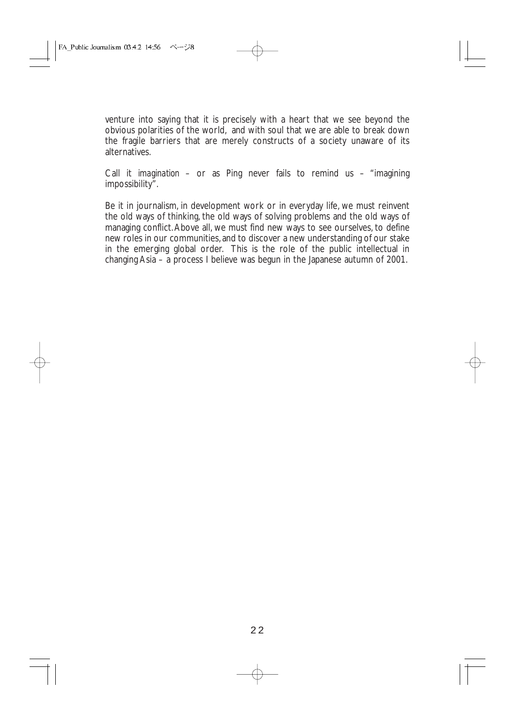venture into saying that it is precisely with a heart that we see beyond the obvious polarities of the world, and with soul that we are able to break down the fragile barriers that are merely constructs of a society unaware of its alternatives.

Call it *imagination* – or as Ping never fails to remind us – "imagining impossibility".

Be it in journalism, in development work or in everyday life, we must reinvent the old ways of thinking, the old ways of solving problems and the old ways of managing conflict. Above all, we must find new ways to see ourselves, to define new roles in our communities, and to discover a new understanding of our stake in the emerging global order. This is the role of the public intellectual in changing Asia – a process I believe was begun in the Japanese autumn of 2001.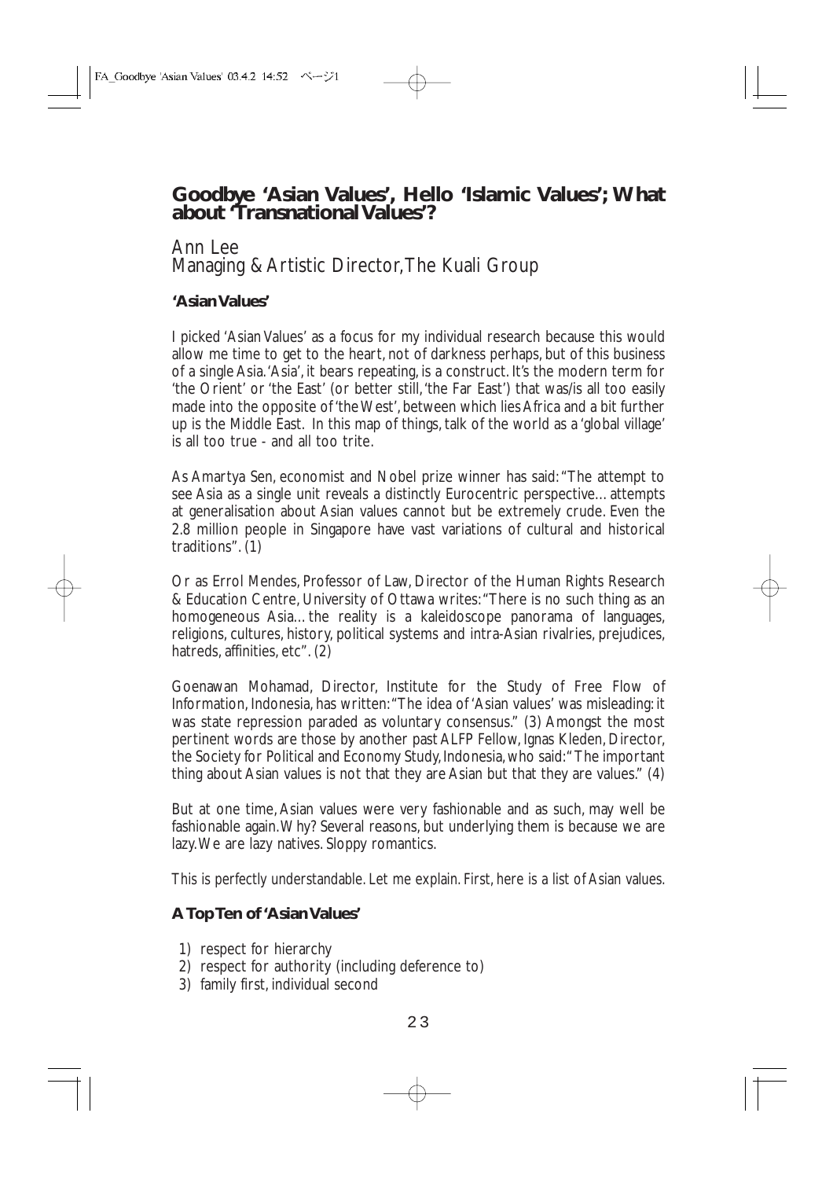# Goodbye 'Asian Values', Hello 'Islamic Values'; What about 'Transnational Values'?

Ann Lee
Managing & Artistic Director, The Kuali Group

## 'Asian Values'

I picked 'Asian Values' as a focus for my individual research because this would allow me time to get to the heart, not of darkness perhaps, but of this business of a single Asia. 'Asia', it bears repeating, is a construct. It's the modern term for 'the Orient' or 'the East' (or better still, 'the Far East') that was/is all too easily made into the opposite of 'the West', between which lies Africa and a bit further up is the Middle East. In this map of things, talk of the world as a 'global village' is all too true - and all too trite.

As Amartya Sen, economist and Nobel prize winner has said: "The attempt to see Asia as a single unit reveals a distinctly Eurocentric perspective... attempts at generalisation about Asian values cannot but be extremely crude. Even the 2.8 million people in Singapore have vast variations of cultural and historical traditions". (1)

Or as Errol Mendes, Professor of Law, Director of the Human Rights Research & Education Centre, University of Ottawa writes: "There is no such thing as an homogeneous Asia... the reality is a kaleidoscope panorama of languages, religions, cultures, history, political systems and intra-Asian rivalries, prejudices, hatreds, affinities, etc". (2)

Goenawan Mohamad, Director, Institute for the Study of Free Flow of Information, Indonesia, has written: "The idea of 'Asian values' was misleading: it was state repression paraded as voluntary consensus." (3) Amongst the most pertinent words are those by another past ALFP Fellow, Ignas Kleden, Director, the Society for Political and Economy Study, Indonesia, who said: "The important thing about Asian values is not that they are Asian but that they are values." (4)

But at one time, Asian values were very fashionable and as such, may well be fashionable again. Why? Several reasons, but underlying them is because we are lazy. We are lazy natives. Sloppy romantics.

This is perfectly understandable. Let me explain. First, here is a list of Asian values.

## A Top Ten of 'Asian Values'

1) respect for hierarchy
2) respect for authority (including deference to)
3) family first, individual second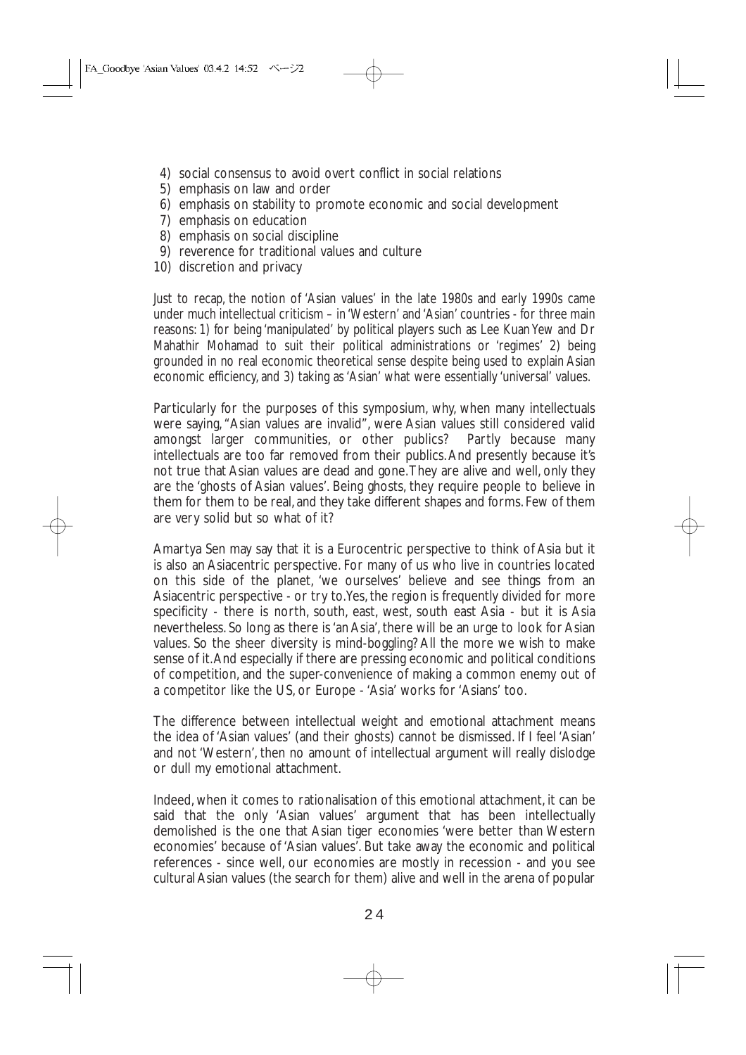4) social consensus to avoid overt conflict in social relations
5) emphasis on law and order
6) emphasis on stability to promote economic and social development
7) emphasis on education
8) emphasis on social discipline
9) reverence for traditional values and culture
10) discretion and privacy

Just to recap, the notion of 'Asian values' in the late 1980s and early 1990s came under much intellectual criticism – in 'Western' and 'Asian' countries - for three main reasons: 1) for being 'manipulated' by political players such as Lee Kuan Yew and Dr Mahathir Mohamad to suit their political administrations or 'regimes' 2) being grounded in no real economic theoretical sense despite being used to explain Asian economic efficiency, and 3) taking as 'Asian' what were essentially 'universal' values.

Particularly for the purposes of this symposium, why, when many intellectuals were saying, "Asian values are invalid", were Asian values still considered valid amongst larger communities, or other publics? Partly because many intellectuals are too far removed from their publics. And presently because it's not true that Asian values are dead and gone. They are alive and well, only they are the 'ghosts of Asian values'. Being ghosts, they require people to believe in them for them to be real, and they take different shapes and forms. Few of them are very solid but so what of it?

Amartya Sen may say that it is a Eurocentric perspective to think of Asia but it is also an Asiacentric perspective. For many of us who live in countries located on this side of the planet, 'we ourselves' believe and see things from an Asiacentric perspective - or try to. Yes, the region is frequently divided for more specificity - there is north, south, east, west, south east Asia - but it is Asia nevertheless. So long as there is 'an Asia', there will be an urge to look for Asian values. So the sheer diversity is mind-boggling? All the more we wish to make sense of it. And especially if there are pressing economic and political conditions of competition, and the super-convenience of making a common enemy out of a competitor like the US, or Europe - 'Asia' works for 'Asians' too.

The difference between intellectual weight and emotional attachment means the idea of 'Asian values' (and their ghosts) cannot be dismissed. If I feel 'Asian' and not 'Western', then no amount of intellectual argument will really dislodge or dull my emotional attachment.

Indeed, when it comes to rationalisation of this emotional attachment, it can be said that the only 'Asian values' argument that has been intellectually demolished is the one that Asian tiger economies 'were better than Western economies' because of 'Asian values'. But take away the economic and political references - since well, our economies are mostly in recession - and you see cultural Asian values (the search for them) alive and well in the arena of popular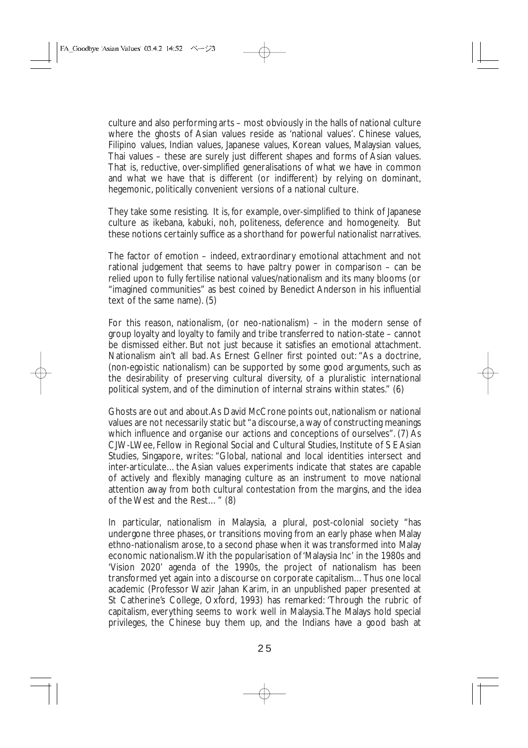culture and also performing arts – most obviously in the halls of national culture where the ghosts of Asian values reside as 'national values'. Chinese values, Filipino values, Indian values, Japanese values, Korean values, Malaysian values, Thai values – these are surely just different shapes and forms of Asian values. That is, reductive, over-simplified generalisations of what we have in common and what we have that is different (or indifferent) by relying on dominant, hegemonic, politically convenient versions of a national culture.

They take some resisting. It is, for example, over-simplified to think of Japanese culture as ikebana, kabuki, noh, politeness, deference and homogeneity. But these notions certainly suffice as a shorthand for powerful nationalist narratives.

The factor of emotion – indeed, extraordinary emotional attachment and not rational judgement that seems to have paltry power in comparison – can be relied upon to fully fertilise national values/nationalism and its many blooms (or "imagined communities" as best coined by Benedict Anderson in his influential text of the same name). (5)

For this reason, nationalism, (or neo-nationalism) – in the modern sense of group loyalty and loyalty to family and tribe transferred to nation-state – cannot be dismissed either. But not just because it satisfies an emotional attachment. Nationalism ain't all bad. As Ernest Gellner first pointed out: "As a doctrine, (non-egoistic nationalism) can be supported by some good arguments, such as the desirability of preserving cultural diversity, of a pluralistic international political system, and of the diminution of internal strains within states." (6)

Ghosts are out and about. As David McCrone points out, nationalism or national values are not necessarily static but "a discourse, a way of constructing meanings which influence and organise our actions and conceptions of ourselves". (7) As CJW-L Wee, Fellow in Regional Social and Cultural Studies, Institute of S E Asian Studies, Singapore, writes: "Global, national and local identities intersect and inter-articulate… the Asian values experiments indicate that states are capable of actively and flexibly managing culture as an instrument to move national attention away from both cultural contestation from the margins, and the idea of the West and the Rest… " (8)

In particular, nationalism in Malaysia, a plural, post-colonial society "has undergone three phases, or transitions moving from an early phase when Malay ethno-nationalism arose, to a second phase when it was transformed into Malay economic nationalism. With the popularisation of 'Malaysia Inc' in the 1980s and 'Vision 2020' agenda of the 1990s, the project of nationalism has been transformed yet again into a discourse on corporate capitalism… Thus one local academic (Professor Wazir Jahan Karim, in an unpublished paper presented at St Catherine's College, Oxford, 1993) has remarked: 'Through the rubric of capitalism, everything seems to work well in Malaysia. The Malays hold special privileges, the Chinese buy them up, and the Indians have a good bash at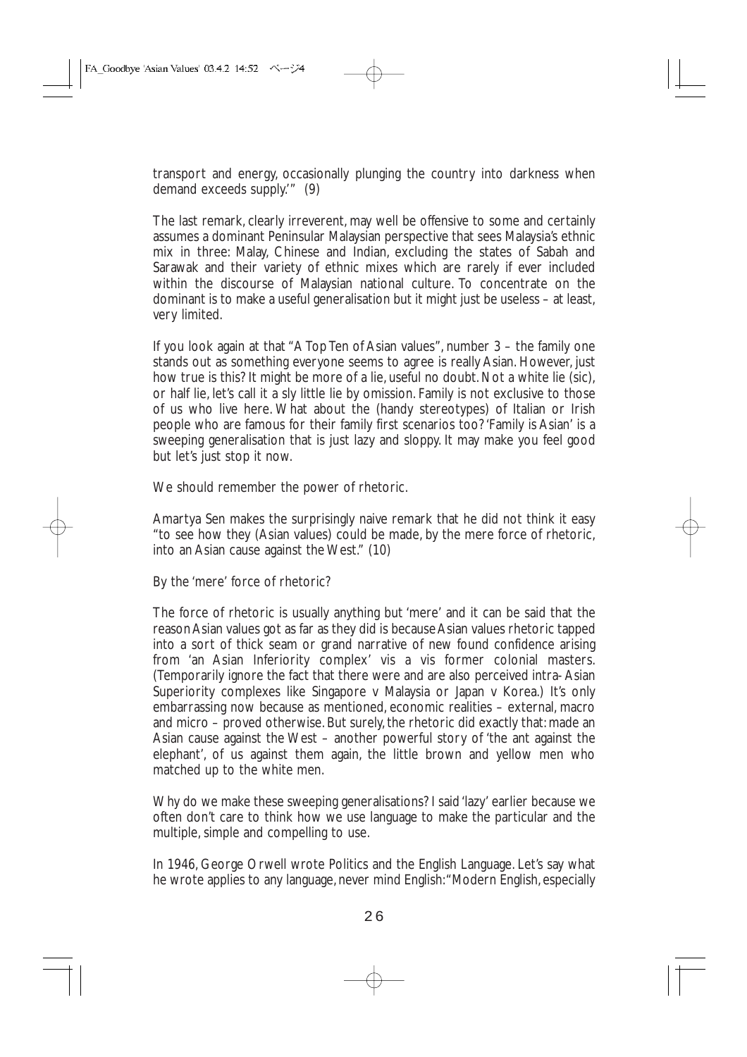transport and energy, occasionally plunging the country into darkness when demand exceeds supply.'" (9)

The last remark, clearly irreverent, may well be offensive to some and certainly assumes a dominant Peninsular Malaysian perspective that sees Malaysia's ethnic mix in three: Malay, Chinese and Indian, excluding the states of Sabah and Sarawak and their variety of ethnic mixes which are rarely if ever included within the discourse of Malaysian national culture. To concentrate on the dominant is to make a useful generalisation but it might just be useless – at least, very limited.

If you look again at that "A Top Ten of Asian values", number 3 – the family one stands out as something everyone seems to agree is really Asian. However, just how true is this? It might be more of a lie, useful no doubt. Not a white lie (sic), or half lie, let's call it a sly little lie by omission. Family is not exclusive to those of us who live here. What about the (handy stereotypes) of Italian or Irish people who are famous for their family first scenarios too? 'Family is Asian' is a sweeping generalisation that is just lazy and sloppy. It may make you feel good but let's just stop it now.

We should remember the power of rhetoric.

Amartya Sen makes the surprisingly naive remark that he did not think it easy "to see how they (Asian values) could be made, by the mere force of rhetoric, into an Asian cause against the West." (10)

By the 'mere' force of rhetoric?

The force of rhetoric is usually anything but 'mere' and it can be said that the reason Asian values got as far as they did is because Asian values rhetoric tapped into a sort of thick seam or grand narrative of new found confidence arising from 'an Asian Inferiority complex' vis a vis former colonial masters. (Temporarily ignore the fact that there were and are also perceived intra-Asian Superiority complexes like Singapore v Malaysia or Japan v Korea.) It's only embarrassing now because as mentioned, economic realities – external, macro and micro – proved otherwise. But surely, the rhetoric did exactly that: made an Asian cause against the West – another powerful story of 'the ant against the elephant', of us against them again, the little brown and yellow men who matched up to the white men.

Why do we make these sweeping generalisations? I said 'lazy' earlier because we often don't care to think how we use language to make the particular and the multiple, simple and compelling to use.

In 1946, George Orwell wrote Politics and the English Language. Let's say what he wrote applies to any language, never mind English: "Modern English, especially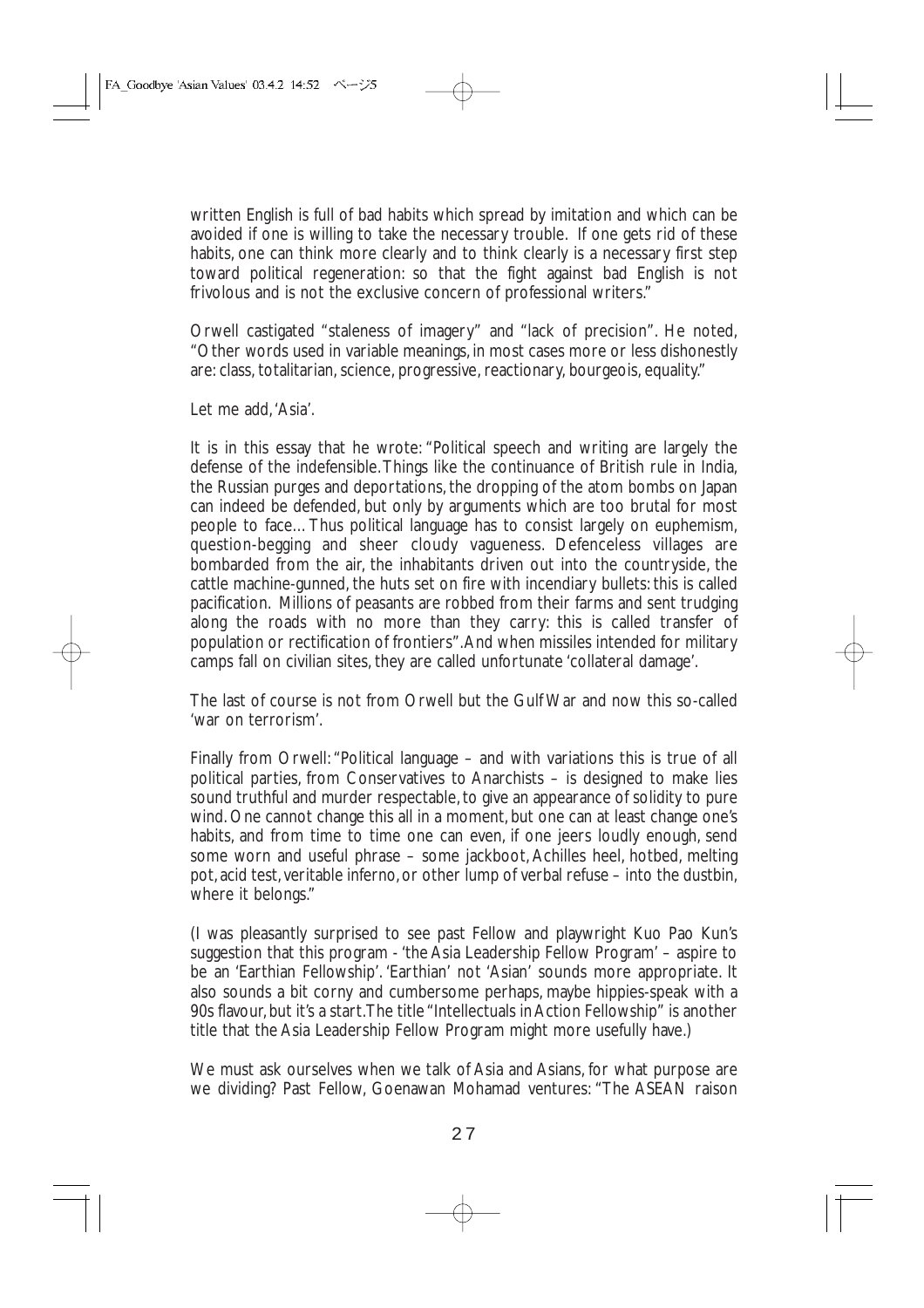written English is full of bad habits which spread by imitation and which can be avoided if one is willing to take the necessary trouble. If one gets rid of these habits, one can think more clearly and to think clearly is a necessary first step toward political regeneration: so that the fight against bad English is not frivolous and is not the exclusive concern of professional writers."

Orwell castigated "staleness of imagery" and "lack of precision". He noted, "Other words used in variable meanings, in most cases more or less dishonestly are: class, totalitarian, science, progressive, reactionary, bourgeois, equality."

Let me add, 'Asia'.

It is in this essay that he wrote: "Political speech and writing are largely the defense of the indefensible. Things like the continuance of British rule in India, the Russian purges and deportations, the dropping of the atom bombs on Japan can indeed be defended, but only by arguments which are too brutal for most people to face… Thus political language has to consist largely on euphemism, question-begging and sheer cloudy vagueness. Defenceless villages are bombarded from the air, the inhabitants driven out into the countryside, the cattle machine-gunned, the huts set on fire with incendiary bullets: this is called pacification. Millions of peasants are robbed from their farms and sent trudging along the roads with no more than they carry: this is called transfer of population or rectification of frontiers". And when missiles intended for military camps fall on civilian sites, they are called unfortunate 'collateral damage'.

The last of course is not from Orwell but the Gulf War and now this so-called 'war on terrorism'.

Finally from Orwell: "Political language – and with variations this is true of all political parties, from Conservatives to Anarchists – is designed to make lies sound truthful and murder respectable, to give an appearance of solidity to pure wind. One cannot change this all in a moment, but one can at least change one's habits, and from time to time one can even, if one jeers loudly enough, send some worn and useful phrase – some jackboot, Achilles heel, hotbed, melting pot, acid test, veritable inferno, or other lump of verbal refuse – into the dustbin, where it belongs."

(I was pleasantly surprised to see past Fellow and playwright Kuo Pao Kun's suggestion that this program - 'the Asia Leadership Fellow Program' – aspire to be an 'Earthian Fellowship'. 'Earthian' not 'Asian' sounds more appropriate. It also sounds a bit corny and cumbersome perhaps, maybe hippies-speak with a 90s flavour, but it's a start. The title "Intellectuals in Action Fellowship" is another title that the Asia Leadership Fellow Program might more usefully have.)

We must ask ourselves when we talk of Asia and Asians, for what purpose are we dividing? Past Fellow, Goenawan Mohamad ventures: "The ASEAN raison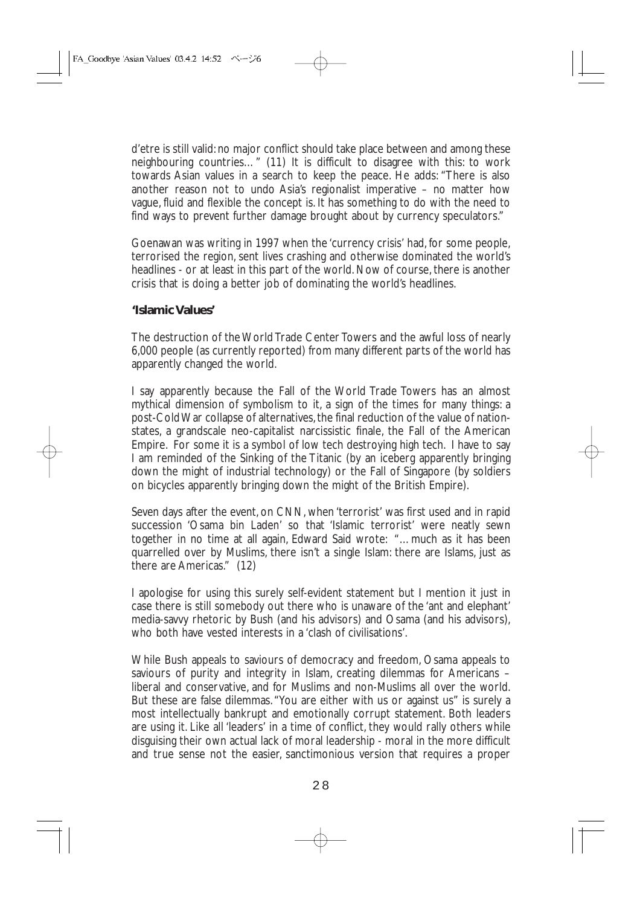d'etre is still valid: no major conflict should take place between and among these neighbouring countries…" (11) It is difficult to disagree with this: to work towards Asian values in a search to keep the peace. He adds: "There is also another reason not to undo Asia's regionalist imperative – no matter how vague, fluid and flexible the concept is. It has something to do with the need to find ways to prevent further damage brought about by currency speculators."

Goenawan was writing in 1997 when the 'currency crisis' had, for some people, terrorised the region, sent lives crashing and otherwise dominated the world's headlines - or at least in this part of the world. Now of course, there is another crisis that is doing a better job of dominating the world's headlines.

**'Islamic Values'**

The destruction of the World Trade Center Towers and the awful loss of nearly 6,000 people (as currently reported) from many different parts of the world has apparently changed the world.

I say apparently because the Fall of the World Trade Towers has an almost mythical dimension of symbolism to it, a sign of the times for many things: a post-Cold War collapse of alternatives, the final reduction of the value of nation-states, a grandscale neo-capitalist narcissistic finale, the Fall of the American Empire. For some it is a symbol of low tech destroying high tech. I have to say I am reminded of the Sinking of the Titanic (by an iceberg apparently bringing down the might of industrial technology) or the Fall of Singapore (by soldiers on bicycles apparently bringing down the might of the British Empire).

Seven days after the event, on CNN, when 'terrorist' was first used and in rapid succession 'Osama bin Laden' so that 'Islamic terrorist' were neatly sewn together in no time at all again, Edward Said wrote: "…much as it has been quarrelled over by Muslims, there isn't a single Islam: there are Islams, just as there are Americas." (12)

I apologise for using this surely self-evident statement but I mention it just in case there is still somebody out there who is unaware of the 'ant and elephant' media-savvy rhetoric by Bush (and his advisors) and Osama (and his advisors), who both have vested interests in a 'clash of civilisations'.

While Bush appeals to saviours of democracy and freedom, Osama appeals to saviours of purity and integrity in Islam, creating dilemmas for Americans – liberal and conservative, and for Muslims and non-Muslims all over the world. But these are false dilemmas. "You are either with us or against us" is surely a most intellectually bankrupt and emotionally corrupt statement. Both leaders are using it. Like all 'leaders' in a time of conflict, they would rally others while disguising their own actual lack of moral leadership - moral in the more difficult and true sense not the easier, sanctimonious version that requires a proper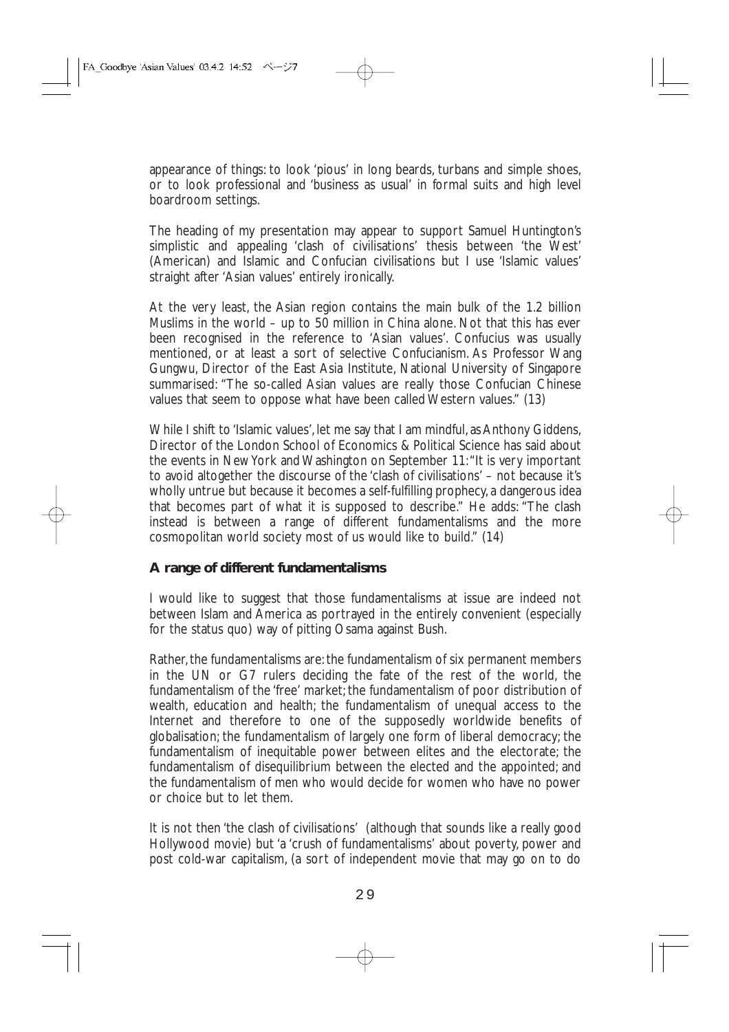appearance of things: to look 'pious' in long beards, turbans and simple shoes, or to look professional and 'business as usual' in formal suits and high level boardroom settings.

The heading of my presentation may appear to support Samuel Huntington's simplistic and appealing 'clash of civilisations' thesis between 'the West' (American) and Islamic and Confucian civilisations but I use 'Islamic values' straight after 'Asian values' entirely ironically.

At the very least, the Asian region contains the main bulk of the 1.2 billion Muslims in the world – up to 50 million in China alone. Not that this has ever been recognised in the reference to 'Asian values'. Confucius was usually mentioned, or at least a sort of selective Confucianism. As Professor Wang Gungwu, Director of the East Asia Institute, National University of Singapore summarised: "The so-called Asian values are really those Confucian Chinese values that seem to oppose what have been called Western values." (13)

While I shift to 'Islamic values', let me say that I am mindful, as Anthony Giddens, Director of the London School of Economics & Political Science has said about the events in New York and Washington on September 11: "It is very important to avoid altogether the discourse of the 'clash of civilisations' – not because it's wholly untrue but because it becomes a self-fulfilling prophecy, a dangerous idea that becomes part of what it is supposed to describe." He adds: "The clash instead is between a range of different fundamentalisms and the more cosmopolitan world society most of us would like to build." (14)

### A range of different fundamentalisms

I would like to suggest that those fundamentalisms at issue are indeed not between Islam and America as portrayed in the entirely convenient (especially for the status quo) way of pitting Osama against Bush.

Rather, the fundamentalisms are: the fundamentalism of six permanent members in the UN or G7 rulers deciding the fate of the rest of the world, the fundamentalism of the 'free' market; the fundamentalism of poor distribution of wealth, education and health; the fundamentalism of unequal access to the Internet and therefore to one of the supposedly worldwide benefits of globalisation; the fundamentalism of largely one form of liberal democracy; the fundamentalism of inequitable power between elites and the electorate; the fundamentalism of disequilibrium between the elected and the appointed; and the fundamentalism of men who would decide for women who have no power or choice but to let them.

It is not then 'the clash of civilisations' (although that sounds like a really good Hollywood movie) but 'a 'crush of fundamentalisms' about poverty, power and post cold-war capitalism, (a sort of independent movie that may go on to do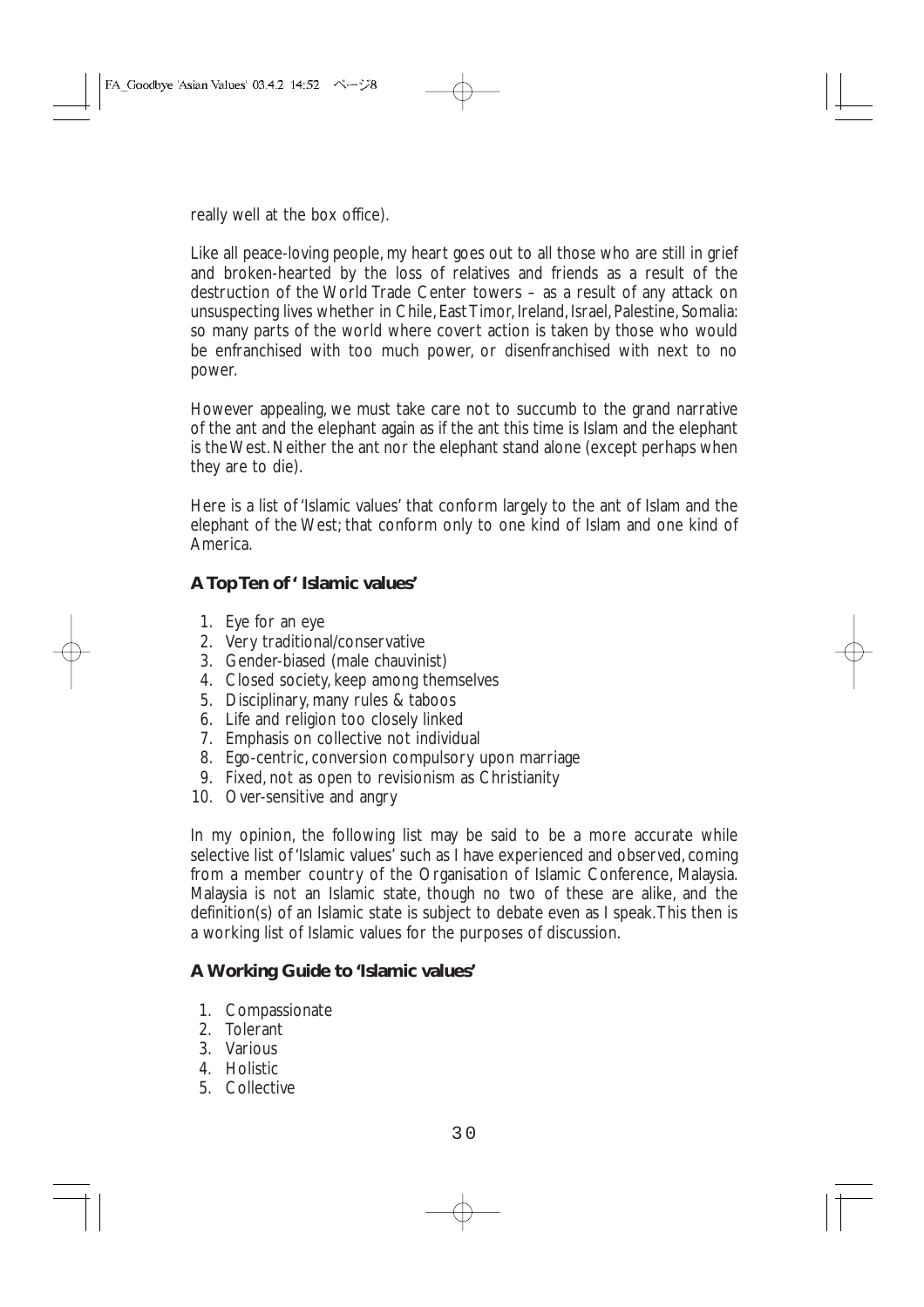really well at the box office).

Like all peace-loving people, my heart goes out to all those who are still in grief and broken-hearted by the loss of relatives and friends as a result of the destruction of the World Trade Center towers – as a result of any attack on unsuspecting lives whether in Chile, East Timor, Ireland, Israel, Palestine, Somalia: so many parts of the world where covert action is taken by those who would be enfranchised with too much power, or disenfranchised with next to no power.

However appealing, we must take care not to succumb to the grand narrative of the ant and the elephant again as if the ant this time is Islam and the elephant is the West. Neither the ant nor the elephant stand alone (except perhaps when they are to die).

Here is a list of 'Islamic values' that conform largely to the ant of Islam and the elephant of the West; that conform only to one kind of Islam and one kind of America.

### A Top Ten of ' Islamic values'

1. Eye for an eye
2. Very traditional/conservative
3. Gender-biased (male chauvinist)
4. Closed society, keep among themselves
5. Disciplinary, many rules & taboos
6. Life and religion too closely linked
7. Emphasis on collective not individual
8. Ego-centric, conversion compulsory upon marriage
9. Fixed, not as open to revisionism as Christianity
10. Over-sensitive and angry

In my opinion, the following list may be said to be a more accurate while selective list of 'Islamic values' such as I have experienced and observed, coming from a member country of the Organisation of Islamic Conference, Malaysia. Malaysia is not an Islamic state, though no two of these are alike, and the definition(s) of an Islamic state is subject to debate even as I speak. This then is a working list of Islamic values for the purposes of discussion.

### A Working Guide to 'Islamic values'

1. Compassionate
2. Tolerant
3. Various
4. Holistic
5. Collective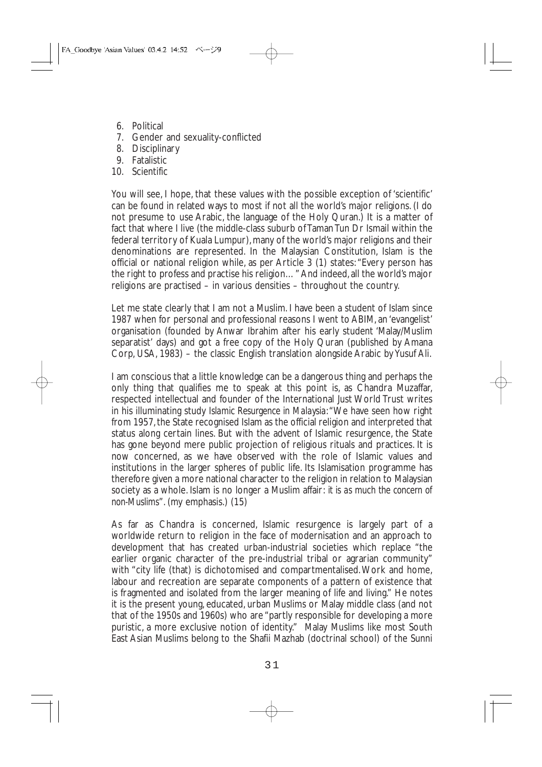6. Political
7. Gender and sexuality-conflicted
8. Disciplinary
9. Fatalistic
10. Scientific

You will see, I hope, that these values with the possible exception of 'scientific' can be found in related ways to most if not all the world's major religions. (I do not presume to use Arabic, the language of the Holy Quran.) It is a matter of fact that where I live (the middle-class suburb of Taman Tun Dr Ismail within the federal territory of Kuala Lumpur), many of the world's major religions and their denominations are represented. In the Malaysian Constitution, Islam is the official or national religion while, as per Article 3 (1) states: "Every person has the right to profess and practise his religion…" And indeed, all the world's major religions are practised – in various densities – throughout the country.

Let me state clearly that I am not a Muslim. I have been a student of Islam since 1987 when for personal and professional reasons I went to ABIM, an 'evangelist' organisation (founded by Anwar Ibrahim after his early student 'Malay/Muslim separatist' days) and got a free copy of the Holy Quran (published by Amana Corp, USA, 1983) – the classic English translation alongside Arabic by Yusuf Ali.

I am conscious that a little knowledge can be a dangerous thing and perhaps the only thing that qualifies me to speak at this point is, as Chandra Muzaffar, respected intellectual and founder of the International Just World Trust writes in his illuminating study *Islamic Resurgence in Malaysia*: "We have seen how right from 1957, the State recognised Islam as the official religion and interpreted that status along certain lines. But with the advent of Islamic resurgence, the State has gone beyond mere public projection of religious rituals and practices. It is now concerned, as we have observed with the role of Islamic values and institutions in the larger spheres of public life. Its Islamisation programme has therefore given a more national character to the religion in relation to Malaysian society as a whole. Islam is no longer a Muslim affair: *it is as much the concern of non-Muslims*". (my emphasis.) (15)

As far as Chandra is concerned, Islamic resurgence is largely part of a worldwide return to religion in the face of modernisation and an approach to development that has created urban-industrial societies which replace "the earlier organic character of the pre-industrial tribal or agrarian community" with "city life (that) is dichotomised and compartmentalised. Work and home, labour and recreation are separate components of a pattern of existence that is fragmented and isolated from the larger meaning of life and living." He notes it is the present young, educated, urban Muslims or Malay middle class (and not that of the 1950s and 1960s) who are "partly responsible for developing a more puristic, a more exclusive notion of identity." Malay Muslims like most South East Asian Muslims belong to the Shafii Mazhab (doctrinal school) of the Sunni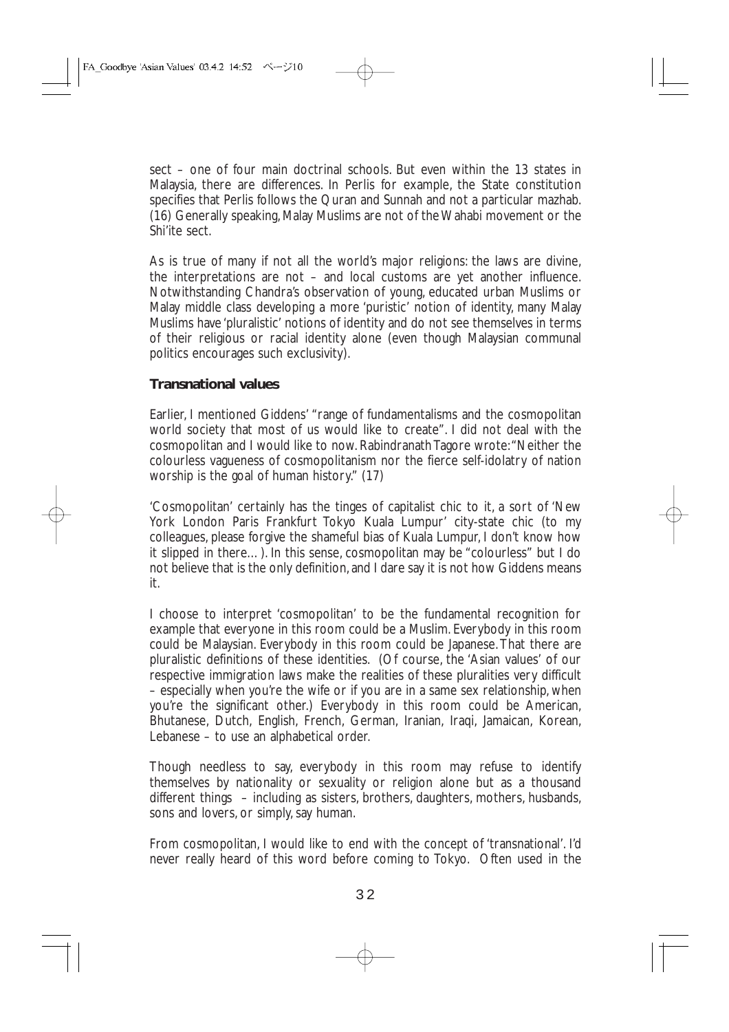sect – one of four main doctrinal schools. But even within the 13 states in Malaysia, there are differences. In Perlis for example, the State constitution specifies that Perlis follows the Quran and Sunnah and not a particular mazhab. (16) Generally speaking, Malay Muslims are not of the Wahabi movement or the Shi'ite sect.

As is true of many if not all the world's major religions: the laws are divine, the interpretations are not – and local customs are yet another influence. Notwithstanding Chandra's observation of young, educated urban Muslims or Malay middle class developing a more 'puristic' notion of identity, many Malay Muslims have 'pluralistic' notions of identity and do not see themselves in terms of their religious or racial identity alone (even though Malaysian communal politics encourages such exclusivity).

### Transnational values

Earlier, I mentioned Giddens' "range of fundamentalisms and the cosmopolitan world society that most of us would like to create". I did not deal with the cosmopolitan and I would like to now. Rabindranath Tagore wrote: "Neither the colourless vagueness of cosmopolitanism nor the fierce self-idolatry of nation worship is the goal of human history." (17)

'Cosmopolitan' certainly has the tinges of capitalist chic to it, a sort of 'New York London Paris Frankfurt Tokyo Kuala Lumpur' city-state chic (to my colleagues, please forgive the shameful bias of Kuala Lumpur, I don't know how it slipped in there…). In this sense, cosmopolitan may be "colourless" but I do not believe that is the only definition, and I dare say it is not how Giddens means it.

I choose to interpret 'cosmopolitan' to be the fundamental recognition for example that everyone in this room could be a Muslim. Everybody in this room could be Malaysian. Everybody in this room could be Japanese. That there are pluralistic definitions of these identities. (Of course, the 'Asian values' of our respective immigration laws make the realities of these pluralities very difficult – especially when you're the wife or if you are in a same sex relationship, when you're the significant other.) Everybody in this room could be American, Bhutanese, Dutch, English, French, German, Iranian, Iraqi, Jamaican, Korean, Lebanese – to use an alphabetical order.

Though needless to say, everybody in this room may refuse to identify themselves by nationality or sexuality or religion alone but as a thousand different things – including as sisters, brothers, daughters, mothers, husbands, sons and lovers, or simply, say human.

From cosmopolitan, I would like to end with the concept of 'transnational'. I'd never really heard of this word before coming to Tokyo. Often used in the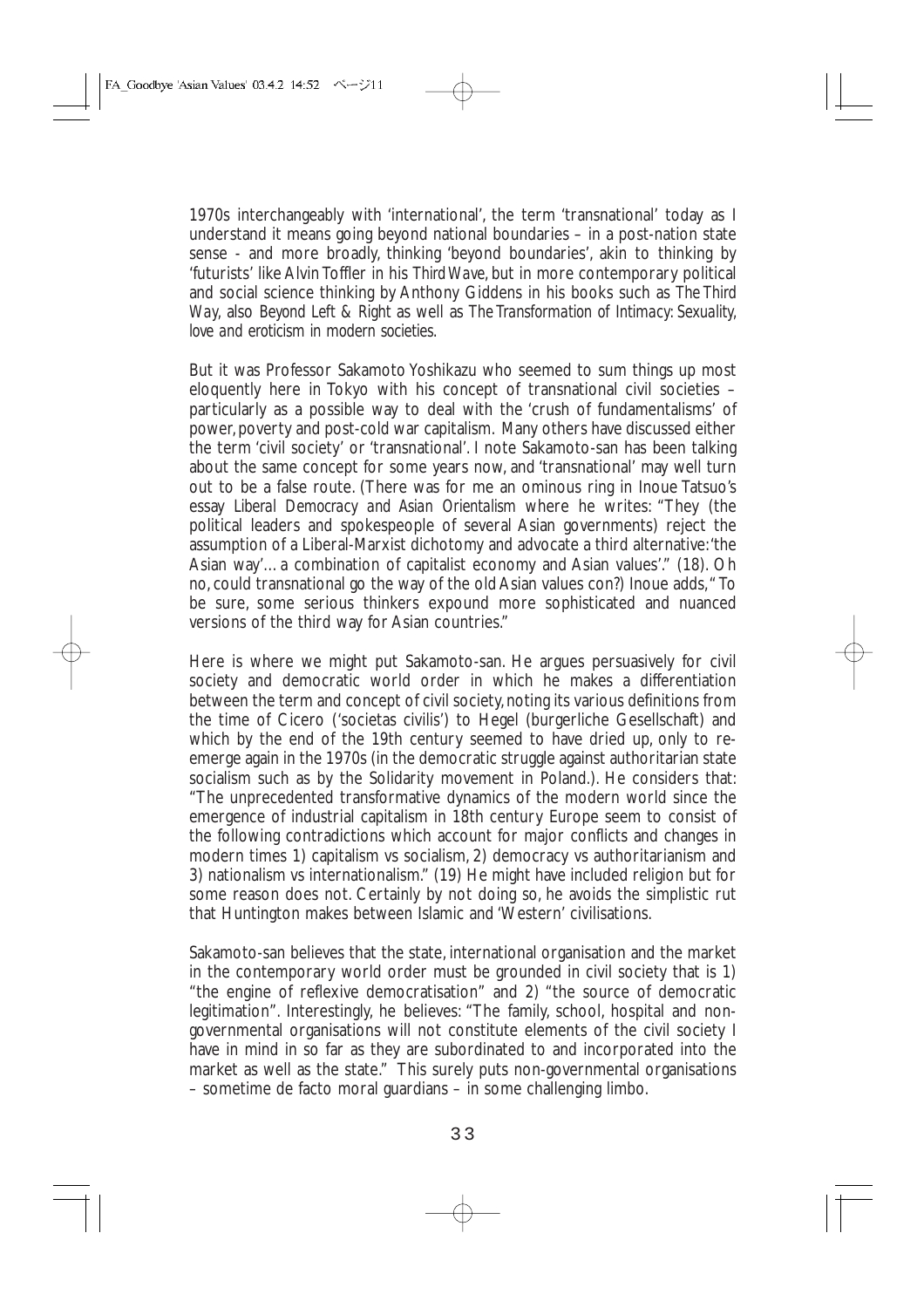1970s interchangeably with 'international', the term 'transnational' today as I understand it means going beyond national boundaries – in a post-nation state sense - and more broadly, thinking 'beyond boundaries', akin to thinking by 'futurists' like Alvin Toffler in his *Third Wave*, but in more contemporary political and social science thinking by Anthony Giddens in his books such as *The Third Way*, also *Beyond Left & Right* as well as *The Transformation of Intimacy: Sexuality, love and eroticism in modern societies*.

But it was Professor Sakamoto Yoshikazu who seemed to sum things up most eloquently here in Tokyo with his concept of transnational civil societies – particularly as a possible way to deal with the 'crush of fundamentalisms' of power, poverty and post-cold war capitalism. Many others have discussed either the term 'civil society' or 'transnational'. I note Sakamoto-san has been talking about the same concept for some years now, and 'transnational' may well turn out to be a false route. (There was for me an ominous ring in Inoue Tatsuo's essay *Liberal Democracy and Asian Orientalism* where he writes: "They (the political leaders and spokespeople of several Asian governments) reject the assumption of a Liberal-Marxist dichotomy and advocate a third alternative: 'the Asian way'... a combination of capitalist economy and Asian values'." (18). Oh no, could transnational go the way of the old Asian values con?) Inoue adds, "To be sure, some serious thinkers expound more sophisticated and nuanced versions of the third way for Asian countries."

Here is where we might put Sakamoto-san. He argues persuasively for civil society and democratic world order in which he makes a differentiation between the term and concept of civil society, noting its various definitions from the time of Cicero ('societas civilis') to Hegel (burgerliche Gesellschaft) and which by the end of the 19th century seemed to have dried up, only to re-emerge again in the 1970s (in the democratic struggle against authoritarian state socialism such as by the Solidarity movement in Poland.). He considers that: "The unprecedented transformative dynamics of the modern world since the emergence of industrial capitalism in 18th century Europe seem to consist of the following contradictions which account for major conflicts and changes in modern times 1) capitalism vs socialism, 2) democracy vs authoritarianism and 3) nationalism vs internationalism." (19) He might have included religion but for some reason does not. Certainly by not doing so, he avoids the simplistic rut that Huntington makes between Islamic and 'Western' civilisations.

Sakamoto-san believes that the state, international organisation and the market in the contemporary world order must be grounded in civil society that is 1) "the engine of reflexive democratisation" and 2) "the source of democratic legitimation". Interestingly, he believes: "The family, school, hospital and non-governmental organisations will not constitute elements of the civil society I have in mind in so far as they are subordinated to and incorporated into the market as well as the state." This surely puts non-governmental organisations – sometime de facto moral guardians – in some challenging limbo.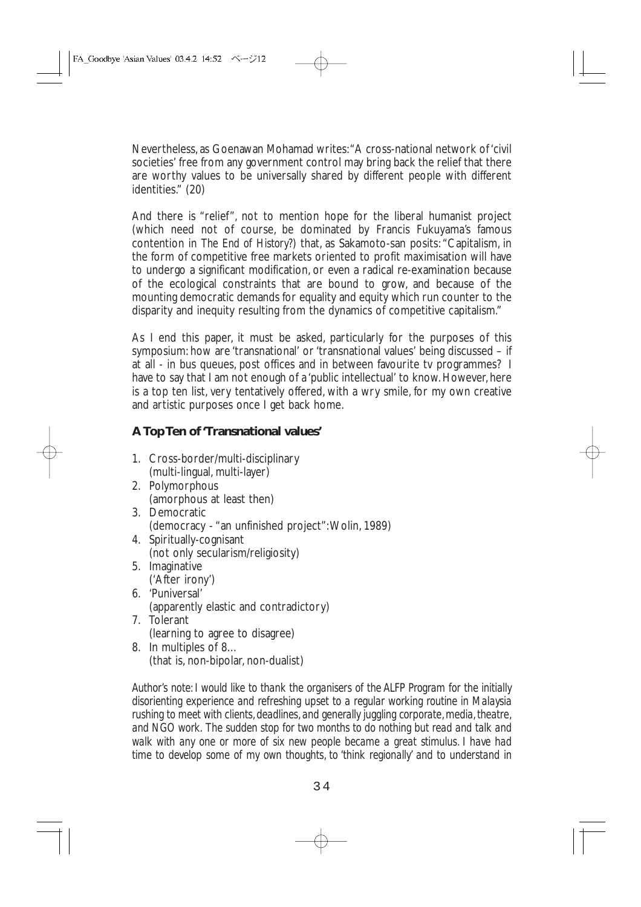Nevertheless, as Goenawan Mohamad writes: "A cross-national network of 'civil societies' free from any government control may bring back the relief that there are worthy values to be universally shared by different people with different identities." (20)

And there is "relief", not to mention hope for the liberal humanist project (which need not of course, be dominated by Francis Fukuyama's famous contention in *The End of History?*) that, as Sakamoto-san posits: "Capitalism, in the form of competitive free markets oriented to profit maximisation will have to undergo a significant modification, or even a radical re-examination because of the ecological constraints that are bound to grow, and because of the mounting democratic demands for equality and equity which run counter to the disparity and inequity resulting from the dynamics of competitive capitalism."

As I end this paper, it must be asked, particularly for the purposes of this symposium: how are 'transnational' or 'transnational values' being discussed – if at all - in bus queues, post offices and in between favourite tv programmes? I have to say that I am not enough of a 'public intellectual' to know. However, here is a top ten list, very tentatively offered, with a wry smile, for my own creative and artistic purposes once I get back home.

### A Top Ten of 'Transnational values'

1. Cross-border/multi-disciplinary
   (multi-lingual, multi-layer)
2. Polymorphous
   (amorphous at least then)
3. Democratic
   (democracy - "an unfinished project": Wolin, 1989)
4. Spiritually-cognisant
   (not only secularism/religiosity)
5. Imaginative
   ('After irony')
6. 'Puniversal'
   (apparently elastic and contradictory)
7. Tolerant
   (learning to agree to disagree)
8. In multiples of 8…
   (that is, non-bipolar, non-dualist)

*Author's note: I would like to thank the organisers of the ALFP Program for the initially disorienting experience and refreshing upset to a regular working routine in Malaysia rushing to meet with clients, deadlines, and generally juggling corporate, media, theatre, and NGO work. The sudden stop for two months to do nothing but read and talk and walk with any one or more of six new people became a great stimulus. I have had time to develop some of my own thoughts, to 'think regionally' and to understand in*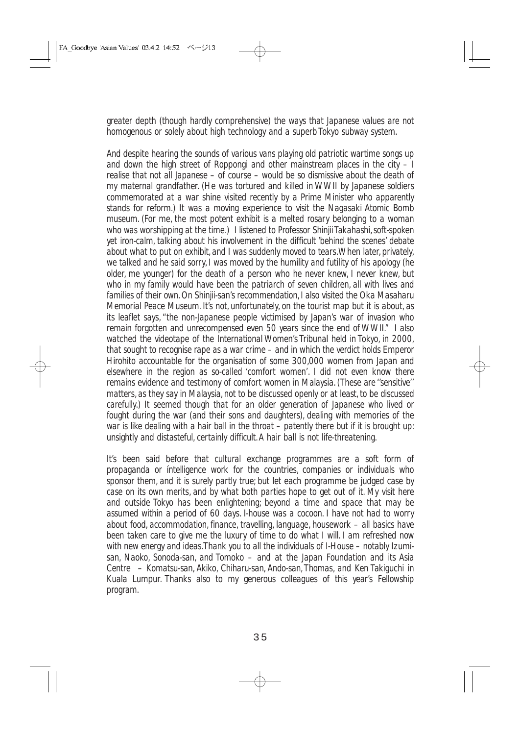greater depth (though hardly comprehensive) the ways that Japanese values are not homogenous or solely about high technology and a superb Tokyo subway system.

And despite hearing the sounds of various vans playing old patriotic wartime songs up and down the high street of Roppongi and other mainstream places in the city – I realise that not all Japanese – of course – would be so dismissive about the death of my maternal grandfather. (He was tortured and killed in WWII by Japanese soldiers commemorated at a war shine visited recently by a Prime Minister who apparently stands for reform.) It was a moving experience to visit the Nagasaki Atomic Bomb museum. (For me, the most potent exhibit is a melted rosary belonging to a woman who was worshipping at the time.) I listened to Professor Shinjii Takahashi, soft-spoken yet iron-calm, talking about his involvement in the difficult 'behind the scenes' debate about what to put on exhibit, and I was suddenly moved to tears. When later, privately, we talked and he said sorry, I was moved by the humility and futility of his apology (he older, me younger) for the death of a person who he never knew, I never knew, but who in my family would have been the patriarch of seven children, all with lives and families of their own. On Shinjii-san's recommendation, I also visited the Oka Masaharu Memorial Peace Museum. It's not, unfortunately, on the tourist map but it is about, as its leaflet says, "the non-Japanese people victimised by Japan's war of invasion who remain forgotten and unrecompensed even 50 years since the end of WWII." I also watched the videotape of the International Women's Tribunal held in Tokyo, in 2000, that sought to recognise rape as a war crime – and in which the verdict holds Emperor Hirohito accountable for the organisation of some 300,000 women from Japan and elsewhere in the region as so-called 'comfort women'. I did not even know there remains evidence and testimony of comfort women in Malaysia. (These are ''sensitive'' matters, as they say in Malaysia, not to be discussed openly or at least, to be discussed carefully.) It seemed though that for an older generation of Japanese who lived or fought during the war (and their sons and daughters), dealing with memories of the war is like dealing with a hair ball in the throat – patently there but if it is brought up: unsightly and distasteful, certainly difficult. A hair ball is not life-threatening.

It's been said before that cultural exchange programmes are a soft form of propaganda or íntelligence work for the countries, companies or individuals who sponsor them, and it is surely partly true; but let each programme be judged case by case on its own merits, and by what both parties hope to get out of it. My visit here and outside Tokyo has been enlightening; beyond a time and space that may be assumed within a period of 60 days. I-house was a cocoon. I have not had to worry about food, accommodation, finance, travelling, language, housework – all basics have been taken care to give me the luxury of time to do what I will. I am refreshed now with new energy and ideas. Thank you to all the individuals of I-House – notably Izumi-san, Naoko, Sonoda-san, and Tomoko – and at the Japan Foundation and its Asia Centre – Komatsu-san, Akiko, Chiharu-san, Ando-san, Thomas, and Ken Takiguchi in Kuala Lumpur. Thanks also to my generous colleagues of this year's Fellowship program.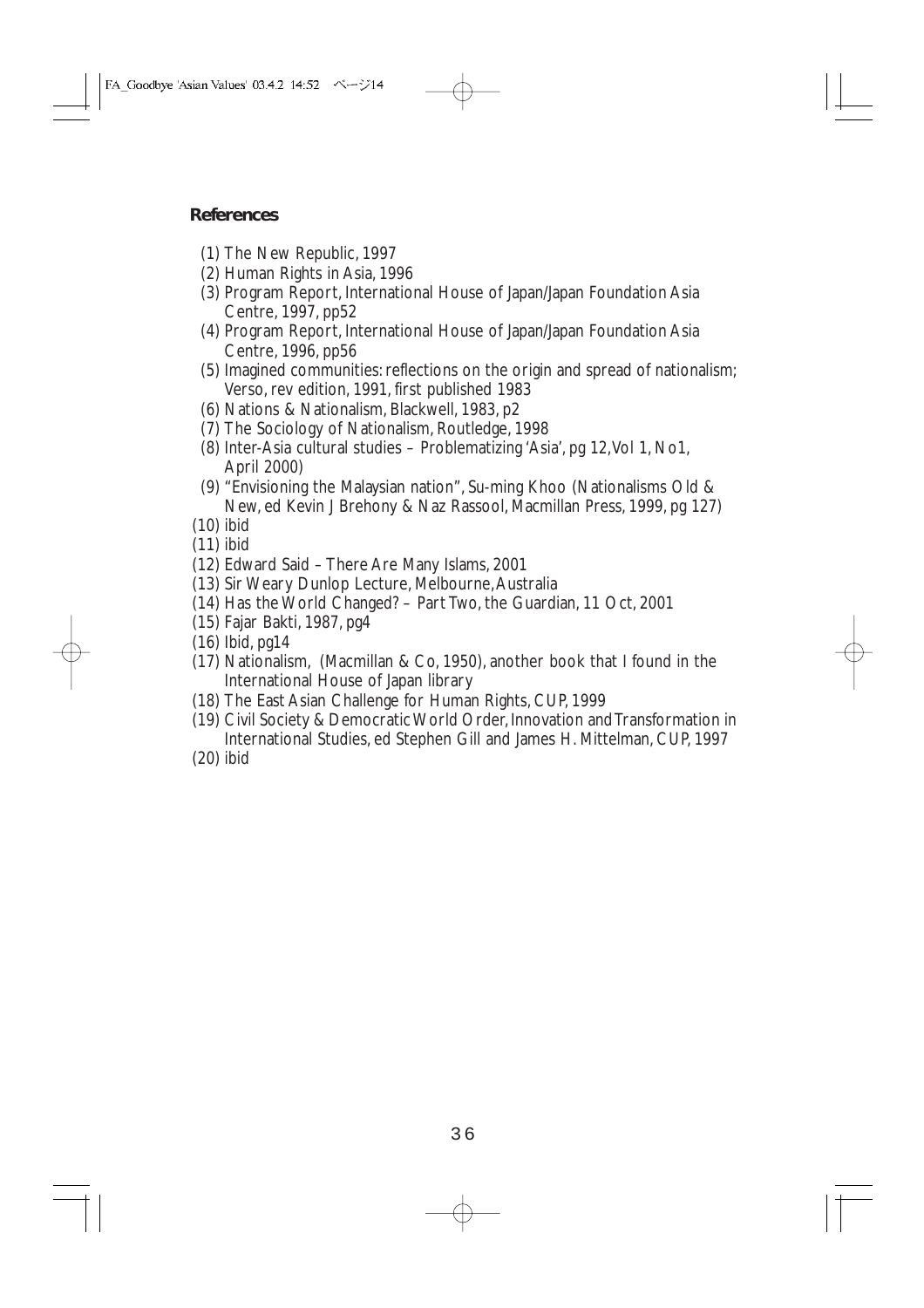**References**

(1) The New Republic, 1997
(2) Human Rights in Asia, 1996
(3) Program Report, International House of Japan/Japan Foundation Asia Centre, 1997, pp52
(4) Program Report, International House of Japan/Japan Foundation Asia Centre, 1996, pp56
(5) Imagined communities: reflections on the origin and spread of nationalism; Verso, rev edition, 1991, first published 1983
(6) Nations & Nationalism, Blackwell, 1983, p2
(7) The Sociology of Nationalism, Routledge, 1998
(8) Inter-Asia cultural studies – Problematizing 'Asia', pg 12, Vol 1, No1, April 2000)
(9) "Envisioning the Malaysian nation", Su-ming Khoo (Nationalisms Old & New, ed Kevin J Brehony & Naz Rassool, Macmillan Press, 1999, pg 127)
(10) ibid
(11) ibid
(12) Edward Said – There Are Many Islams, 2001
(13) Sir Weary Dunlop Lecture, Melbourne, Australia
(14) Has the World Changed? – Part Two, the Guardian, 11 Oct, 2001
(15) Fajar Bakti, 1987, pg4
(16) Ibid, pg14
(17) Nationalism, (Macmillan & Co, 1950), another book that I found in the International House of Japan library
(18) The East Asian Challenge for Human Rights, CUP, 1999
(19) Civil Society & Democratic World Order, Innovation and Transformation in International Studies, ed Stephen Gill and James H. Mittelman, CUP, 1997
(20) ibid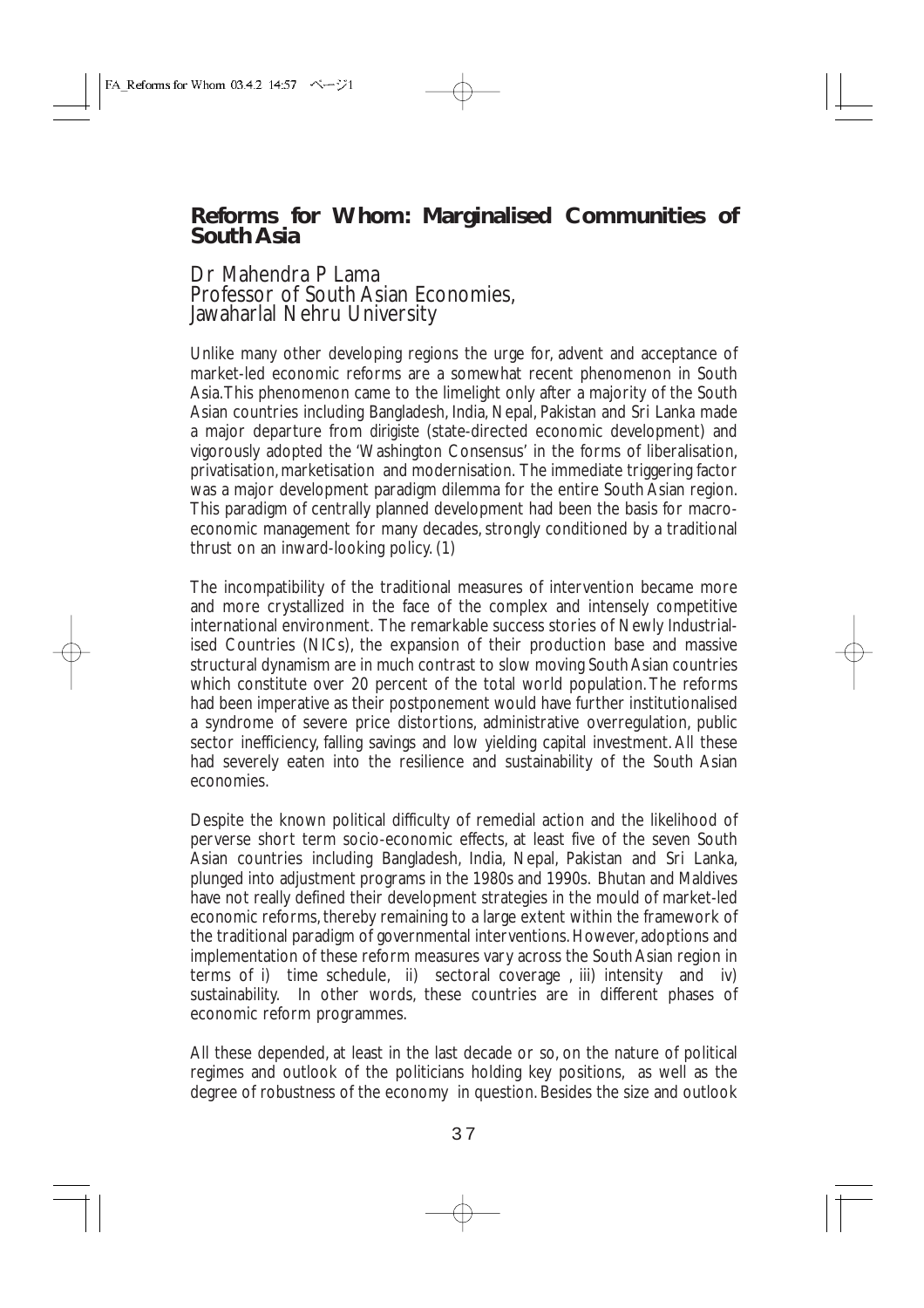## Reforms for Whom: Marginalised Communities of South Asia

Dr Mahendra P Lama
Professor of South Asian Economies,
Jawaharlal Nehru University

Unlike many other developing regions the urge for, advent and acceptance of market-led economic reforms are a somewhat recent phenomenon in South Asia. This phenomenon came to the limelight only after a majority of the South Asian countries including Bangladesh, India, Nepal, Pakistan and Sri Lanka made a major departure from dirigiste (state-directed economic development) and vigorously adopted the 'Washington Consensus' in the forms of liberalisation, privatisation, marketisation and modernisation. The immediate triggering factor was a major development paradigm dilemma for the entire South Asian region. This paradigm of centrally planned development had been the basis for macro-economic management for many decades, strongly conditioned by a traditional thrust on an inward-looking policy. (1)

The incompatibility of the traditional measures of intervention became more and more crystallized in the face of the complex and intensely competitive international environment. The remarkable success stories of Newly Industrialised Countries (NICs), the expansion of their production base and massive structural dynamism are in much contrast to slow moving South Asian countries which constitute over 20 percent of the total world population. The reforms had been imperative as their postponement would have further institutionalised a syndrome of severe price distortions, administrative overregulation, public sector inefficiency, falling savings and low yielding capital investment. All these had severely eaten into the resilience and sustainability of the South Asian economies.

Despite the known political difficulty of remedial action and the likelihood of perverse short term socio-economic effects, at least five of the seven South Asian countries including Bangladesh, India, Nepal, Pakistan and Sri Lanka, plunged into adjustment programs in the 1980s and 1990s. Bhutan and Maldives have not really defined their development strategies in the mould of market-led economic reforms, thereby remaining to a large extent within the framework of the traditional paradigm of governmental interventions. However, adoptions and implementation of these reform measures vary across the South Asian region in terms of i) time schedule, ii) sectoral coverage , iii) intensity and iv) sustainability. In other words, these countries are in different phases of economic reform programmes.

All these depended, at least in the last decade or so, on the nature of political regimes and outlook of the politicians holding key positions, as well as the degree of robustness of the economy in question. Besides the size and outlook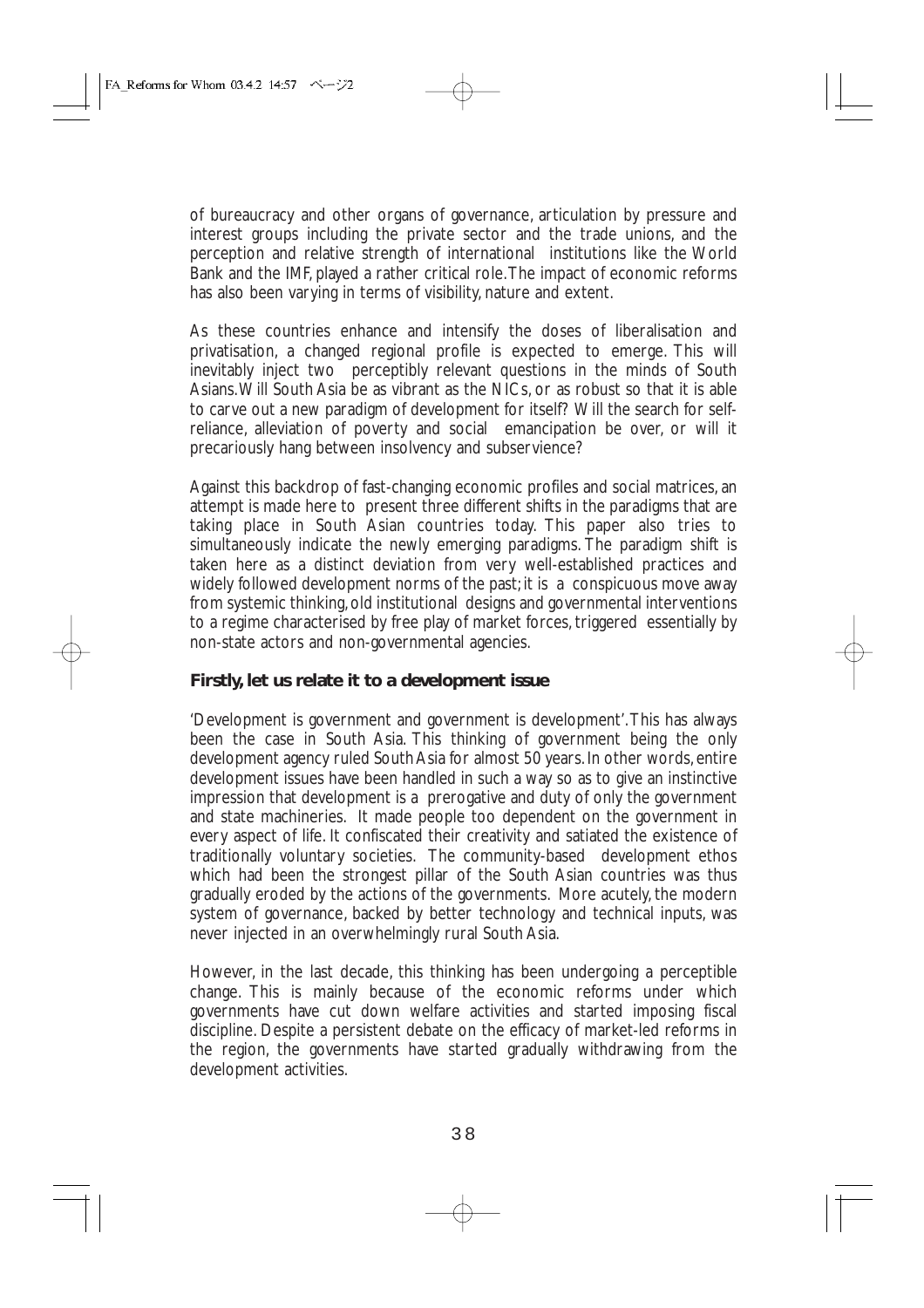of bureaucracy and other organs of governance, articulation by pressure and interest groups including the private sector and the trade unions, and the perception and relative strength of international institutions like the World Bank and the IMF, played a rather critical role. The impact of economic reforms has also been varying in terms of visibility, nature and extent.

As these countries enhance and intensify the doses of liberalisation and privatisation, a changed regional profile is expected to emerge. This will inevitably inject two perceptibly relevant questions in the minds of South Asians. Will South Asia be as vibrant as the NICs, or as robust so that it is able to carve out a new paradigm of development for itself? Will the search for self-reliance, alleviation of poverty and social emancipation be over, or will it precariously hang between insolvency and subservience?

Against this backdrop of fast-changing economic profiles and social matrices, an attempt is made here to present three different shifts in the paradigms that are taking place in South Asian countries today. This paper also tries to simultaneously indicate the newly emerging paradigms. The paradigm shift is taken here as a distinct deviation from very well-established practices and widely followed development norms of the past; it is a conspicuous move away from systemic thinking, old institutional designs and governmental interventions to a regime characterised by free play of market forces, triggered essentially by non-state actors and non-governmental agencies.

**Firstly, let us relate it to a development issue**

'Development is government and government is development'. This has always been the case in South Asia. This thinking of government being the only development agency ruled South Asia for almost 50 years. In other words, entire development issues have been handled in such a way so as to give an instinctive impression that development is a prerogative and duty of only the government and state machineries. It made people too dependent on the government in every aspect of life. It confiscated their creativity and satiated the existence of traditionally voluntary societies. The community-based development ethos which had been the strongest pillar of the South Asian countries was thus gradually eroded by the actions of the governments. More acutely, the modern system of governance, backed by better technology and technical inputs, was never injected in an overwhelmingly rural South Asia.

However, in the last decade, this thinking has been undergoing a perceptible change. This is mainly because of the economic reforms under which governments have cut down welfare activities and started imposing fiscal discipline. Despite a persistent debate on the efficacy of market-led reforms in the region, the governments have started gradually withdrawing from the development activities.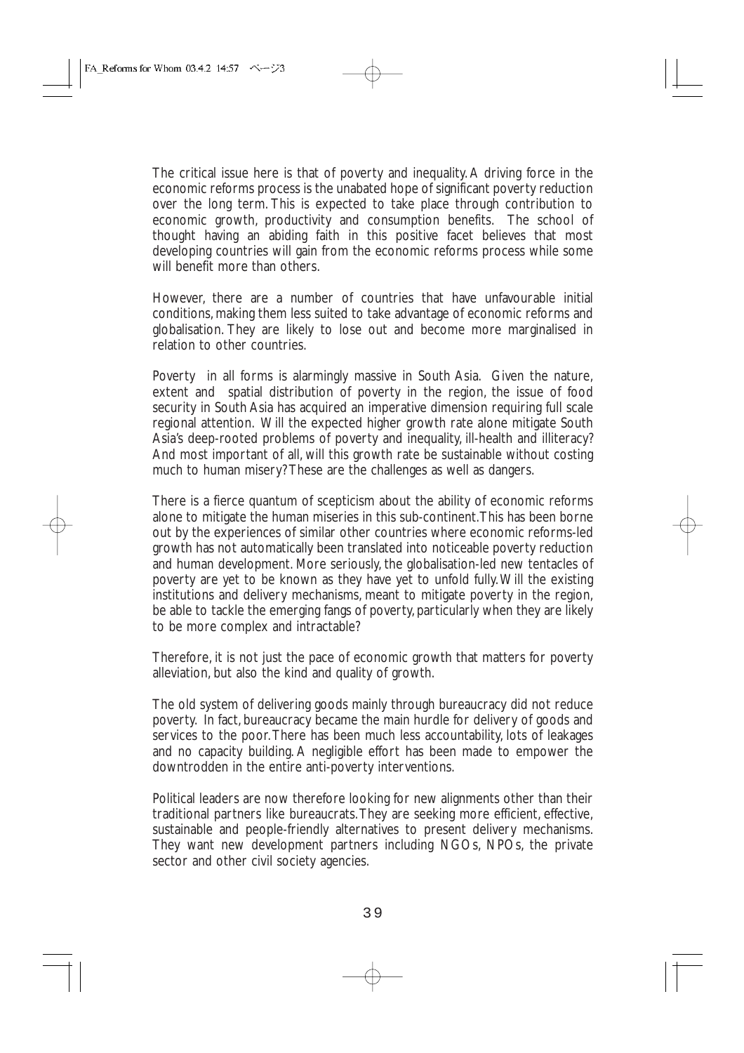The critical issue here is that of poverty and inequality. A driving force in the economic reforms process is the unabated hope of significant poverty reduction over the long term. This is expected to take place through contribution to economic growth, productivity and consumption benefits. The school of thought having an abiding faith in this positive facet believes that most developing countries will gain from the economic reforms process while some will benefit more than others.

However, there are a number of countries that have unfavourable initial conditions, making them less suited to take advantage of economic reforms and globalisation. They are likely to lose out and become more marginalised in relation to other countries.

Poverty in all forms is alarmingly massive in South Asia. Given the nature, extent and spatial distribution of poverty in the region, the issue of food security in South Asia has acquired an imperative dimension requiring full scale regional attention. Will the expected higher growth rate alone mitigate South Asia's deep-rooted problems of poverty and inequality, ill-health and illiteracy? And most important of all, will this growth rate be sustainable without costing much to human misery? These are the challenges as well as dangers.

There is a fierce quantum of scepticism about the ability of economic reforms alone to mitigate the human miseries in this sub-continent. This has been borne out by the experiences of similar other countries where economic reforms-led growth has not automatically been translated into noticeable poverty reduction and human development. More seriously, the globalisation-led new tentacles of poverty are yet to be known as they have yet to unfold fully. Will the existing institutions and delivery mechanisms, meant to mitigate poverty in the region, be able to tackle the emerging fangs of poverty, particularly when they are likely to be more complex and intractable?

Therefore, it is not just the pace of economic growth that matters for poverty alleviation, but also the kind and quality of growth.

The old system of delivering goods mainly through bureaucracy did not reduce poverty. In fact, bureaucracy became the main hurdle for delivery of goods and services to the poor. There has been much less accountability, lots of leakages and no capacity building. A negligible effort has been made to empower the downtrodden in the entire anti-poverty interventions.

Political leaders are now therefore looking for new alignments other than their traditional partners like bureaucrats. They are seeking more efficient, effective, sustainable and people-friendly alternatives to present delivery mechanisms. They want new development partners including NGOs, NPOs, the private sector and other civil society agencies.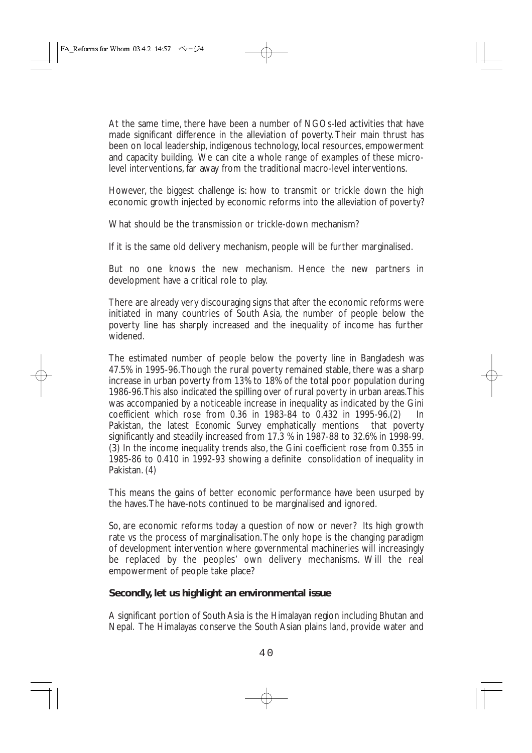At the same time, there have been a number of NGOs-led activities that have made significant difference in the alleviation of poverty. Their main thrust has been on local leadership, indigenous technology, local resources, empowerment and capacity building. We can cite a whole range of examples of these micro-level interventions, far away from the traditional macro-level interventions.

However, the biggest challenge is: how to transmit or trickle down the high economic growth injected by economic reforms into the alleviation of poverty?

What should be the transmission or trickle-down mechanism?

If it is the same old delivery mechanism, people will be further marginalised.

But no one knows the new mechanism. Hence the new partners in development have a critical role to play.

There are already very discouraging signs that after the economic reforms were initiated in many countries of South Asia, the number of people below the poverty line has sharply increased and the inequality of income has further widened.

The estimated number of people below the poverty line in Bangladesh was 47.5% in 1995-96. Though the rural poverty remained stable, there was a sharp increase in urban poverty from 13% to 18% of the total poor population during 1986-96. This also indicated the spilling over of rural poverty in urban areas. This was accompanied by a noticeable increase in inequality as indicated by the Gini coefficient which rose from 0.36 in 1983-84 to 0.432 in 1995-96.(2) In Pakistan, the latest *Economic Survey* emphatically mentions that poverty significantly and steadily increased from 17.3 % in 1987-88 to 32.6% in 1998-99. (3) In the income inequality trends also, the Gini coefficient rose from 0.355 in 1985-86 to 0.410 in 1992-93 showing a definite consolidation of inequality in Pakistan. (4)

This means the gains of better economic performance have been usurped by the haves. The have-nots continued to be marginalised and ignored.

So, are economic reforms today a question of now or never? Its high growth rate vs the process of marginalisation. The only hope is the changing paradigm of development intervention where governmental machineries will increasingly be replaced by the peoples' own delivery mechanisms. Will the real empowerment of people take place?

**Secondly, let us highlight an environmental issue**

A significant portion of South Asia is the Himalayan region including Bhutan and Nepal. The Himalayas conserve the South Asian plains land, provide water and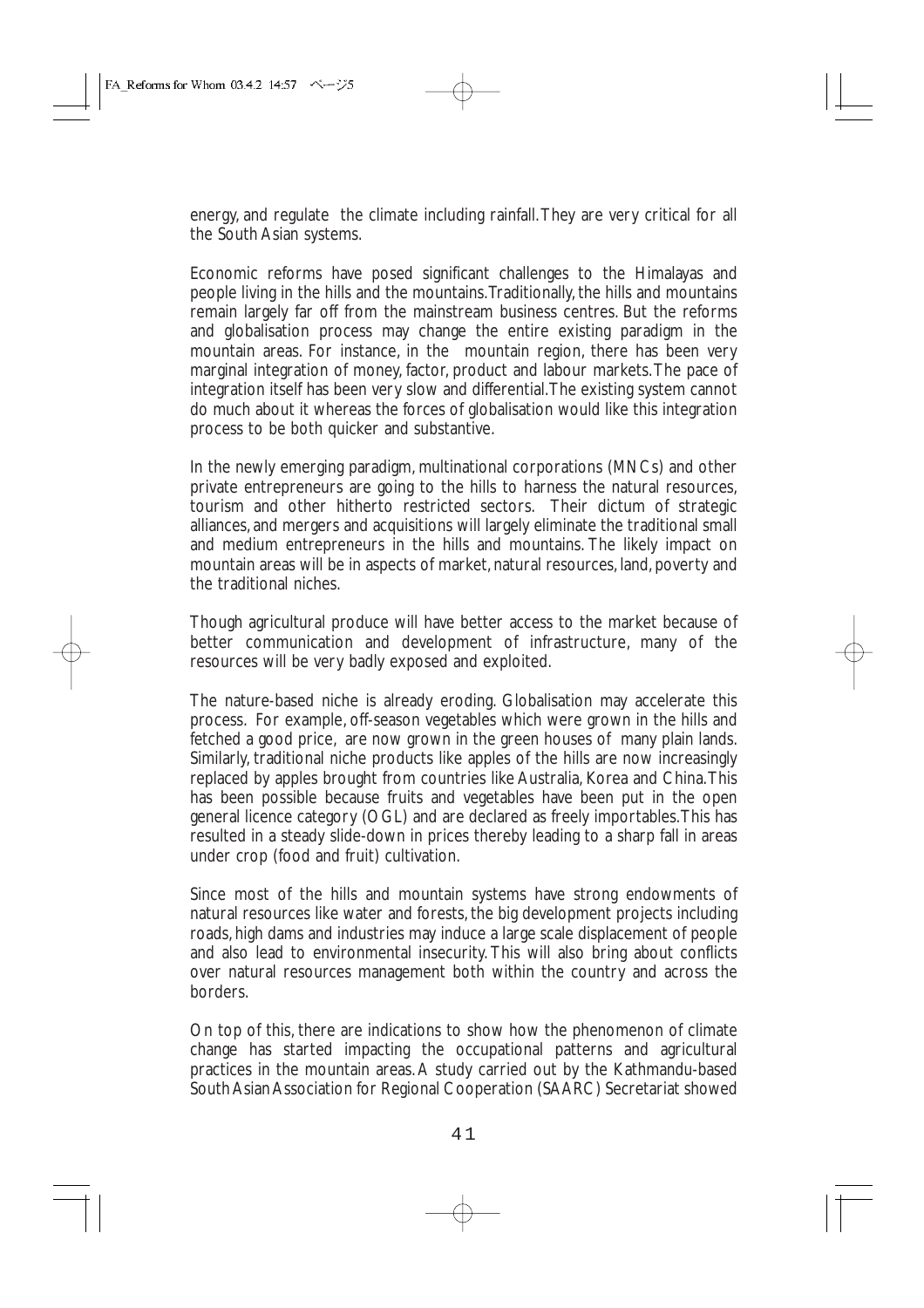energy, and regulate the climate including rainfall. They are very critical for all the South Asian systems.

Economic reforms have posed significant challenges to the Himalayas and people living in the hills and the mountains. Traditionally, the hills and mountains remain largely far off from the mainstream business centres. But the reforms and globalisation process may change the entire existing paradigm in the mountain areas. For instance, in the mountain region, there has been very marginal integration of money, factor, product and labour markets. The pace of integration itself has been very slow and differential. The existing system cannot do much about it whereas the forces of globalisation would like this integration process to be both quicker and substantive.

In the newly emerging paradigm, multinational corporations (MNCs) and other private entrepreneurs are going to the hills to harness the natural resources, tourism and other hitherto restricted sectors. Their dictum of strategic alliances, and mergers and acquisitions will largely eliminate the traditional small and medium entrepreneurs in the hills and mountains. The likely impact on mountain areas will be in aspects of market, natural resources, land, poverty and the traditional niches.

Though agricultural produce will have better access to the market because of better communication and development of infrastructure, many of the resources will be very badly exposed and exploited.

The nature-based niche is already eroding. Globalisation may accelerate this process. For example, off-season vegetables which were grown in the hills and fetched a good price, are now grown in the green houses of many plain lands. Similarly, traditional niche products like apples of the hills are now increasingly replaced by apples brought from countries like Australia, Korea and China. This has been possible because fruits and vegetables have been put in the open general licence category (OGL) and are declared as freely importables. This has resulted in a steady slide-down in prices thereby leading to a sharp fall in areas under crop (food and fruit) cultivation.

Since most of the hills and mountain systems have strong endowments of natural resources like water and forests, the big development projects including roads, high dams and industries may induce a large scale displacement of people and also lead to environmental insecurity. This will also bring about conflicts over natural resources management both within the country and across the borders.

On top of this, there are indications to show how the phenomenon of climate change has started impacting the occupational patterns and agricultural practices in the mountain areas. A study carried out by the Kathmandu-based South Asian Association for Regional Cooperation (SAARC) Secretariat showed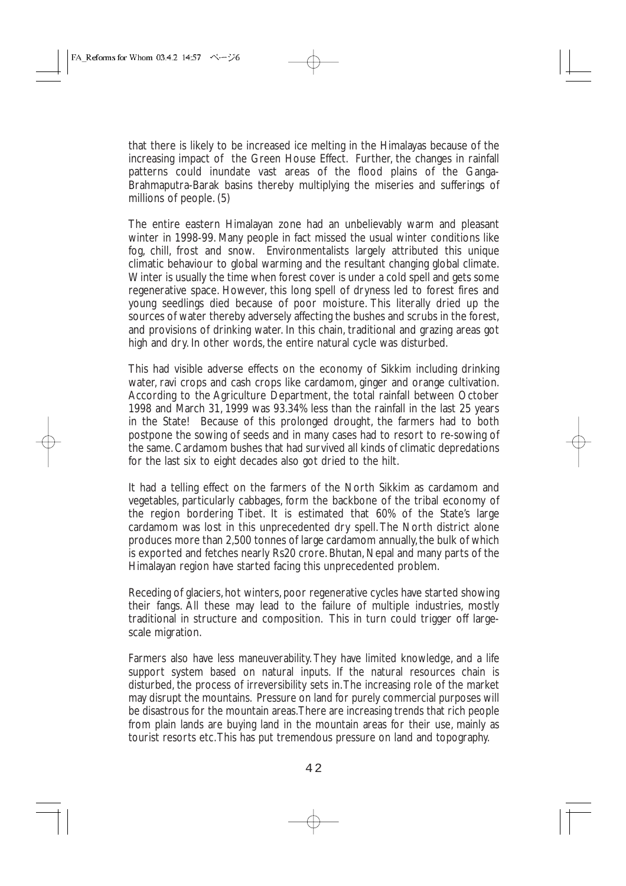that there is likely to be increased ice melting in the Himalayas because of the increasing impact of the Green House Effect. Further, the changes in rainfall patterns could inundate vast areas of the flood plains of the Ganga-Brahmaputra-Barak basins thereby multiplying the miseries and sufferings of millions of people. (5)

The entire eastern Himalayan zone had an unbelievably warm and pleasant winter in 1998-99. Many people in fact missed the usual winter conditions like fog, chill, frost and snow. Environmentalists largely attributed this unique climatic behaviour to global warming and the resultant changing global climate. Winter is usually the time when forest cover is under a cold spell and gets some regenerative space. However, this long spell of dryness led to forest fires and young seedlings died because of poor moisture. This literally dried up the sources of water thereby adversely affecting the bushes and scrubs in the forest, and provisions of drinking water. In this chain, traditional and grazing areas got high and dry. In other words, the entire natural cycle was disturbed.

This had visible adverse effects on the economy of Sikkim including drinking water, ravi crops and cash crops like cardamom, ginger and orange cultivation. According to the Agriculture Department, the total rainfall between October 1998 and March 31, 1999 was 93.34% less than the rainfall in the last 25 years in the State! Because of this prolonged drought, the farmers had to both postpone the sowing of seeds and in many cases had to resort to re-sowing of the same. Cardamom bushes that had survived all kinds of climatic depredations for the last six to eight decades also got dried to the hilt.

It had a telling effect on the farmers of the North Sikkim as cardamom and vegetables, particularly cabbages, form the backbone of the tribal economy of the region bordering Tibet. It is estimated that 60% of the State's large cardamom was lost in this unprecedented dry spell. The North district alone produces more than 2,500 tonnes of large cardamom annually, the bulk of which is exported and fetches nearly Rs20 crore. Bhutan, Nepal and many parts of the Himalayan region have started facing this unprecedented problem.

Receding of glaciers, hot winters, poor regenerative cycles have started showing their fangs. All these may lead to the failure of multiple industries, mostly traditional in structure and composition. This in turn could trigger off large-scale migration.

Farmers also have less maneuverability. They have limited knowledge, and a life support system based on natural inputs. If the natural resources chain is disturbed, the process of irreversibility sets in. The increasing role of the market may disrupt the mountains. Pressure on land for purely commercial purposes will be disastrous for the mountain areas. There are increasing trends that rich people from plain lands are buying land in the mountain areas for their use, mainly as tourist resorts etc. This has put tremendous pressure on land and topography.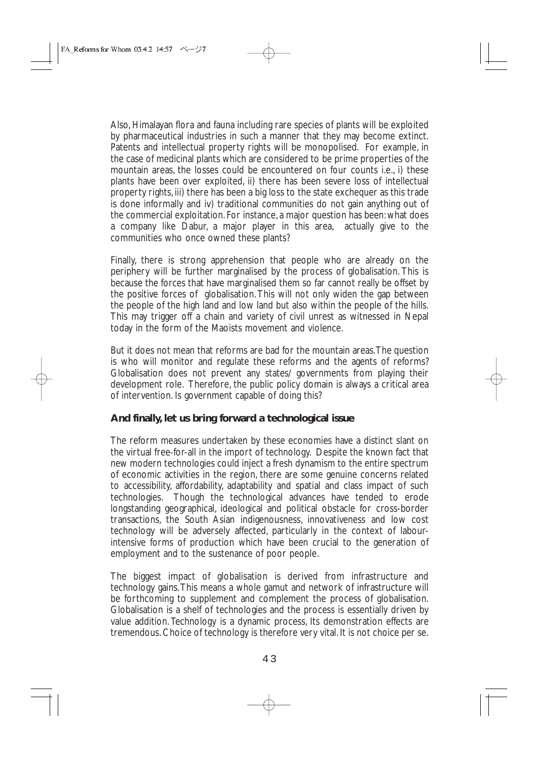Also, Himalayan flora and fauna including rare species of plants will be exploited by pharmaceutical industries in such a manner that they may become extinct. Patents and intellectual property rights will be monopolised. For example, in the case of medicinal plants which are considered to be prime properties of the mountain areas, the losses could be encountered on four counts i.e., i) these plants have been over exploited, ii) there has been severe loss of intellectual property rights, iii) there has been a big loss to the state exchequer as this trade is done informally and iv) traditional communities do not gain anything out of the commercial exploitation. For instance, a major question has been: what does a company like Dabur, a major player in this area, actually give to the communities who once owned these plants?

Finally, there is strong apprehension that people who are already on the periphery will be further marginalised by the process of globalisation. This is because the forces that have marginalised them so far cannot really be offset by the positive forces of globalisation. This will not only widen the gap between the people of the high land and low land but also within the people of the hills. This may trigger off a chain and variety of civil unrest as witnessed in Nepal today in the form of the Maoists movement and violence.

But it does not mean that reforms are bad for the mountain areas. The question is who will monitor and regulate these reforms and the agents of reforms? Globalisation does not prevent any states/ governments from playing their development role. Therefore, the public policy domain is always a critical area of intervention. Is government capable of doing this?

**And finally, let us bring forward a technological issue**

The reform measures undertaken by these economies have a distinct slant on the virtual free-for-all in the import of technology. Despite the known fact that new modern technologies could inject a fresh dynamism to the entire spectrum of economic activities in the region, there are some genuine concerns related to accessibility, affordability, adaptability and spatial and class impact of such technologies. Though the technological advances have tended to erode longstanding geographical, ideological and political obstacle for cross-border transactions, the South Asian indigenousness, innovativeness and low cost technology will be adversely affected, particularly in the context of labour-intensive forms of production which have been crucial to the generation of employment and to the sustenance of poor people.

The biggest impact of globalisation is derived from infrastructure and technology gains. This means a whole gamut and network of infrastructure will be forthcoming to supplement and complement the process of globalisation. Globalisation is a shelf of technologies and the process is essentially driven by value addition. Technology is a dynamic process, Its demonstration effects are tremendous. Choice of technology is therefore very vital. It is not choice per se.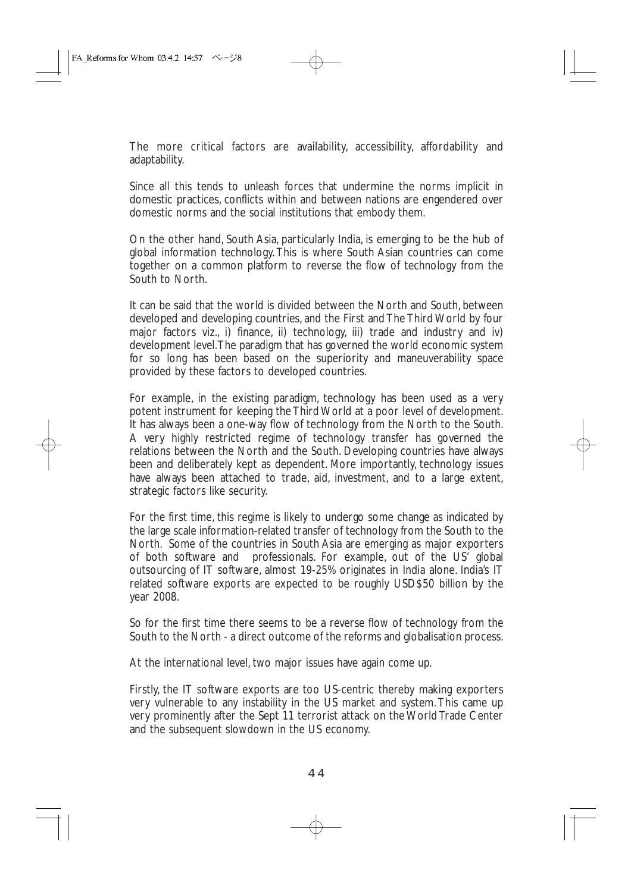The more critical factors are availability, accessibility, affordability and adaptability.

Since all this tends to unleash forces that undermine the norms implicit in domestic practices, conflicts within and between nations are engendered over domestic norms and the social institutions that embody them.

On the other hand, South Asia, particularly India, is emerging to be the hub of global information technology. This is where South Asian countries can come together on a common platform to reverse the flow of technology from the South to North.

It can be said that the world is divided between the North and South, between developed and developing countries, and the First and The Third World by four major factors viz., i) finance, ii) technology, iii) trade and industry and iv) development level. The paradigm that has governed the world economic system for so long has been based on the superiority and maneuverability space provided by these factors to developed countries.

For example, in the existing paradigm, technology has been used as a very potent instrument for keeping the Third World at a poor level of development. It has always been a one-way flow of technology from the North to the South. A very highly restricted regime of technology transfer has governed the relations between the North and the South. Developing countries have always been and deliberately kept as dependent. More importantly, technology issues have always been attached to trade, aid, investment, and to a large extent, strategic factors like security.

For the first time, this regime is likely to undergo some change as indicated by the large scale information-related transfer of technology from the South to the North. Some of the countries in South Asia are emerging as major exporters of both software and professionals. For example, out of the US' global outsourcing of IT software, almost 19-25% originates in India alone. India's IT related software exports are expected to be roughly USD$50 billion by the year 2008.

So for the first time there seems to be a reverse flow of technology from the South to the North - a direct outcome of the reforms and globalisation process.

At the international level, two major issues have again come up.

Firstly, the IT software exports are too US-centric thereby making exporters very vulnerable to any instability in the US market and system. This came up very prominently after the Sept 11 terrorist attack on the World Trade Center and the subsequent slowdown in the US economy.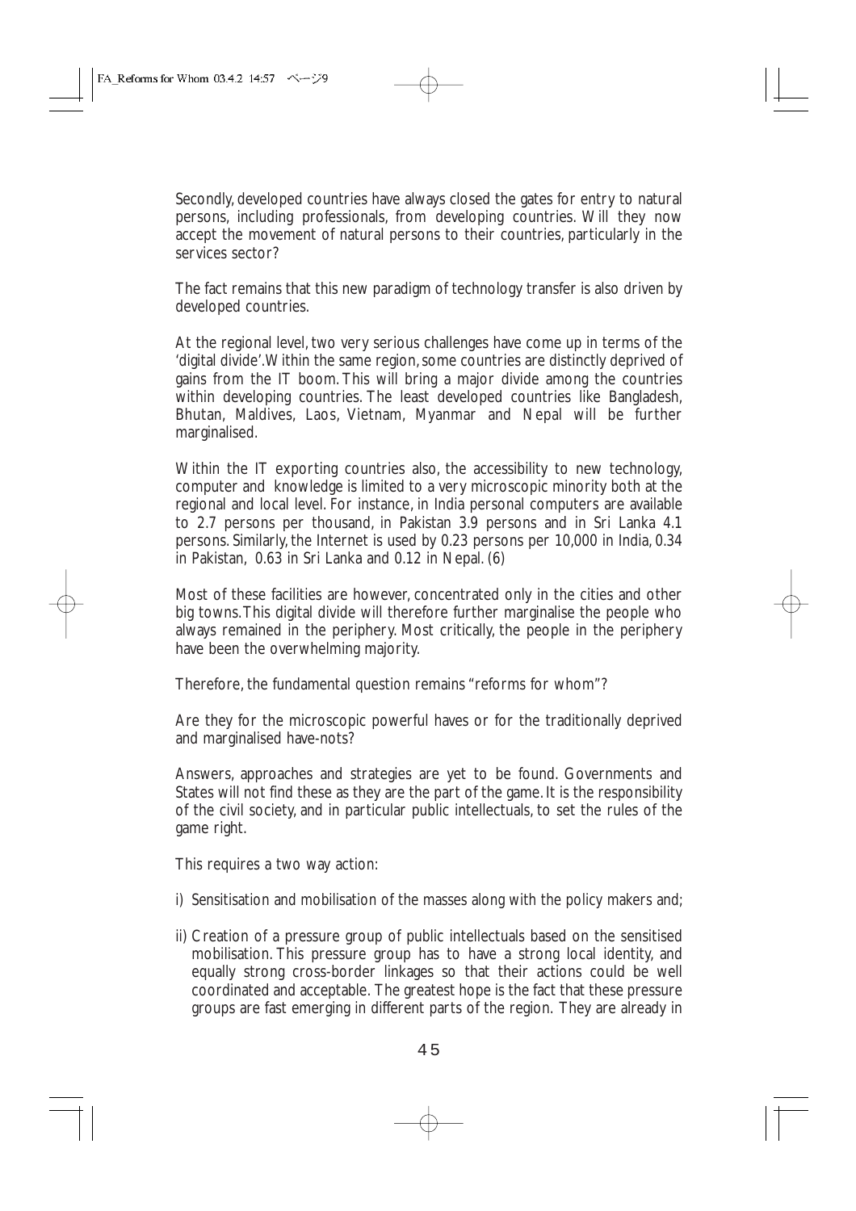Secondly, developed countries have always closed the gates for entry to natural persons, including professionals, from developing countries. Will they now accept the movement of natural persons to their countries, particularly in the services sector?

The fact remains that this new paradigm of technology transfer is also driven by developed countries.

At the regional level, two very serious challenges have come up in terms of the 'digital divide'. Within the same region, some countries are distinctly deprived of gains from the IT boom. This will bring a major divide among the countries within developing countries. The least developed countries like Bangladesh, Bhutan, Maldives, Laos, Vietnam, Myanmar and Nepal will be further marginalised.

Within the IT exporting countries also, the accessibility to new technology, computer and knowledge is limited to a very microscopic minority both at the regional and local level. For instance, in India personal computers are available to 2.7 persons per thousand, in Pakistan 3.9 persons and in Sri Lanka 4.1 persons. Similarly, the Internet is used by 0.23 persons per 10,000 in India, 0.34 in Pakistan, 0.63 in Sri Lanka and 0.12 in Nepal. (6)

Most of these facilities are however, concentrated only in the cities and other big towns. This digital divide will therefore further marginalise the people who always remained in the periphery. Most critically, the people in the periphery have been the overwhelming majority.

Therefore, the fundamental question remains "reforms for whom"?

Are they for the microscopic powerful haves or for the traditionally deprived and marginalised have-nots?

Answers, approaches and strategies are yet to be found. Governments and States will not find these as they are the part of the game. It is the responsibility of the civil society, and in particular public intellectuals, to set the rules of the game right.

This requires a two way action:

i) Sensitisation and mobilisation of the masses along with the policy makers and;

ii) Creation of a pressure group of public intellectuals based on the sensitised mobilisation. This pressure group has to have a strong local identity, and equally strong cross-border linkages so that their actions could be well coordinated and acceptable. The greatest hope is the fact that these pressure groups are fast emerging in different parts of the region. They are already in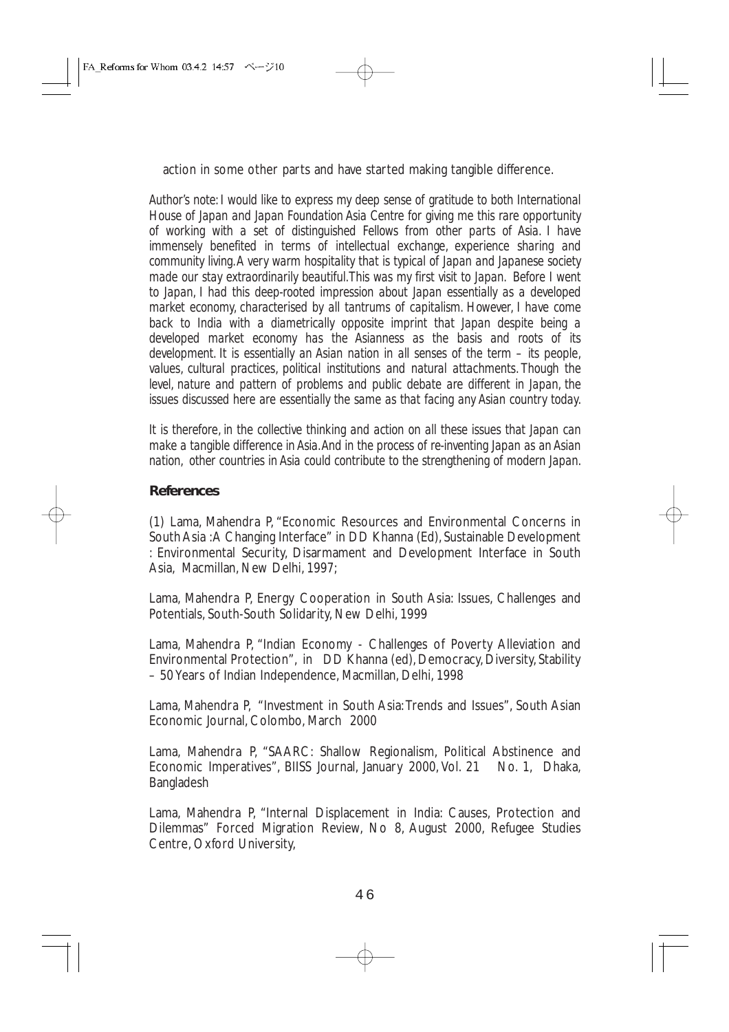action in some other parts and have started making tangible difference.

*Author's note: I would like to express my deep sense of gratitude to both International House of Japan and Japan Foundation Asia Centre for giving me this rare opportunity of working with a set of distinguished Fellows from other parts of Asia. I have immensely benefited in terms of intellectual exchange, experience sharing and community living. A very warm hospitality that is typical of Japan and Japanese society made our stay extraordinarily beautiful. This was my first visit to Japan. Before I went to Japan, I had this deep-rooted impression about Japan essentially as a developed market economy, characterised by all tantrums of capitalism. However, I have come back to India with a diametrically opposite imprint that Japan despite being a developed market economy has the Asianness as the basis and roots of its development. It is essentially an Asian nation in all senses of the term – its people, values, cultural practices, political institutions and natural attachments. Though the level, nature and pattern of problems and public debate are different in Japan, the issues discussed here are essentially the same as that facing any Asian country today.*

*It is therefore, in the collective thinking and action on all these issues that Japan can make a tangible difference in Asia. And in the process of re-inventing Japan as an Asian nation, other countries in Asia could contribute to the strengthening of modern Japan.*

**References**

(1) Lama, Mahendra P, "Economic Resources and Environmental Concerns in South Asia : A Changing Interface" in DD Khanna (Ed), Sustainable Development : Environmental Security, Disarmament and Development Interface in South Asia, Macmillan, New Delhi, 1997;

Lama, Mahendra P, Energy Cooperation in South Asia: Issues, Challenges and Potentials, South-South Solidarity, New Delhi, 1999

Lama, Mahendra P, "Indian Economy - Challenges of Poverty Alleviation and Environmental Protection", in DD Khanna (ed), Democracy, Diversity, Stability – 50 Years of Indian Independence, Macmillan, Delhi, 1998

Lama, Mahendra P, "Investment in South Asia: Trends and Issues", South Asian Economic Journal, Colombo, March 2000

Lama, Mahendra P, "SAARC: Shallow Regionalism, Political Abstinence and Economic Imperatives", BIISS Journal, January 2000, Vol. 21 No. 1, Dhaka, Bangladesh

Lama, Mahendra P, "Internal Displacement in India: Causes, Protection and Dilemmas" Forced Migration Review, No 8, August 2000, Refugee Studies Centre, Oxford University,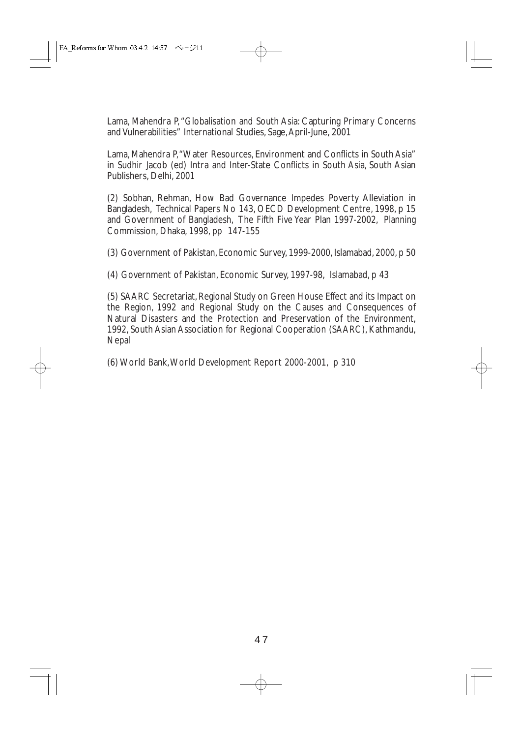Lama, Mahendra P, "Globalisation and South Asia: Capturing Primary Concerns and Vulnerabilities" International Studies, Sage, April-June, 2001

Lama, Mahendra P, "Water Resources, Environment and Conflicts in South Asia" in Sudhir Jacob (ed) Intra and Inter-State Conflicts in South Asia, South Asian Publishers, Delhi, 2001

(2) Sobhan, Rehman, How Bad Governance Impedes Poverty Alleviation in Bangladesh, Technical Papers No 143, OECD Development Centre, 1998, p 15 and Government of Bangladesh, The Fifth Five Year Plan 1997-2002, Planning Commission, Dhaka, 1998, pp 147-155

(3) Government of Pakistan, Economic Survey, 1999-2000, Islamabad, 2000, p 50

(4) Government of Pakistan, Economic Survey, 1997-98, Islamabad, p 43

(5) SAARC Secretariat, Regional Study on Green House Effect and its Impact on the Region, 1992 and Regional Study on the Causes and Consequences of Natural Disasters and the Protection and Preservation of the Environment, 1992, South Asian Association for Regional Cooperation (SAARC), Kathmandu, Nepal

(6) World Bank, World Development Report 2000-2001, p 310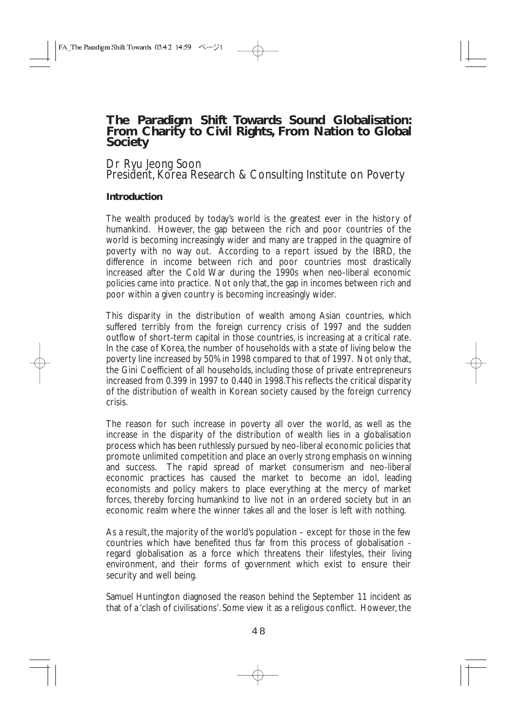# The Paradigm Shift Towards Sound Globalisation: From Charity to Civil Rights, From Nation to Global Society

Dr Ryu Jeong Soon
President, Korea Research & Consulting Institute on Poverty

### Introduction

The wealth produced by today's world is the greatest ever in the history of humankind. However, the gap between the rich and poor countries of the world is becoming increasingly wider and many are trapped in the quagmire of poverty with no way out. According to a report issued by the IBRD, the difference in income between rich and poor countries most drastically increased after the Cold War during the 1990s when neo-liberal economic policies came into practice. Not only that, the gap in incomes between rich and poor within a given country is becoming increasingly wider.

This disparity in the distribution of wealth among Asian countries, which suffered terribly from the foreign currency crisis of 1997 and the sudden outflow of short-term capital in those countries, is increasing at a critical rate. In the case of Korea, the number of households with a state of living below the poverty line increased by 50% in 1998 compared to that of 1997. Not only that, the Gini Coefficient of all households, including those of private entrepreneurs increased from 0.399 in 1997 to 0.440 in 1998.This reflects the critical disparity of the distribution of wealth in Korean society caused by the foreign currency crisis.

The reason for such increase in poverty all over the world, as well as the increase in the disparity of the distribution of wealth lies in a globalisation process which has been ruthlessly pursued by neo-liberal economic policies that promote unlimited competition and place an overly strong emphasis on winning and success. The rapid spread of market consumerism and neo-liberal economic practices has caused the market to become an idol, leading economists and policy makers to place everything at the mercy of market forces, thereby forcing humankind to live not in an ordered society but in an economic realm where the winner takes all and the loser is left with nothing.

As a result, the majority of the world's population – except for those in the few countries which have benefited thus far from this process of globalisation - regard globalisation as a force which threatens their lifestyles, their living environment, and their forms of government which exist to ensure their security and well being.

Samuel Huntington diagnosed the reason behind the September 11 incident as that of a 'clash of civilisations'. Some view it as a religious conflict. However, the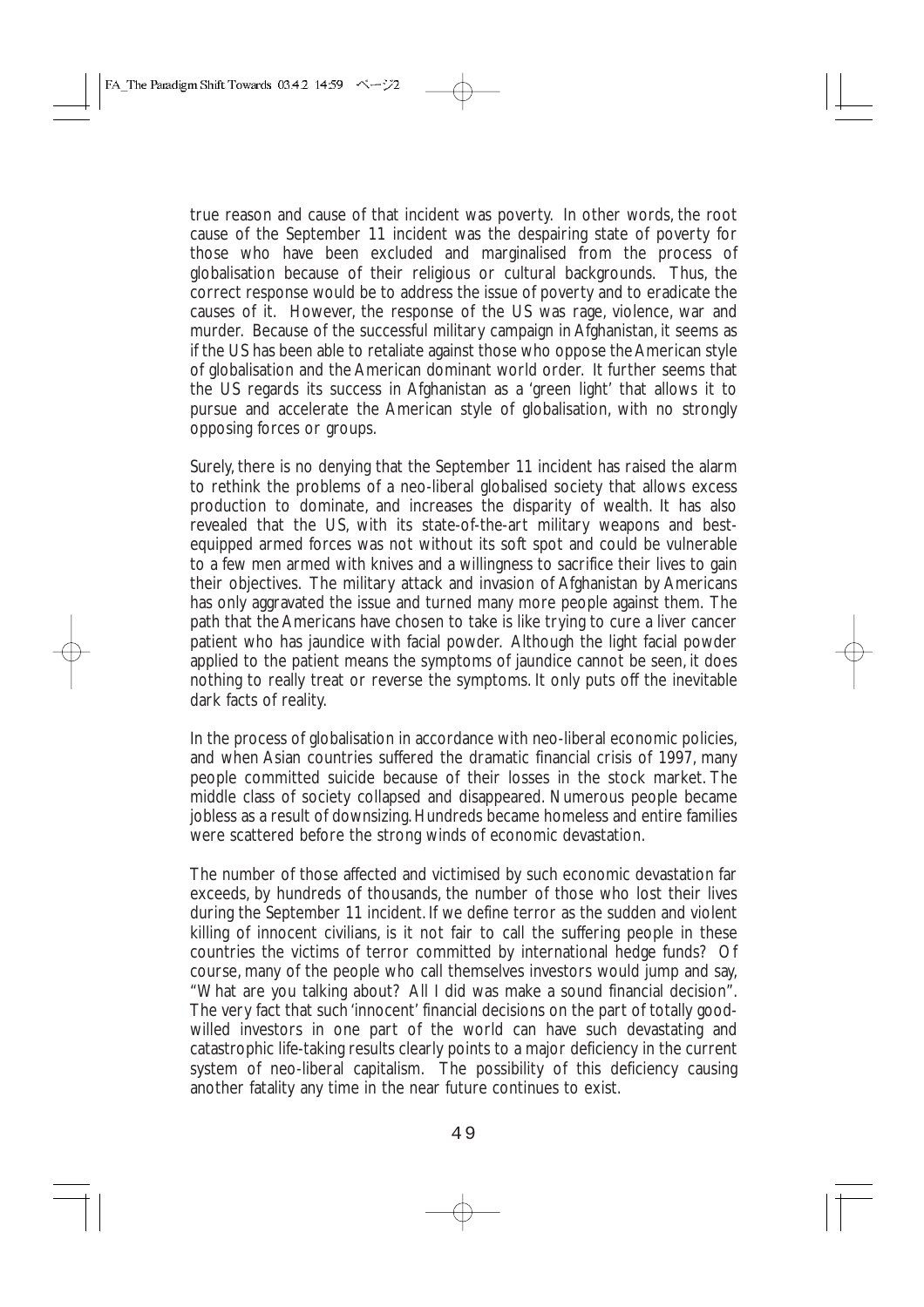true reason and cause of that incident was poverty. In other words, the root cause of the September 11 incident was the despairing state of poverty for those who have been excluded and marginalised from the process of globalisation because of their religious or cultural backgrounds. Thus, the correct response would be to address the issue of poverty and to eradicate the causes of it. However, the response of the US was rage, violence, war and murder. Because of the successful military campaign in Afghanistan, it seems as if the US has been able to retaliate against those who oppose the American style of globalisation and the American dominant world order. It further seems that the US regards its success in Afghanistan as a 'green light' that allows it to pursue and accelerate the American style of globalisation, with no strongly opposing forces or groups.

Surely, there is no denying that the September 11 incident has raised the alarm to rethink the problems of a neo-liberal globalised society that allows excess production to dominate, and increases the disparity of wealth. It has also revealed that the US, with its state-of-the-art military weapons and best-equipped armed forces was not without its soft spot and could be vulnerable to a few men armed with knives and a willingness to sacrifice their lives to gain their objectives. The military attack and invasion of Afghanistan by Americans has only aggravated the issue and turned many more people against them. The path that the Americans have chosen to take is like trying to cure a liver cancer patient who has jaundice with facial powder. Although the light facial powder applied to the patient means the symptoms of jaundice cannot be seen, it does nothing to really treat or reverse the symptoms. It only puts off the inevitable dark facts of reality.

In the process of globalisation in accordance with neo-liberal economic policies, and when Asian countries suffered the dramatic financial crisis of 1997, many people committed suicide because of their losses in the stock market. The middle class of society collapsed and disappeared. Numerous people became jobless as a result of downsizing. Hundreds became homeless and entire families were scattered before the strong winds of economic devastation.

The number of those affected and victimised by such economic devastation far exceeds, by hundreds of thousands, the number of those who lost their lives during the September 11 incident. If we define terror as the sudden and violent killing of innocent civilians, is it not fair to call the suffering people in these countries the victims of terror committed by international hedge funds? Of course, many of the people who call themselves investors would jump and say, "What are you talking about? All I did was make a sound financial decision". The very fact that such 'innocent' financial decisions on the part of totally good-willed investors in one part of the world can have such devastating and catastrophic life-taking results clearly points to a major deficiency in the current system of neo-liberal capitalism. The possibility of this deficiency causing another fatality any time in the near future continues to exist.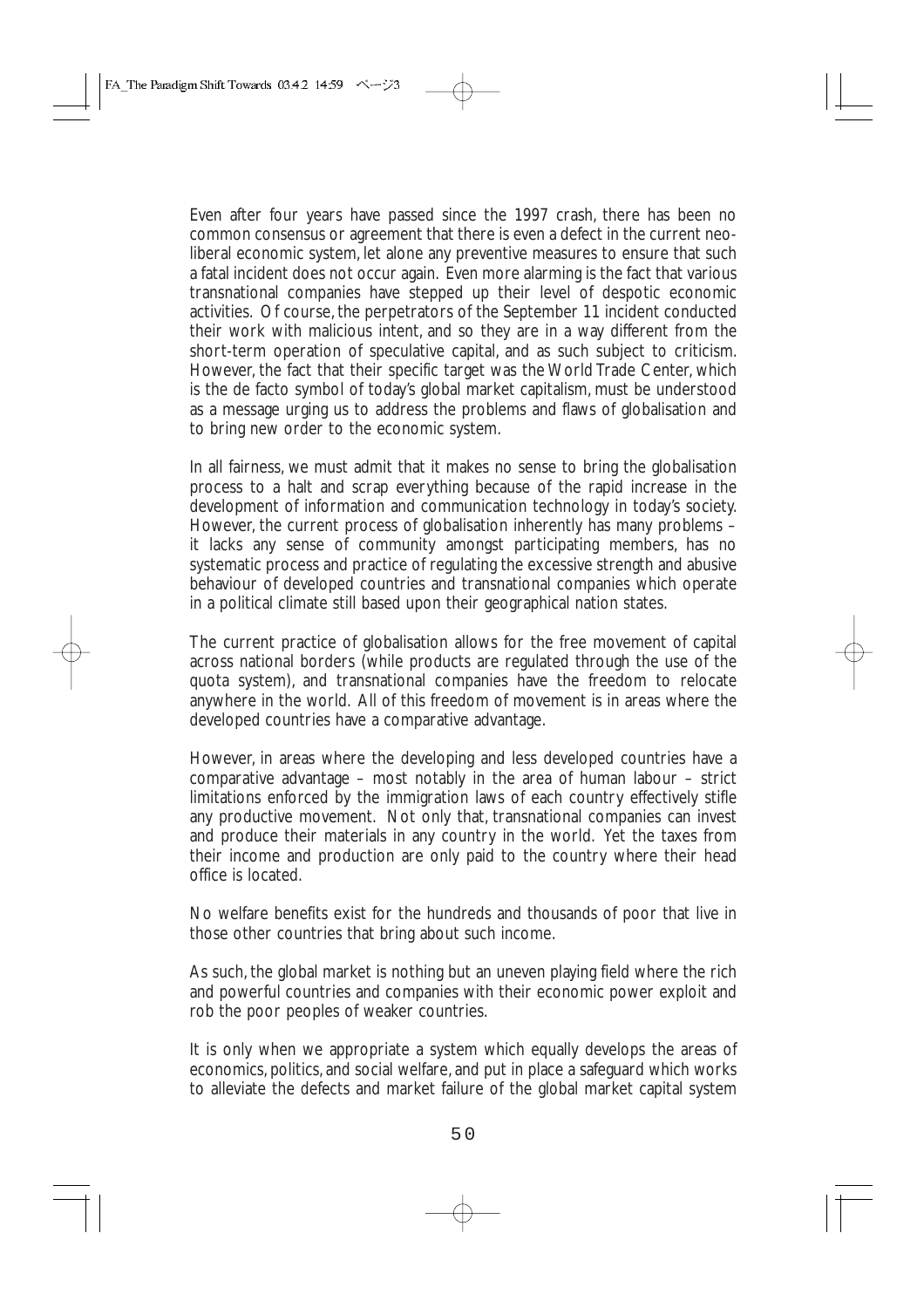Even after four years have passed since the 1997 crash, there has been no common consensus or agreement that there is even a defect in the current neo-liberal economic system, let alone any preventive measures to ensure that such a fatal incident does not occur again. Even more alarming is the fact that various transnational companies have stepped up their level of despotic economic activities. Of course, the perpetrators of the September 11 incident conducted their work with malicious intent, and so they are in a way different from the short-term operation of speculative capital, and as such subject to criticism. However, the fact that their specific target was the World Trade Center, which is the de facto symbol of today's global market capitalism, must be understood as a message urging us to address the problems and flaws of globalisation and to bring new order to the economic system.

In all fairness, we must admit that it makes no sense to bring the globalisation process to a halt and scrap everything because of the rapid increase in the development of information and communication technology in today's society. However, the current process of globalisation inherently has many problems – it lacks any sense of community amongst participating members, has no systematic process and practice of regulating the excessive strength and abusive behaviour of developed countries and transnational companies which operate in a political climate still based upon their geographical nation states.

The current practice of globalisation allows for the free movement of capital across national borders (while products are regulated through the use of the quota system), and transnational companies have the freedom to relocate anywhere in the world. All of this freedom of movement is in areas where the developed countries have a comparative advantage.

However, in areas where the developing and less developed countries have a comparative advantage – most notably in the area of human labour – strict limitations enforced by the immigration laws of each country effectively stifle any productive movement. Not only that, transnational companies can invest and produce their materials in any country in the world. Yet the taxes from their income and production are only paid to the country where their head office is located.

No welfare benefits exist for the hundreds and thousands of poor that live in those other countries that bring about such income.

As such, the global market is nothing but an uneven playing field where the rich and powerful countries and companies with their economic power exploit and rob the poor peoples of weaker countries.

It is only when we appropriate a system which equally develops the areas of economics, politics, and social welfare, and put in place a safeguard which works to alleviate the defects and market failure of the global market capital system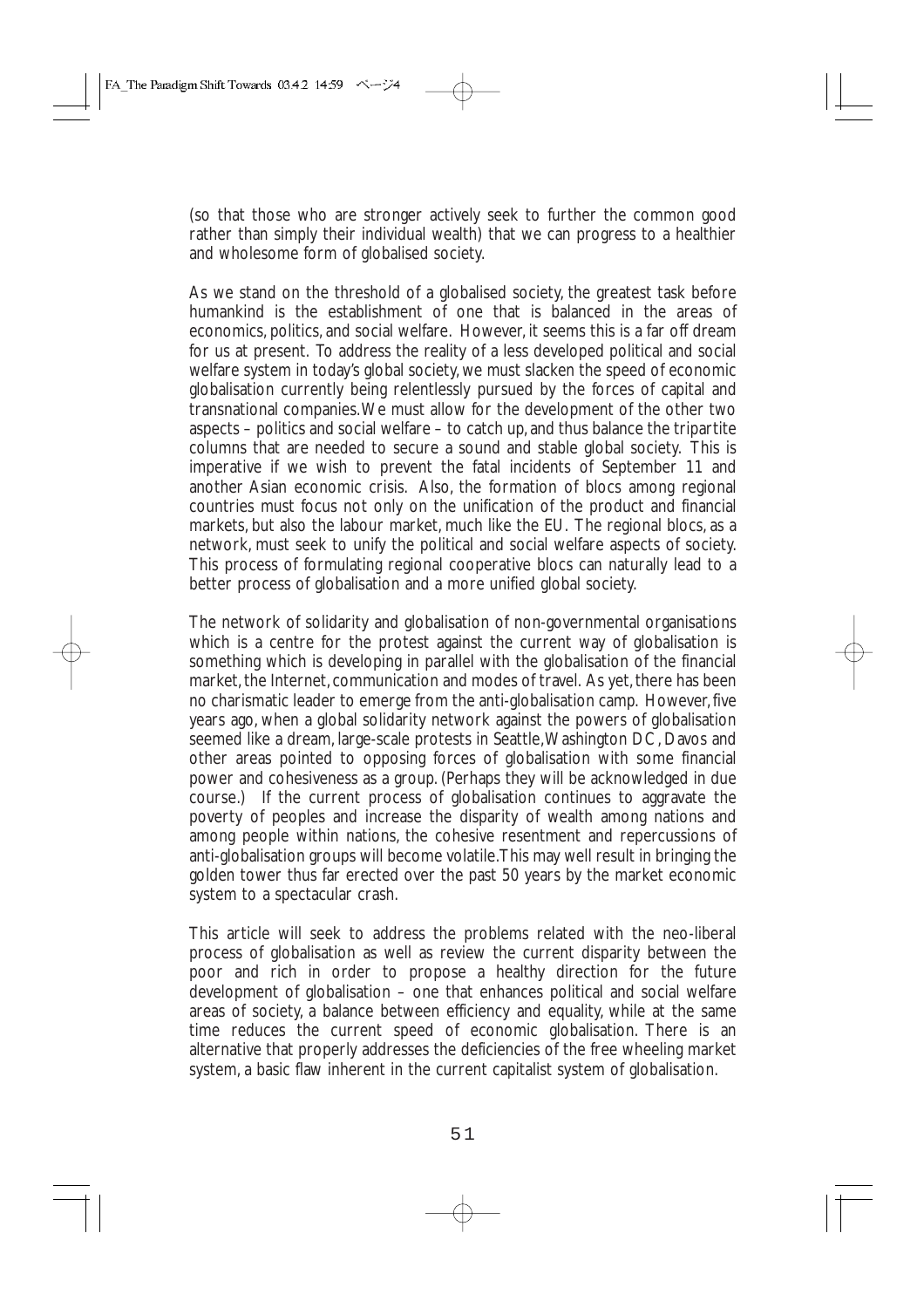(so that those who are stronger actively seek to further the common good rather than simply their individual wealth) that we can progress to a healthier and wholesome form of globalised society.

As we stand on the threshold of a globalised society, the greatest task before humankind is the establishment of one that is balanced in the areas of economics, politics, and social welfare. However, it seems this is a far off dream for us at present. To address the reality of a less developed political and social welfare system in today's global society, we must slacken the speed of economic globalisation currently being relentlessly pursued by the forces of capital and transnational companies. We must allow for the development of the other two aspects – politics and social welfare – to catch up, and thus balance the tripartite columns that are needed to secure a sound and stable global society. This is imperative if we wish to prevent the fatal incidents of September 11 and another Asian economic crisis. Also, the formation of blocs among regional countries must focus not only on the unification of the product and financial markets, but also the labour market, much like the EU. The regional blocs, as a network, must seek to unify the political and social welfare aspects of society. This process of formulating regional cooperative blocs can naturally lead to a better process of globalisation and a more unified global society.

The network of solidarity and globalisation of non-governmental organisations which is a centre for the protest against the current way of globalisation is something which is developing in parallel with the globalisation of the financial market, the Internet, communication and modes of travel. As yet, there has been no charismatic leader to emerge from the anti-globalisation camp. However, five years ago, when a global solidarity network against the powers of globalisation seemed like a dream, large-scale protests in Seattle, Washington DC, Davos and other areas pointed to opposing forces of globalisation with some financial power and cohesiveness as a group. (Perhaps they will be acknowledged in due course.) If the current process of globalisation continues to aggravate the poverty of peoples and increase the disparity of wealth among nations and among people within nations, the cohesive resentment and repercussions of anti-globalisation groups will become volatile. This may well result in bringing the golden tower thus far erected over the past 50 years by the market economic system to a spectacular crash.

This article will seek to address the problems related with the neo-liberal process of globalisation as well as review the current disparity between the poor and rich in order to propose a healthy direction for the future development of globalisation – one that enhances political and social welfare areas of society, a balance between efficiency and equality, while at the same time reduces the current speed of economic globalisation. There is an alternative that properly addresses the deficiencies of the free wheeling market system, a basic flaw inherent in the current capitalist system of globalisation.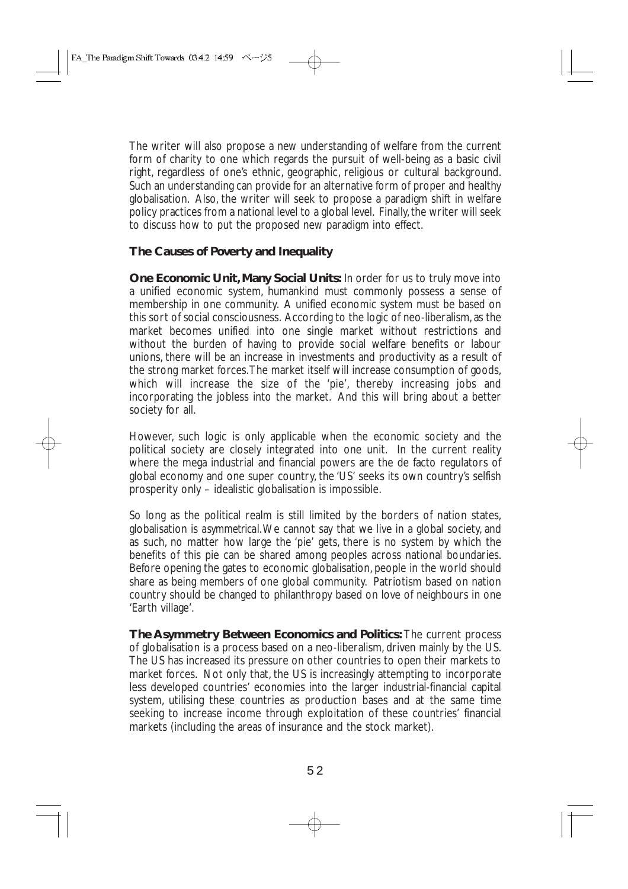The writer will also propose a new understanding of welfare from the current form of charity to one which regards the pursuit of well-being as a basic civil right, regardless of one's ethnic, geographic, religious or cultural background. Such an understanding can provide for an alternative form of proper and healthy globalisation. Also, the writer will seek to propose a paradigm shift in welfare policy practices from a national level to a global level. Finally, the writer will seek to discuss how to put the proposed new paradigm into effect.

## The Causes of Poverty and Inequality

**One Economic Unit, Many Social Units:** In order for us to truly move into a unified economic system, humankind must commonly possess a sense of membership in one community. A unified economic system must be based on this sort of social consciousness. According to the logic of neo-liberalism, as the market becomes unified into one single market without restrictions and without the burden of having to provide social welfare benefits or labour unions, there will be an increase in investments and productivity as a result of the strong market forces. The market itself will increase consumption of goods, which will increase the size of the 'pie', thereby increasing jobs and incorporating the jobless into the market. And this will bring about a better society for all.

However, such logic is only applicable when the economic society and the political society are closely integrated into one unit. In the current reality where the mega industrial and financial powers are the de facto regulators of global economy and one super country, the 'US' seeks its own country's selfish prosperity only – idealistic globalisation is impossible.

So long as the political realm is still limited by the borders of nation states, globalisation is *asymmetrical*. We cannot say that we live in a global society, and as such, no matter how large the 'pie' gets, there is no system by which the benefits of this pie can be shared among peoples across national boundaries. Before opening the gates to economic globalisation, people in the world should share as being members of one global community. Patriotism based on nation country should be changed to philanthropy based on love of neighbours in one 'Earth village'.

**The Asymmetry Between Economics and Politics:** The current process of globalisation is a process based on a neo-liberalism, driven mainly by the US. The US has increased its pressure on other countries to open their markets to market forces. Not only that, the US is increasingly attempting to incorporate less developed countries' economies into the larger industrial-financial capital system, utilising these countries as production bases and at the same time seeking to increase income through exploitation of these countries' financial markets (including the areas of insurance and the stock market).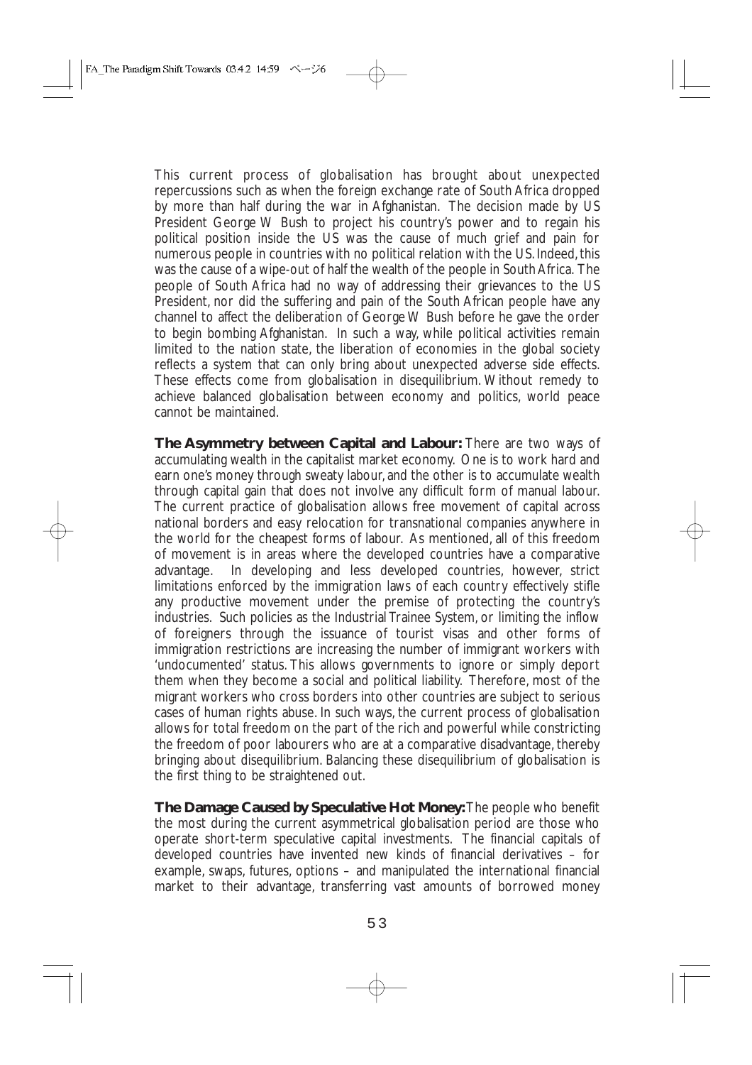This current process of globalisation has brought about unexpected repercussions such as when the foreign exchange rate of South Africa dropped by more than half during the war in Afghanistan. The decision made by US President George W Bush to project his country's power and to regain his political position inside the US was the cause of much grief and pain for numerous people in countries with no political relation with the US. Indeed, this was the cause of a wipe-out of half the wealth of the people in South Africa. The people of South Africa had no way of addressing their grievances to the US President, nor did the suffering and pain of the South African people have any channel to affect the deliberation of George W Bush before he gave the order to begin bombing Afghanistan. In such a way, while political activities remain limited to the nation state, the liberation of economies in the global society reflects a system that can only bring about unexpected adverse side effects. These effects come from globalisation in disequilibrium. Without remedy to achieve balanced globalisation between economy and politics, world peace cannot be maintained.

**The Asymmetry between Capital and Labour:** There are two ways of accumulating wealth in the capitalist market economy. One is to work hard and earn one's money through sweaty labour, and the other is to accumulate wealth through capital gain that does not involve any difficult form of manual labour. The current practice of globalisation allows free movement of capital across national borders and easy relocation for transnational companies anywhere in the world for the cheapest forms of labour. As mentioned, all of this freedom of movement is in areas where the developed countries have a comparative advantage. In developing and less developed countries, however, strict limitations enforced by the immigration laws of each country effectively stifle any productive movement under the premise of protecting the country's industries. Such policies as the Industrial Trainee System, or limiting the inflow of foreigners through the issuance of tourist visas and other forms of immigration restrictions are increasing the number of immigrant workers with 'undocumented' status. This allows governments to ignore or simply deport them when they become a social and political liability. Therefore, most of the migrant workers who cross borders into other countries are subject to serious cases of human rights abuse. In such ways, the current process of globalisation allows for total freedom on the part of the rich and powerful while constricting the freedom of poor labourers who are at a comparative disadvantage, thereby bringing about disequilibrium. Balancing these disequilibrium of globalisation is the first thing to be straightened out.

**The Damage Caused by Speculative Hot Money:** The people who benefit the most during the current asymmetrical globalisation period are those who operate short-term speculative capital investments. The financial capitals of developed countries have invented new kinds of financial derivatives – for example, swaps, futures, options – and manipulated the international financial market to their advantage, transferring vast amounts of borrowed money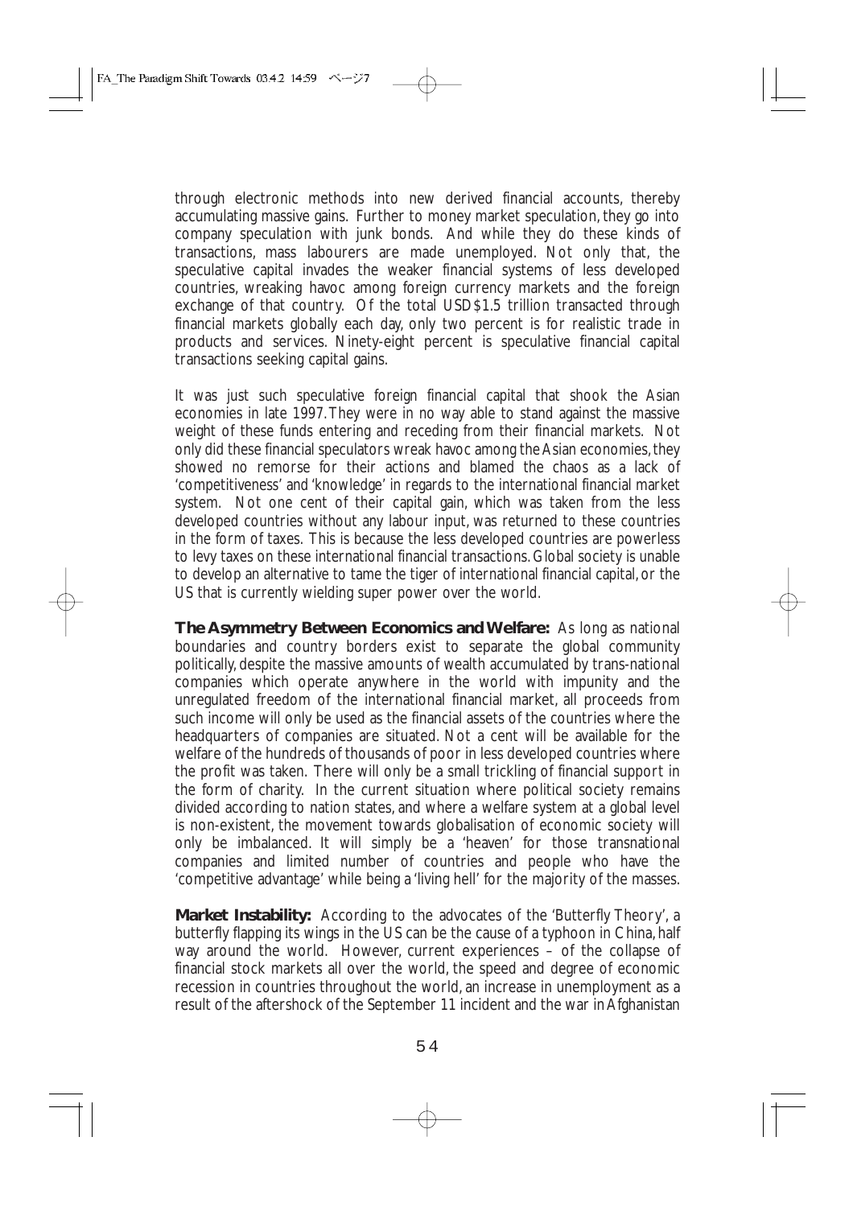through electronic methods into new derived financial accounts, thereby accumulating massive gains. Further to money market speculation, they go into company speculation with junk bonds. And while they do these kinds of transactions, mass labourers are made unemployed. Not only that, the speculative capital invades the weaker financial systems of less developed countries, wreaking havoc among foreign currency markets and the foreign exchange of that country. Of the total USD$1.5 trillion transacted through financial markets globally each day, only two percent is for realistic trade in products and services. Ninety-eight percent is speculative financial capital transactions seeking capital gains.

It was just such speculative foreign financial capital that shook the Asian economies in late 1997. They were in no way able to stand against the massive weight of these funds entering and receding from their financial markets. Not only did these financial speculators wreak havoc among the Asian economies, they showed no remorse for their actions and blamed the chaos as a lack of 'competitiveness' and 'knowledge' in regards to the international financial market system. Not one cent of their capital gain, which was taken from the less developed countries without any labour input, was returned to these countries in the form of taxes. This is because the less developed countries are powerless to levy taxes on these international financial transactions. Global society is unable to develop an alternative to tame the tiger of international financial capital, or the US that is currently wielding super power over the world.

**The Asymmetry Between Economics and Welfare:** As long as national boundaries and country borders exist to separate the global community politically, despite the massive amounts of wealth accumulated by trans-national companies which operate anywhere in the world with impunity and the unregulated freedom of the international financial market, all proceeds from such income will only be used as the financial assets of the countries where the headquarters of companies are situated. Not a cent will be available for the welfare of the hundreds of thousands of poor in less developed countries where the profit was taken. There will only be a small trickling of financial support in the form of charity. In the current situation where political society remains divided according to nation states, and where a welfare system at a global level is non-existent, the movement towards globalisation of economic society will only be imbalanced. It will simply be a 'heaven' for those transnational companies and limited number of countries and people who have the 'competitive advantage' while being a 'living hell' for the majority of the masses.

**Market Instability:** According to the advocates of the 'Butterfly Theory', a butterfly flapping its wings in the US can be the cause of a typhoon in China, half way around the world. However, current experiences – of the collapse of financial stock markets all over the world, the speed and degree of economic recession in countries throughout the world, an increase in unemployment as a result of the aftershock of the September 11 incident and the war in Afghanistan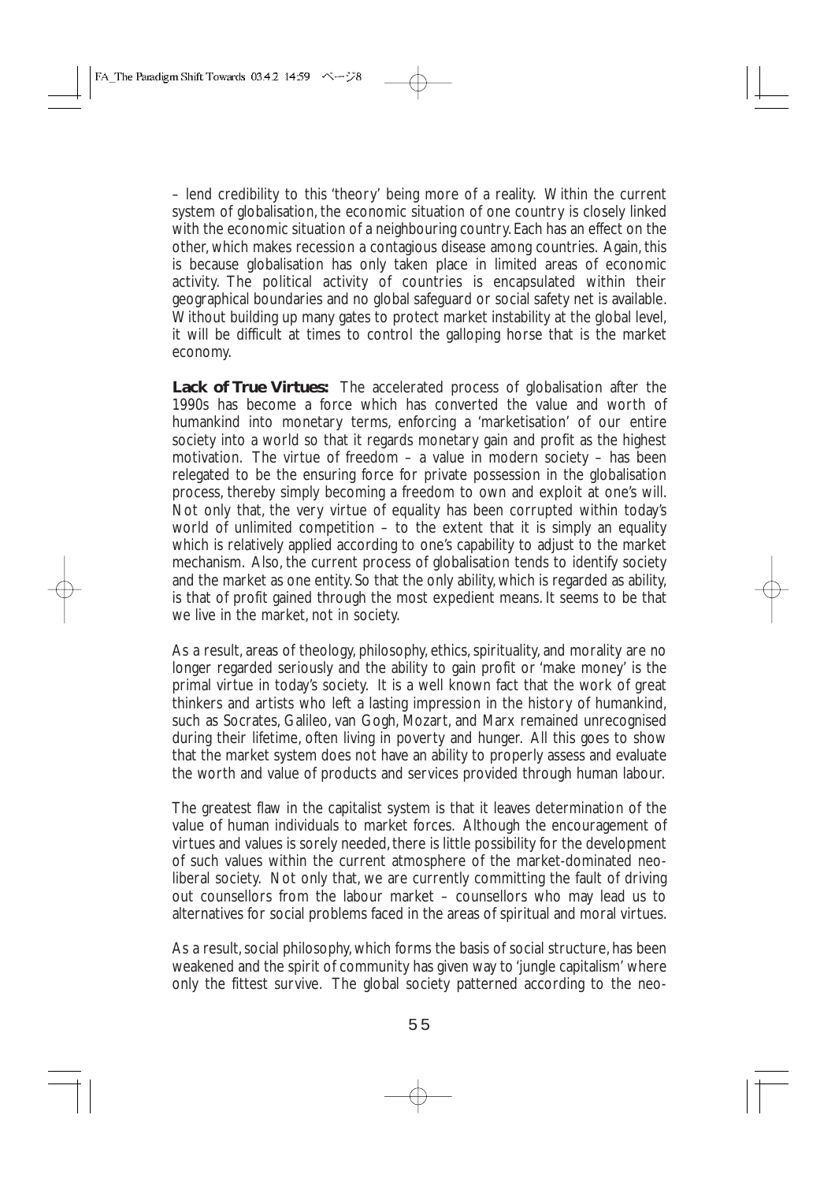– lend credibility to this 'theory' being more of a reality. Within the current system of globalisation, the economic situation of one country is closely linked with the economic situation of a neighbouring country. Each has an effect on the other, which makes recession a contagious disease among countries. Again, this is because globalisation has only taken place in limited areas of economic activity. The political activity of countries is encapsulated within their geographical boundaries and no global safeguard or social safety net is available. Without building up many gates to protect market instability at the global level, it will be difficult at times to control the galloping horse that is the market economy.

**Lack of True Virtues:** The accelerated process of globalisation after the 1990s has become a force which has converted the value and worth of humankind into monetary terms, enforcing a 'marketisation' of our entire society into a world so that it regards monetary gain and profit as the highest motivation. The virtue of freedom – a value in modern society – has been relegated to be the ensuring force for private possession in the globalisation process, thereby simply becoming a freedom to own and exploit at one's will. Not only that, the very virtue of equality has been corrupted within today's world of unlimited competition – to the extent that it is simply an equality which is relatively applied according to one's capability to adjust to the market mechanism. Also, the current process of globalisation tends to identify society and the market as one entity. So that the only ability, which is regarded as ability, is that of profit gained through the most expedient means. It seems to be that we live in the market, not in society.

As a result, areas of theology, philosophy, ethics, spirituality, and morality are no longer regarded seriously and the ability to gain profit or 'make money' is the primal virtue in today's society. It is a well known fact that the work of great thinkers and artists who left a lasting impression in the history of humankind, such as Socrates, Galileo, van Gogh, Mozart, and Marx remained unrecognised during their lifetime, often living in poverty and hunger. All this goes to show that the market system does not have an ability to properly assess and evaluate the worth and value of products and services provided through human labour.

The greatest flaw in the capitalist system is that it leaves determination of the value of human individuals to market forces. Although the encouragement of virtues and values is sorely needed, there is little possibility for the development of such values within the current atmosphere of the market-dominated neo-liberal society. Not only that, we are currently committing the fault of driving out counsellors from the labour market – counsellors who may lead us to alternatives for social problems faced in the areas of spiritual and moral virtues.

As a result, social philosophy, which forms the basis of social structure, has been weakened and the spirit of community has given way to 'jungle capitalism' where only the fittest survive. The global society patterned according to the neo-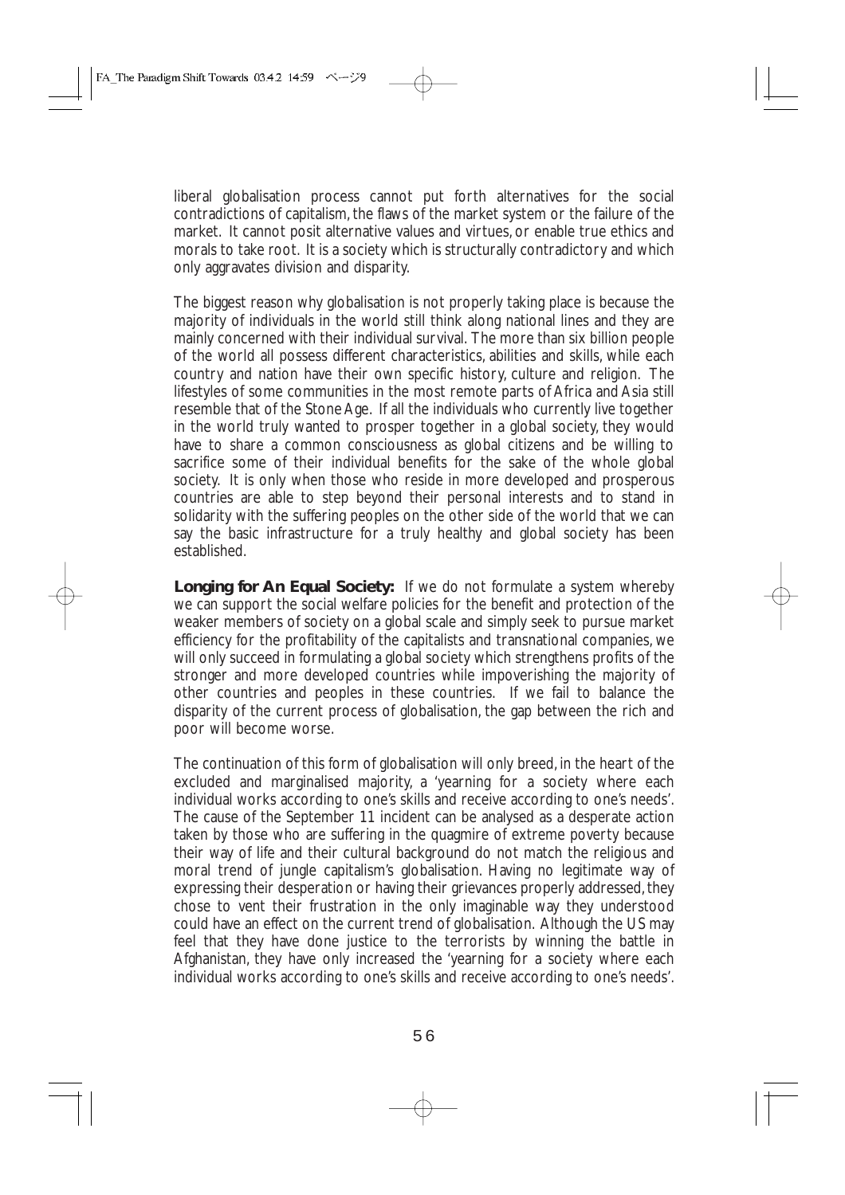liberal globalisation process cannot put forth alternatives for the social contradictions of capitalism, the flaws of the market system or the failure of the market. It cannot posit alternative values and virtues, or enable true ethics and morals to take root. It is a society which is structurally contradictory and which only aggravates division and disparity.

The biggest reason why globalisation is not properly taking place is because the majority of individuals in the world still think along national lines and they are mainly concerned with their individual survival. The more than six billion people of the world all possess different characteristics, abilities and skills, while each country and nation have their own specific history, culture and religion. The lifestyles of some communities in the most remote parts of Africa and Asia still resemble that of the Stone Age. If all the individuals who currently live together in the world truly wanted to prosper together in a global society, they would have to share a common consciousness as global citizens and be willing to sacrifice some of their individual benefits for the sake of the whole global society. It is only when those who reside in more developed and prosperous countries are able to step beyond their personal interests and to stand in solidarity with the suffering peoples on the other side of the world that we can say the basic infrastructure for a truly healthy and global society has been established.

**Longing for An Equal Society:** If we do not formulate a system whereby we can support the social welfare policies for the benefit and protection of the weaker members of society on a global scale and simply seek to pursue market efficiency for the profitability of the capitalists and transnational companies, we will only succeed in formulating a global society which strengthens profits of the stronger and more developed countries while impoverishing the majority of other countries and peoples in these countries. If we fail to balance the disparity of the current process of globalisation, the gap between the rich and poor will become worse.

The continuation of this form of globalisation will only breed, in the heart of the excluded and marginalised majority, a 'yearning for a society where each individual works according to one's skills and receive according to one's needs'. The cause of the September 11 incident can be analysed as a desperate action taken by those who are suffering in the quagmire of extreme poverty because their way of life and their cultural background do not match the religious and moral trend of jungle capitalism's globalisation. Having no legitimate way of expressing their desperation or having their grievances properly addressed, they chose to vent their frustration in the only imaginable way they understood could have an effect on the current trend of globalisation. Although the US may feel that they have done justice to the terrorists by winning the battle in Afghanistan, they have only increased the 'yearning for a society where each individual works according to one's skills and receive according to one's needs'.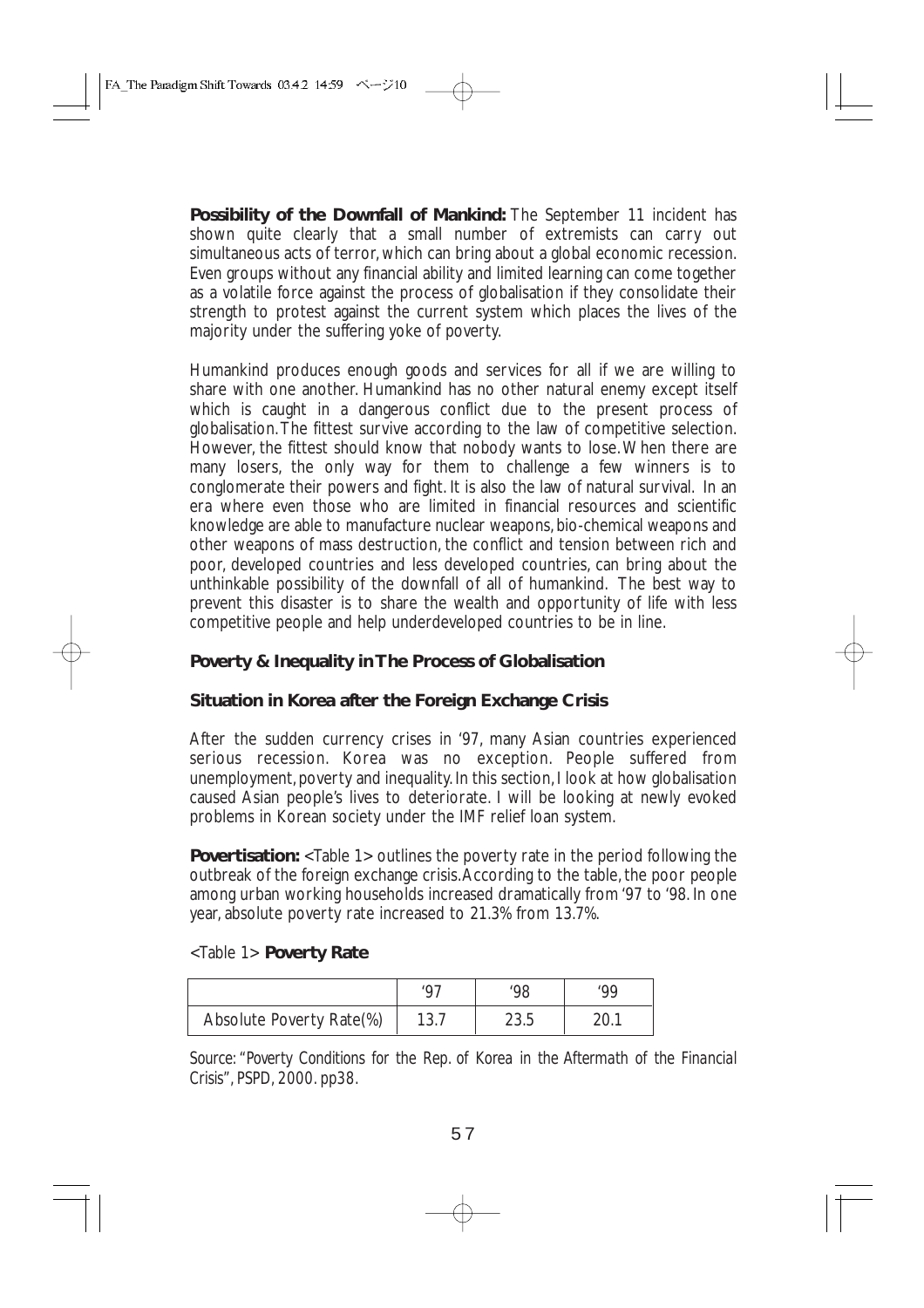**Possibility of the Downfall of Mankind:** The September 11 incident has shown quite clearly that a small number of extremists can carry out simultaneous acts of terror, which can bring about a global economic recession. Even groups without any financial ability and limited learning can come together as a volatile force against the process of globalisation if they consolidate their strength to protest against the current system which places the lives of the majority under the suffering yoke of poverty.

Humankind produces enough goods and services for all if we are willing to share with one another. Humankind has no other natural enemy except itself which is caught in a dangerous conflict due to the present process of globalisation. The fittest survive according to the law of competitive selection. However, the fittest should know that nobody wants to lose. When there are many losers, the only way for them to challenge a few winners is to conglomerate their powers and fight. It is also the law of natural survival. In an era where even those who are limited in financial resources and scientific knowledge are able to manufacture nuclear weapons, bio-chemical weapons and other weapons of mass destruction, the conflict and tension between rich and poor, developed countries and less developed countries, can bring about the unthinkable possibility of the downfall of all of humankind. The best way to prevent this disaster is to share the wealth and opportunity of life with less competitive people and help underdeveloped countries to be in line.

## Poverty & Inequality in The Process of Globalisation

### Situation in Korea after the Foreign Exchange Crisis

After the sudden currency crises in '97, many Asian countries experienced serious recession. Korea was no exception. People suffered from unemployment, poverty and inequality. In this section, I look at how globalisation caused Asian people's lives to deteriorate. I will be looking at newly evoked problems in Korean society under the IMF relief loan system.

**Povertisation:** <Table 1> outlines the poverty rate in the period following the outbreak of the foreign exchange crisis. According to the table, the poor people among urban working households increased dramatically from '97 to '98. In one year, absolute poverty rate increased to 21.3% from 13.7%.

<Table 1> **Poverty Rate**

| | '97 | '98 | '99 |
|---|---|---|---|
| Absolute Poverty Rate(%) | 13.7 | 23.5 | 20.1 |

Source: "Poverty Conditions for the Rep. of Korea in the Aftermath of the Financial Crisis", PSPD, 2000. pp38.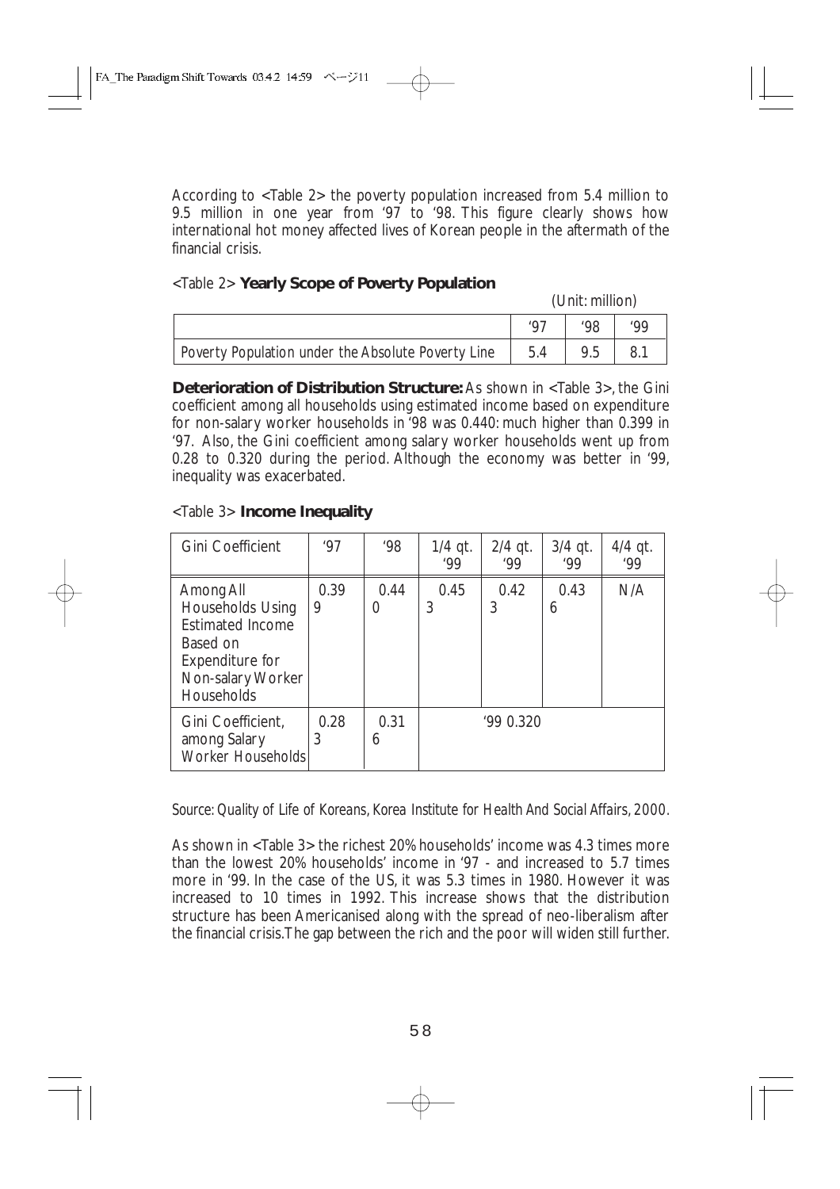According to <Table 2> the poverty population increased from 5.4 million to 9.5 million in one year from '97 to '98. This figure clearly shows how international hot money affected lives of Korean people in the aftermath of the financial crisis.

<Table 2> **Yearly Scope of Poverty Population**

(Unit: million)

| | '97 | '98 | '99 |
|---|---|---|---|
| Poverty Population under the Absolute Poverty Line | 5.4 | 9.5 | 8.1 |

**Deterioration of Distribution Structure:** As shown in <Table 3>, the Gini coefficient among all households using estimated income based on expenditure for non-salary worker households in '98 was 0.440: much higher than 0.399 in '97. Also, the Gini coefficient among salary worker households went up from 0.28 to 0.320 during the period. Although the economy was better in '99, inequality was exacerbated.

<Table 3> **Income Inequality**

| Gini Coefficient | '97 | '98 | 1/4 qt. '99 | 2/4 qt. '99 | 3/4 qt. '99 | 4/4 qt. '99 |
|---|---|---|---|---|---|---|
| Among All Households Using Estimated Income Based on Expenditure for Non-salary Worker Households | 0.399 | 0.440 | 0.453 | 0.423 | 0.436 | N/A |
| Gini Coefficient, among Salary Worker Households | 0.283 | 0.316 | '99 0.320 | | | |

Source: *Quality of Life of Koreans*, Korea Institute for Health And Social Affairs, 2000.

As shown in <Table 3> the richest 20% households' income was 4.3 times more than the lowest 20% households' income in '97 - and increased to 5.7 times more in '99. In the case of the US, it was 5.3 times in 1980. However it was increased to 10 times in 1992. This increase shows that the distribution structure has been Americanised along with the spread of neo-liberalism after the financial crisis.The gap between the rich and the poor will widen still further.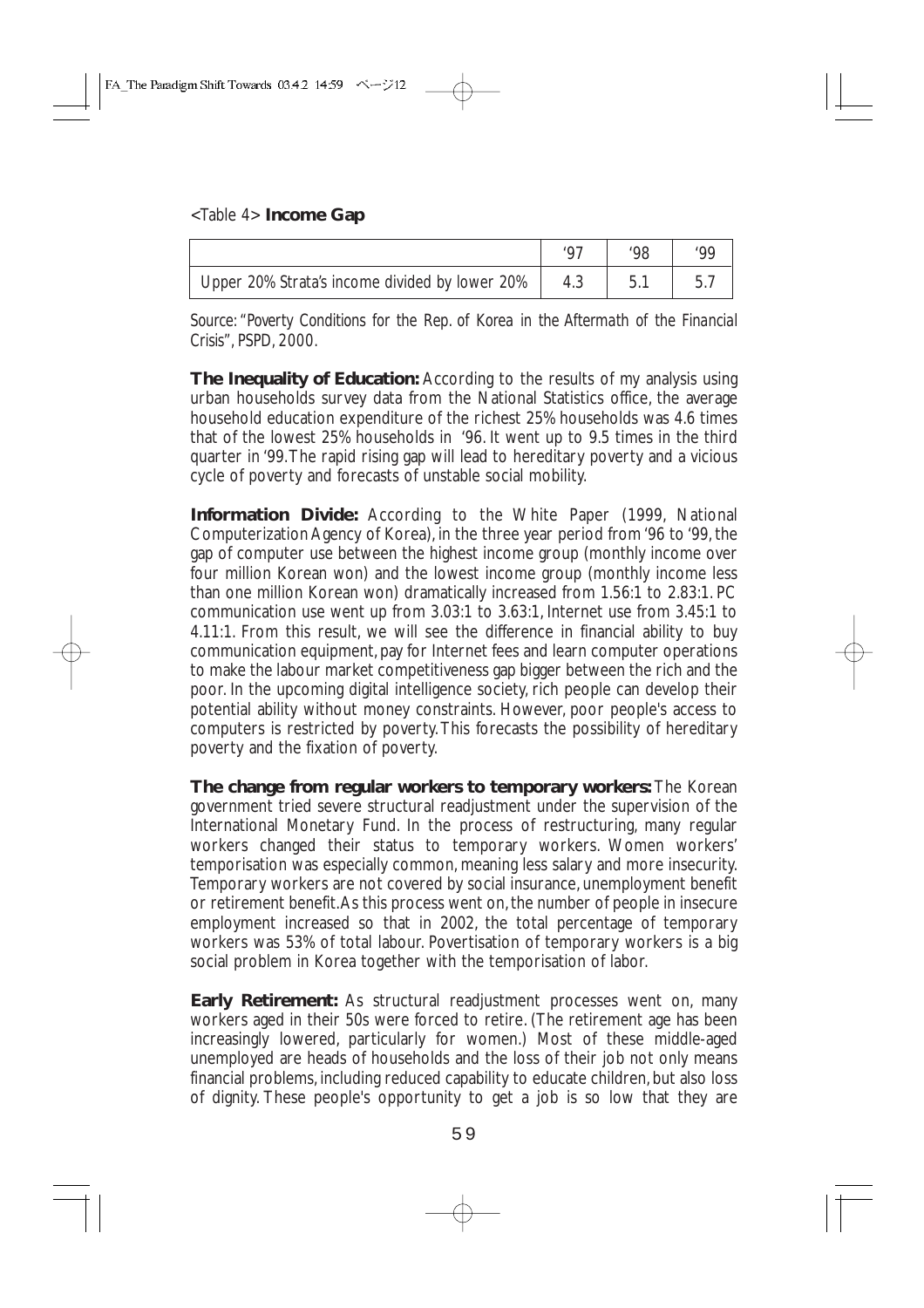<Table 4> **Income Gap**

| | '97 | '98 | '99 |
|---|---|---|---|
| Upper 20% Strata's income divided by lower 20% | 4.3 | 5.1 | 5.7 |

Source: "Poverty Conditions for the Rep. of Korea in the Aftermath of the Financial Crisis", PSPD, 2000.

**The Inequality of Education:** According to the results of my analysis using urban households survey data from the National Statistics office, the average household education expenditure of the richest 25% households was 4.6 times that of the lowest 25% households in '96. It went up to 9.5 times in the third quarter in '99. The rapid rising gap will lead to hereditary poverty and a vicious cycle of poverty and forecasts of unstable social mobility.

**Information Divide:** According to the White Paper (1999, National Computerization Agency of Korea), in the three year period from '96 to '99, the gap of computer use between the highest income group (monthly income over four million Korean won) and the lowest income group (monthly income less than one million Korean won) dramatically increased from 1.56:1 to 2.83:1. PC communication use went up from 3.03:1 to 3.63:1, Internet use from 3.45:1 to 4.11:1. From this result, we will see the difference in financial ability to buy communication equipment, pay for Internet fees and learn computer operations to make the labour market competitiveness gap bigger between the rich and the poor. In the upcoming digital intelligence society, rich people can develop their potential ability without money constraints. However, poor people's access to computers is restricted by poverty. This forecasts the possibility of hereditary poverty and the fixation of poverty.

**The change from regular workers to temporary workers:** The Korean government tried severe structural readjustment under the supervision of the International Monetary Fund. In the process of restructuring, many regular workers changed their status to temporary workers. Women workers' temporisation was especially common, meaning less salary and more insecurity. Temporary workers are not covered by social insurance, unemployment benefit or retirement benefit. As this process went on, the number of people in insecure employment increased so that in 2002, the total percentage of temporary workers was 53% of total labour. Povertisation of temporary workers is a big social problem in Korea together with the temporisation of labor.

**Early Retirement:** As structural readjustment processes went on, many workers aged in their 50s were forced to retire. (The retirement age has been increasingly lowered, particularly for women.) Most of these middle-aged unemployed are heads of households and the loss of their job not only means financial problems, including reduced capability to educate children, but also loss of dignity. These people's opportunity to get a job is so low that they are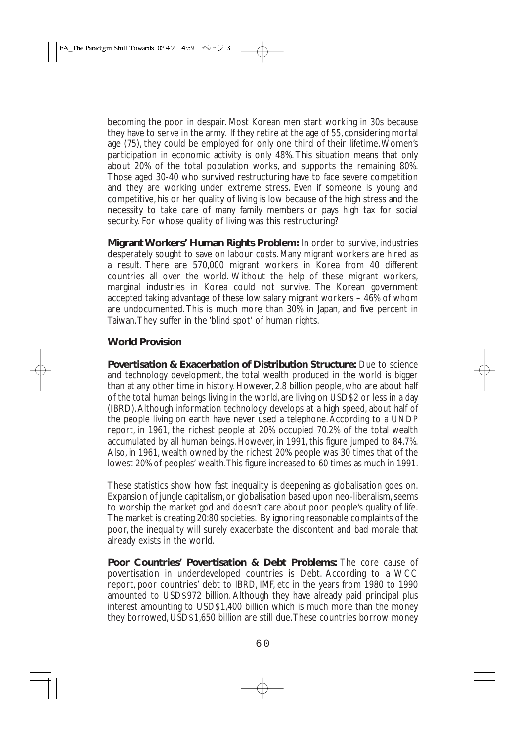becoming the poor in despair. Most Korean men start working in 30s because they have to serve in the army. If they retire at the age of 55, considering mortal age (75), they could be employed for only one third of their lifetime. Women's participation in economic activity is only 48%. This situation means that only about 20% of the total population works, and supports the remaining 80%. Those aged 30-40 who survived restructuring have to face severe competition and they are working under extreme stress. Even if someone is young and competitive, his or her quality of living is low because of the high stress and the necessity to take care of many family members or pays high tax for social security. For whose quality of living was this restructuring?

**Migrant Workers' Human Rights Problem:** In order to survive, industries desperately sought to save on labour costs. Many migrant workers are hired as a result. There are 570,000 migrant workers in Korea from 40 different countries all over the world. Without the help of these migrant workers, marginal industries in Korea could not survive. The Korean government accepted taking advantage of these low salary migrant workers – 46% of whom are undocumented. This is much more than 30% in Japan, and five percent in Taiwan. They suffer in the 'blind spot' of human rights.

### World Provision

**Povertisation & Exacerbation of Distribution Structure:** Due to science and technology development, the total wealth produced in the world is bigger than at any other time in history. However, 2.8 billion people, who are about half of the total human beings living in the world, are living on USD$2 or less in a day (IBRD). Although information technology develops at a high speed, about half of the people living on earth have never used a telephone. According to a UNDP report, in 1961, the richest people at 20% occupied 70.2% of the total wealth accumulated by all human beings. However, in 1991, this figure jumped to 84.7%. Also, in 1961, wealth owned by the richest 20% people was 30 times that of the lowest 20% of peoples' wealth. This figure increased to 60 times as much in 1991.

These statistics show how fast inequality is deepening as globalisation goes on. Expansion of jungle capitalism, or globalisation based upon neo-liberalism, seems to worship the market god and doesn't care about poor people's quality of life. The market is creating 20:80 societies. By ignoring reasonable complaints of the poor, the inequality will surely exacerbate the discontent and bad morale that already exists in the world.

**Poor Countries' Povertisation & Debt Problems:** The core cause of povertisation in underdeveloped countries is Debt. According to a WCC report, poor countries' debt to IBRD, IMF, etc in the years from 1980 to 1990 amounted to USD$972 billion. Although they have already paid principal plus interest amounting to USD$1,400 billion which is much more than the money they borrowed, USD$1,650 billion are still due. These countries borrow money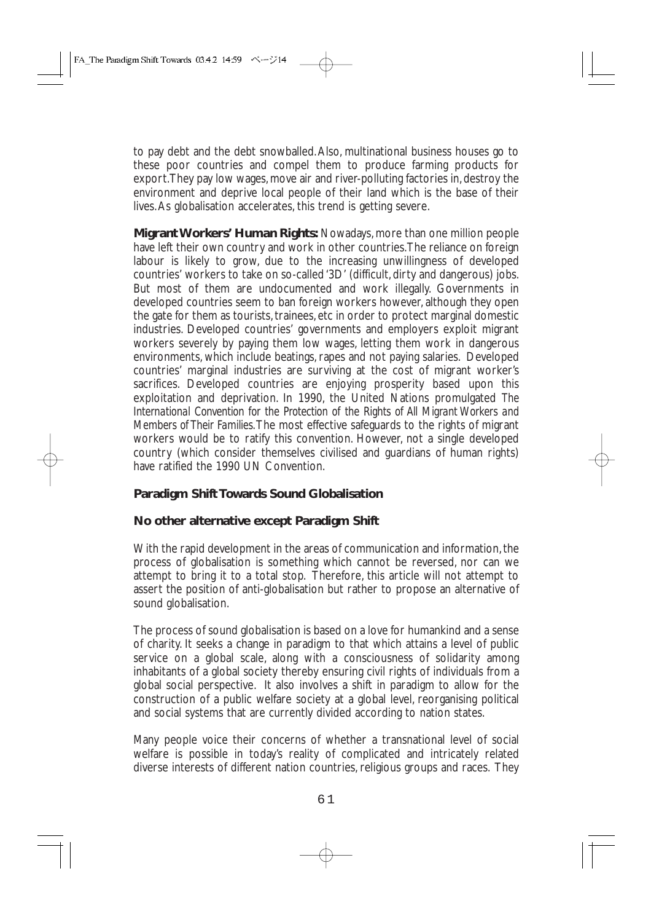to pay debt and the debt snowballed. Also, multinational business houses go to these poor countries and compel them to produce farming products for export. They pay low wages, move air and river-polluting factories in, destroy the environment and deprive local people of their land which is the base of their lives. As globalisation accelerates, this trend is getting severe.

**Migrant Workers' Human Rights:** Nowadays, more than one million people have left their own country and work in other countries. The reliance on foreign labour is likely to grow, due to the increasing unwillingness of developed countries' workers to take on so-called '3D' (difficult, dirty and dangerous) jobs. But most of them are undocumented and work illegally. Governments in developed countries seem to ban foreign workers however, although they open the gate for them as tourists, trainees, etc in order to protect marginal domestic industries. Developed countries' governments and employers exploit migrant workers severely by paying them low wages, letting them work in dangerous environments, which include beatings, rapes and not paying salaries. Developed countries' marginal industries are surviving at the cost of migrant worker's sacrifices. Developed countries are enjoying prosperity based upon this exploitation and deprivation. In 1990, the United Nations promulgated *The International Convention for the Protection of the Rights of All Migrant Workers and Members of Their Families.* The most effective safeguards to the rights of migrant workers would be to ratify this convention. However, not a single developed country (which consider themselves civilised and guardians of human rights) have ratified the 1990 UN Convention.

## Paradigm Shift Towards Sound Globalisation

### No other alternative except Paradigm Shift

With the rapid development in the areas of communication and information, the process of globalisation is something which cannot be reversed, nor can we attempt to bring it to a total stop. Therefore, this article will not attempt to assert the position of anti-globalisation but rather to propose an alternative of sound globalisation.

The process of sound globalisation is based on a love for humankind and a sense of charity. It seeks a change in paradigm to that which attains a level of public service on a global scale, along with a consciousness of solidarity among inhabitants of a global society thereby ensuring civil rights of individuals from a global social perspective. It also involves a shift in paradigm to allow for the construction of a public welfare society at a global level, reorganising political and social systems that are currently divided according to nation states.

Many people voice their concerns of whether a transnational level of social welfare is possible in today's reality of complicated and intricately related diverse interests of different nation countries, religious groups and races. They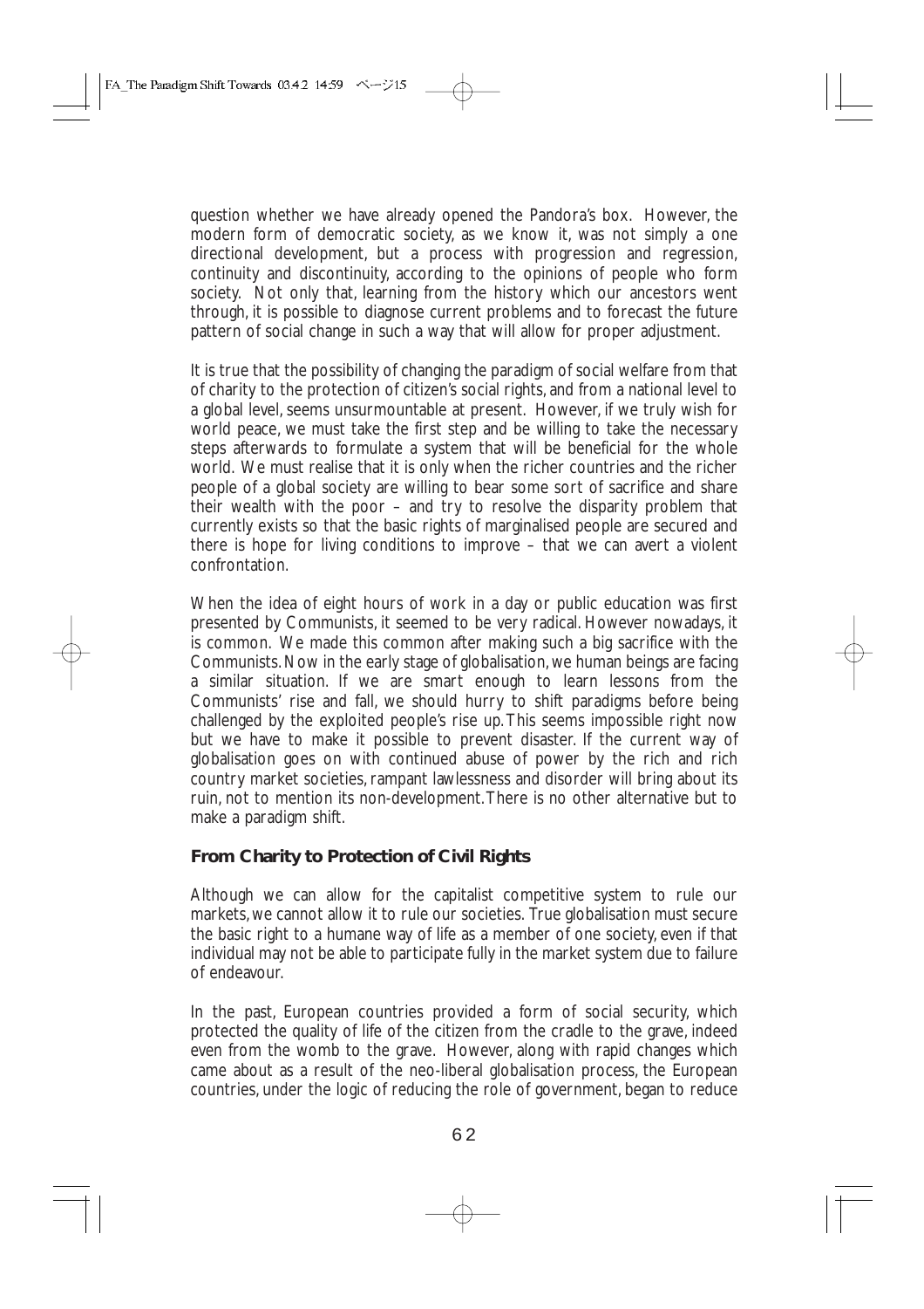question whether we have already opened the Pandora's box. However, the modern form of democratic society, as we know it, was not simply a one directional development, but a process with progression and regression, continuity and discontinuity, according to the opinions of people who form society. Not only that, learning from the history which our ancestors went through, it is possible to diagnose current problems and to forecast the future pattern of social change in such a way that will allow for proper adjustment.

It is true that the possibility of changing the paradigm of social welfare from that of charity to the protection of citizen's social rights, and from a national level to a global level, seems unsurmountable at present. However, if we truly wish for world peace, we must take the first step and be willing to take the necessary steps afterwards to formulate a system that will be beneficial for the whole world. We must realise that it is only when the richer countries and the richer people of a global society are willing to bear some sort of sacrifice and share their wealth with the poor – and try to resolve the disparity problem that currently exists so that the basic rights of marginalised people are secured and there is hope for living conditions to improve – that we can avert a violent confrontation.

When the idea of eight hours of work in a day or public education was first presented by Communists, it seemed to be very radical. However nowadays, it is common. We made this common after making such a big sacrifice with the Communists. Now in the early stage of globalisation, we human beings are facing a similar situation. If we are smart enough to learn lessons from the Communists' rise and fall, we should hurry to shift paradigms before being challenged by the exploited people's rise up. This seems impossible right now but we have to make it possible to prevent disaster. If the current way of globalisation goes on with continued abuse of power by the rich and rich country market societies, rampant lawlessness and disorder will bring about its ruin, not to mention its non-development. There is no other alternative but to make a paradigm shift.

## From Charity to Protection of Civil Rights

Although we can allow for the capitalist competitive system to rule our markets, we cannot allow it to rule our societies. True globalisation must secure the basic right to a humane way of life as a member of one society, even if that individual may not be able to participate fully in the market system due to failure of endeavour.

In the past, European countries provided a form of social security, which protected the quality of life of the citizen from the cradle to the grave, indeed even from the womb to the grave. However, along with rapid changes which came about as a result of the neo-liberal globalisation process, the European countries, under the logic of reducing the role of government, began to reduce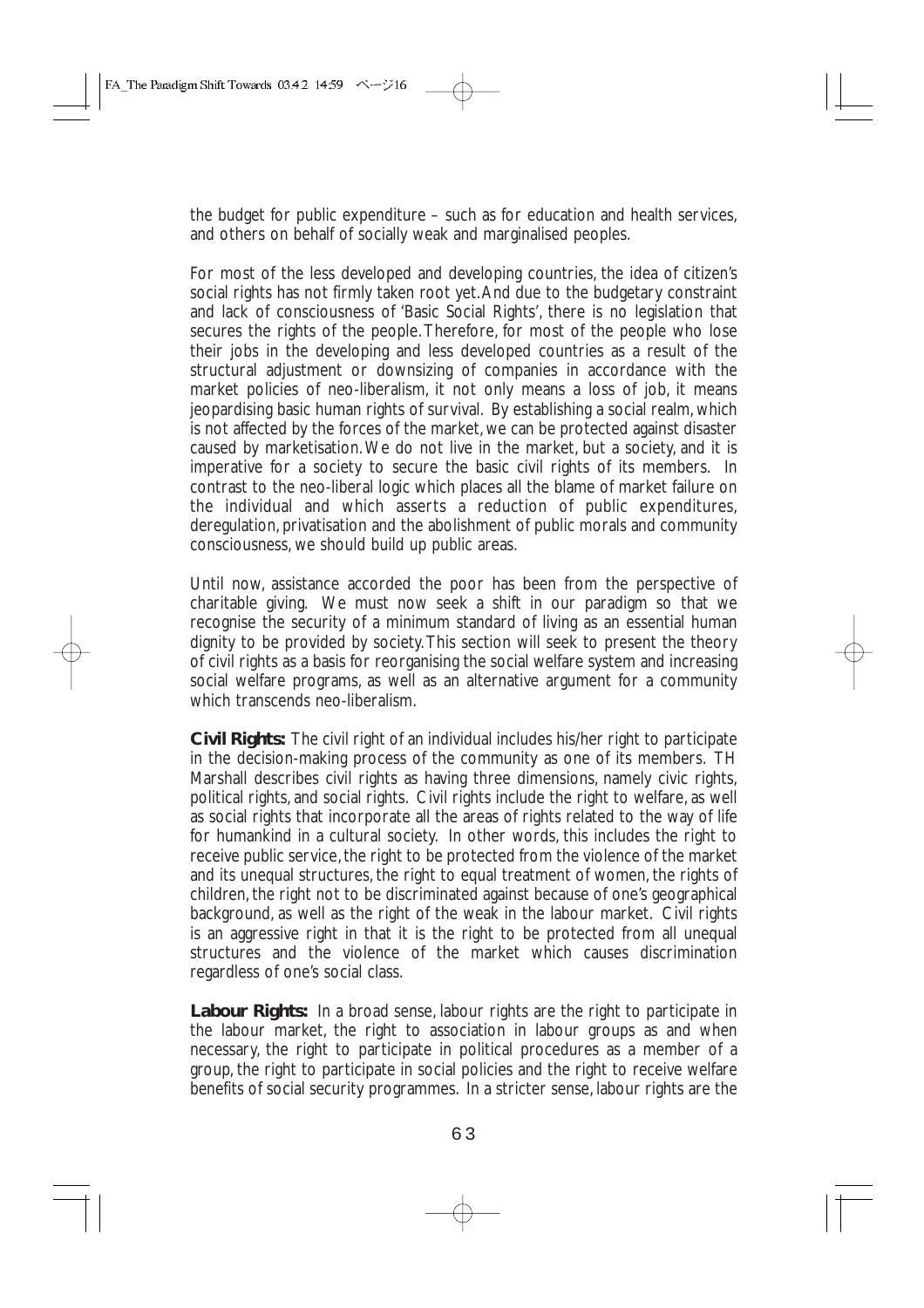the budget for public expenditure – such as for education and health services, and others on behalf of socially weak and marginalised peoples.

For most of the less developed and developing countries, the idea of citizen's social rights has not firmly taken root yet. And due to the budgetary constraint and lack of consciousness of 'Basic Social Rights', there is no legislation that secures the rights of the people. Therefore, for most of the people who lose their jobs in the developing and less developed countries as a result of the structural adjustment or downsizing of companies in accordance with the market policies of neo-liberalism, it not only means a loss of job, it means jeopardising basic human rights of survival. By establishing a social realm, which is not affected by the forces of the market, we can be protected against disaster caused by marketisation. We do not live in the market, but a society, and it is imperative for a society to secure the basic civil rights of its members. In contrast to the neo-liberal logic which places all the blame of market failure on the individual and which asserts a reduction of public expenditures, deregulation, privatisation and the abolishment of public morals and community consciousness, we should build up public areas.

Until now, assistance accorded the poor has been from the perspective of charitable giving. We must now seek a shift in our paradigm so that we recognise the security of a minimum standard of living as an essential human dignity to be provided by society. This section will seek to present the theory of civil rights as a basis for reorganising the social welfare system and increasing social welfare programs, as well as an alternative argument for a community which transcends neo-liberalism.

**Civil Rights:** The civil right of an individual includes his/her right to participate in the decision-making process of the community as one of its members. TH Marshall describes civil rights as having three dimensions, namely civic rights, political rights, and social rights. Civil rights include the right to welfare, as well as social rights that incorporate all the areas of rights related to the way of life for humankind in a cultural society. In other words, this includes the right to receive public service, the right to be protected from the violence of the market and its unequal structures, the right to equal treatment of women, the rights of children, the right not to be discriminated against because of one's geographical background, as well as the right of the weak in the labour market. Civil rights is an aggressive right in that it is the right to be protected from all unequal structures and the violence of the market which causes discrimination regardless of one's social class.

**Labour Rights:** In a broad sense, labour rights are the right to participate in the labour market, the right to association in labour groups as and when necessary, the right to participate in political procedures as a member of a group, the right to participate in social policies and the right to receive welfare benefits of social security programmes. In a stricter sense, labour rights are the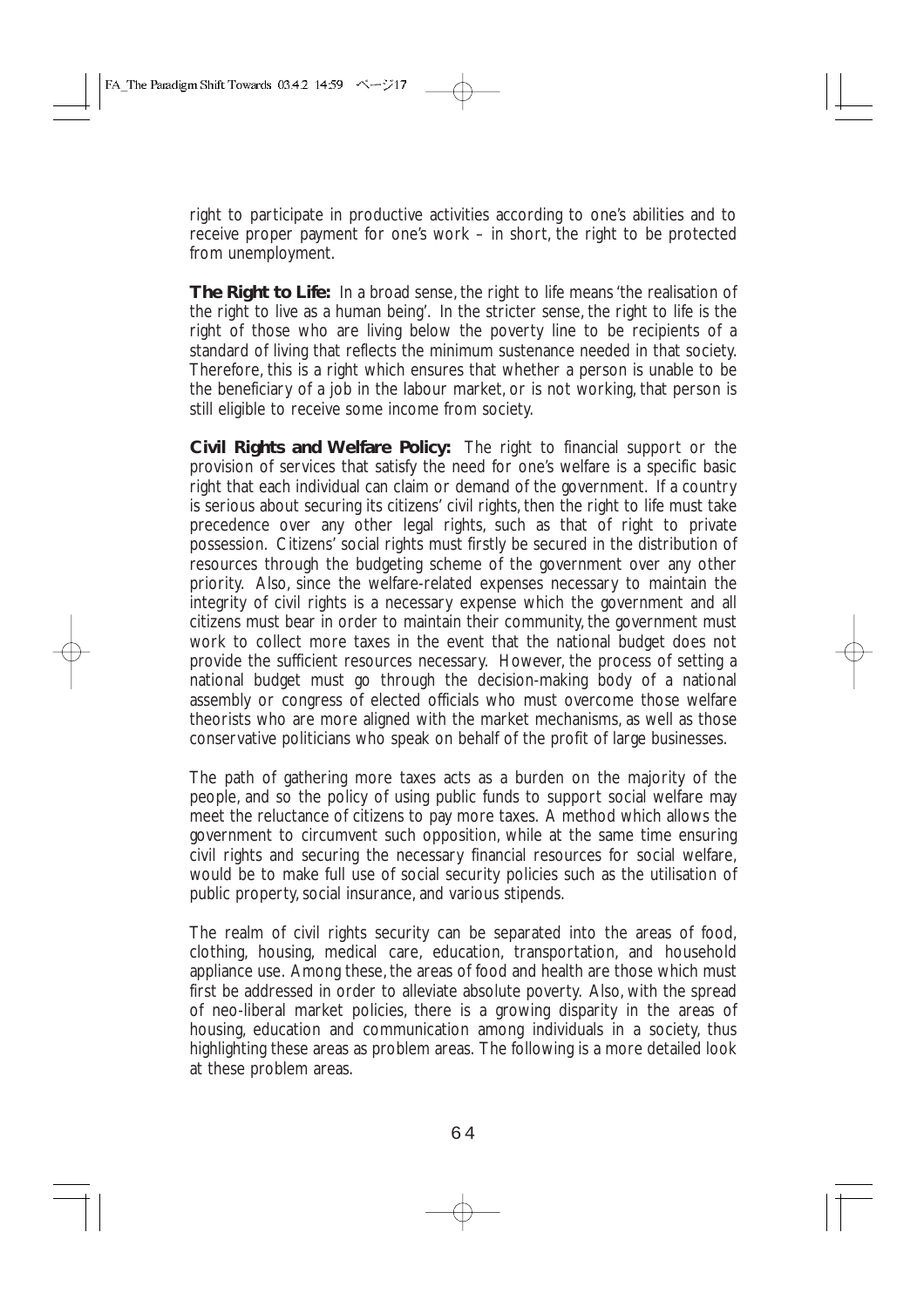right to participate in productive activities according to one's abilities and to receive proper payment for one's work – in short, the right to be protected from unemployment.

**The Right to Life:** In a broad sense, the right to life means 'the realisation of the right to live as a human being'. In the stricter sense, the right to life is the right of those who are living below the poverty line to be recipients of a standard of living that reflects the minimum sustenance needed in that society. Therefore, this is a right which ensures that whether a person is unable to be the beneficiary of a job in the labour market, or is not working, that person is still eligible to receive some income from society.

**Civil Rights and Welfare Policy:** The right to financial support or the provision of services that satisfy the need for one's welfare is a specific basic right that each individual can claim or demand of the government. If a country is serious about securing its citizens' civil rights, then the right to life must take precedence over any other legal rights, such as that of right to private possession. Citizens' social rights must firstly be secured in the distribution of resources through the budgeting scheme of the government over any other priority. Also, since the welfare-related expenses necessary to maintain the integrity of civil rights is a necessary expense which the government and all citizens must bear in order to maintain their community, the government must work to collect more taxes in the event that the national budget does not provide the sufficient resources necessary. However, the process of setting a national budget must go through the decision-making body of a national assembly or congress of elected officials who must overcome those welfare theorists who are more aligned with the market mechanisms, as well as those conservative politicians who speak on behalf of the profit of large businesses.

The path of gathering more taxes acts as a burden on the majority of the people, and so the policy of using public funds to support social welfare may meet the reluctance of citizens to pay more taxes. A method which allows the government to circumvent such opposition, while at the same time ensuring civil rights and securing the necessary financial resources for social welfare, would be to make full use of social security policies such as the utilisation of public property, social insurance, and various stipends.

The realm of civil rights security can be separated into the areas of food, clothing, housing, medical care, education, transportation, and household appliance use. Among these, the areas of food and health are those which must first be addressed in order to alleviate absolute poverty. Also, with the spread of neo-liberal market policies, there is a growing disparity in the areas of housing, education and communication among individuals in a society, thus highlighting these areas as problem areas. The following is a more detailed look at these problem areas.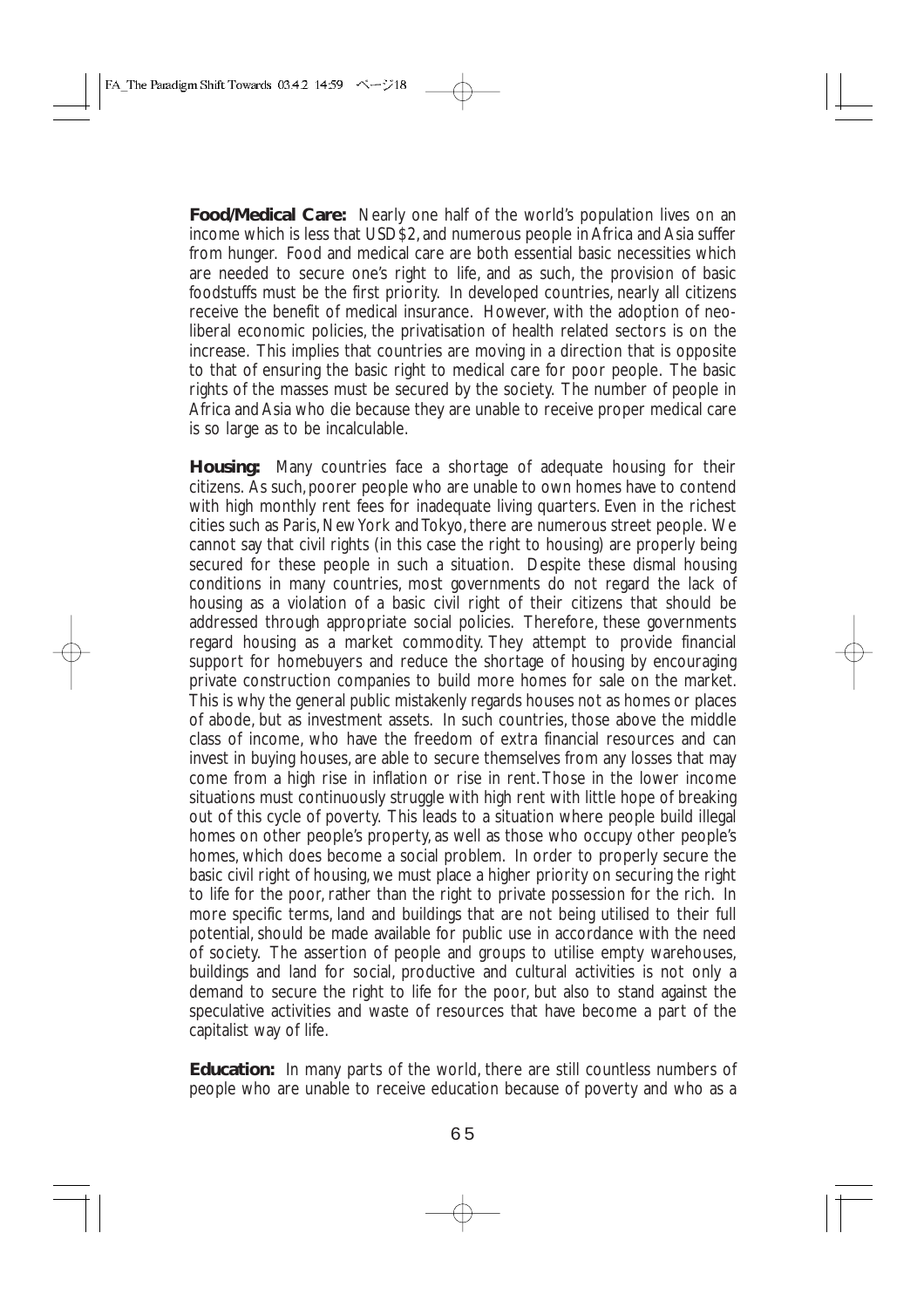**Food/Medical Care:** Nearly one half of the world's population lives on an income which is less that USD$2, and numerous people in Africa and Asia suffer from hunger. Food and medical care are both essential basic necessities which are needed to secure one's right to life, and as such, the provision of basic foodstuffs must be the first priority. In developed countries, nearly all citizens receive the benefit of medical insurance. However, with the adoption of neo-liberal economic policies, the privatisation of health related sectors is on the increase. This implies that countries are moving in a direction that is opposite to that of ensuring the basic right to medical care for poor people. The basic rights of the masses must be secured by the society. The number of people in Africa and Asia who die because they are unable to receive proper medical care is so large as to be incalculable.

**Housing:** Many countries face a shortage of adequate housing for their citizens. As such, poorer people who are unable to own homes have to contend with high monthly rent fees for inadequate living quarters. Even in the richest cities such as Paris, New York and Tokyo, there are numerous street people. We cannot say that civil rights (in this case the right to housing) are properly being secured for these people in such a situation. Despite these dismal housing conditions in many countries, most governments do not regard the lack of housing as a violation of a basic civil right of their citizens that should be addressed through appropriate social policies. Therefore, these governments regard housing as a market commodity. They attempt to provide financial support for homebuyers and reduce the shortage of housing by encouraging private construction companies to build more homes for sale on the market. This is why the general public mistakenly regards houses not as homes or places of abode, but as investment assets. In such countries, those above the middle class of income, who have the freedom of extra financial resources and can invest in buying houses, are able to secure themselves from any losses that may come from a high rise in inflation or rise in rent. Those in the lower income situations must continuously struggle with high rent with little hope of breaking out of this cycle of poverty. This leads to a situation where people build illegal homes on other people's property, as well as those who occupy other people's homes, which does become a social problem. In order to properly secure the basic civil right of housing, we must place a higher priority on securing the right to life for the poor, rather than the right to private possession for the rich. In more specific terms, land and buildings that are not being utilised to their full potential, should be made available for public use in accordance with the need of society. The assertion of people and groups to utilise empty warehouses, buildings and land for social, productive and cultural activities is not only a demand to secure the right to life for the poor, but also to stand against the speculative activities and waste of resources that have become a part of the capitalist way of life.

**Education:** In many parts of the world, there are still countless numbers of people who are unable to receive education because of poverty and who as a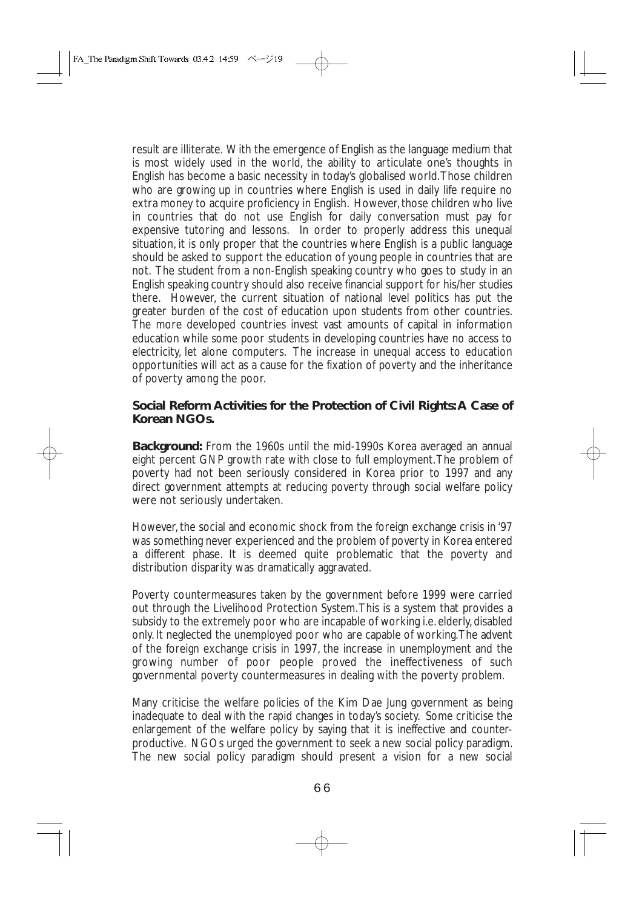result are illiterate. With the emergence of English as the language medium that is most widely used in the world, the ability to articulate one's thoughts in English has become a basic necessity in today's globalised world. Those children who are growing up in countries where English is used in daily life require no extra money to acquire proficiency in English. However, those children who live in countries that do not use English for daily conversation must pay for expensive tutoring and lessons. In order to properly address this unequal situation, it is only proper that the countries where English is a public language should be asked to support the education of young people in countries that are not. The student from a non-English speaking country who goes to study in an English speaking country should also receive financial support for his/her studies there. However, the current situation of national level politics has put the greater burden of the cost of education upon students from other countries. The more developed countries invest vast amounts of capital in information education while some poor students in developing countries have no access to electricity, let alone computers. The increase in unequal access to education opportunities will act as a cause for the fixation of poverty and the inheritance of poverty among the poor.

## Social Reform Activities for the Protection of Civil Rights: A Case of Korean NGOs.

**Background:** From the 1960s until the mid-1990s Korea averaged an annual eight percent GNP growth rate with close to full employment. The problem of poverty had not been seriously considered in Korea prior to 1997 and any direct government attempts at reducing poverty through social welfare policy were not seriously undertaken.

However, the social and economic shock from the foreign exchange crisis in '97 was something never experienced and the problem of poverty in Korea entered a different phase. It is deemed quite problematic that the poverty and distribution disparity was dramatically aggravated.

Poverty countermeasures taken by the government before 1999 were carried out through the Livelihood Protection System. This is a system that provides a subsidy to the extremely poor who are incapable of working i.e. elderly, disabled only. It neglected the unemployed poor who are capable of working. The advent of the foreign exchange crisis in 1997, the increase in unemployment and the growing number of poor people proved the ineffectiveness of such governmental poverty countermeasures in dealing with the poverty problem.

Many criticise the welfare policies of the Kim Dae Jung government as being inadequate to deal with the rapid changes in today's society. Some criticise the enlargement of the welfare policy by saying that it is ineffective and counter-productive. NGOs urged the government to seek a new social policy paradigm. The new social policy paradigm should present a vision for a new social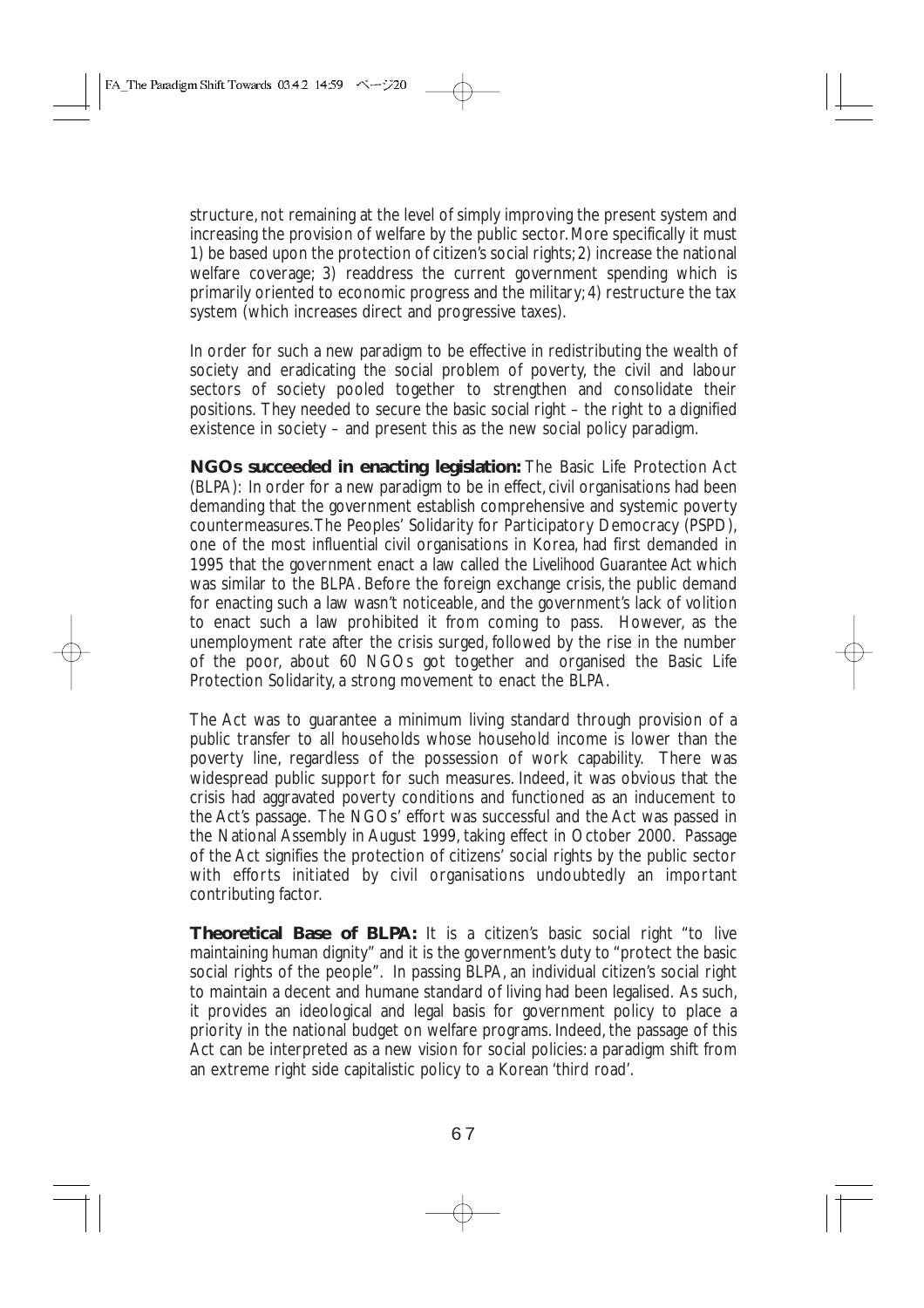structure, not remaining at the level of simply improving the present system and increasing the provision of welfare by the public sector. More specifically it must 1) be based upon the protection of citizen's social rights; 2) increase the national welfare coverage; 3) readdress the current government spending which is primarily oriented to economic progress and the military; 4) restructure the tax system (which increases direct and progressive taxes).

In order for such a new paradigm to be effective in redistributing the wealth of society and eradicating the social problem of poverty, the civil and labour sectors of society pooled together to strengthen and consolidate their positions. They needed to secure the basic social right – the right to a dignified existence in society – and present this as the new social policy paradigm.

**NGOs succeeded in enacting legislation:** The Basic Life Protection Act (BLPA): In order for a new paradigm to be in effect, civil organisations had been demanding that the government establish comprehensive and systemic poverty countermeasures. The Peoples' Solidarity for Participatory Democracy (PSPD), one of the most influential civil organisations in Korea, had first demanded in 1995 that the government enact a law called the *Livelihood Guarantee Act* which was similar to the BLPA. Before the foreign exchange crisis, the public demand for enacting such a law wasn't noticeable, and the government's lack of volition to enact such a law prohibited it from coming to pass. However, as the unemployment rate after the crisis surged, followed by the rise in the number of the poor, about 60 NGOs got together and organised the Basic Life Protection Solidarity, a strong movement to enact the BLPA.

The Act was to guarantee a minimum living standard through provision of a public transfer to all households whose household income is lower than the poverty line, regardless of the possession of work capability. There was widespread public support for such measures. Indeed, it was obvious that the crisis had aggravated poverty conditions and functioned as an inducement to the Act's passage. The NGOs' effort was successful and the Act was passed in the National Assembly in August 1999, taking effect in October 2000. Passage of the Act signifies the protection of citizens' social rights by the public sector with efforts initiated by civil organisations undoubtedly an important contributing factor.

**Theoretical Base of BLPA:** It is a citizen's basic social right "to live maintaining human dignity" and it is the government's duty to "protect the basic social rights of the people". In passing BLPA, an individual citizen's social right to maintain a decent and humane standard of living had been legalised. As such, it provides an ideological and legal basis for government policy to place a priority in the national budget on welfare programs. Indeed, the passage of this Act can be interpreted as a new vision for social policies: a paradigm shift from an extreme right side capitalistic policy to a Korean 'third road'.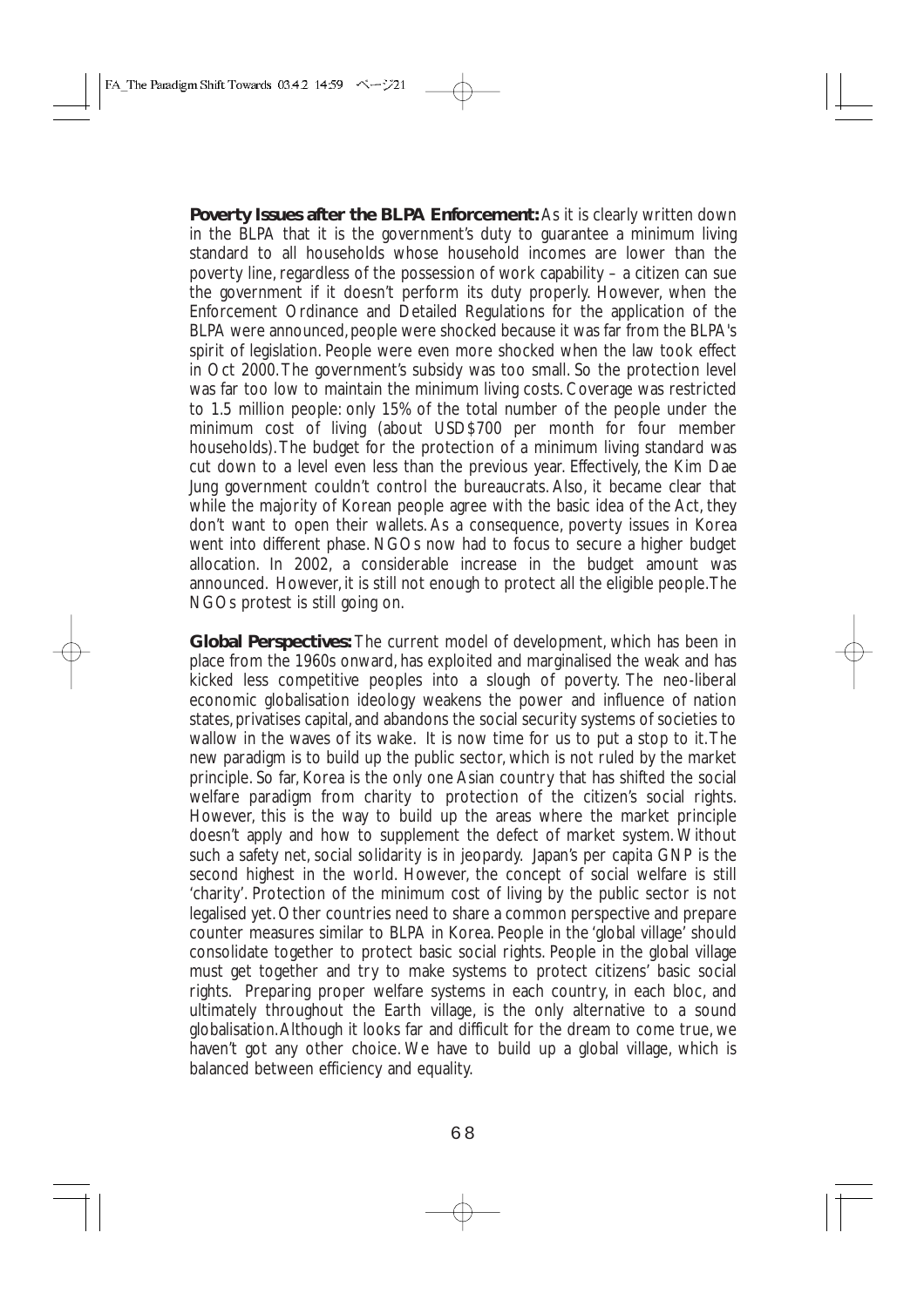**Poverty Issues after the BLPA Enforcement:** As it is clearly written down in the BLPA that it is the government's duty to guarantee a minimum living standard to all households whose household incomes are lower than the poverty line, regardless of the possession of work capability – a citizen can sue the government if it doesn't perform its duty properly. However, when the Enforcement Ordinance and Detailed Regulations for the application of the BLPA were announced, people were shocked because it was far from the BLPA's spirit of legislation. People were even more shocked when the law took effect in Oct 2000. The government's subsidy was too small. So the protection level was far too low to maintain the minimum living costs. Coverage was restricted to 1.5 million people: only 15% of the total number of the people under the minimum cost of living (about USD$700 per month for four member households). The budget for the protection of a minimum living standard was cut down to a level even less than the previous year. Effectively, the Kim Dae Jung government couldn't control the bureaucrats. Also, it became clear that while the majority of Korean people agree with the basic idea of the Act, they don't want to open their wallets. As a consequence, poverty issues in Korea went into different phase. NGOs now had to focus to secure a higher budget allocation. In 2002, a considerable increase in the budget amount was announced. However, it is still not enough to protect all the eligible people. The NGOs protest is still going on.

**Global Perspectives:** The current model of development, which has been in place from the 1960s onward, has exploited and marginalised the weak and has kicked less competitive peoples into a slough of poverty. The neo-liberal economic globalisation ideology weakens the power and influence of nation states, privatises capital, and abandons the social security systems of societies to wallow in the waves of its wake. It is now time for us to put a stop to it. The new paradigm is to build up the public sector, which is not ruled by the market principle. So far, Korea is the only one Asian country that has shifted the social welfare paradigm from charity to protection of the citizen's social rights. However, this is the way to build up the areas where the market principle doesn't apply and how to supplement the defect of market system. Without such a safety net, social solidarity is in jeopardy. Japan's per capita GNP is the second highest in the world. However, the concept of social welfare is still 'charity'. Protection of the minimum cost of living by the public sector is not legalised yet. Other countries need to share a common perspective and prepare counter measures similar to BLPA in Korea. People in the 'global village' should consolidate together to protect basic social rights. People in the global village must get together and try to make systems to protect citizens' basic social rights. Preparing proper welfare systems in each country, in each bloc, and ultimately throughout the Earth village, is the only alternative to a sound globalisation. Although it looks far and difficult for the dream to come true, we haven't got any other choice. We have to build up a global village, which is balanced between efficiency and equality.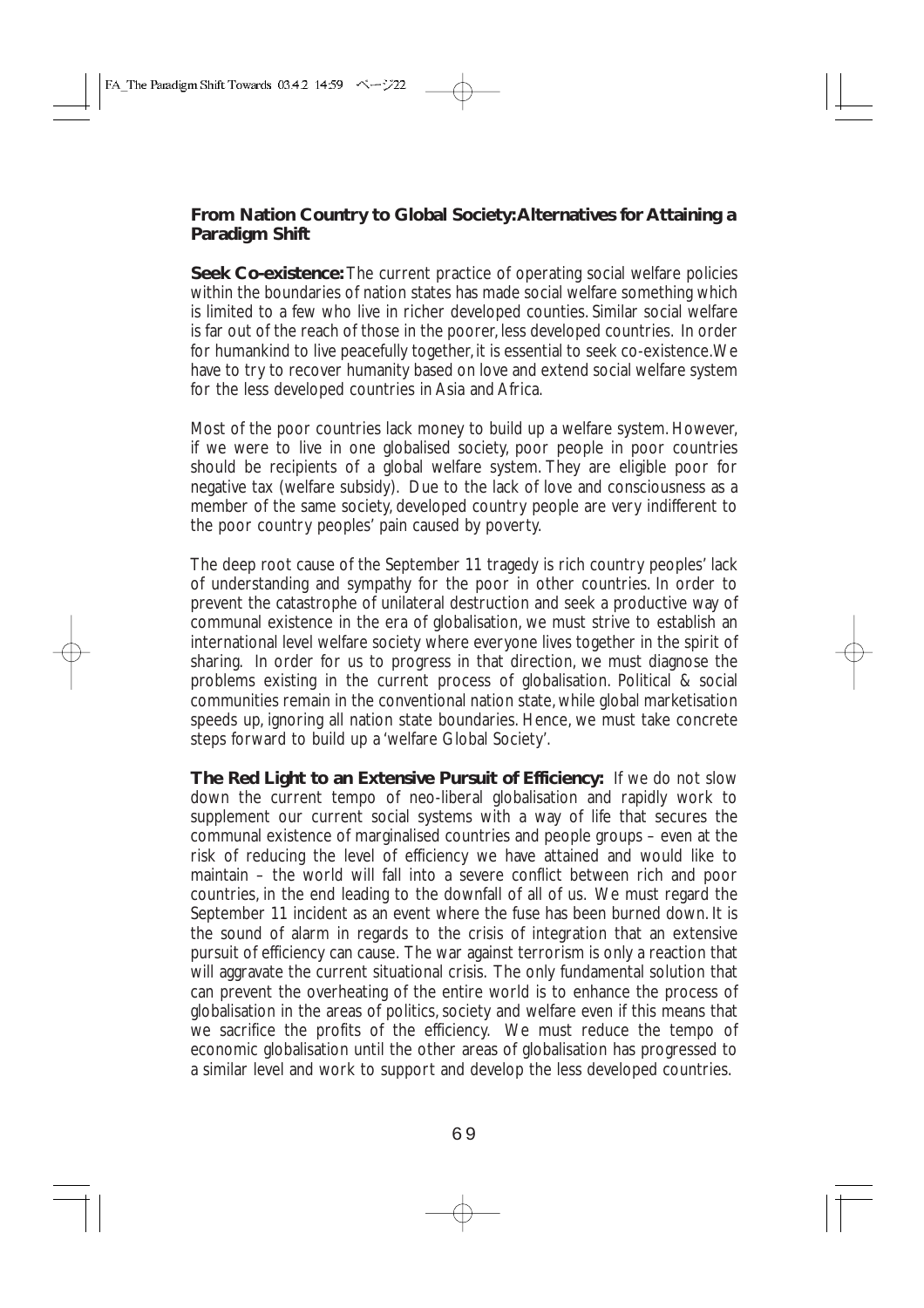## From Nation Country to Global Society: Alternatives for Attaining a Paradigm Shift

**Seek Co-existence:** The current practice of operating social welfare policies within the boundaries of nation states has made social welfare something which is limited to a few who live in richer developed counties. Similar social welfare is far out of the reach of those in the poorer, less developed countries. In order for humankind to live peacefully together, it is essential to seek co-existence. We have to try to recover humanity based on love and extend social welfare system for the less developed countries in Asia and Africa.

Most of the poor countries lack money to build up a welfare system. However, if we were to live in one globalised society, poor people in poor countries should be recipients of a global welfare system. They are eligible poor for negative tax (welfare subsidy). Due to the lack of love and consciousness as a member of the same society, developed country people are very indifferent to the poor country peoples' pain caused by poverty.

The deep root cause of the September 11 tragedy is rich country peoples' lack of understanding and sympathy for the poor in other countries. In order to prevent the catastrophe of unilateral destruction and seek a productive way of communal existence in the era of globalisation, we must strive to establish an international level welfare society where everyone lives together in the spirit of sharing. In order for us to progress in that direction, we must diagnose the problems existing in the current process of globalisation. Political & social communities remain in the conventional nation state, while global marketisation speeds up, ignoring all nation state boundaries. Hence, we must take concrete steps forward to build up a 'welfare Global Society'.

**The Red Light to an Extensive Pursuit of Efficiency:** If we do not slow down the current tempo of neo-liberal globalisation and rapidly work to supplement our current social systems with a way of life that secures the communal existence of marginalised countries and people groups – even at the risk of reducing the level of efficiency we have attained and would like to maintain – the world will fall into a severe conflict between rich and poor countries, in the end leading to the downfall of all of us. We must regard the September 11 incident as an event where the fuse has been burned down. It is the sound of alarm in regards to the crisis of integration that an extensive pursuit of efficiency can cause. The war against terrorism is only a reaction that will aggravate the current situational crisis. The only fundamental solution that can prevent the overheating of the entire world is to enhance the process of globalisation in the areas of politics, society and welfare even if this means that we sacrifice the profits of the efficiency. We must reduce the tempo of economic globalisation until the other areas of globalisation has progressed to a similar level and work to support and develop the less developed countries.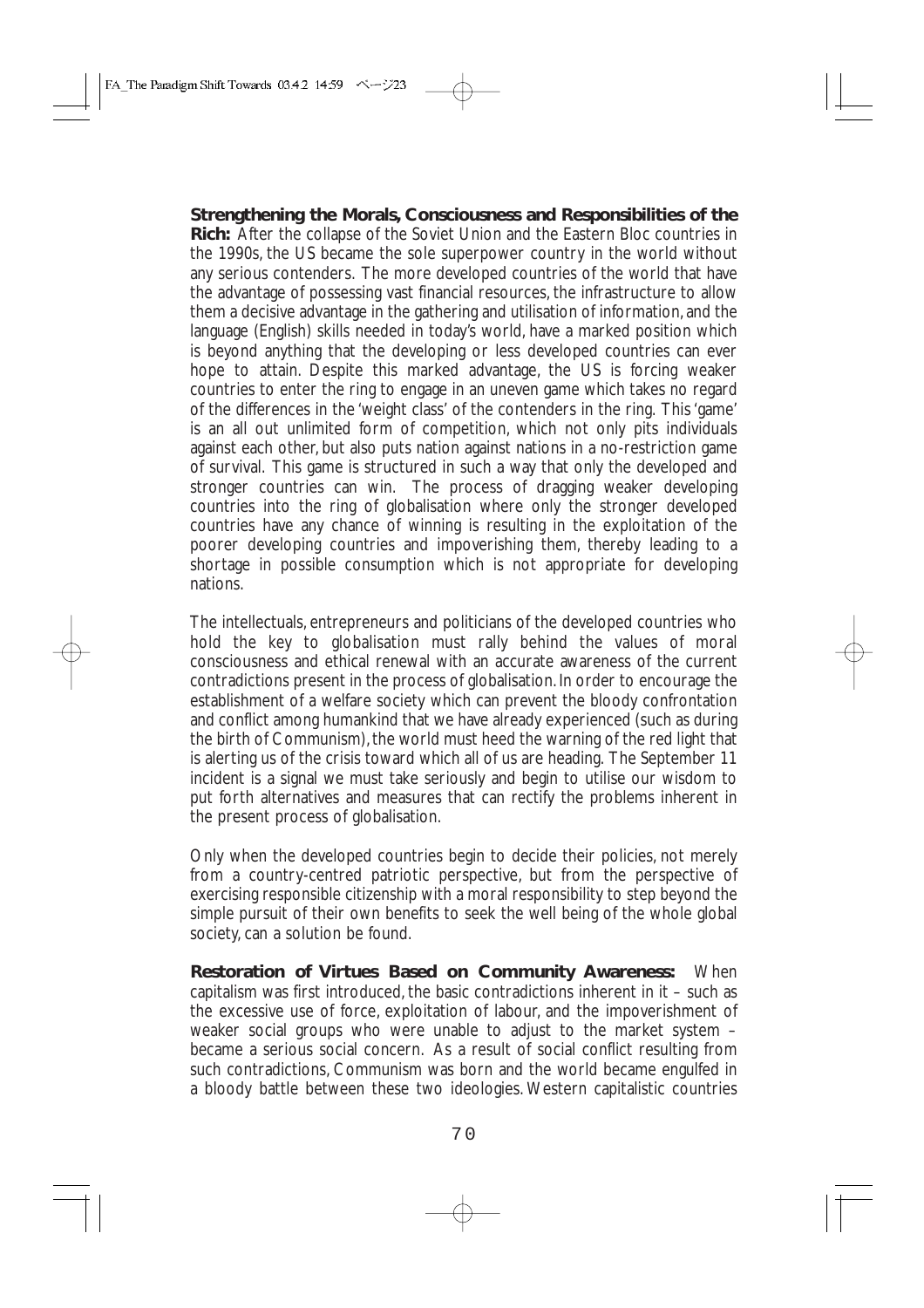**Strengthening the Morals, Consciousness and Responsibilities of the Rich:** After the collapse of the Soviet Union and the Eastern Bloc countries in the 1990s, the US became the sole superpower country in the world without any serious contenders. The more developed countries of the world that have the advantage of possessing vast financial resources, the infrastructure to allow them a decisive advantage in the gathering and utilisation of information, and the language (English) skills needed in today's world, have a marked position which is beyond anything that the developing or less developed countries can ever hope to attain. Despite this marked advantage, the US is forcing weaker countries to enter the ring to engage in an uneven game which takes no regard of the differences in the 'weight class' of the contenders in the ring. This 'game' is an all out unlimited form of competition, which not only pits individuals against each other, but also puts nation against nations in a no-restriction game of survival. This game is structured in such a way that only the developed and stronger countries can win. The process of dragging weaker developing countries into the ring of globalisation where only the stronger developed countries have any chance of winning is resulting in the exploitation of the poorer developing countries and impoverishing them, thereby leading to a shortage in possible consumption which is not appropriate for developing nations.

The intellectuals, entrepreneurs and politicians of the developed countries who hold the key to globalisation must rally behind the values of moral consciousness and ethical renewal with an accurate awareness of the current contradictions present in the process of globalisation. In order to encourage the establishment of a welfare society which can prevent the bloody confrontation and conflict among humankind that we have already experienced (such as during the birth of Communism), the world must heed the warning of the red light that is alerting us of the crisis toward which all of us are heading. The September 11 incident is a signal we must take seriously and begin to utilise our wisdom to put forth alternatives and measures that can rectify the problems inherent in the present process of globalisation.

Only when the developed countries begin to decide their policies, not merely from a country-centred patriotic perspective, but from the perspective of exercising responsible citizenship with a moral responsibility to step beyond the simple pursuit of their own benefits to seek the well being of the whole global society, can a solution be found.

**Restoration of Virtues Based on Community Awareness:** When capitalism was first introduced, the basic contradictions inherent in it – such as the excessive use of force, exploitation of labour, and the impoverishment of weaker social groups who were unable to adjust to the market system – became a serious social concern. As a result of social conflict resulting from such contradictions, Communism was born and the world became engulfed in a bloody battle between these two ideologies. Western capitalistic countries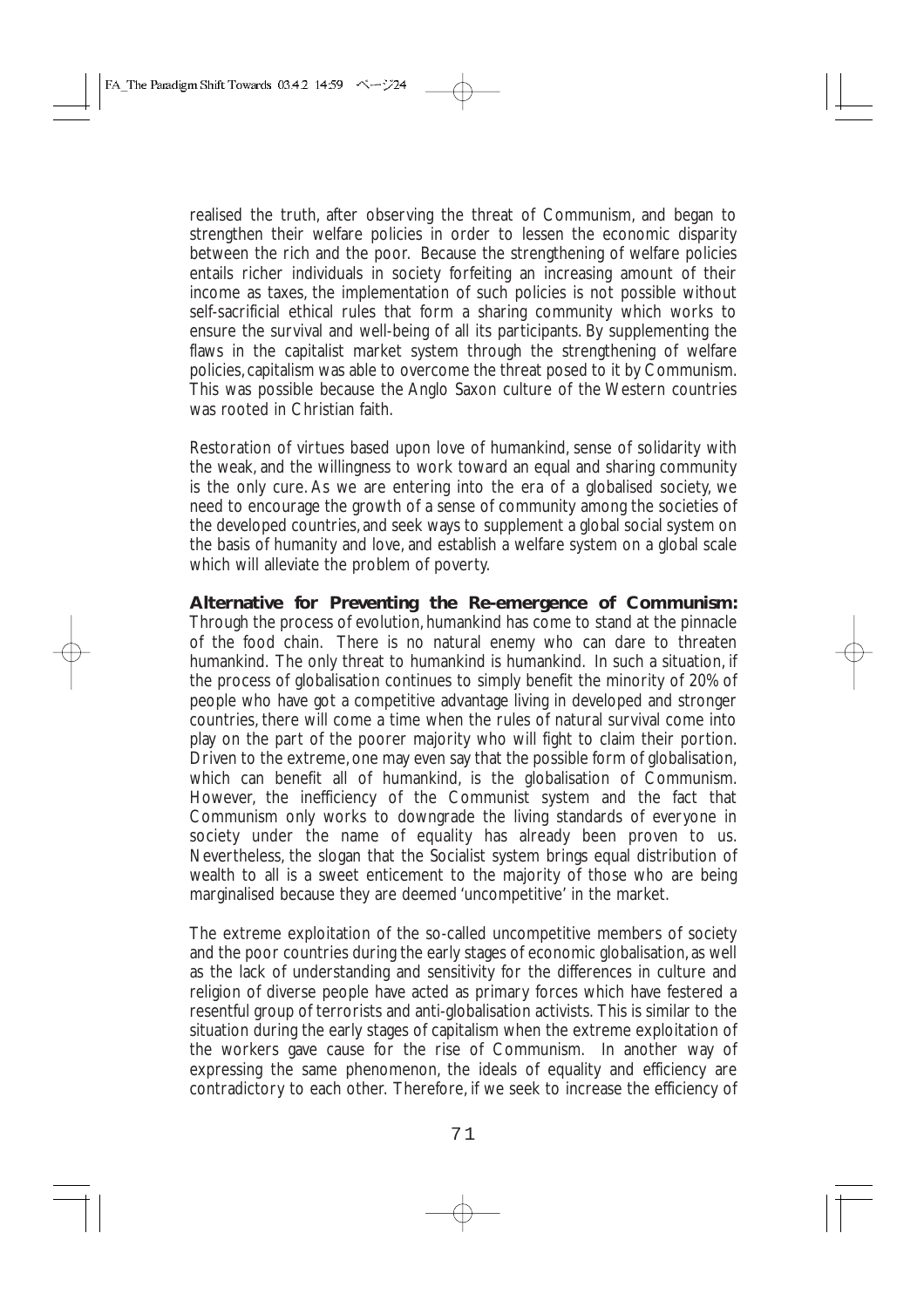realised the truth, after observing the threat of Communism, and began to strengthen their welfare policies in order to lessen the economic disparity between the rich and the poor. Because the strengthening of welfare policies entails richer individuals in society forfeiting an increasing amount of their income as taxes, the implementation of such policies is not possible without self-sacrificial ethical rules that form a sharing community which works to ensure the survival and well-being of all its participants. By supplementing the flaws in the capitalist market system through the strengthening of welfare policies, capitalism was able to overcome the threat posed to it by Communism. This was possible because the Anglo Saxon culture of the Western countries was rooted in Christian faith.

Restoration of virtues based upon love of humankind, sense of solidarity with the weak, and the willingness to work toward an equal and sharing community is the only cure. As we are entering into the era of a globalised society, we need to encourage the growth of a sense of community among the societies of the developed countries, and seek ways to supplement a global social system on the basis of humanity and love, and establish a welfare system on a global scale which will alleviate the problem of poverty.

**Alternative for Preventing the Re-emergence of Communism:** Through the process of evolution, humankind has come to stand at the pinnacle of the food chain. There is no natural enemy who can dare to threaten humankind. The only threat to humankind is humankind. In such a situation, if the process of globalisation continues to simply benefit the minority of 20% of people who have got a competitive advantage living in developed and stronger countries, there will come a time when the rules of natural survival come into play on the part of the poorer majority who will fight to claim their portion. Driven to the extreme, one may even say that the possible form of globalisation, which can benefit all of humankind, is the globalisation of Communism. However, the inefficiency of the Communist system and the fact that Communism only works to downgrade the living standards of everyone in society under the name of equality has already been proven to us. Nevertheless, the slogan that the Socialist system brings equal distribution of wealth to all is a sweet enticement to the majority of those who are being marginalised because they are deemed 'uncompetitive' in the market.

The extreme exploitation of the so-called uncompetitive members of society and the poor countries during the early stages of economic globalisation, as well as the lack of understanding and sensitivity for the differences in culture and religion of diverse people have acted as primary forces which have festered a resentful group of terrorists and anti-globalisation activists. This is similar to the situation during the early stages of capitalism when the extreme exploitation of the workers gave cause for the rise of Communism. In another way of expressing the same phenomenon, the ideals of equality and efficiency are contradictory to each other. Therefore, if we seek to increase the efficiency of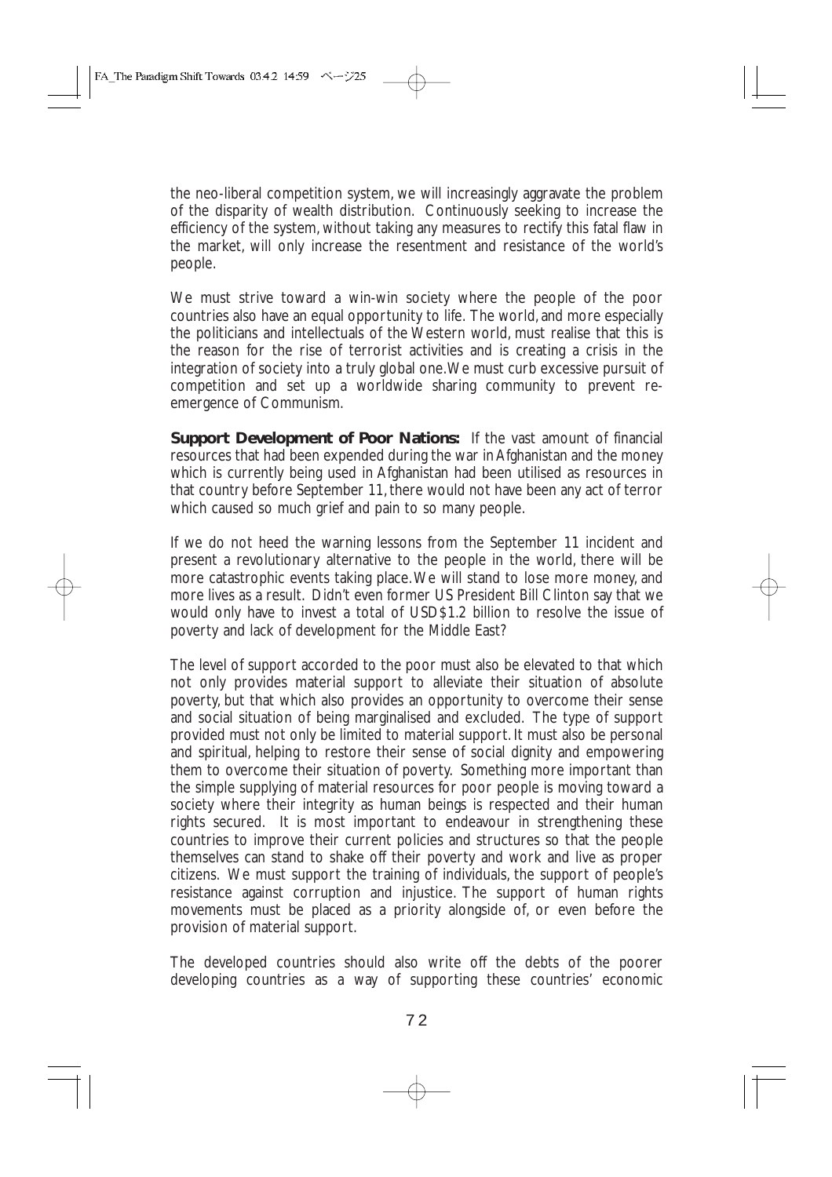the neo-liberal competition system, we will increasingly aggravate the problem of the disparity of wealth distribution. Continuously seeking to increase the efficiency of the system, without taking any measures to rectify this fatal flaw in the market, will only increase the resentment and resistance of the world's people.

We must strive toward a win-win society where the people of the poor countries also have an equal opportunity to life. The world, and more especially the politicians and intellectuals of the Western world, must realise that this is the reason for the rise of terrorist activities and is creating a crisis in the integration of society into a truly global one. We must curb excessive pursuit of competition and set up a worldwide sharing community to prevent re-emergence of Communism.

**Support Development of Poor Nations:** If the vast amount of financial resources that had been expended during the war in Afghanistan and the money which is currently being used in Afghanistan had been utilised as resources in that country before September 11, there would not have been any act of terror which caused so much grief and pain to so many people.

If we do not heed the warning lessons from the September 11 incident and present a revolutionary alternative to the people in the world, there will be more catastrophic events taking place. We will stand to lose more money, and more lives as a result. Didn't even former US President Bill Clinton say that we would only have to invest a total of USD$1.2 billion to resolve the issue of poverty and lack of development for the Middle East?

The level of support accorded to the poor must also be elevated to that which not only provides material support to alleviate their situation of absolute poverty, but that which also provides an opportunity to overcome their sense and social situation of being marginalised and excluded. The type of support provided must not only be limited to material support. It must also be personal and spiritual, helping to restore their sense of social dignity and empowering them to overcome their situation of poverty. Something more important than the simple supplying of material resources for poor people is moving toward a society where their integrity as human beings is respected and their human rights secured. It is most important to endeavour in strengthening these countries to improve their current policies and structures so that the people themselves can stand to shake off their poverty and work and live as proper citizens. We must support the training of individuals, the support of people's resistance against corruption and injustice. The support of human rights movements must be placed as a priority alongside of, or even before the provision of material support.

The developed countries should also write off the debts of the poorer developing countries as a way of supporting these countries' economic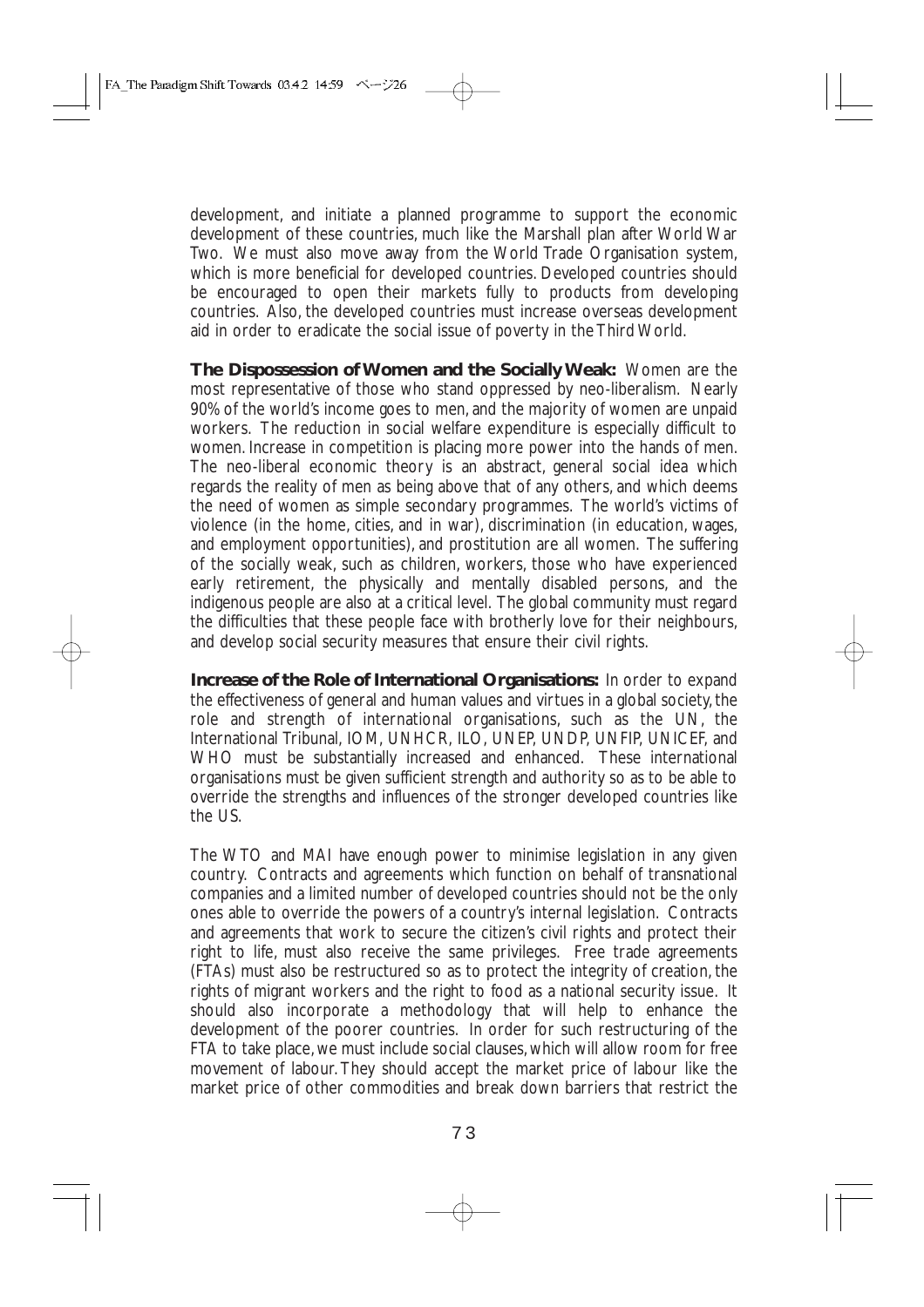development, and initiate a planned programme to support the economic development of these countries, much like the Marshall plan after World War Two. We must also move away from the World Trade Organisation system, which is more beneficial for developed countries. Developed countries should be encouraged to open their markets fully to products from developing countries. Also, the developed countries must increase overseas development aid in order to eradicate the social issue of poverty in the Third World.

**The Dispossession of Women and the Socially Weak:** Women are the most representative of those who stand oppressed by neo-liberalism. Nearly 90% of the world's income goes to men, and the majority of women are unpaid workers. The reduction in social welfare expenditure is especially difficult to women. Increase in competition is placing more power into the hands of men. The neo-liberal economic theory is an abstract, general social idea which regards the reality of men as being above that of any others, and which deems the need of women as simple secondary programmes. The world's victims of violence (in the home, cities, and in war), discrimination (in education, wages, and employment opportunities), and prostitution are all women. The suffering of the socially weak, such as children, workers, those who have experienced early retirement, the physically and mentally disabled persons, and the indigenous people are also at a critical level. The global community must regard the difficulties that these people face with brotherly love for their neighbours, and develop social security measures that ensure their civil rights.

**Increase of the Role of International Organisations:** In order to expand the effectiveness of general and human values and virtues in a global society, the role and strength of international organisations, such as the UN, the International Tribunal, IOM, UNHCR, ILO, UNEP, UNDP, UNFIP, UNICEF, and WHO must be substantially increased and enhanced. These international organisations must be given sufficient strength and authority so as to be able to override the strengths and influences of the stronger developed countries like the US.

The WTO and MAI have enough power to minimise legislation in any given country. Contracts and agreements which function on behalf of transnational companies and a limited number of developed countries should not be the only ones able to override the powers of a country's internal legislation. Contracts and agreements that work to secure the citizen's civil rights and protect their right to life, must also receive the same privileges. Free trade agreements (FTAs) must also be restructured so as to protect the integrity of creation, the rights of migrant workers and the right to food as a national security issue. It should also incorporate a methodology that will help to enhance the development of the poorer countries. In order for such restructuring of the FTA to take place, we must include social clauses, which will allow room for free movement of labour. They should accept the market price of labour like the market price of other commodities and break down barriers that restrict the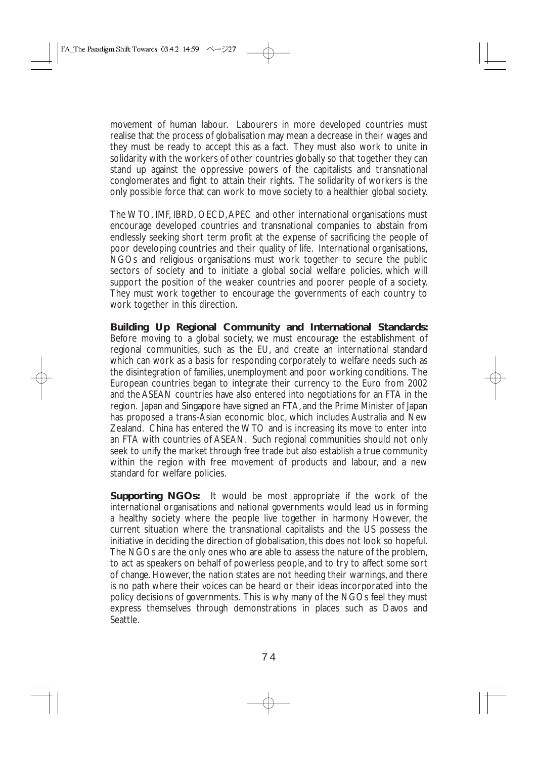movement of human labour. Labourers in more developed countries must realise that the process of globalisation may mean a decrease in their wages and they must be ready to accept this as a fact. They must also work to unite in solidarity with the workers of other countries globally so that together they can stand up against the oppressive powers of the capitalists and transnational conglomerates and fight to attain their rights. The solidarity of workers is the only possible force that can work to move society to a healthier global society.

The WTO, IMF, IBRD, OECD, APEC and other international organisations must encourage developed countries and transnational companies to abstain from endlessly seeking short term profit at the expense of sacrificing the people of poor developing countries and their quality of life. International organisations, NGOs and religious organisations must work together to secure the public sectors of society and to initiate a global social welfare policies, which will support the position of the weaker countries and poorer people of a society. They must work together to encourage the governments of each country to work together in this direction.

**Building Up Regional Community and International Standards:** Before moving to a global society, we must encourage the establishment of regional communities, such as the EU, and create an international standard which can work as a basis for responding corporately to welfare needs such as the disintegration of families, unemployment and poor working conditions. The European countries began to integrate their currency to the Euro from 2002 and the ASEAN countries have also entered into negotiations for an FTA in the region. Japan and Singapore have signed an FTA, and the Prime Minister of Japan has proposed a trans-Asian economic bloc, which includes Australia and New Zealand. China has entered the WTO and is increasing its move to enter into an FTA with countries of ASEAN. Such regional communities should not only seek to unify the market through free trade but also establish a true community within the region with free movement of products and labour, and a new standard for welfare policies.

**Supporting NGOs:** It would be most appropriate if the work of the international organisations and national governments would lead us in forming a healthy society where the people live together in harmony However, the current situation where the transnational capitalists and the US possess the initiative in deciding the direction of globalisation, this does not look so hopeful. The NGOs are the only ones who are able to assess the nature of the problem, to act as speakers on behalf of powerless people, and to try to affect some sort of change. However, the nation states are not heeding their warnings, and there is no path where their voices can be heard or their ideas incorporated into the policy decisions of governments. This is why many of the NGOs feel they must express themselves through demonstrations in places such as Davos and Seattle.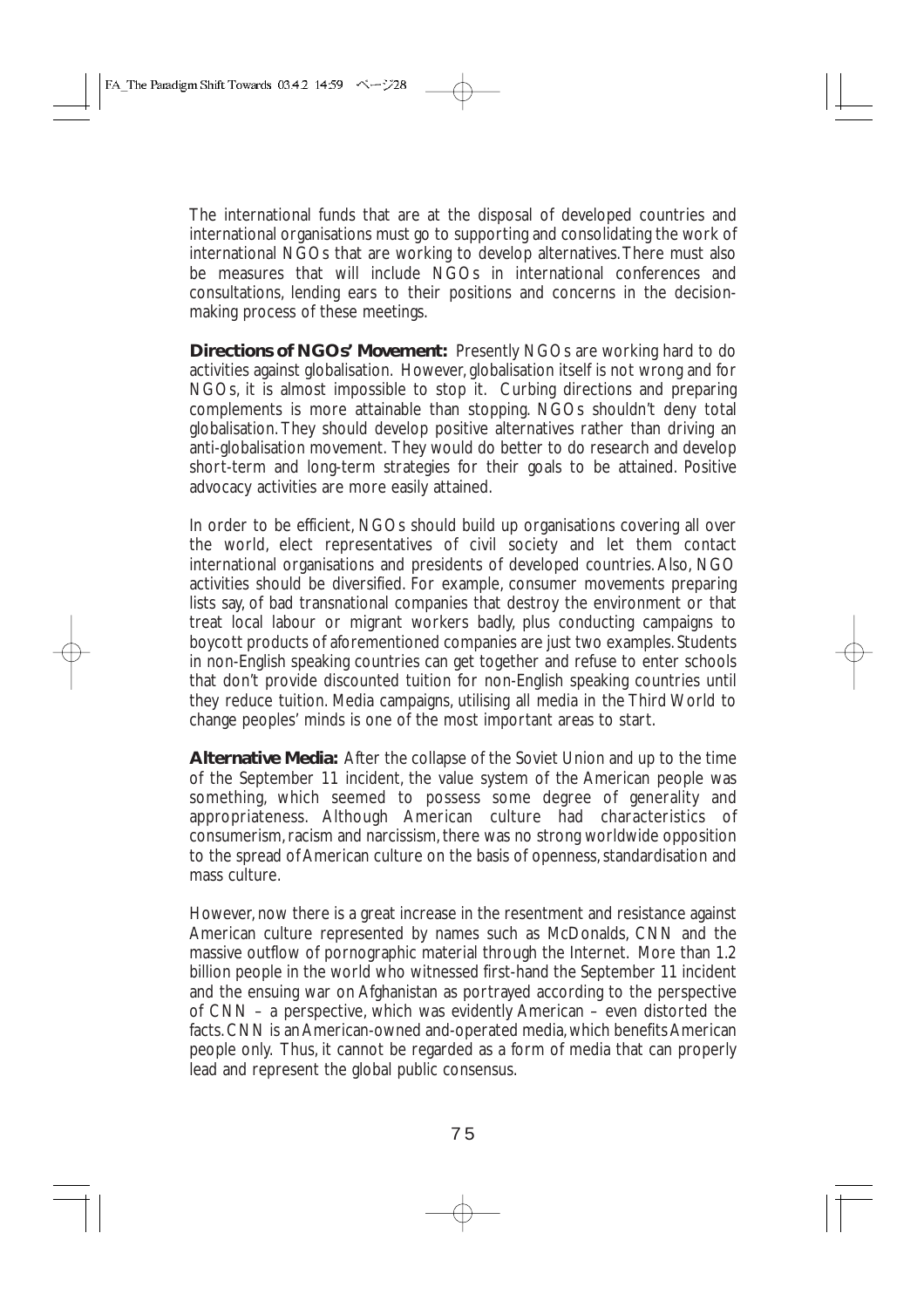The international funds that are at the disposal of developed countries and international organisations must go to supporting and consolidating the work of international NGOs that are working to develop alternatives. There must also be measures that will include NGOs in international conferences and consultations, lending ears to their positions and concerns in the decision-making process of these meetings.

**Directions of NGOs' Movement:** Presently NGOs are working hard to do activities against globalisation. However, globalisation itself is not wrong and for NGOs, it is almost impossible to stop it. Curbing directions and preparing complements is more attainable than stopping. NGOs shouldn't deny total globalisation. They should develop positive alternatives rather than driving an anti-globalisation movement. They would do better to do research and develop short-term and long-term strategies for their goals to be attained. Positive advocacy activities are more easily attained.

In order to be efficient, NGOs should build up organisations covering all over the world, elect representatives of civil society and let them contact international organisations and presidents of developed countries. Also, NGO activities should be diversified. For example, consumer movements preparing lists say, of bad transnational companies that destroy the environment or that treat local labour or migrant workers badly, plus conducting campaigns to boycott products of aforementioned companies are just two examples. Students in non-English speaking countries can get together and refuse to enter schools that don't provide discounted tuition for non-English speaking countries until they reduce tuition. Media campaigns, utilising all media in the Third World to change peoples' minds is one of the most important areas to start.

**Alternative Media:** After the collapse of the Soviet Union and up to the time of the September 11 incident, the value system of the American people was something, which seemed to possess some degree of generality and appropriateness. Although American culture had characteristics of consumerism, racism and narcissism, there was no strong worldwide opposition to the spread of American culture on the basis of openness, standardisation and mass culture.

However, now there is a great increase in the resentment and resistance against American culture represented by names such as McDonalds, CNN and the massive outflow of pornographic material through the Internet. More than 1.2 billion people in the world who witnessed first-hand the September 11 incident and the ensuing war on Afghanistan as portrayed according to the perspective of CNN – a perspective, which was evidently American – even distorted the facts. CNN is an American-owned and-operated media, which benefits American people only. Thus, it cannot be regarded as a form of media that can properly lead and represent the global public consensus.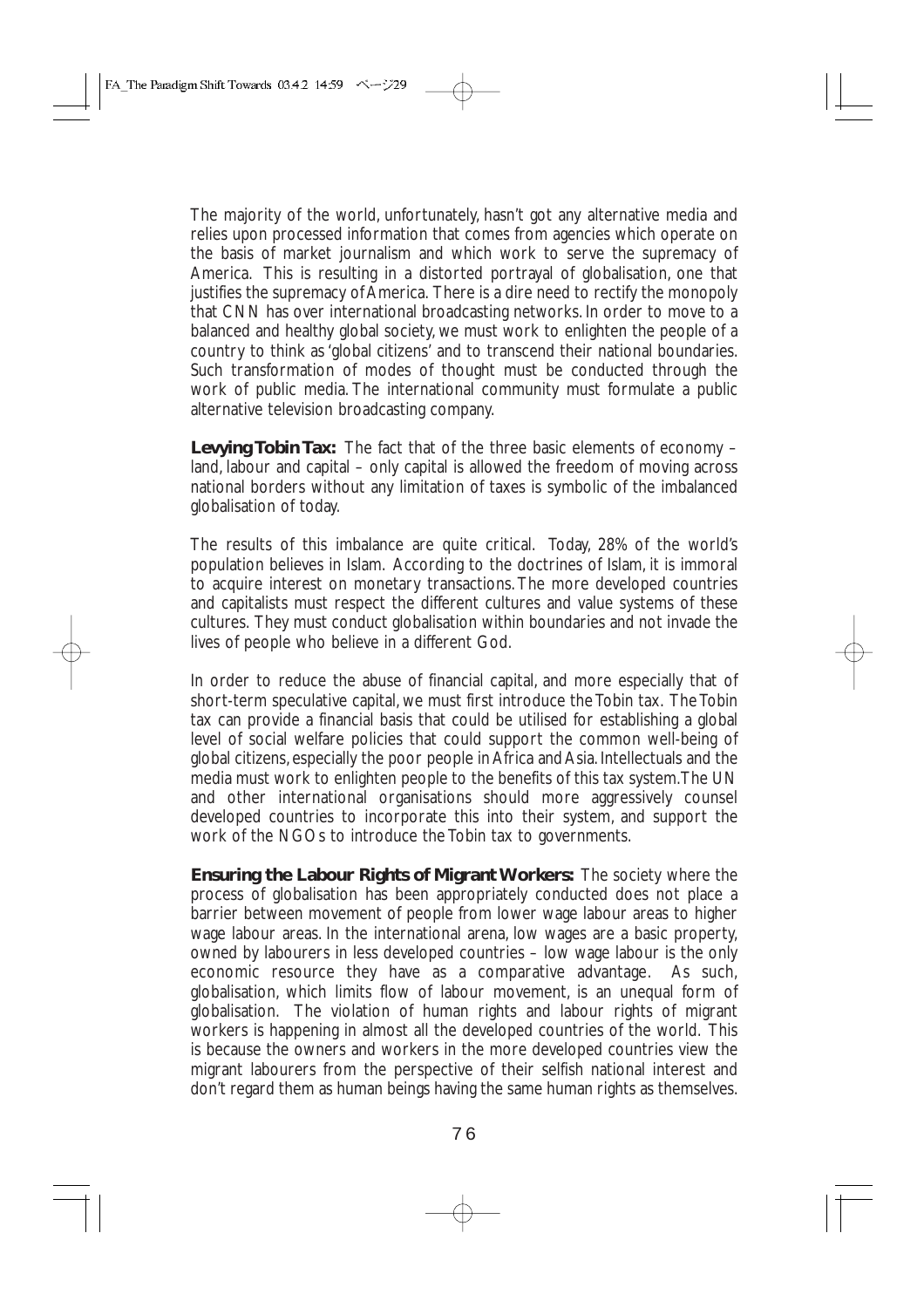The majority of the world, unfortunately, hasn't got any alternative media and relies upon processed information that comes from agencies which operate on the basis of market journalism and which work to serve the supremacy of America. This is resulting in a distorted portrayal of globalisation, one that justifies the supremacy of America. There is a dire need to rectify the monopoly that CNN has over international broadcasting networks. In order to move to a balanced and healthy global society, we must work to enlighten the people of a country to think as 'global citizens' and to transcend their national boundaries. Such transformation of modes of thought must be conducted through the work of public media. The international community must formulate a public alternative television broadcasting company.

**Levying Tobin Tax:** The fact that of the three basic elements of economy – land, labour and capital – only capital is allowed the freedom of moving across national borders without any limitation of taxes is symbolic of the imbalanced globalisation of today.

The results of this imbalance are quite critical. Today, 28% of the world's population believes in Islam. According to the doctrines of Islam, it is immoral to acquire interest on monetary transactions. The more developed countries and capitalists must respect the different cultures and value systems of these cultures. They must conduct globalisation within boundaries and not invade the lives of people who believe in a different God.

In order to reduce the abuse of financial capital, and more especially that of short-term speculative capital, we must first introduce the Tobin tax. The Tobin tax can provide a financial basis that could be utilised for establishing a global level of social welfare policies that could support the common well-being of global citizens, especially the poor people in Africa and Asia. Intellectuals and the media must work to enlighten people to the benefits of this tax system. The UN and other international organisations should more aggressively counsel developed countries to incorporate this into their system, and support the work of the NGOs to introduce the Tobin tax to governments.

**Ensuring the Labour Rights of Migrant Workers:** The society where the process of globalisation has been appropriately conducted does not place a barrier between movement of people from lower wage labour areas to higher wage labour areas. In the international arena, low wages are a basic property, owned by labourers in less developed countries – low wage labour is the only economic resource they have as a comparative advantage. As such, globalisation, which limits flow of labour movement, is an unequal form of globalisation. The violation of human rights and labour rights of migrant workers is happening in almost all the developed countries of the world. This is because the owners and workers in the more developed countries view the migrant labourers from the perspective of their selfish national interest and don't regard them as human beings having the same human rights as themselves.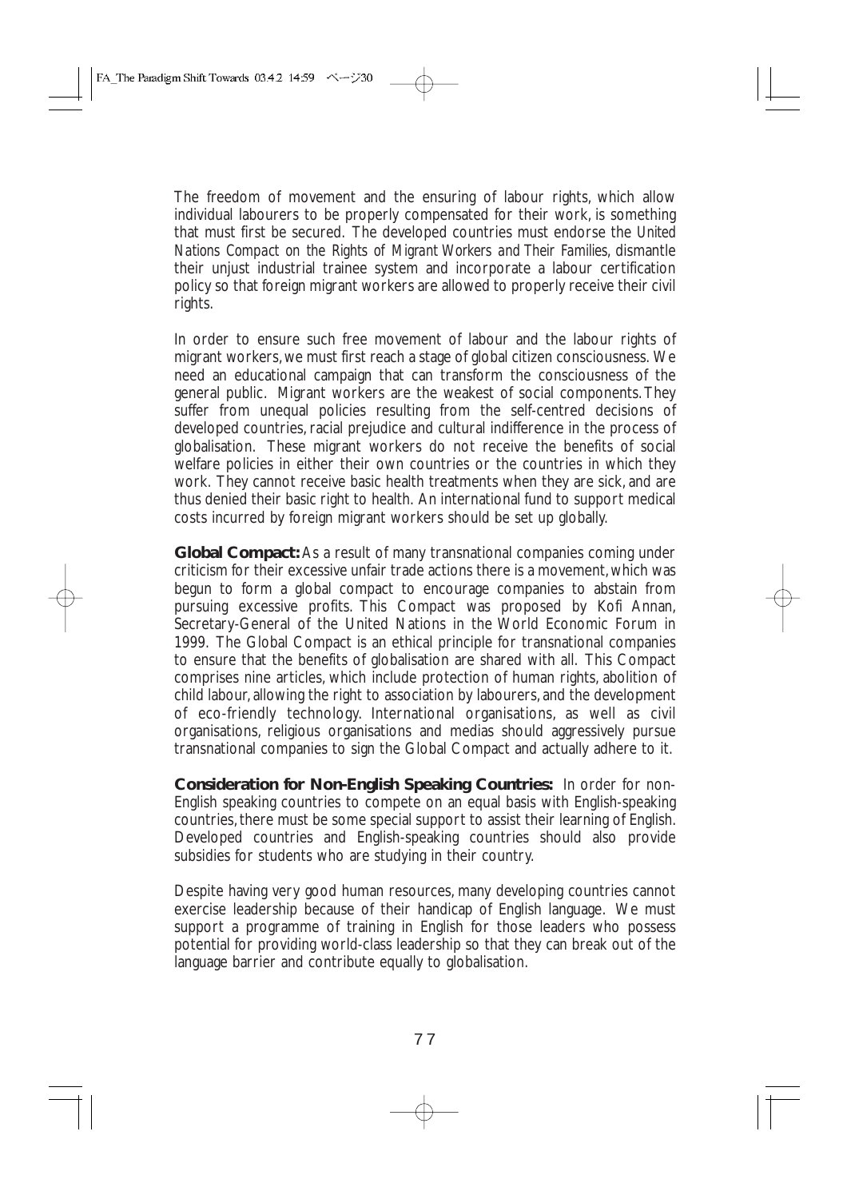The freedom of movement and the ensuring of labour rights, which allow individual labourers to be properly compensated for their work, is something that must first be secured. The developed countries must endorse the *United Nations Compact on the Rights of Migrant Workers and Their Families*, dismantle their unjust industrial trainee system and incorporate a labour certification policy so that foreign migrant workers are allowed to properly receive their civil rights.

In order to ensure such free movement of labour and the labour rights of migrant workers, we must first reach a stage of global citizen consciousness. We need an educational campaign that can transform the consciousness of the general public. Migrant workers are the weakest of social components. They suffer from unequal policies resulting from the self-centred decisions of developed countries, racial prejudice and cultural indifference in the process of globalisation. These migrant workers do not receive the benefits of social welfare policies in either their own countries or the countries in which they work. They cannot receive basic health treatments when they are sick, and are thus denied their basic right to health. An international fund to support medical costs incurred by foreign migrant workers should be set up globally.

**Global Compact:** As a result of many transnational companies coming under criticism for their excessive unfair trade actions there is a movement, which was begun to form a global compact to encourage companies to abstain from pursuing excessive profits. This Compact was proposed by Kofi Annan, Secretary-General of the United Nations in the World Economic Forum in 1999. The Global Compact is an ethical principle for transnational companies to ensure that the benefits of globalisation are shared with all. This Compact comprises nine articles, which include protection of human rights, abolition of child labour, allowing the right to association by labourers, and the development of eco-friendly technology. International organisations, as well as civil organisations, religious organisations and medias should aggressively pursue transnational companies to sign the Global Compact and actually adhere to it.

**Consideration for Non-English Speaking Countries:** In order for non-English speaking countries to compete on an equal basis with English-speaking countries, there must be some special support to assist their learning of English. Developed countries and English-speaking countries should also provide subsidies for students who are studying in their country.

Despite having very good human resources, many developing countries cannot exercise leadership because of their handicap of English language. We must support a programme of training in English for those leaders who possess potential for providing world-class leadership so that they can break out of the language barrier and contribute equally to globalisation.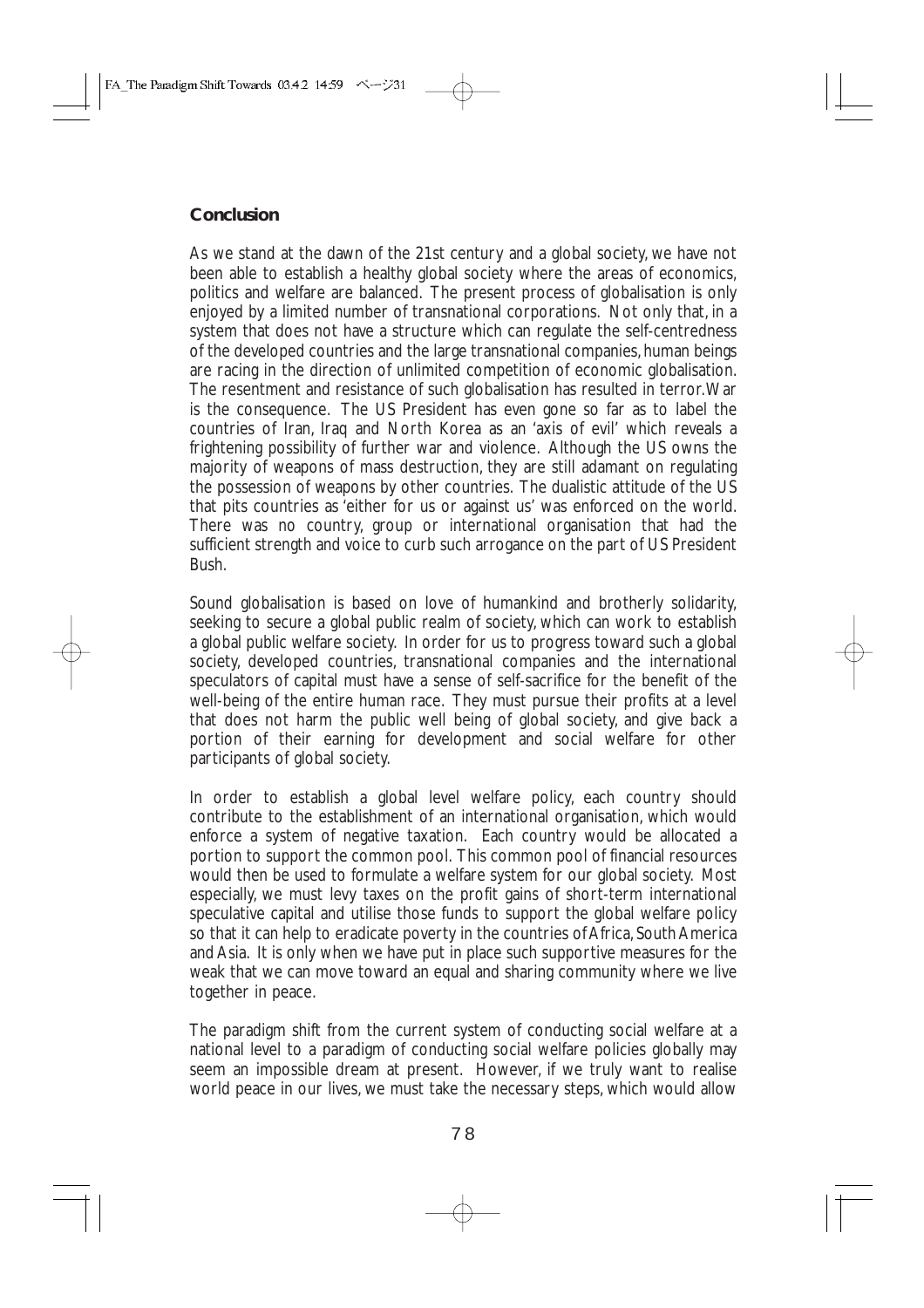## Conclusion

As we stand at the dawn of the 21st century and a global society, we have not been able to establish a healthy global society where the areas of economics, politics and welfare are balanced. The present process of globalisation is only enjoyed by a limited number of transnational corporations. Not only that, in a system that does not have a structure which can regulate the self-centredness of the developed countries and the large transnational companies, human beings are racing in the direction of unlimited competition of economic globalisation. The resentment and resistance of such globalisation has resulted in terror.War is the consequence. The US President has even gone so far as to label the countries of Iran, Iraq and North Korea as an 'axis of evil' which reveals a frightening possibility of further war and violence. Although the US owns the majority of weapons of mass destruction, they are still adamant on regulating the possession of weapons by other countries. The dualistic attitude of the US that pits countries as 'either for us or against us' was enforced on the world. There was no country, group or international organisation that had the sufficient strength and voice to curb such arrogance on the part of US President Bush.

Sound globalisation is based on love of humankind and brotherly solidarity, seeking to secure a global public realm of society, which can work to establish a global public welfare society. In order for us to progress toward such a global society, developed countries, transnational companies and the international speculators of capital must have a sense of self-sacrifice for the benefit of the well-being of the entire human race. They must pursue their profits at a level that does not harm the public well being of global society, and give back a portion of their earning for development and social welfare for other participants of global society.

In order to establish a global level welfare policy, each country should contribute to the establishment of an international organisation, which would enforce a system of negative taxation. Each country would be allocated a portion to support the common pool. This common pool of financial resources would then be used to formulate a welfare system for our global society. Most especially, we must levy taxes on the profit gains of short-term international speculative capital and utilise those funds to support the global welfare policy so that it can help to eradicate poverty in the countries of Africa, South America and Asia. It is only when we have put in place such supportive measures for the weak that we can move toward an equal and sharing community where we live together in peace.

The paradigm shift from the current system of conducting social welfare at a national level to a paradigm of conducting social welfare policies globally may seem an impossible dream at present. However, if we truly want to realise world peace in our lives, we must take the necessary steps, which would allow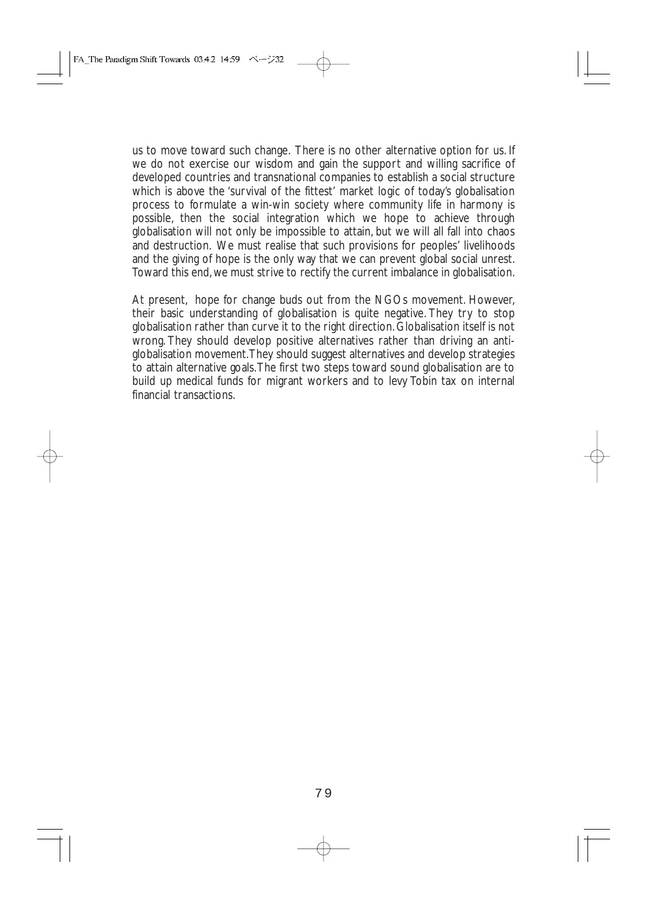us to move toward such change. There is no other alternative option for us. If we do not exercise our wisdom and gain the support and willing sacrifice of developed countries and transnational companies to establish a social structure which is above the 'survival of the fittest' market logic of today's globalisation process to formulate a win-win society where community life in harmony is possible, then the social integration which we hope to achieve through globalisation will not only be impossible to attain, but we will all fall into chaos and destruction. We must realise that such provisions for peoples' livelihoods and the giving of hope is the only way that we can prevent global social unrest. Toward this end, we must strive to rectify the current imbalance in globalisation.

At present, hope for change buds out from the NGOs movement. However, their basic understanding of globalisation is quite negative. They try to stop globalisation rather than curve it to the right direction. Globalisation itself is not wrong. They should develop positive alternatives rather than driving an anti-globalisation movement. They should suggest alternatives and develop strategies to attain alternative goals. The first two steps toward sound globalisation are to build up medical funds for migrant workers and to levy Tobin tax on internal financial transactions.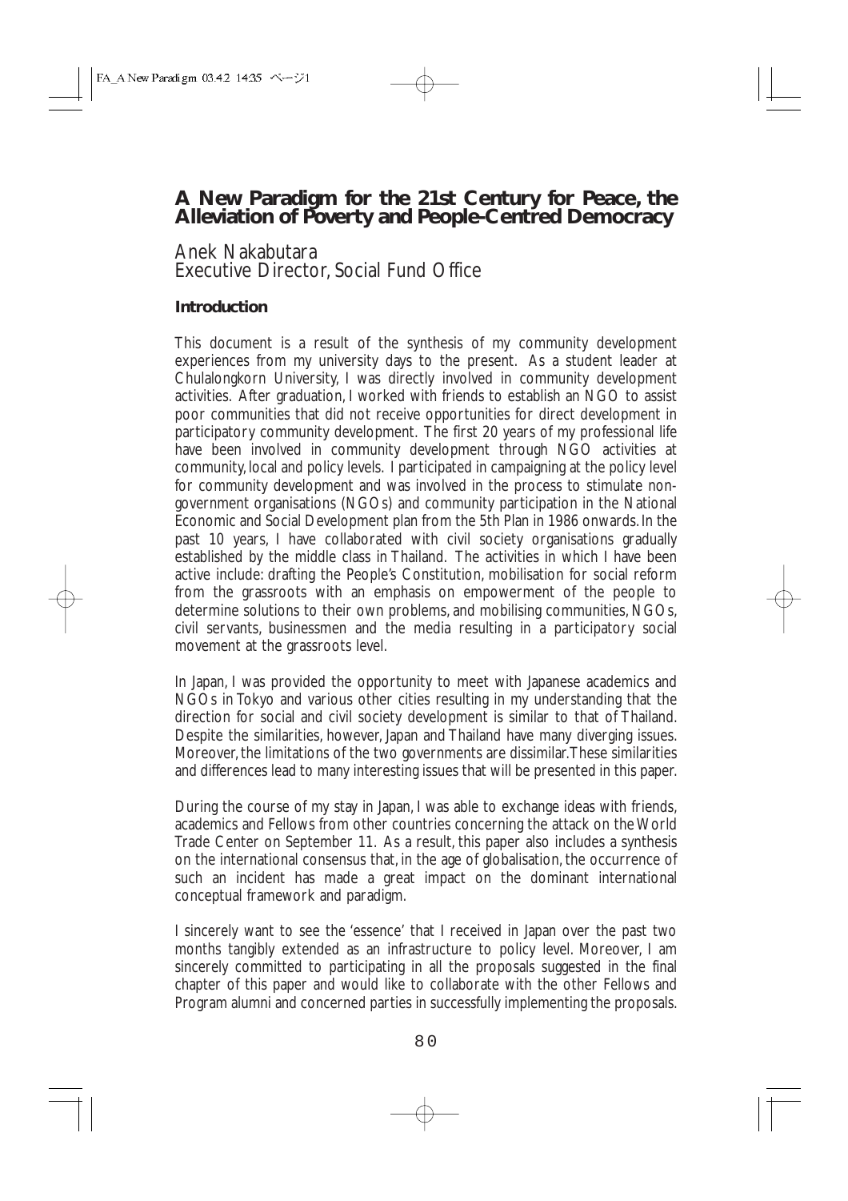# A New Paradigm for the 21st Century for Peace, the Alleviation of Poverty and People-Centred Democracy

Anek Nakabutara
Executive Director, Social Fund Office

## Introduction

This document is a result of the synthesis of my community development experiences from my university days to the present. As a student leader at Chulalongkorn University, I was directly involved in community development activities. After graduation, I worked with friends to establish an NGO to assist poor communities that did not receive opportunities for direct development in participatory community development. The first 20 years of my professional life have been involved in community development through NGO activities at community, local and policy levels. I participated in campaigning at the policy level for community development and was involved in the process to stimulate non-government organisations (NGOs) and community participation in the National Economic and Social Development plan from the 5th Plan in 1986 onwards. In the past 10 years, I have collaborated with civil society organisations gradually established by the middle class in Thailand. The activities in which I have been active include: drafting the People's Constitution, mobilisation for social reform from the grassroots with an emphasis on empowerment of the people to determine solutions to their own problems, and mobilising communities, NGOs, civil servants, businessmen and the media resulting in a participatory social movement at the grassroots level.

In Japan, I was provided the opportunity to meet with Japanese academics and NGOs in Tokyo and various other cities resulting in my understanding that the direction for social and civil society development is similar to that of Thailand. Despite the similarities, however, Japan and Thailand have many diverging issues. Moreover, the limitations of the two governments are dissimilar. These similarities and differences lead to many interesting issues that will be presented in this paper.

During the course of my stay in Japan, I was able to exchange ideas with friends, academics and Fellows from other countries concerning the attack on the World Trade Center on September 11. As a result, this paper also includes a synthesis on the international consensus that, in the age of globalisation, the occurrence of such an incident has made a great impact on the dominant international conceptual framework and paradigm.

I sincerely want to see the 'essence' that I received in Japan over the past two months tangibly extended as an infrastructure to policy level. Moreover, I am sincerely committed to participating in all the proposals suggested in the final chapter of this paper and would like to collaborate with the other Fellows and Program alumni and concerned parties in successfully implementing the proposals.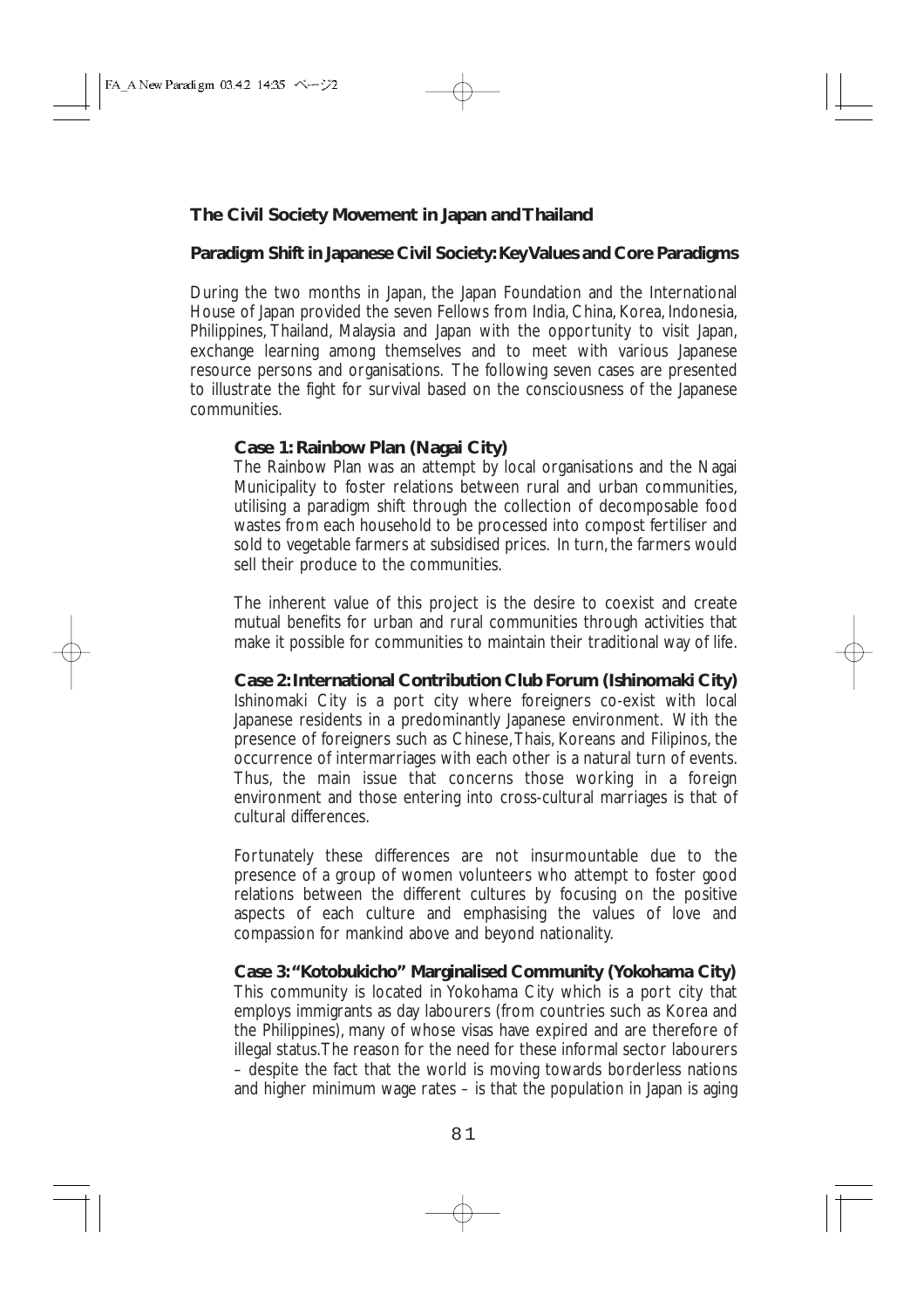## The Civil Society Movement in Japan and Thailand

### Paradigm Shift in Japanese Civil Society: Key Values and Core Paradigms

During the two months in Japan, the Japan Foundation and the International House of Japan provided the seven Fellows from India, China, Korea, Indonesia, Philippines, Thailand, Malaysia and Japan with the opportunity to visit Japan, exchange learning among themselves and to meet with various Japanese resource persons and organisations. The following seven cases are presented to illustrate the fight for survival based on the consciousness of the Japanese communities.

#### Case 1: Rainbow Plan (Nagai City)

The Rainbow Plan was an attempt by local organisations and the Nagai Municipality to foster relations between rural and urban communities, utilising a paradigm shift through the collection of decomposable food wastes from each household to be processed into compost fertiliser and sold to vegetable farmers at subsidised prices. In turn, the farmers would sell their produce to the communities.

The inherent value of this project is the desire to coexist and create mutual benefits for urban and rural communities through activities that make it possible for communities to maintain their traditional way of life.

#### Case 2: International Contribution Club Forum (Ishinomaki City)

Ishinomaki City is a port city where foreigners co-exist with local Japanese residents in a predominantly Japanese environment. With the presence of foreigners such as Chinese, Thais, Koreans and Filipinos, the occurrence of intermarriages with each other is a natural turn of events. Thus, the main issue that concerns those working in a foreign environment and those entering into cross-cultural marriages is that of cultural differences.

Fortunately these differences are not insurmountable due to the presence of a group of women volunteers who attempt to foster good relations between the different cultures by focusing on the positive aspects of each culture and emphasising the values of love and compassion for mankind above and beyond nationality.

#### Case 3: "Kotobukicho" Marginalised Community (Yokohama City)

This community is located in Yokohama City which is a port city that employs immigrants as day labourers (from countries such as Korea and the Philippines), many of whose visas have expired and are therefore of illegal status. The reason for the need for these informal sector labourers – despite the fact that the world is moving towards borderless nations and higher minimum wage rates – is that the population in Japan is aging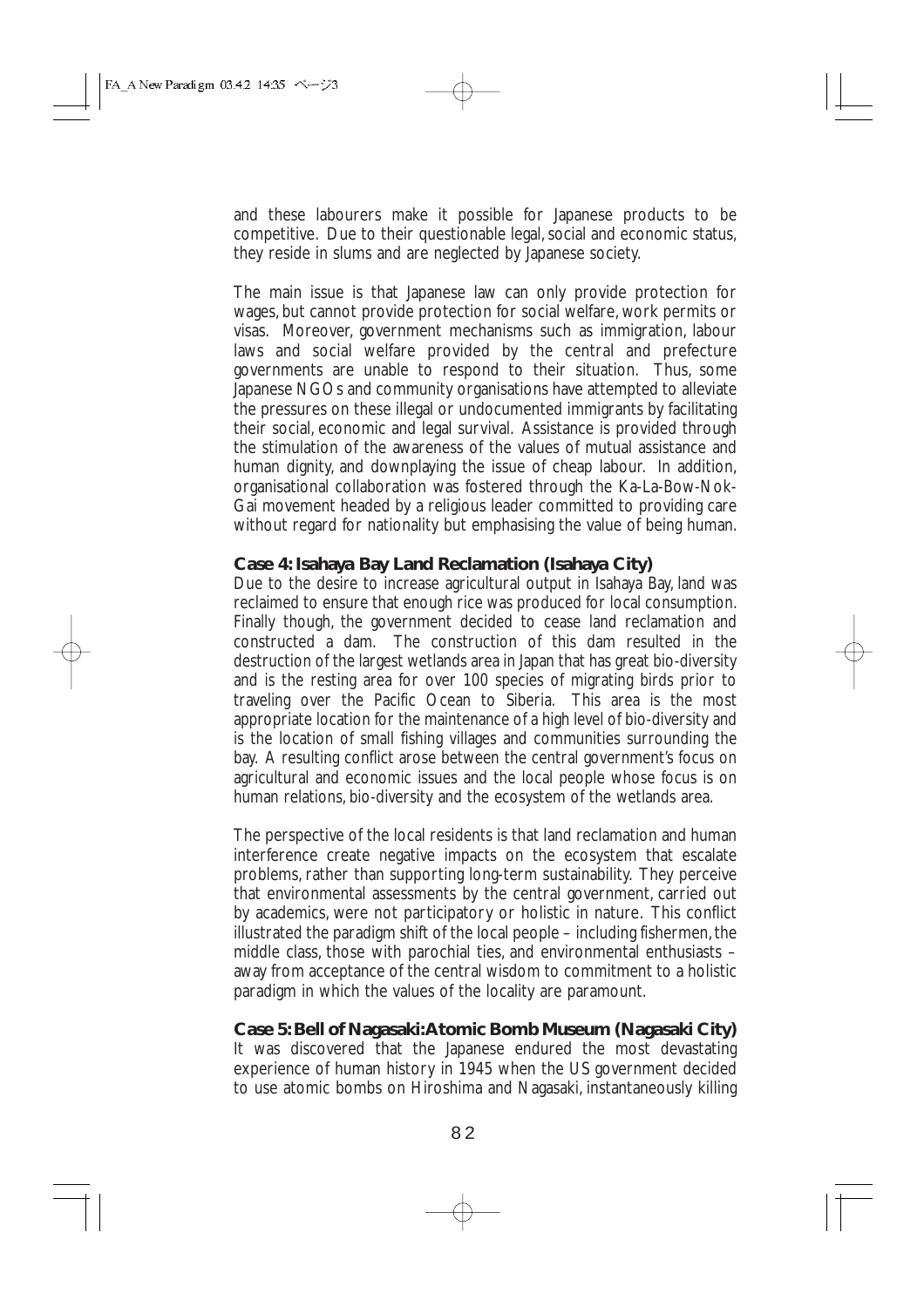and these labourers make it possible for Japanese products to be competitive. Due to their questionable legal, social and economic status, they reside in slums and are neglected by Japanese society.

The main issue is that Japanese law can only provide protection for wages, but cannot provide protection for social welfare, work permits or visas. Moreover, government mechanisms such as immigration, labour laws and social welfare provided by the central and prefecture governments are unable to respond to their situation. Thus, some Japanese NGOs and community organisations have attempted to alleviate the pressures on these illegal or undocumented immigrants by facilitating their social, economic and legal survival. Assistance is provided through the stimulation of the awareness of the values of mutual assistance and human dignity, and downplaying the issue of cheap labour. In addition, organisational collaboration was fostered through the Ka-La-Bow-Nok-Gai movement headed by a religious leader committed to providing care without regard for nationality but emphasising the value of being human.

**Case 4: Isahaya Bay Land Reclamation (Isahaya City)**

Due to the desire to increase agricultural output in Isahaya Bay, land was reclaimed to ensure that enough rice was produced for local consumption. Finally though, the government decided to cease land reclamation and constructed a dam. The construction of this dam resulted in the destruction of the largest wetlands area in Japan that has great bio-diversity and is the resting area for over 100 species of migrating birds prior to traveling over the Pacific Ocean to Siberia. This area is the most appropriate location for the maintenance of a high level of bio-diversity and is the location of small fishing villages and communities surrounding the bay. A resulting conflict arose between the central government's focus on agricultural and economic issues and the local people whose focus is on human relations, bio-diversity and the ecosystem of the wetlands area.

The perspective of the local residents is that land reclamation and human interference create negative impacts on the ecosystem that escalate problems, rather than supporting long-term sustainability. They perceive that environmental assessments by the central government, carried out by academics, were not participatory or holistic in nature. This conflict illustrated the paradigm shift of the local people – including fishermen, the middle class, those with parochial ties, and environmental enthusiasts – away from acceptance of the central wisdom to commitment to a holistic paradigm in which the values of the locality are paramount.

**Case 5: Bell of Nagasaki: Atomic Bomb Museum (Nagasaki City)**

It was discovered that the Japanese endured the most devastating experience of human history in 1945 when the US government decided to use atomic bombs on Hiroshima and Nagasaki, instantaneously killing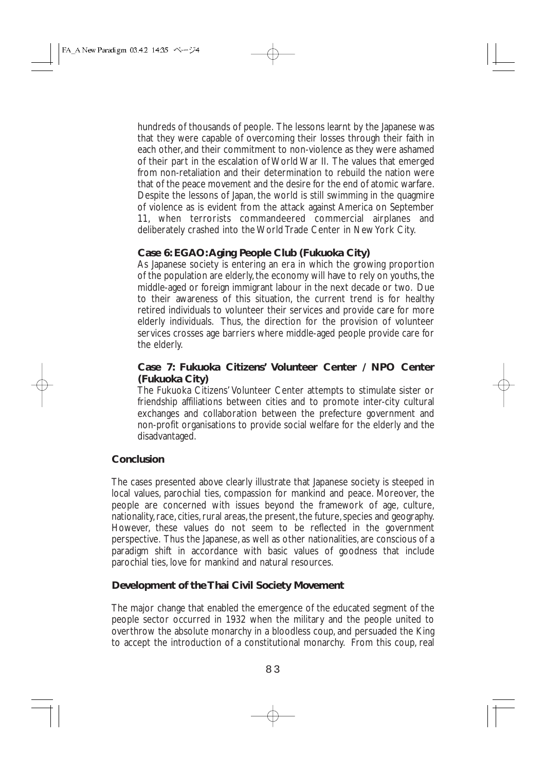hundreds of thousands of people. The lessons learnt by the Japanese was that they were capable of overcoming their losses through their faith in each other, and their commitment to non-violence as they were ashamed of their part in the escalation of World War II. The values that emerged from non-retaliation and their determination to rebuild the nation were that of the peace movement and the desire for the end of atomic warfare. Despite the lessons of Japan, the world is still swimming in the quagmire of violence as is evident from the attack against America on September 11, when terrorists commandeered commercial airplanes and deliberately crashed into the World Trade Center in New York City.

**Case 6: EGAO: Aging People Club (Fukuoka City)**

As Japanese society is entering an era in which the growing proportion of the population are elderly, the economy will have to rely on youths, the middle-aged or foreign immigrant labour in the next decade or two. Due to their awareness of this situation, the current trend is for healthy retired individuals to volunteer their services and provide care for more elderly individuals. Thus, the direction for the provision of volunteer services crosses age barriers where middle-aged people provide care for the elderly.

**Case 7: Fukuoka Citizens' Volunteer Center / NPO Center (Fukuoka City)**

The Fukuoka Citizens' Volunteer Center attempts to stimulate sister or friendship affiliations between cities and to promote inter-city cultural exchanges and collaboration between the prefecture government and non-profit organisations to provide social welfare for the elderly and the disadvantaged.

### Conclusion

The cases presented above clearly illustrate that Japanese society is steeped in local values, parochial ties, compassion for mankind and peace. Moreover, the people are concerned with issues beyond the framework of age, culture, nationality, race, cities, rural areas, the present, the future, species and geography. However, these values do not seem to be reflected in the government perspective. Thus the Japanese, as well as other nationalities, are conscious of a paradigm shift in accordance with basic values of goodness that include parochial ties, love for mankind and natural resources.

### Development of the Thai Civil Society Movement

The major change that enabled the emergence of the educated segment of the people sector occurred in 1932 when the military and the people united to overthrow the absolute monarchy in a bloodless coup, and persuaded the King to accept the introduction of a constitutional monarchy. From this coup, real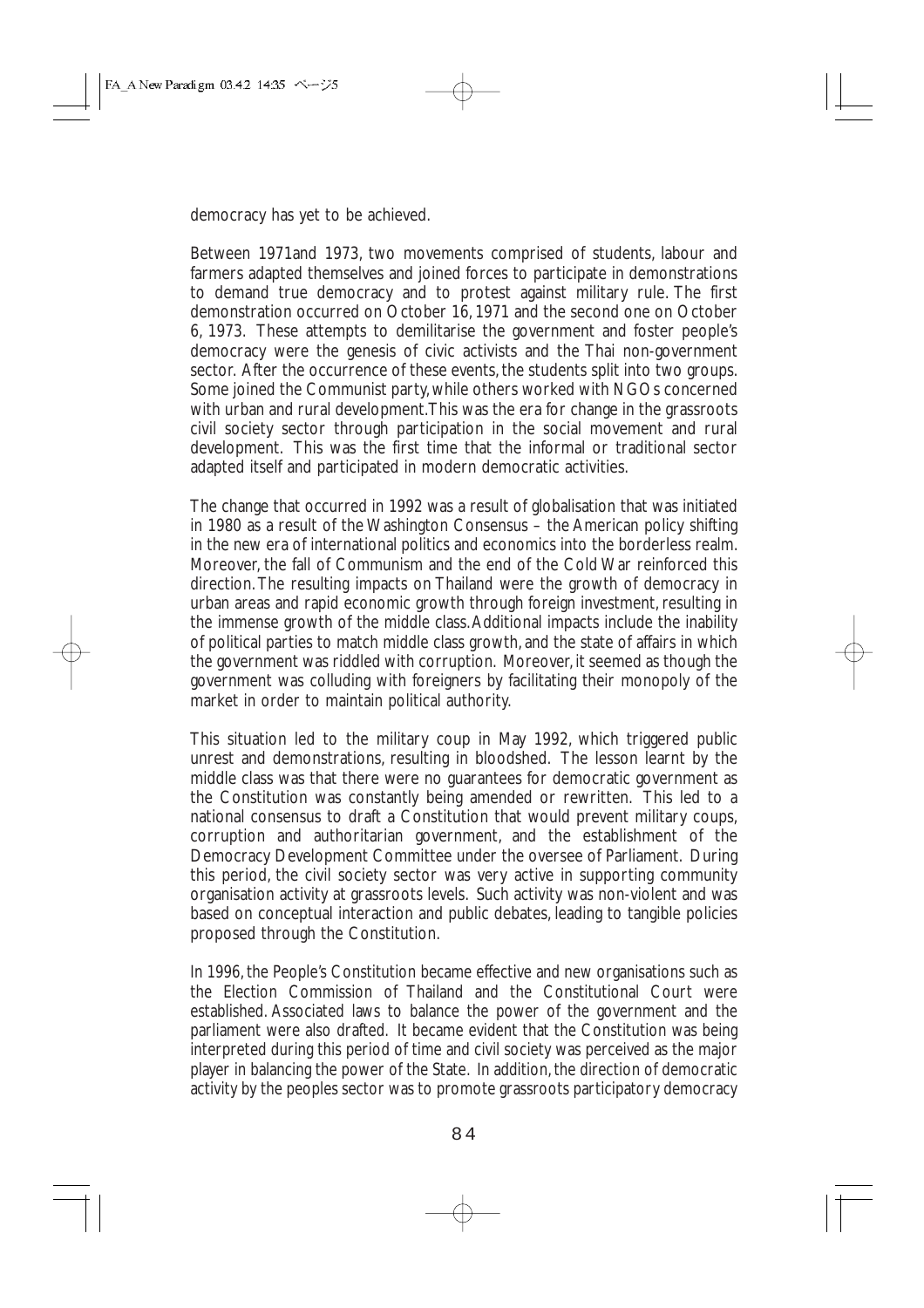democracy has yet to be achieved.

Between 1971and 1973, two movements comprised of students, labour and farmers adapted themselves and joined forces to participate in demonstrations to demand true democracy and to protest against military rule. The first demonstration occurred on October 16, 1971 and the second one on October 6, 1973. These attempts to demilitarise the government and foster people's democracy were the genesis of civic activists and the Thai non-government sector. After the occurrence of these events, the students split into two groups. Some joined the Communist party, while others worked with NGOs concerned with urban and rural development. This was the era for change in the grassroots civil society sector through participation in the social movement and rural development. This was the first time that the informal or traditional sector adapted itself and participated in modern democratic activities.

The change that occurred in 1992 was a result of globalisation that was initiated in 1980 as a result of the Washington Consensus – the American policy shifting in the new era of international politics and economics into the borderless realm. Moreover, the fall of Communism and the end of the Cold War reinforced this direction. The resulting impacts on Thailand were the growth of democracy in urban areas and rapid economic growth through foreign investment, resulting in the immense growth of the middle class. Additional impacts include the inability of political parties to match middle class growth, and the state of affairs in which the government was riddled with corruption. Moreover, it seemed as though the government was colluding with foreigners by facilitating their monopoly of the market in order to maintain political authority.

This situation led to the military coup in May 1992, which triggered public unrest and demonstrations, resulting in bloodshed. The lesson learnt by the middle class was that there were no guarantees for democratic government as the Constitution was constantly being amended or rewritten. This led to a national consensus to draft a Constitution that would prevent military coups, corruption and authoritarian government, and the establishment of the Democracy Development Committee under the oversee of Parliament. During this period, the civil society sector was very active in supporting community organisation activity at grassroots levels. Such activity was non-violent and was based on conceptual interaction and public debates, leading to tangible policies proposed through the Constitution.

In 1996, the People's Constitution became effective and new organisations such as the Election Commission of Thailand and the Constitutional Court were established. Associated laws to balance the power of the government and the parliament were also drafted. It became evident that the Constitution was being interpreted during this period of time and civil society was perceived as the major player in balancing the power of the State. In addition, the direction of democratic activity by the peoples sector was to promote grassroots participatory democracy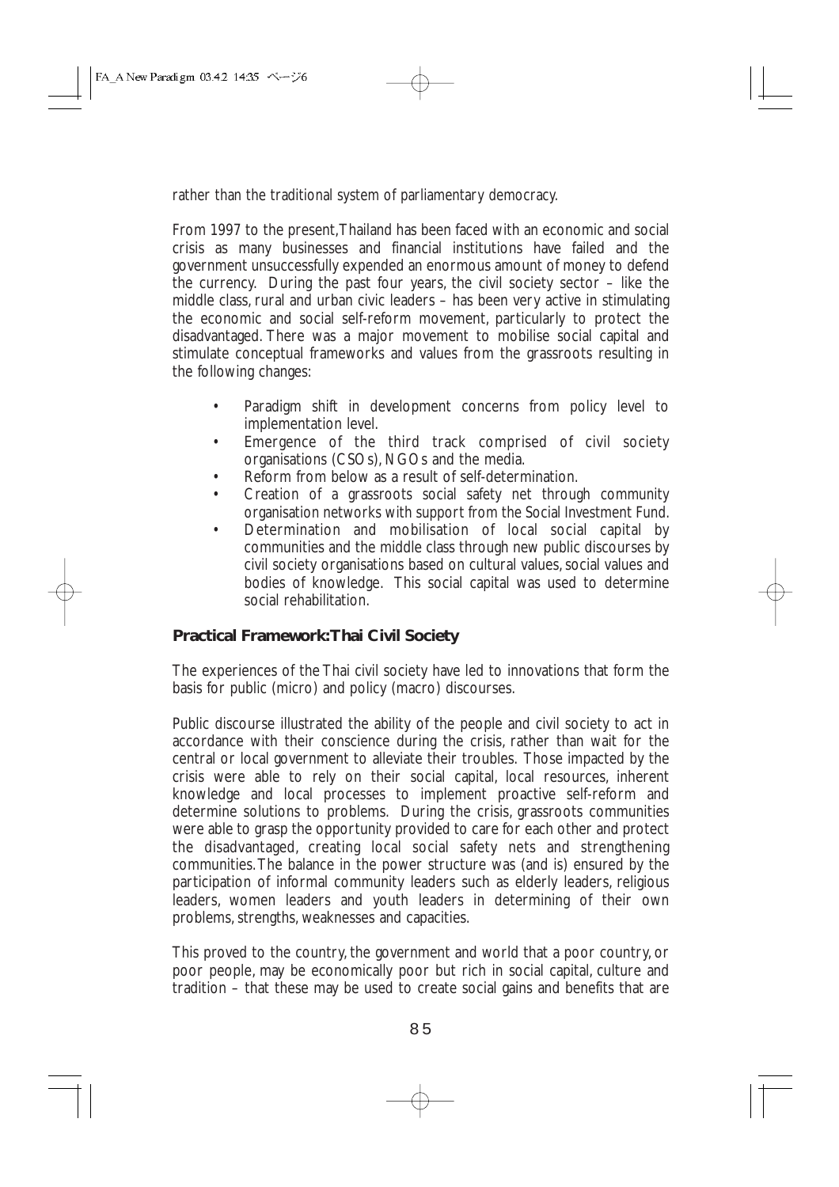rather than the traditional system of parliamentary democracy.

From 1997 to the present, Thailand has been faced with an economic and social crisis as many businesses and financial institutions have failed and the government unsuccessfully expended an enormous amount of money to defend the currency. During the past four years, the civil society sector – like the middle class, rural and urban civic leaders – has been very active in stimulating the economic and social self-reform movement, particularly to protect the disadvantaged. There was a major movement to mobilise social capital and stimulate conceptual frameworks and values from the grassroots resulting in the following changes:

- Paradigm shift in development concerns from policy level to implementation level.
- Emergence of the third track comprised of civil society organisations (CSOs), NGOs and the media.
- Reform from below as a result of self-determination.
- Creation of a grassroots social safety net through community organisation networks with support from the Social Investment Fund.
- Determination and mobilisation of local social capital by communities and the middle class through new public discourses by civil society organisations based on cultural values, social values and bodies of knowledge. This social capital was used to determine social rehabilitation.

### Practical Framework: Thai Civil Society

The experiences of the Thai civil society have led to innovations that form the basis for public (micro) and policy (macro) discourses.

Public discourse illustrated the ability of the people and civil society to act in accordance with their conscience during the crisis, rather than wait for the central or local government to alleviate their troubles. Those impacted by the crisis were able to rely on their social capital, local resources, inherent knowledge and local processes to implement proactive self-reform and determine solutions to problems. During the crisis, grassroots communities were able to grasp the opportunity provided to care for each other and protect the disadvantaged, creating local social safety nets and strengthening communities. The balance in the power structure was (and is) ensured by the participation of informal community leaders such as elderly leaders, religious leaders, women leaders and youth leaders in determining of their own problems, strengths, weaknesses and capacities.

This proved to the country, the government and world that a poor country, or poor people, may be economically poor but rich in social capital, culture and tradition – that these may be used to create social gains and benefits that are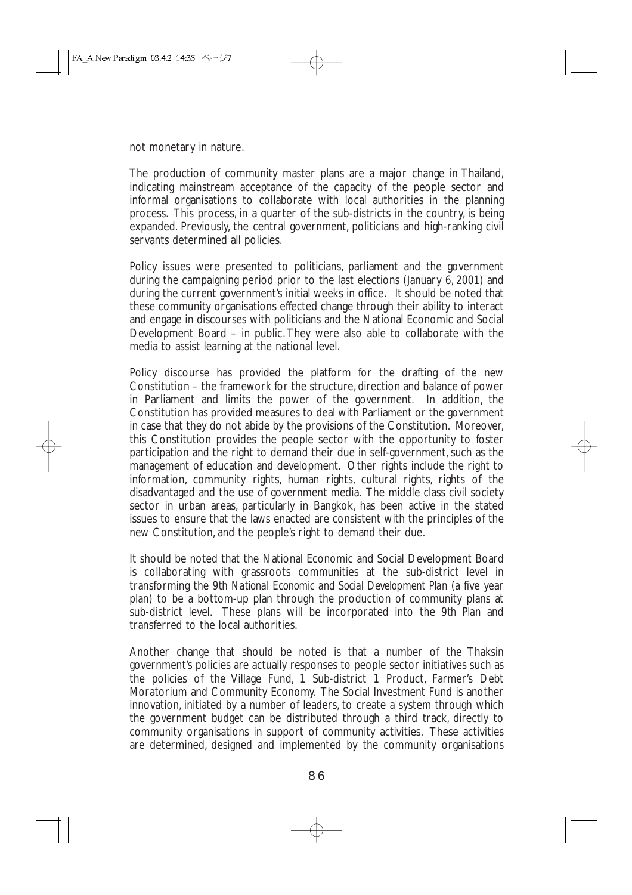not monetary in nature.

The production of community master plans are a major change in Thailand, indicating mainstream acceptance of the capacity of the people sector and informal organisations to collaborate with local authorities in the planning process. This process, in a quarter of the sub-districts in the country, is being expanded. Previously, the central government, politicians and high-ranking civil servants determined all policies.

Policy issues were presented to politicians, parliament and the government during the campaigning period prior to the last elections (January 6, 2001) and during the current government's initial weeks in office. It should be noted that these community organisations effected change through their ability to interact and engage in discourses with politicians and the National Economic and Social Development Board – in public. They were also able to collaborate with the media to assist learning at the national level.

Policy discourse has provided the platform for the drafting of the new Constitution – the framework for the structure, direction and balance of power in Parliament and limits the power of the government. In addition, the Constitution has provided measures to deal with Parliament or the government in case that they do not abide by the provisions of the Constitution. Moreover, this Constitution provides the people sector with the opportunity to foster participation and the right to demand their due in self-government, such as the management of education and development. Other rights include the right to information, community rights, human rights, cultural rights, rights of the disadvantaged and the use of government media. The middle class civil society sector in urban areas, particularly in Bangkok, has been active in the stated issues to ensure that the laws enacted are consistent with the principles of the new Constitution, and the people's right to demand their due.

It should be noted that the National Economic and Social Development Board is collaborating with grassroots communities at the sub-district level in transforming the *9th National Economic and Social Development Plan* (a five year plan) to be a bottom-up plan through the production of community plans at sub-district level. These plans will be incorporated into the *9th Plan* and transferred to the local authorities.

Another change that should be noted is that a number of the Thaksin government's policies are actually responses to people sector initiatives such as the policies of the Village Fund, 1 Sub-district 1 Product, Farmer's Debt Moratorium and Community Economy. The Social Investment Fund is another innovation, initiated by a number of leaders, to create a system through which the government budget can be distributed through a third track, directly to community organisations in support of community activities. These activities are determined, designed and implemented by the community organisations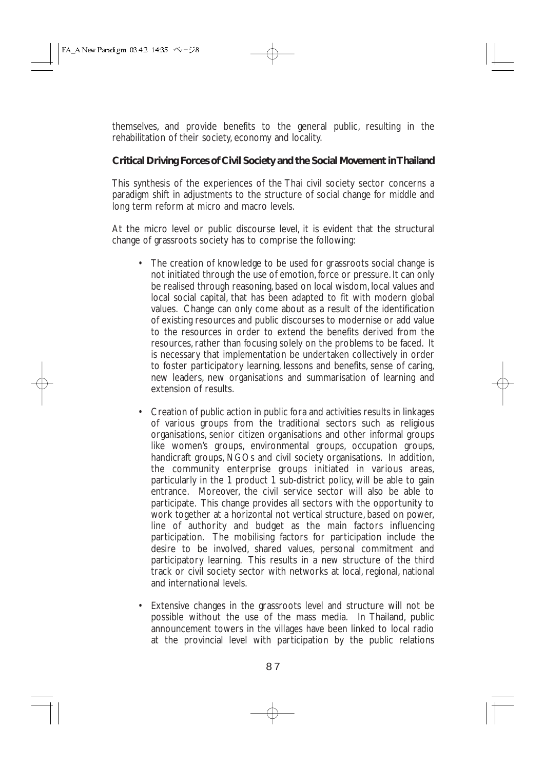themselves, and provide benefits to the general public, resulting in the rehabilitation of their society, economy and locality.

**Critical Driving Forces of Civil Society and the Social Movement in Thailand**

This synthesis of the experiences of the Thai civil society sector concerns a paradigm shift in adjustments to the structure of social change for middle and long term reform at micro and macro levels.

At the micro level or public discourse level, it is evident that the structural change of grassroots society has to comprise the following:

- The creation of knowledge to be used for grassroots social change is not initiated through the use of emotion, force or pressure. It can only be realised through reasoning, based on local wisdom, local values and local social capital, that has been adapted to fit with modern global values. Change can only come about as a result of the identification of existing resources and public discourses to modernise or add value to the resources in order to extend the benefits derived from the resources, rather than focusing solely on the problems to be faced. It is necessary that implementation be undertaken collectively in order to foster participatory learning, lessons and benefits, sense of caring, new leaders, new organisations and summarisation of learning and extension of results.

- Creation of public action in public fora and activities results in linkages of various groups from the traditional sectors such as religious organisations, senior citizen organisations and other informal groups like women's groups, environmental groups, occupation groups, handicraft groups, NGOs and civil society organisations. In addition, the community enterprise groups initiated in various areas, particularly in the 1 product 1 sub-district policy, will be able to gain entrance. Moreover, the civil service sector will also be able to participate. This change provides all sectors with the opportunity to work together at a horizontal not vertical structure, based on power, line of authority and budget as the main factors influencing participation. The mobilising factors for participation include the desire to be involved, shared values, personal commitment and participatory learning. This results in a new structure of the third track or civil society sector with networks at local, regional, national and international levels.

- Extensive changes in the grassroots level and structure will not be possible without the use of the mass media. In Thailand, public announcement towers in the villages have been linked to local radio at the provincial level with participation by the public relations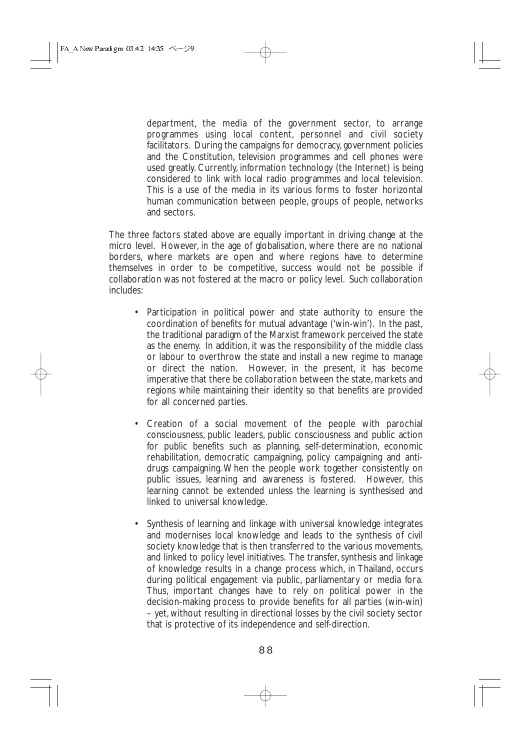department, the media of the government sector, to arrange programmes using local content, personnel and civil society facilitators. During the campaigns for democracy, government policies and the Constitution, television programmes and cell phones were used greatly. Currently, information technology (the Internet) is being considered to link with local radio programmes and local television. This is a use of the media in its various forms to foster horizontal human communication between people, groups of people, networks and sectors.

The three factors stated above are equally important in driving change at the micro level. However, in the age of globalisation, where there are no national borders, where markets are open and where regions have to determine themselves in order to be competitive, success would not be possible if collaboration was not fostered at the macro or policy level. Such collaboration includes:

- Participation in political power and state authority to ensure the coordination of benefits for mutual advantage ('win-win'). In the past, the traditional paradigm of the Marxist framework perceived the state as the enemy. In addition, it was the responsibility of the middle class or labour to overthrow the state and install a new regime to manage or direct the nation. However, in the present, it has become imperative that there be collaboration between the state, markets and regions while maintaining their identity so that benefits are provided for all concerned parties.

- Creation of a social movement of the people with parochial consciousness, public leaders, public consciousness and public action for public benefits such as planning, self-determination, economic rehabilitation, democratic campaigning, policy campaigning and anti-drugs campaigning. When the people work together consistently on public issues, learning and awareness is fostered. However, this learning cannot be extended unless the learning is synthesised and linked to universal knowledge.

- Synthesis of learning and linkage with universal knowledge integrates and modernises local knowledge and leads to the synthesis of civil society knowledge that is then transferred to the various movements, and linked to policy level initiatives. The transfer, synthesis and linkage of knowledge results in a change process which, in Thailand, occurs during political engagement via public, parliamentary or media fora. Thus, important changes have to rely on political power in the decision-making process to provide benefits for all parties (win-win) – yet, without resulting in directional losses by the civil society sector that is protective of its independence and self-direction.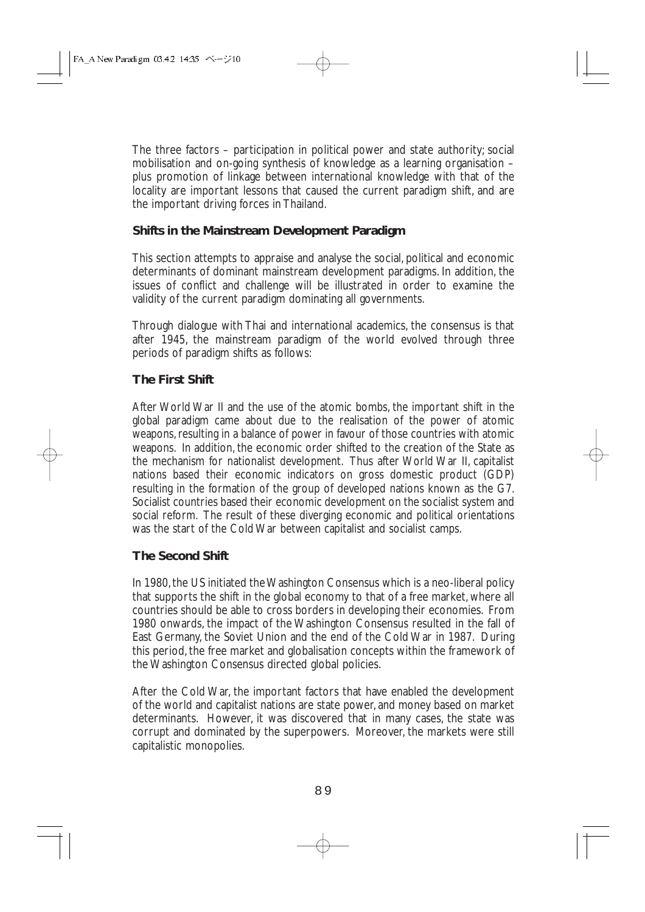The three factors – participation in political power and state authority; social mobilisation and on-going synthesis of knowledge as a learning organisation – plus promotion of linkage between international knowledge with that of the locality are important lessons that caused the current paradigm shift, and are the important driving forces in Thailand.

### Shifts in the Mainstream Development Paradigm

This section attempts to appraise and analyse the social, political and economic determinants of dominant mainstream development paradigms. In addition, the issues of conflict and challenge will be illustrated in order to examine the validity of the current paradigm dominating all governments.

Through dialogue with Thai and international academics, the consensus is that after 1945, the mainstream paradigm of the world evolved through three periods of paradigm shifts as follows:

### The First Shift

After World War II and the use of the atomic bombs, the important shift in the global paradigm came about due to the realisation of the power of atomic weapons, resulting in a balance of power in favour of those countries with atomic weapons. In addition, the economic order shifted to the creation of the State as the mechanism for nationalist development. Thus after World War II, capitalist nations based their economic indicators on gross domestic product (GDP) resulting in the formation of the group of developed nations known as the G7. Socialist countries based their economic development on the socialist system and social reform. The result of these diverging economic and political orientations was the start of the Cold War between capitalist and socialist camps.

### The Second Shift

In 1980, the US initiated the Washington Consensus which is a neo-liberal policy that supports the shift in the global economy to that of a free market, where all countries should be able to cross borders in developing their economies. From 1980 onwards, the impact of the Washington Consensus resulted in the fall of East Germany, the Soviet Union and the end of the Cold War in 1987. During this period, the free market and globalisation concepts within the framework of the Washington Consensus directed global policies.

After the Cold War, the important factors that have enabled the development of the world and capitalist nations are state power, and money based on market determinants. However, it was discovered that in many cases, the state was corrupt and dominated by the superpowers. Moreover, the markets were still capitalistic monopolies.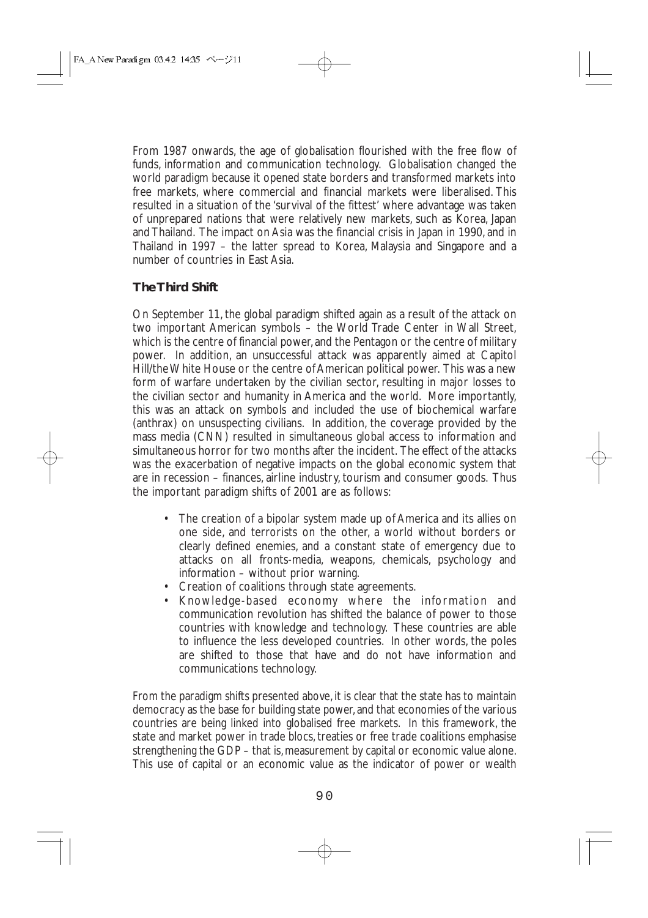From 1987 onwards, the age of globalisation flourished with the free flow of funds, information and communication technology. Globalisation changed the world paradigm because it opened state borders and transformed markets into free markets, where commercial and financial markets were liberalised. This resulted in a situation of the 'survival of the fittest' where advantage was taken of unprepared nations that were relatively new markets, such as Korea, Japan and Thailand. The impact on Asia was the financial crisis in Japan in 1990, and in Thailand in 1997 – the latter spread to Korea, Malaysia and Singapore and a number of countries in East Asia.

### The Third Shift

On September 11, the global paradigm shifted again as a result of the attack on two important American symbols – the World Trade Center in Wall Street, which is the centre of financial power, and the Pentagon or the centre of military power. In addition, an unsuccessful attack was apparently aimed at Capitol Hill/the White House or the centre of American political power. This was a new form of warfare undertaken by the civilian sector, resulting in major losses to the civilian sector and humanity in America and the world. More importantly, this was an attack on symbols and included the use of biochemical warfare (anthrax) on unsuspecting civilians. In addition, the coverage provided by the mass media (CNN) resulted in simultaneous global access to information and simultaneous horror for two months after the incident. The effect of the attacks was the exacerbation of negative impacts on the global economic system that are in recession – finances, airline industry, tourism and consumer goods. Thus the important paradigm shifts of 2001 are as follows:

- The creation of a bipolar system made up of America and its allies on one side, and terrorists on the other, a world without borders or clearly defined enemies, and a constant state of emergency due to attacks on all fronts-media, weapons, chemicals, psychology and information – without prior warning.
- Creation of coalitions through state agreements.
- Knowledge-based economy where the information and communication revolution has shifted the balance of power to those countries with knowledge and technology. These countries are able to influence the less developed countries. In other words, the poles are shifted to those that have and do not have information and communications technology.

From the paradigm shifts presented above, it is clear that the state has to maintain democracy as the base for building state power, and that economies of the various countries are being linked into globalised free markets. In this framework, the state and market power in trade blocs, treaties or free trade coalitions emphasise strengthening the GDP – that is, measurement by capital or economic value alone. This use of capital or an economic value as the indicator of power or wealth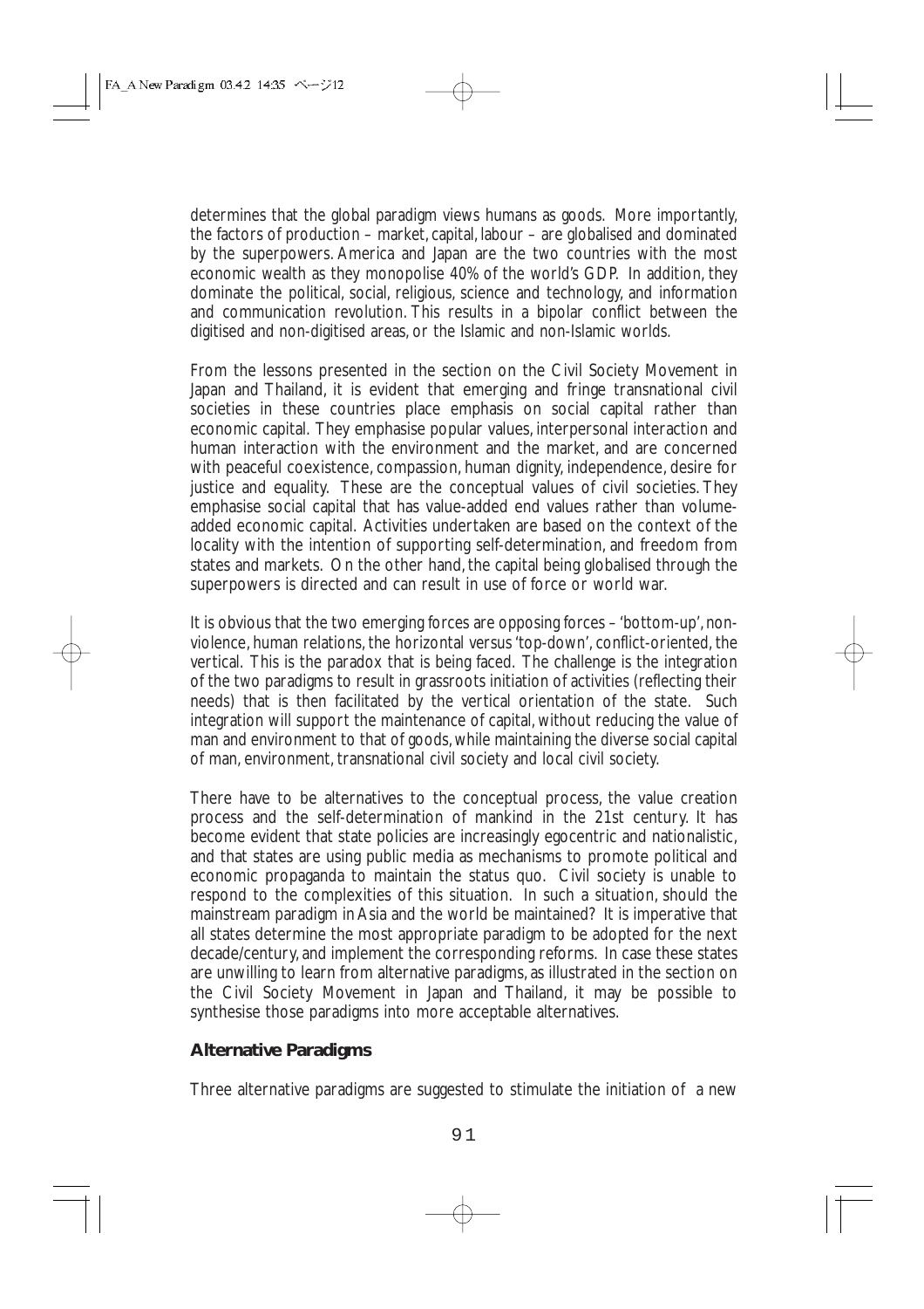determines that the global paradigm views humans as goods. More importantly, the factors of production – market, capital, labour – are globalised and dominated by the superpowers. America and Japan are the two countries with the most economic wealth as they monopolise 40% of the world's GDP. In addition, they dominate the political, social, religious, science and technology, and information and communication revolution. This results in a bipolar conflict between the digitised and non-digitised areas, or the Islamic and non-Islamic worlds.

From the lessons presented in the section on the Civil Society Movement in Japan and Thailand, it is evident that emerging and fringe transnational civil societies in these countries place emphasis on social capital rather than economic capital. They emphasise popular values, interpersonal interaction and human interaction with the environment and the market, and are concerned with peaceful coexistence, compassion, human dignity, independence, desire for justice and equality. These are the conceptual values of civil societies. They emphasise social capital that has value-added end values rather than volume-added economic capital. Activities undertaken are based on the context of the locality with the intention of supporting self-determination, and freedom from states and markets. On the other hand, the capital being globalised through the superpowers is directed and can result in use of force or world war.

It is obvious that the two emerging forces are opposing forces – 'bottom-up', non-violence, human relations, the horizontal versus 'top-down', conflict-oriented, the vertical. This is the paradox that is being faced. The challenge is the integration of the two paradigms to result in grassroots initiation of activities (reflecting their needs) that is then facilitated by the vertical orientation of the state. Such integration will support the maintenance of capital, without reducing the value of man and environment to that of goods, while maintaining the diverse social capital of man, environment, transnational civil society and local civil society.

There have to be alternatives to the conceptual process, the value creation process and the self-determination of mankind in the 21st century. It has become evident that state policies are increasingly egocentric and nationalistic, and that states are using public media as mechanisms to promote political and economic propaganda to maintain the status quo. Civil society is unable to respond to the complexities of this situation. In such a situation, should the mainstream paradigm in Asia and the world be maintained? It is imperative that all states determine the most appropriate paradigm to be adopted for the next decade/century, and implement the corresponding reforms. In case these states are unwilling to learn from alternative paradigms, as illustrated in the section on the Civil Society Movement in Japan and Thailand, it may be possible to synthesise those paradigms into more acceptable alternatives.

**Alternative Paradigms**

Three alternative paradigms are suggested to stimulate the initiation of a new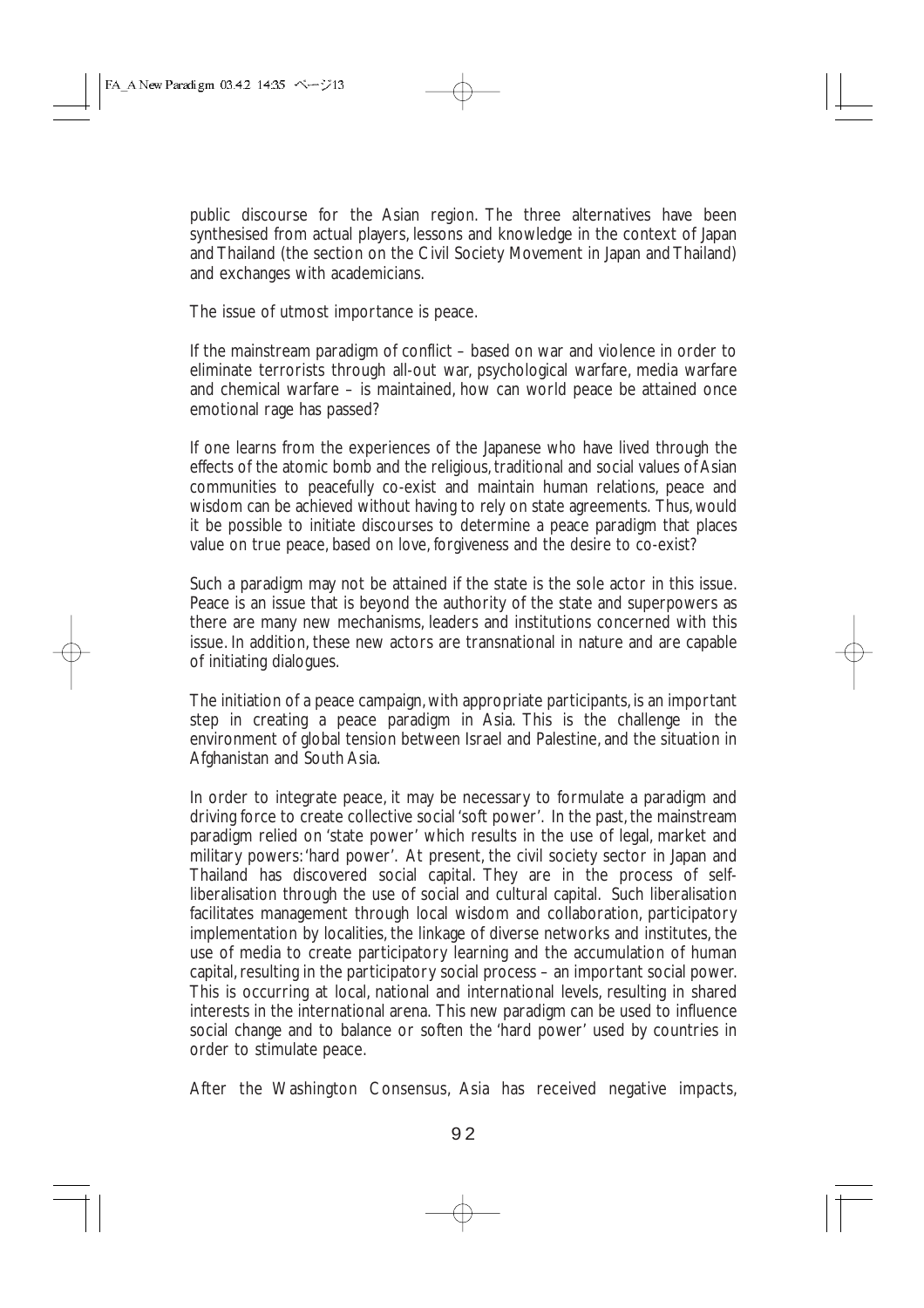public discourse for the Asian region. The three alternatives have been synthesised from actual players, lessons and knowledge in the context of Japan and Thailand (the section on the Civil Society Movement in Japan and Thailand) and exchanges with academicians.

The issue of utmost importance is peace.

If the mainstream paradigm of conflict – based on war and violence in order to eliminate terrorists through all-out war, psychological warfare, media warfare and chemical warfare – is maintained, how can world peace be attained once emotional rage has passed?

If one learns from the experiences of the Japanese who have lived through the effects of the atomic bomb and the religious, traditional and social values of Asian communities to peacefully co-exist and maintain human relations, peace and wisdom can be achieved without having to rely on state agreements. Thus, would it be possible to initiate discourses to determine a peace paradigm that places value on true peace, based on love, forgiveness and the desire to co-exist?

Such a paradigm may not be attained if the state is the sole actor in this issue. Peace is an issue that is beyond the authority of the state and superpowers as there are many new mechanisms, leaders and institutions concerned with this issue. In addition, these new actors are transnational in nature and are capable of initiating dialogues.

The initiation of a peace campaign, with appropriate participants, is an important step in creating a peace paradigm in Asia. This is the challenge in the environment of global tension between Israel and Palestine, and the situation in Afghanistan and South Asia.

In order to integrate peace, it may be necessary to formulate a paradigm and driving force to create collective social 'soft power'. In the past, the mainstream paradigm relied on 'state power' which results in the use of legal, market and military powers: 'hard power'. At present, the civil society sector in Japan and Thailand has discovered social capital. They are in the process of self-liberalisation through the use of social and cultural capital. Such liberalisation facilitates management through local wisdom and collaboration, participatory implementation by localities, the linkage of diverse networks and institutes, the use of media to create participatory learning and the accumulation of human capital, resulting in the participatory social process – an important social power. This is occurring at local, national and international levels, resulting in shared interests in the international arena. This new paradigm can be used to influence social change and to balance or soften the 'hard power' used by countries in order to stimulate peace.

After the Washington Consensus, Asia has received negative impacts,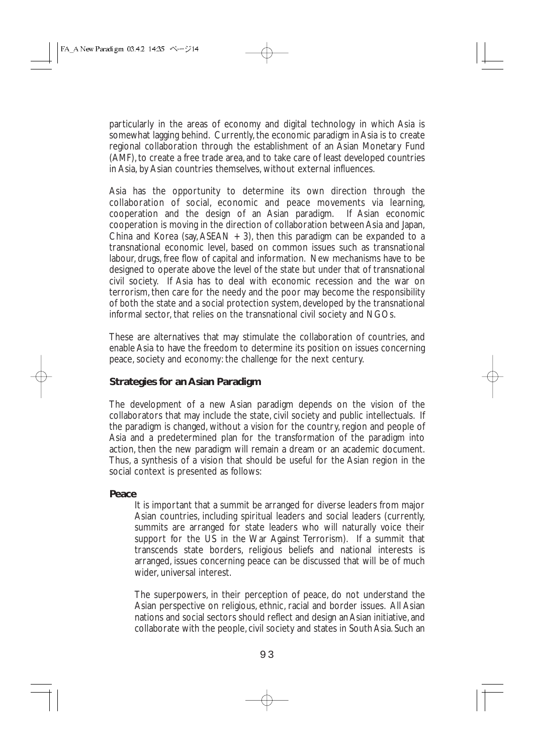particularly in the areas of economy and digital technology in which Asia is somewhat lagging behind. Currently, the economic paradigm in Asia is to create regional collaboration through the establishment of an Asian Monetary Fund (AMF), to create a free trade area, and to take care of least developed countries in Asia, by Asian countries themselves, without external influences.

Asia has the opportunity to determine its own direction through the collaboration of social, economic and peace movements via learning, cooperation and the design of an Asian paradigm. If Asian economic cooperation is moving in the direction of collaboration between Asia and Japan, China and Korea (say, ASEAN + 3), then this paradigm can be expanded to a transnational economic level, based on common issues such as transnational labour, drugs, free flow of capital and information. New mechanisms have to be designed to operate above the level of the state but under that of transnational civil society. If Asia has to deal with economic recession and the war on terrorism, then care for the needy and the poor may become the responsibility of both the state and a social protection system, developed by the transnational informal sector, that relies on the transnational civil society and NGOs.

These are alternatives that may stimulate the collaboration of countries, and enable Asia to have the freedom to determine its position on issues concerning peace, society and economy: the challenge for the next century.

## Strategies for an Asian Paradigm

The development of a new Asian paradigm depends on the vision of the collaborators that may include the state, civil society and public intellectuals. If the paradigm is changed, without a vision for the country, region and people of Asia and a predetermined plan for the transformation of the paradigm into action, then the new paradigm will remain a dream or an academic document. Thus, a synthesis of a vision that should be useful for the Asian region in the social context is presented as follows:

### Peace

It is important that a summit be arranged for diverse leaders from major Asian countries, including spiritual leaders and social leaders (currently, summits are arranged for state leaders who will naturally voice their support for the US in the War Against Terrorism). If a summit that transcends state borders, religious beliefs and national interests is arranged, issues concerning peace can be discussed that will be of much wider, universal interest.

The superpowers, in their perception of peace, do not understand the Asian perspective on religious, ethnic, racial and border issues. All Asian nations and social sectors should reflect and design an Asian initiative, and collaborate with the people, civil society and states in South Asia. Such an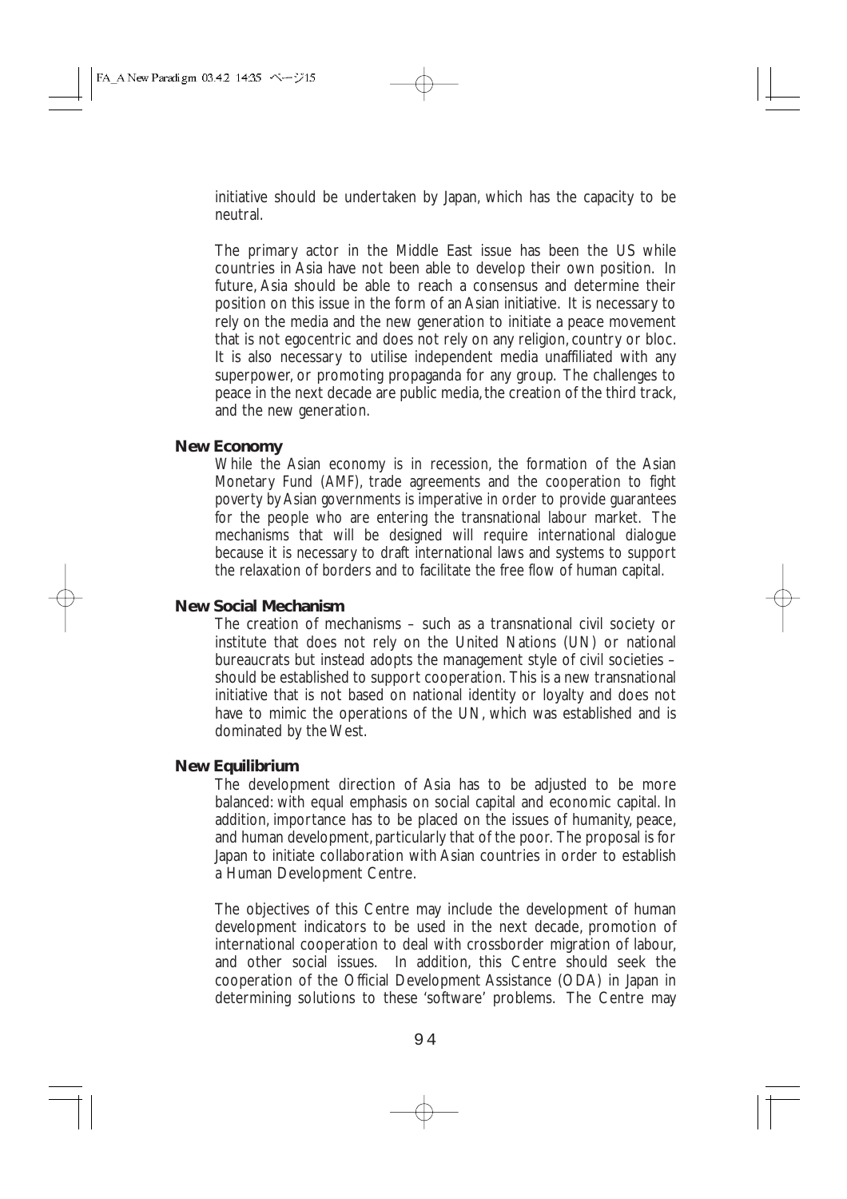initiative should be undertaken by Japan, which has the capacity to be neutral.

The primary actor in the Middle East issue has been the US while countries in Asia have not been able to develop their own position. In future, Asia should be able to reach a consensus and determine their position on this issue in the form of an Asian initiative. It is necessary to rely on the media and the new generation to initiate a peace movement that is not egocentric and does not rely on any religion, country or bloc. It is also necessary to utilise independent media unaffiliated with any superpower, or promoting propaganda for any group. The challenges to peace in the next decade are public media, the creation of the third track, and the new generation.

**New Economy**

While the Asian economy is in recession, the formation of the Asian Monetary Fund (AMF), trade agreements and the cooperation to fight poverty by Asian governments is imperative in order to provide guarantees for the people who are entering the transnational labour market. The mechanisms that will be designed will require international dialogue because it is necessary to draft international laws and systems to support the relaxation of borders and to facilitate the free flow of human capital.

**New Social Mechanism**

The creation of mechanisms – such as a transnational civil society or institute that does not rely on the United Nations (UN) or national bureaucrats but instead adopts the management style of civil societies – should be established to support cooperation. This is a new transnational initiative that is not based on national identity or loyalty and does not have to mimic the operations of the UN, which was established and is dominated by the West.

**New Equilibrium**

The development direction of Asia has to be adjusted to be more balanced: with equal emphasis on social capital and economic capital. In addition, importance has to be placed on the issues of humanity, peace, and human development, particularly that of the poor. The proposal is for Japan to initiate collaboration with Asian countries in order to establish a Human Development Centre.

The objectives of this Centre may include the development of human development indicators to be used in the next decade, promotion of international cooperation to deal with crossborder migration of labour, and other social issues. In addition, this Centre should seek the cooperation of the Official Development Assistance (ODA) in Japan in determining solutions to these 'software' problems. The Centre may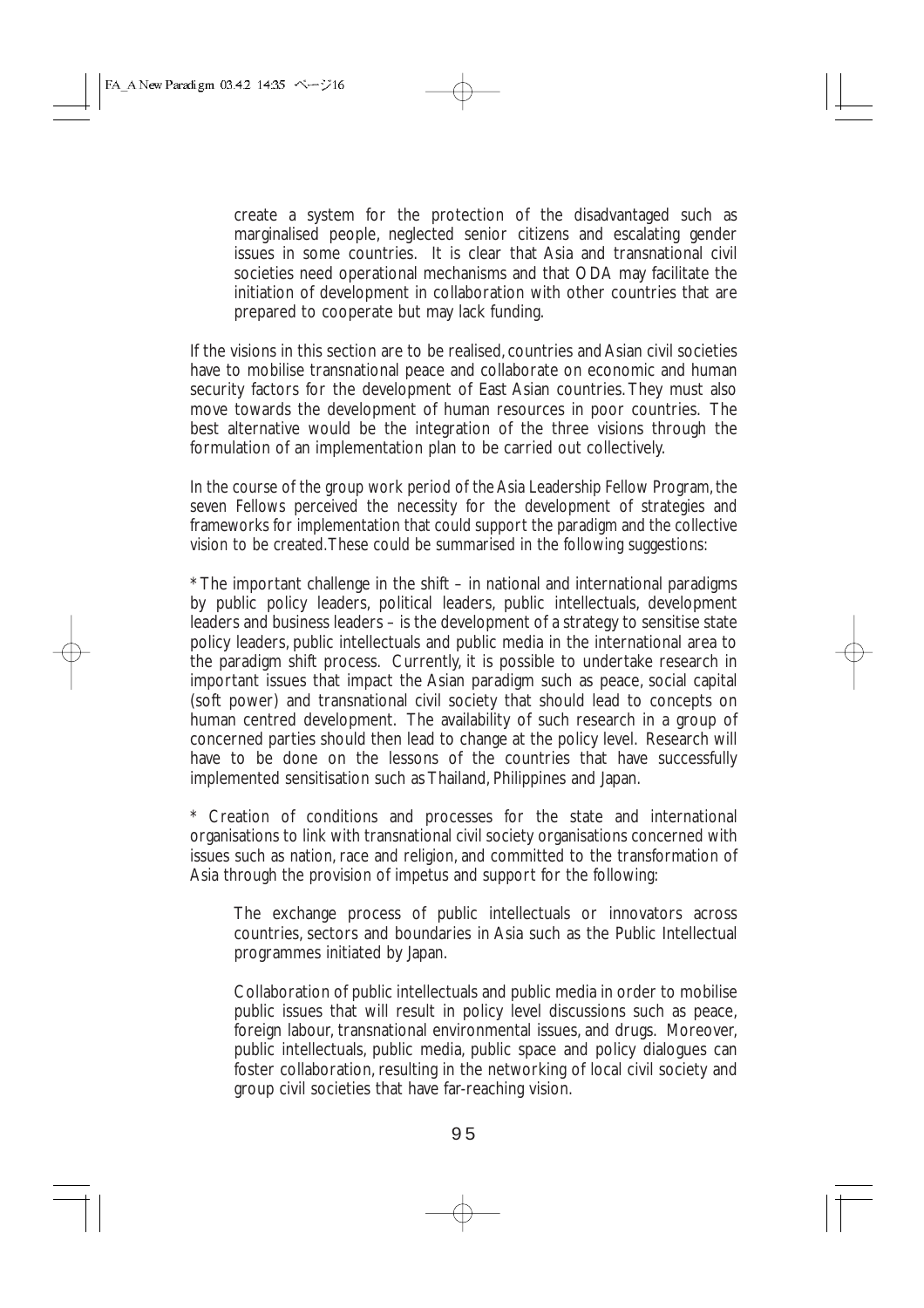create a system for the protection of the disadvantaged such as marginalised people, neglected senior citizens and escalating gender issues in some countries. It is clear that Asia and transnational civil societies need operational mechanisms and that ODA may facilitate the initiation of development in collaboration with other countries that are prepared to cooperate but may lack funding.

If the visions in this section are to be realised, countries and Asian civil societies have to mobilise transnational peace and collaborate on economic and human security factors for the development of East Asian countries. They must also move towards the development of human resources in poor countries. The best alternative would be the integration of the three visions through the formulation of an implementation plan to be carried out collectively.

In the course of the group work period of the Asia Leadership Fellow Program, the seven Fellows perceived the necessity for the development of strategies and frameworks for implementation that could support the paradigm and the collective vision to be created. These could be summarised in the following suggestions:

* The important challenge in the shift – in national and international paradigms by public policy leaders, political leaders, public intellectuals, development leaders and business leaders – is the development of a strategy to sensitise state policy leaders, public intellectuals and public media in the international area to the paradigm shift process. Currently, it is possible to undertake research in important issues that impact the Asian paradigm such as peace, social capital (soft power) and transnational civil society that should lead to concepts on human centred development. The availability of such research in a group of concerned parties should then lead to change at the policy level. Research will have to be done on the lessons of the countries that have successfully implemented sensitisation such as Thailand, Philippines and Japan.

* Creation of conditions and processes for the state and international organisations to link with transnational civil society organisations concerned with issues such as nation, race and religion, and committed to the transformation of Asia through the provision of impetus and support for the following:

The exchange process of public intellectuals or innovators across countries, sectors and boundaries in Asia such as the Public Intellectual programmes initiated by Japan.

Collaboration of public intellectuals and public media in order to mobilise public issues that will result in policy level discussions such as peace, foreign labour, transnational environmental issues, and drugs. Moreover, public intellectuals, public media, public space and policy dialogues can foster collaboration, resulting in the networking of local civil society and group civil societies that have far-reaching vision.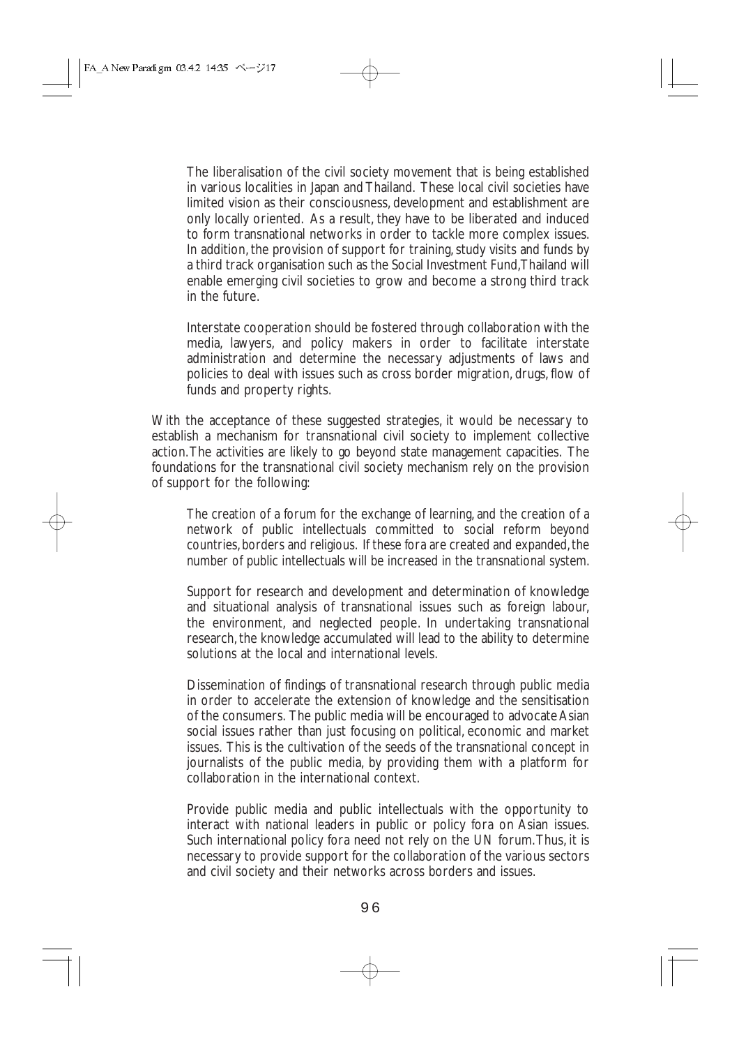The liberalisation of the civil society movement that is being established in various localities in Japan and Thailand. These local civil societies have limited vision as their consciousness, development and establishment are only locally oriented. As a result, they have to be liberated and induced to form transnational networks in order to tackle more complex issues. In addition, the provision of support for training, study visits and funds by a third track organisation such as the Social Investment Fund,Thailand will enable emerging civil societies to grow and become a strong third track in the future.

Interstate cooperation should be fostered through collaboration with the media, lawyers, and policy makers in order to facilitate interstate administration and determine the necessary adjustments of laws and policies to deal with issues such as cross border migration, drugs, flow of funds and property rights.

With the acceptance of these suggested strategies, it would be necessary to establish a mechanism for transnational civil society to implement collective action.The activities are likely to go beyond state management capacities. The foundations for the transnational civil society mechanism rely on the provision of support for the following:

The creation of a forum for the exchange of learning, and the creation of a network of public intellectuals committed to social reform beyond countries, borders and religious. If these fora are created and expanded, the number of public intellectuals will be increased in the transnational system.

Support for research and development and determination of knowledge and situational analysis of transnational issues such as foreign labour, the environment, and neglected people. In undertaking transnational research, the knowledge accumulated will lead to the ability to determine solutions at the local and international levels.

Dissemination of findings of transnational research through public media in order to accelerate the extension of knowledge and the sensitisation of the consumers. The public media will be encouraged to advocate Asian social issues rather than just focusing on political, economic and market issues. This is the cultivation of the seeds of the transnational concept in journalists of the public media, by providing them with a platform for collaboration in the international context.

Provide public media and public intellectuals with the opportunity to interact with national leaders in public or policy fora on Asian issues. Such international policy fora need not rely on the UN forum.Thus, it is necessary to provide support for the collaboration of the various sectors and civil society and their networks across borders and issues.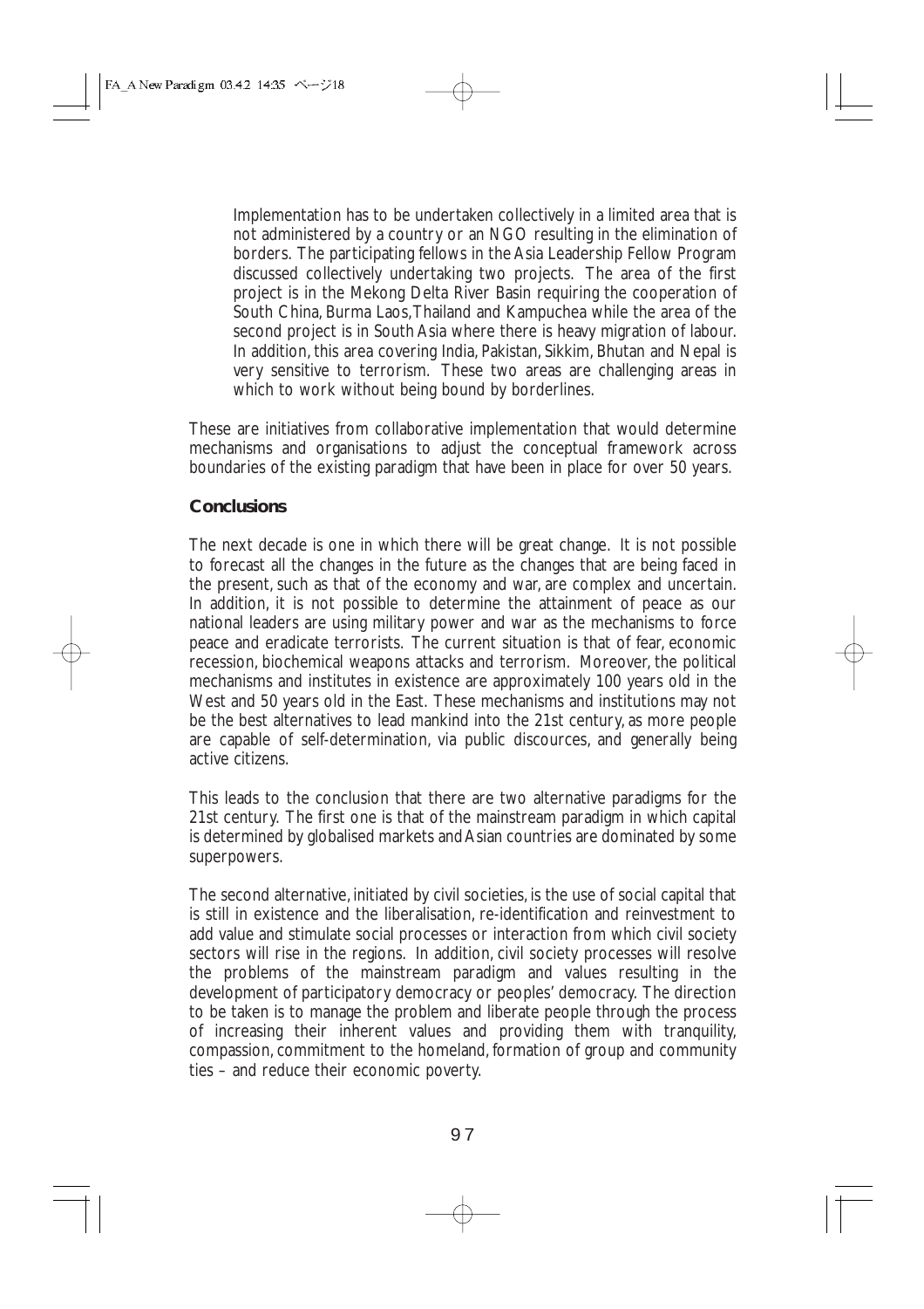Implementation has to be undertaken collectively in a limited area that is not administered by a country or an NGO resulting in the elimination of borders. The participating fellows in the Asia Leadership Fellow Program discussed collectively undertaking two projects. The area of the first project is in the Mekong Delta River Basin requiring the cooperation of South China, Burma Laos, Thailand and Kampuchea while the area of the second project is in South Asia where there is heavy migration of labour. In addition, this area covering India, Pakistan, Sikkim, Bhutan and Nepal is very sensitive to terrorism. These two areas are challenging areas in which to work without being bound by borderlines.

These are initiatives from collaborative implementation that would determine mechanisms and organisations to adjust the conceptual framework across boundaries of the existing paradigm that have been in place for over 50 years.

## Conclusions

The next decade is one in which there will be great change. It is not possible to forecast all the changes in the future as the changes that are being faced in the present, such as that of the economy and war, are complex and uncertain. In addition, it is not possible to determine the attainment of peace as our national leaders are using military power and war as the mechanisms to force peace and eradicate terrorists. The current situation is that of fear, economic recession, biochemical weapons attacks and terrorism. Moreover, the political mechanisms and institutes in existence are approximately 100 years old in the West and 50 years old in the East. These mechanisms and institutions may not be the best alternatives to lead mankind into the 21st century, as more people are capable of self-determination, via public discources, and generally being active citizens.

This leads to the conclusion that there are two alternative paradigms for the 21st century. The first one is that of the mainstream paradigm in which capital is determined by globalised markets and Asian countries are dominated by some superpowers.

The second alternative, initiated by civil societies, is the use of social capital that is still in existence and the liberalisation, re-identification and reinvestment to add value and stimulate social processes or interaction from which civil society sectors will rise in the regions. In addition, civil society processes will resolve the problems of the mainstream paradigm and values resulting in the development of participatory democracy or peoples' democracy. The direction to be taken is to manage the problem and liberate people through the process of increasing their inherent values and providing them with tranquility, compassion, commitment to the homeland, formation of group and community ties – and reduce their economic poverty.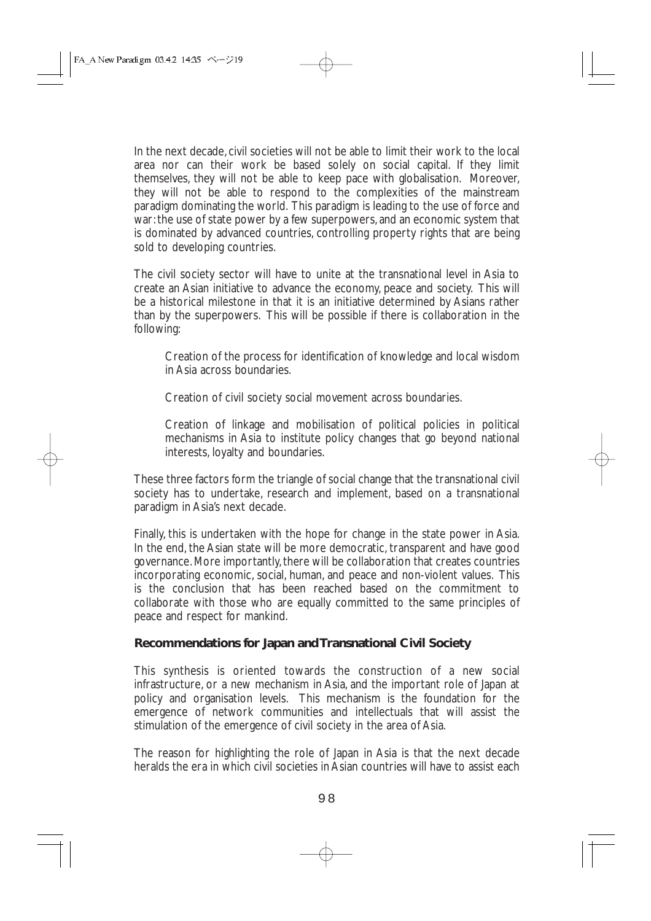In the next decade, civil societies will not be able to limit their work to the local area nor can their work be based solely on social capital. If they limit themselves, they will not be able to keep pace with globalisation. Moreover, they will not be able to respond to the complexities of the mainstream paradigm dominating the world. This paradigm is leading to the use of force and war: the use of state power by a few superpowers, and an economic system that is dominated by advanced countries, controlling property rights that are being sold to developing countries.

The civil society sector will have to unite at the transnational level in Asia to create an Asian initiative to advance the economy, peace and society. This will be a historical milestone in that it is an initiative determined by Asians rather than by the superpowers. This will be possible if there is collaboration in the following:

> Creation of the process for identification of knowledge and local wisdom in Asia across boundaries.
>
> Creation of civil society social movement across boundaries.
>
> Creation of linkage and mobilisation of political policies in political mechanisms in Asia to institute policy changes that go beyond national interests, loyalty and boundaries.

These three factors form the triangle of social change that the transnational civil society has to undertake, research and implement, based on a transnational paradigm in Asia's next decade.

Finally, this is undertaken with the hope for change in the state power in Asia. In the end, the Asian state will be more democratic, transparent and have good governance. More importantly, there will be collaboration that creates countries incorporating economic, social, human, and peace and non-violent values. This is the conclusion that has been reached based on the commitment to collaborate with those who are equally committed to the same principles of peace and respect for mankind.

## Recommendations for Japan and Transnational Civil Society

This synthesis is oriented towards the construction of a new social infrastructure, or a new mechanism in Asia, and the important role of Japan at policy and organisation levels. This mechanism is the foundation for the emergence of network communities and intellectuals that will assist the stimulation of the emergence of civil society in the area of Asia.

The reason for highlighting the role of Japan in Asia is that the next decade heralds the era in which civil societies in Asian countries will have to assist each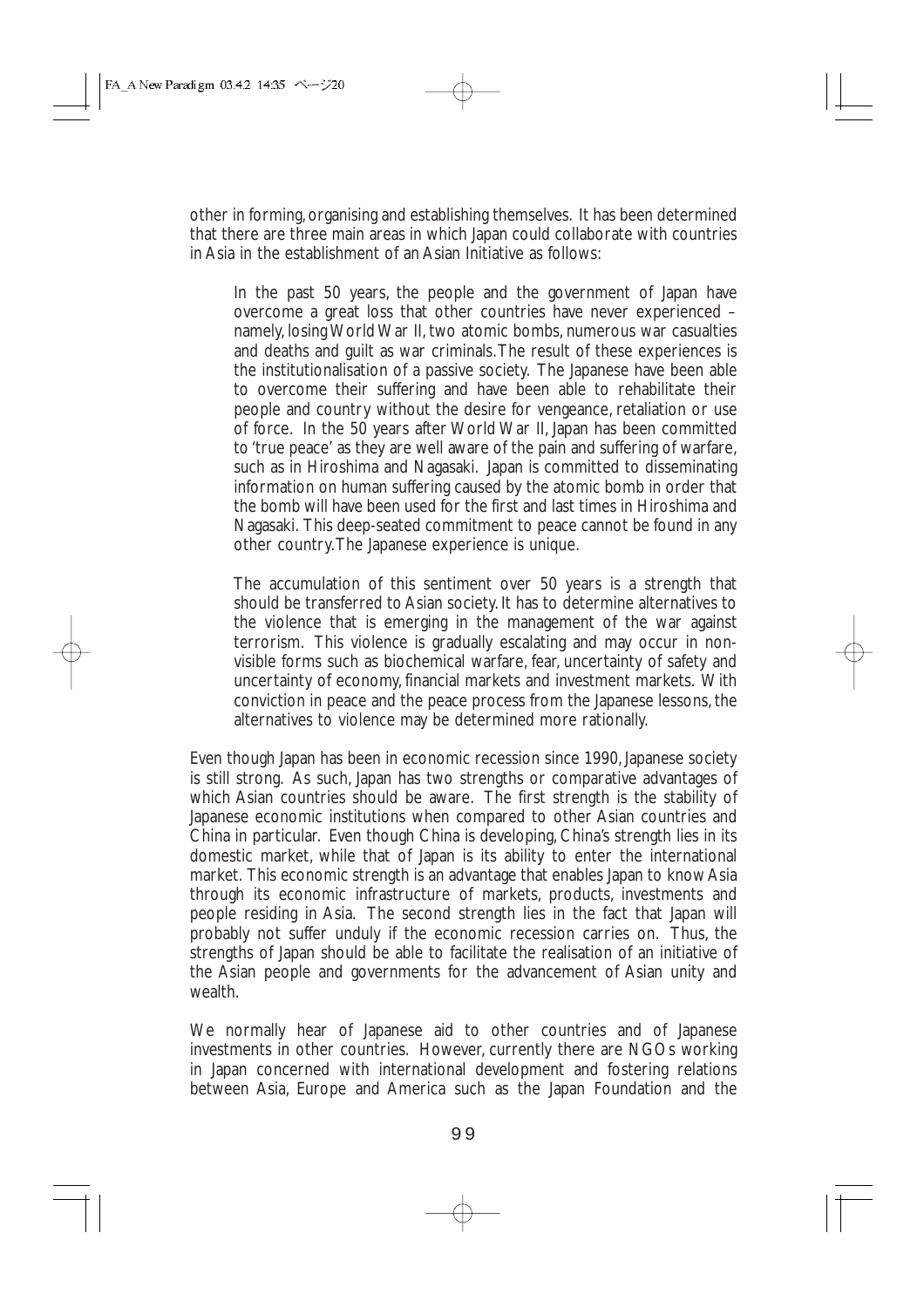other in forming, organising and establishing themselves. It has been determined that there are three main areas in which Japan could collaborate with countries in Asia in the establishment of an Asian Initiative as follows:

> In the past 50 years, the people and the government of Japan have overcome a great loss that other countries have never experienced – namely, losing World War II, two atomic bombs, numerous war casualties and deaths and guilt as war criminals. The result of these experiences is the institutionalisation of a passive society. The Japanese have been able to overcome their suffering and have been able to rehabilitate their people and country without the desire for vengeance, retaliation or use of force. In the 50 years after World War II, Japan has been committed to 'true peace' as they are well aware of the pain and suffering of warfare, such as in Hiroshima and Nagasaki. Japan is committed to disseminating information on human suffering caused by the atomic bomb in order that the bomb will have been used for the first and last times in Hiroshima and Nagasaki. This deep-seated commitment to peace cannot be found in any other country. The Japanese experience is unique.
>
> The accumulation of this sentiment over 50 years is a strength that should be transferred to Asian society. It has to determine alternatives to the violence that is emerging in the management of the war against terrorism. This violence is gradually escalating and may occur in non-visible forms such as biochemical warfare, fear, uncertainty of safety and uncertainty of economy, financial markets and investment markets. With conviction in peace and the peace process from the Japanese lessons, the alternatives to violence may be determined more rationally.

Even though Japan has been in economic recession since 1990, Japanese society is still strong. As such, Japan has two strengths or comparative advantages of which Asian countries should be aware. The first strength is the stability of Japanese economic institutions when compared to other Asian countries and China in particular. Even though China is developing, China's strength lies in its domestic market, while that of Japan is its ability to enter the international market. This economic strength is an advantage that enables Japan to know Asia through its economic infrastructure of markets, products, investments and people residing in Asia. The second strength lies in the fact that Japan will probably not suffer unduly if the economic recession carries on. Thus, the strengths of Japan should be able to facilitate the realisation of an initiative of the Asian people and governments for the advancement of Asian unity and wealth.

We normally hear of Japanese aid to other countries and of Japanese investments in other countries. However, currently there are NGOs working in Japan concerned with international development and fostering relations between Asia, Europe and America such as the Japan Foundation and the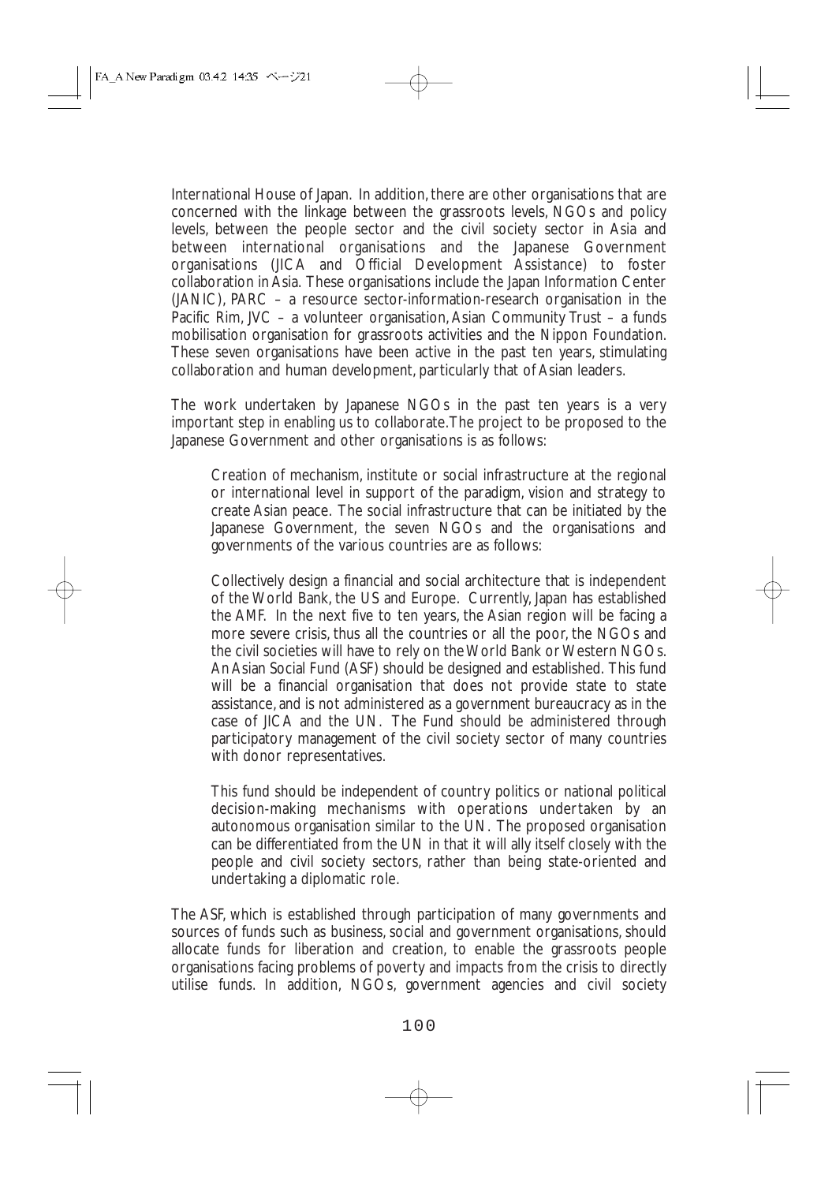International House of Japan. In addition, there are other organisations that are concerned with the linkage between the grassroots levels, NGOs and policy levels, between the people sector and the civil society sector in Asia and between international organisations and the Japanese Government organisations (JICA and Official Development Assistance) to foster collaboration in Asia. These organisations include the Japan Information Center (JANIC), PARC – a resource sector-information-research organisation in the Pacific Rim, JVC – a volunteer organisation, Asian Community Trust – a funds mobilisation organisation for grassroots activities and the Nippon Foundation. These seven organisations have been active in the past ten years, stimulating collaboration and human development, particularly that of Asian leaders.

The work undertaken by Japanese NGOs in the past ten years is a very important step in enabling us to collaborate.The project to be proposed to the Japanese Government and other organisations is as follows:

> Creation of mechanism, institute or social infrastructure at the regional or international level in support of the paradigm, vision and strategy to create Asian peace. The social infrastructure that can be initiated by the Japanese Government, the seven NGOs and the organisations and governments of the various countries are as follows:
>
> Collectively design a financial and social architecture that is independent of the World Bank, the US and Europe. Currently, Japan has established the AMF. In the next five to ten years, the Asian region will be facing a more severe crisis, thus all the countries or all the poor, the NGOs and the civil societies will have to rely on the World Bank or Western NGOs. An Asian Social Fund (ASF) should be designed and established. This fund will be a financial organisation that does not provide state to state assistance, and is not administered as a government bureaucracy as in the case of JICA and the UN. The Fund should be administered through participatory management of the civil society sector of many countries with donor representatives.
>
> This fund should be independent of country politics or national political decision-making mechanisms with operations undertaken by an autonomous organisation similar to the UN. The proposed organisation can be differentiated from the UN in that it will ally itself closely with the people and civil society sectors, rather than being state-oriented and undertaking a diplomatic role.

The ASF, which is established through participation of many governments and sources of funds such as business, social and government organisations, should allocate funds for liberation and creation, to enable the grassroots people organisations facing problems of poverty and impacts from the crisis to directly utilise funds. In addition, NGOs, government agencies and civil society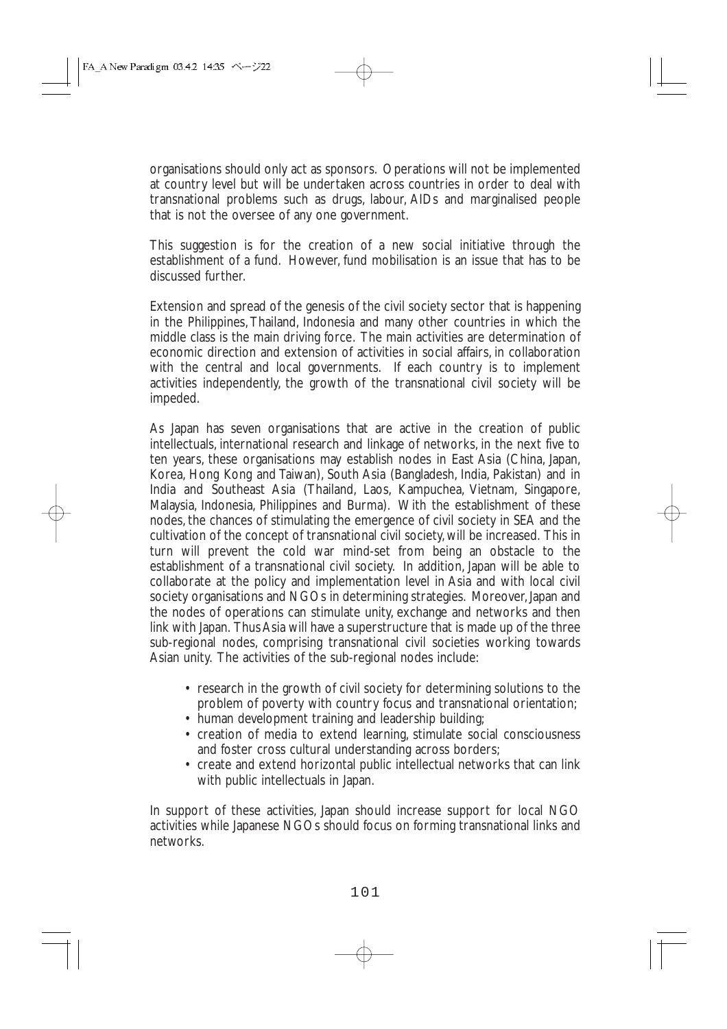organisations should only act as sponsors. Operations will not be implemented at country level but will be undertaken across countries in order to deal with transnational problems such as drugs, labour, AIDs and marginalised people that is not the oversee of any one government.

This suggestion is for the creation of a new social initiative through the establishment of a fund. However, fund mobilisation is an issue that has to be discussed further.

Extension and spread of the genesis of the civil society sector that is happening in the Philippines, Thailand, Indonesia and many other countries in which the middle class is the main driving force. The main activities are determination of economic direction and extension of activities in social affairs, in collaboration with the central and local governments. If each country is to implement activities independently, the growth of the transnational civil society will be impeded.

As Japan has seven organisations that are active in the creation of public intellectuals, international research and linkage of networks, in the next five to ten years, these organisations may establish nodes in East Asia (China, Japan, Korea, Hong Kong and Taiwan), South Asia (Bangladesh, India, Pakistan) and in India and Southeast Asia (Thailand, Laos, Kampuchea, Vietnam, Singapore, Malaysia, Indonesia, Philippines and Burma). With the establishment of these nodes, the chances of stimulating the emergence of civil society in SEA and the cultivation of the concept of transnational civil society, will be increased. This in turn will prevent the cold war mind-set from being an obstacle to the establishment of a transnational civil society. In addition, Japan will be able to collaborate at the policy and implementation level in Asia and with local civil society organisations and NGOs in determining strategies. Moreover, Japan and the nodes of operations can stimulate unity, exchange and networks and then link with Japan. Thus Asia will have a superstructure that is made up of the three sub-regional nodes, comprising transnational civil societies working towards Asian unity. The activities of the sub-regional nodes include:

- research in the growth of civil society for determining solutions to the problem of poverty with country focus and transnational orientation;
- human development training and leadership building;
- creation of media to extend learning, stimulate social consciousness and foster cross cultural understanding across borders;
- create and extend horizontal public intellectual networks that can link with public intellectuals in Japan.

In support of these activities, Japan should increase support for local NGO activities while Japanese NGOs should focus on forming transnational links and networks.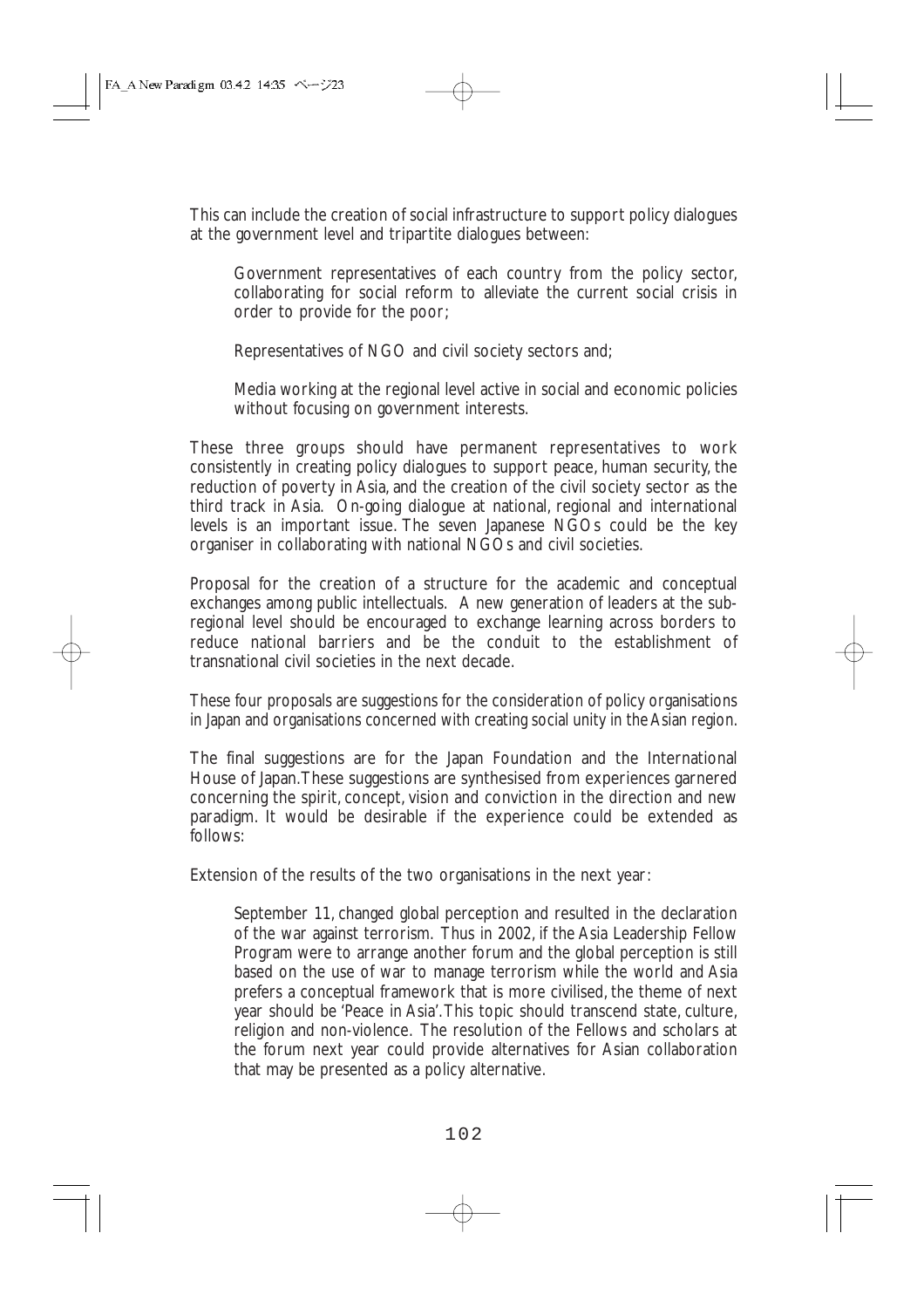This can include the creation of social infrastructure to support policy dialogues at the government level and tripartite dialogues between:

> Government representatives of each country from the policy sector, collaborating for social reform to alleviate the current social crisis in order to provide for the poor;
>
> Representatives of NGO and civil society sectors and;
>
> Media working at the regional level active in social and economic policies without focusing on government interests.

These three groups should have permanent representatives to work consistently in creating policy dialogues to support peace, human security, the reduction of poverty in Asia, and the creation of the civil society sector as the third track in Asia. On-going dialogue at national, regional and international levels is an important issue. The seven Japanese NGOs could be the key organiser in collaborating with national NGOs and civil societies.

Proposal for the creation of a structure for the academic and conceptual exchanges among public intellectuals. A new generation of leaders at the sub-regional level should be encouraged to exchange learning across borders to reduce national barriers and be the conduit to the establishment of transnational civil societies in the next decade.

These four proposals are suggestions for the consideration of policy organisations in Japan and organisations concerned with creating social unity in the Asian region.

The final suggestions are for the Japan Foundation and the International House of Japan. These suggestions are synthesised from experiences garnered concerning the spirit, concept, vision and conviction in the direction and new paradigm. It would be desirable if the experience could be extended as follows:

Extension of the results of the two organisations in the next year:

> September 11, changed global perception and resulted in the declaration of the war against terrorism. Thus in 2002, if the Asia Leadership Fellow Program were to arrange another forum and the global perception is still based on the use of war to manage terrorism while the world and Asia prefers a conceptual framework that is more civilised, the theme of next year should be 'Peace in Asia'. This topic should transcend state, culture, religion and non-violence. The resolution of the Fellows and scholars at the forum next year could provide alternatives for Asian collaboration that may be presented as a policy alternative.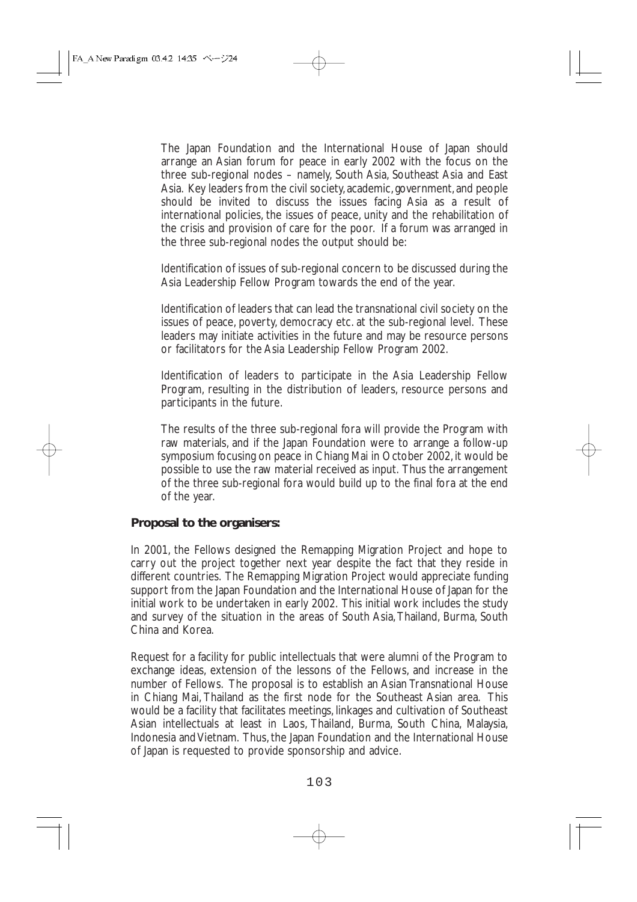The Japan Foundation and the International House of Japan should arrange an Asian forum for peace in early 2002 with the focus on the three sub-regional nodes – namely, South Asia, Southeast Asia and East Asia. Key leaders from the civil society, academic, government, and people should be invited to discuss the issues facing Asia as a result of international policies, the issues of peace, unity and the rehabilitation of the crisis and provision of care for the poor. If a forum was arranged in the three sub-regional nodes the output should be:

Identification of issues of sub-regional concern to be discussed during the Asia Leadership Fellow Program towards the end of the year.

Identification of leaders that can lead the transnational civil society on the issues of peace, poverty, democracy etc. at the sub-regional level. These leaders may initiate activities in the future and may be resource persons or facilitators for the Asia Leadership Fellow Program 2002.

Identification of leaders to participate in the Asia Leadership Fellow Program, resulting in the distribution of leaders, resource persons and participants in the future.

The results of the three sub-regional fora will provide the Program with raw materials, and if the Japan Foundation were to arrange a follow-up symposium focusing on peace in Chiang Mai in October 2002, it would be possible to use the raw material received as input. Thus the arrangement of the three sub-regional fora would build up to the final fora at the end of the year.

**Proposal to the organisers:**

In 2001, the Fellows designed the Remapping Migration Project and hope to carry out the project together next year despite the fact that they reside in different countries. The Remapping Migration Project would appreciate funding support from the Japan Foundation and the International House of Japan for the initial work to be undertaken in early 2002. This initial work includes the study and survey of the situation in the areas of South Asia, Thailand, Burma, South China and Korea.

Request for a facility for public intellectuals that were alumni of the Program to exchange ideas, extension of the lessons of the Fellows, and increase in the number of Fellows. The proposal is to establish an Asian Transnational House in Chiang Mai, Thailand as the first node for the Southeast Asian area. This would be a facility that facilitates meetings, linkages and cultivation of Southeast Asian intellectuals at least in Laos, Thailand, Burma, South China, Malaysia, Indonesia and Vietnam. Thus, the Japan Foundation and the International House of Japan is requested to provide sponsorship and advice.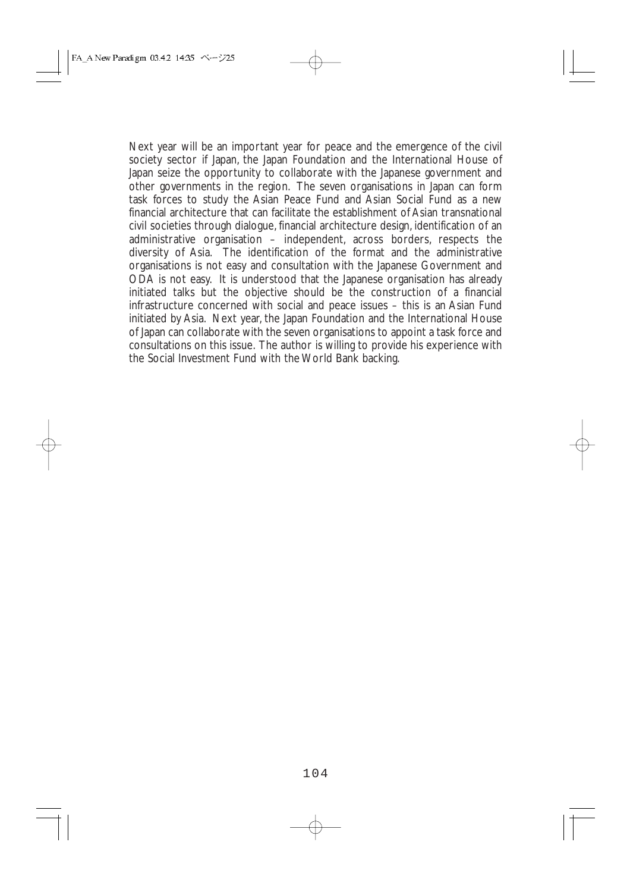Next year will be an important year for peace and the emergence of the civil society sector if Japan, the Japan Foundation and the International House of Japan seize the opportunity to collaborate with the Japanese government and other governments in the region. The seven organisations in Japan can form task forces to study the Asian Peace Fund and Asian Social Fund as a new financial architecture that can facilitate the establishment of Asian transnational civil societies through dialogue, financial architecture design, identification of an administrative organisation – independent, across borders, respects the diversity of Asia. The identification of the format and the administrative organisations is not easy and consultation with the Japanese Government and ODA is not easy. It is understood that the Japanese organisation has already initiated talks but the objective should be the construction of a financial infrastructure concerned with social and peace issues – this is an Asian Fund initiated by Asia. Next year, the Japan Foundation and the International House of Japan can collaborate with the seven organisations to appoint a task force and consultations on this issue. The author is willing to provide his experience with the Social Investment Fund with the World Bank backing.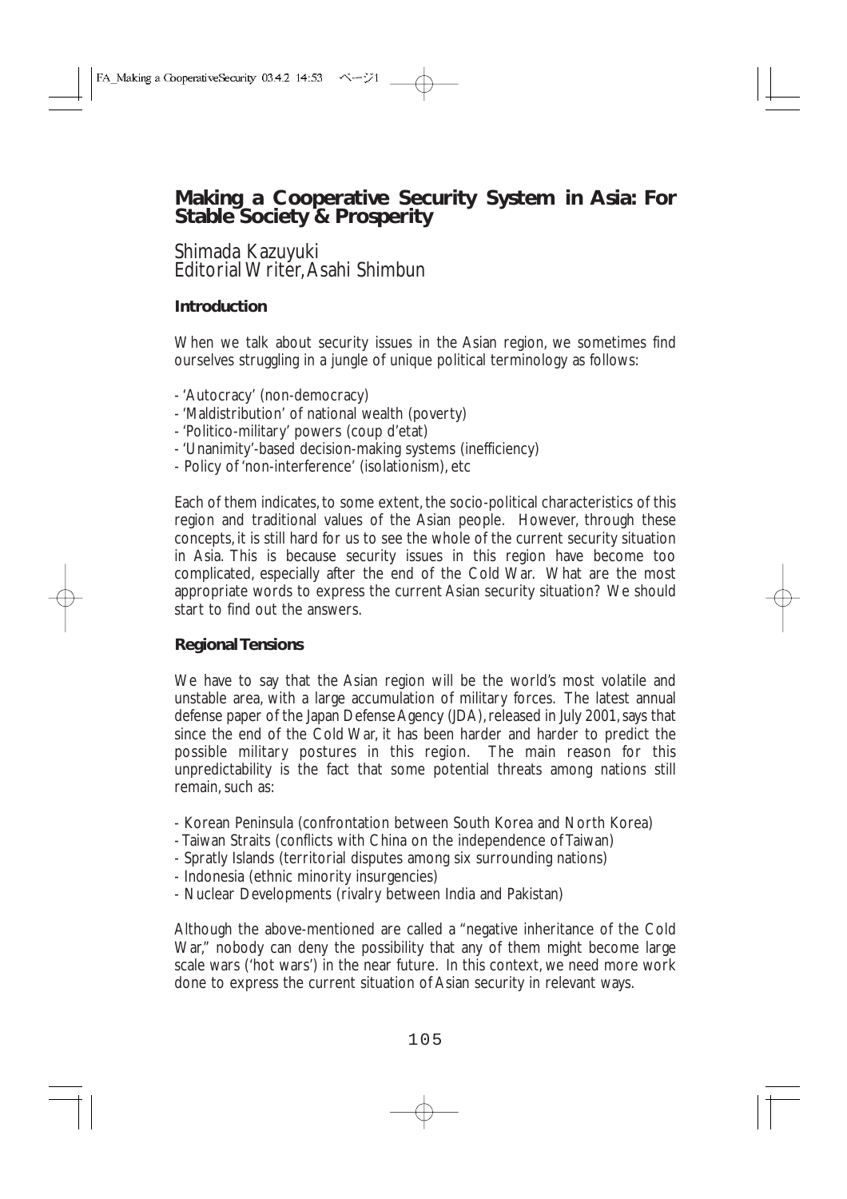# Making a Cooperative Security System in Asia: For Stable Society & Prosperity

Shimada Kazuyuki
Editorial Writer, Asahi Shimbun

### Introduction

When we talk about security issues in the Asian region, we sometimes find ourselves struggling in a jungle of unique political terminology as follows:

- 'Autocracy' (non-democracy)
- 'Maldistribution' of national wealth (poverty)
- 'Politico-military' powers (coup d'etat)
- 'Unanimity'-based decision-making systems (inefficiency)
- Policy of 'non-interference' (isolationism), etc

Each of them indicates, to some extent, the socio-political characteristics of this region and traditional values of the Asian people. However, through these concepts, it is still hard for us to see the whole of the current security situation in Asia. This is because security issues in this region have become too complicated, especially after the end of the Cold War. What are the most appropriate words to express the current Asian security situation? We should start to find out the answers.

### Regional Tensions

We have to say that the Asian region will be the world's most volatile and unstable area, with a large accumulation of military forces. The latest annual defense paper of the Japan Defense Agency (JDA), released in July 2001, says that since the end of the Cold War, it has been harder and harder to predict the possible military postures in this region. The main reason for this unpredictability is the fact that some potential threats among nations still remain, such as:

- Korean Peninsula (confrontation between South Korea and North Korea)
- Taiwan Straits (conflicts with China on the independence of Taiwan)
- Spratly Islands (territorial disputes among six surrounding nations)
- Indonesia (ethnic minority insurgencies)
- Nuclear Developments (rivalry between India and Pakistan)

Although the above-mentioned are called a "negative inheritance of the Cold War," nobody can deny the possibility that any of them might become large scale wars ('hot wars') in the near future. In this context, we need more work done to express the current situation of Asian security in relevant ways.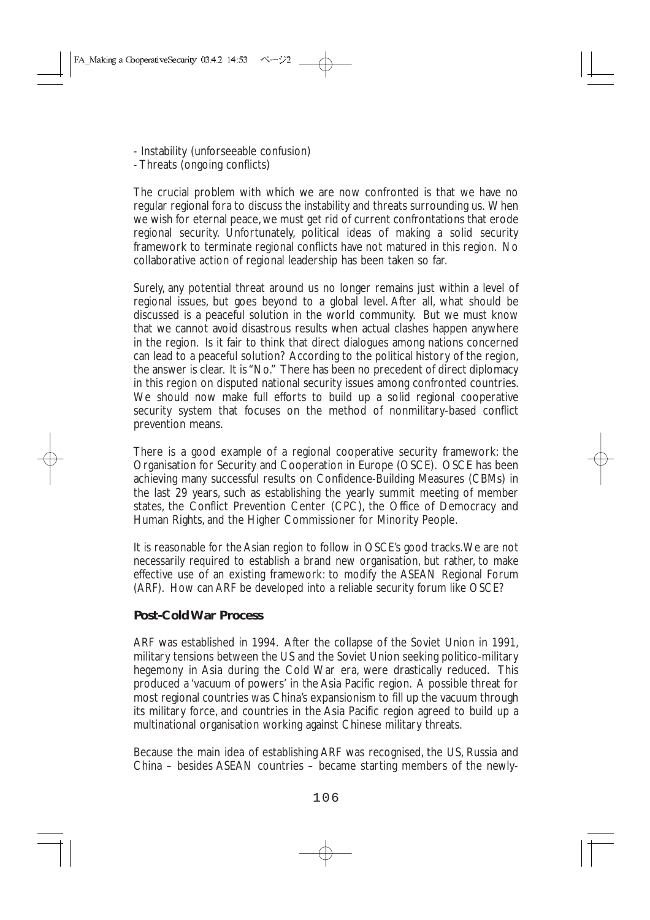- Instability (unforseeable confusion)
- Threats (ongoing conflicts)

The crucial problem with which we are now confronted is that we have no regular regional fora to discuss the instability and threats surrounding us. When we wish for eternal peace, we must get rid of current confrontations that erode regional security. Unfortunately, political ideas of making a solid security framework to terminate regional conflicts have not matured in this region. No collaborative action of regional leadership has been taken so far.

Surely, any potential threat around us no longer remains just within a level of regional issues, but goes beyond to a global level. After all, what should be discussed is a peaceful solution in the world community. But we must know that we cannot avoid disastrous results when actual clashes happen anywhere in the region. Is it fair to think that direct dialogues among nations concerned can lead to a peaceful solution? According to the political history of the region, the answer is clear. It is "No." There has been no precedent of direct diplomacy in this region on disputed national security issues among confronted countries. We should now make full efforts to build up a solid regional cooperative security system that focuses on the method of nonmilitary-based conflict prevention means.

There is a good example of a regional cooperative security framework: the Organisation for Security and Cooperation in Europe (OSCE). OSCE has been achieving many successful results on Confidence-Building Measures (CBMs) in the last 29 years, such as establishing the yearly summit meeting of member states, the Conflict Prevention Center (CPC), the Office of Democracy and Human Rights, and the Higher Commissioner for Minority People.

It is reasonable for the Asian region to follow in OSCE's good tracks. We are not necessarily required to establish a brand new organisation, but rather, to make effective use of an existing framework: to modify the ASEAN Regional Forum (ARF). How can ARF be developed into a reliable security forum like OSCE?

### Post-Cold War Process

ARF was established in 1994. After the collapse of the Soviet Union in 1991, military tensions between the US and the Soviet Union seeking politico-military hegemony in Asia during the Cold War era, were drastically reduced. This produced a 'vacuum of powers' in the Asia Pacific region. A possible threat for most regional countries was China's expansionism to fill up the vacuum through its military force, and countries in the Asia Pacific region agreed to build up a multinational organisation working against Chinese military threats.

Because the main idea of establishing ARF was recognised, the US, Russia and China – besides ASEAN countries – became starting members of the newly-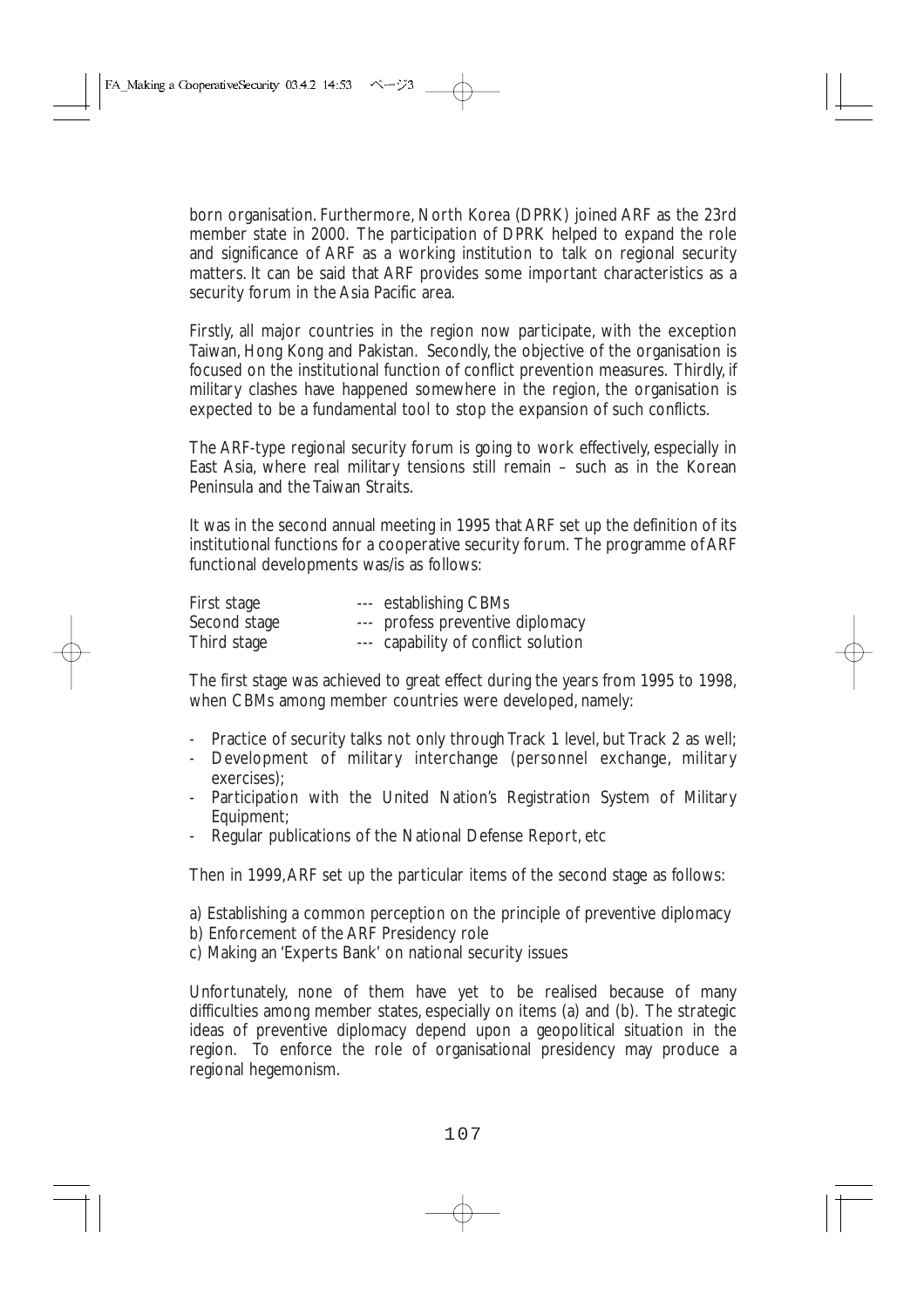born organisation. Furthermore, North Korea (DPRK) joined ARF as the 23rd member state in 2000. The participation of DPRK helped to expand the role and significance of ARF as a working institution to talk on regional security matters. It can be said that ARF provides some important characteristics as a security forum in the Asia Pacific area.

Firstly, all major countries in the region now participate, with the exception Taiwan, Hong Kong and Pakistan. Secondly, the objective of the organisation is focused on the institutional function of conflict prevention measures. Thirdly, if military clashes have happened somewhere in the region, the organisation is expected to be a fundamental tool to stop the expansion of such conflicts.

The ARF-type regional security forum is going to work effectively, especially in East Asia, where real military tensions still remain – such as in the Korean Peninsula and the Taiwan Straits.

It was in the second annual meeting in 1995 that ARF set up the definition of its institutional functions for a cooperative security forum. The programme of ARF functional developments was/is as follows:

| | |
|---|---|
| First stage | --- establishing CBMs |
| Second stage | --- profess preventive diplomacy |
| Third stage | --- capability of conflict solution |

The first stage was achieved to great effect during the years from 1995 to 1998, when CBMs among member countries were developed, namely:

- Practice of security talks not only through Track 1 level, but Track 2 as well;
- Development of military interchange (personnel exchange, military exercises);
- Participation with the United Nation's Registration System of Military Equipment;
- Regular publications of the National Defense Report, etc

Then in 1999, ARF set up the particular items of the second stage as follows:

a) Establishing a common perception on the principle of preventive diplomacy
b) Enforcement of the ARF Presidency role
c) Making an 'Experts Bank' on national security issues

Unfortunately, none of them have yet to be realised because of many difficulties among member states, especially on items (a) and (b). The strategic ideas of preventive diplomacy depend upon a geopolitical situation in the region. To enforce the role of organisational presidency may produce a regional hegemonism.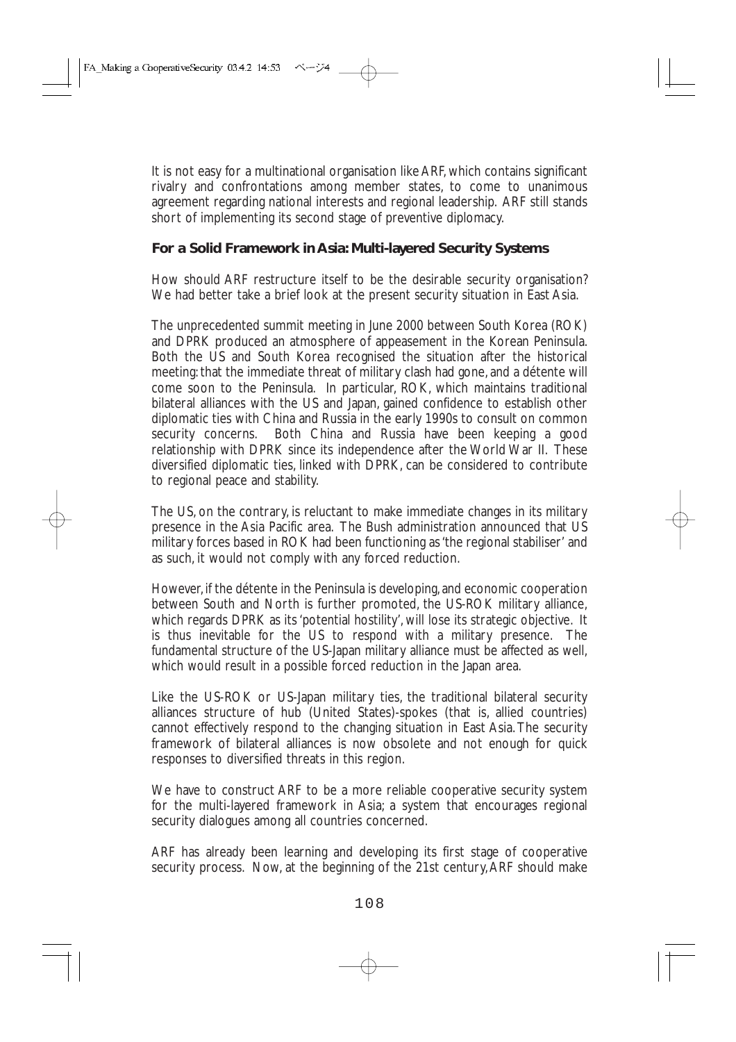It is not easy for a multinational organisation like ARF, which contains significant rivalry and confrontations among member states, to come to unanimous agreement regarding national interests and regional leadership. ARF still stands short of implementing its second stage of preventive diplomacy.

## For a Solid Framework in Asia: Multi-layered Security Systems

How should ARF restructure itself to be the desirable security organisation? We had better take a brief look at the present security situation in East Asia.

The unprecedented summit meeting in June 2000 between South Korea (ROK) and DPRK produced an atmosphere of appeasement in the Korean Peninsula. Both the US and South Korea recognised the situation after the historical meeting: that the immediate threat of military clash had gone, and a détente will come soon to the Peninsula. In particular, ROK, which maintains traditional bilateral alliances with the US and Japan, gained confidence to establish other diplomatic ties with China and Russia in the early 1990s to consult on common security concerns. Both China and Russia have been keeping a good relationship with DPRK since its independence after the World War II. These diversified diplomatic ties, linked with DPRK, can be considered to contribute to regional peace and stability.

The US, on the contrary, is reluctant to make immediate changes in its military presence in the Asia Pacific area. The Bush administration announced that US military forces based in ROK had been functioning as 'the regional stabiliser' and as such, it would not comply with any forced reduction.

However, if the détente in the Peninsula is developing, and economic cooperation between South and North is further promoted, the US-ROK military alliance, which regards DPRK as its 'potential hostility', will lose its strategic objective. It is thus inevitable for the US to respond with a military presence. The fundamental structure of the US-Japan military alliance must be affected as well, which would result in a possible forced reduction in the Japan area.

Like the US-ROK or US-Japan military ties, the traditional bilateral security alliances structure of hub (United States)-spokes (that is, allied countries) cannot effectively respond to the changing situation in East Asia. The security framework of bilateral alliances is now obsolete and not enough for quick responses to diversified threats in this region.

We have to construct ARF to be a more reliable cooperative security system for the multi-layered framework in Asia; a system that encourages regional security dialogues among all countries concerned.

ARF has already been learning and developing its first stage of cooperative security process. Now, at the beginning of the 21st century, ARF should make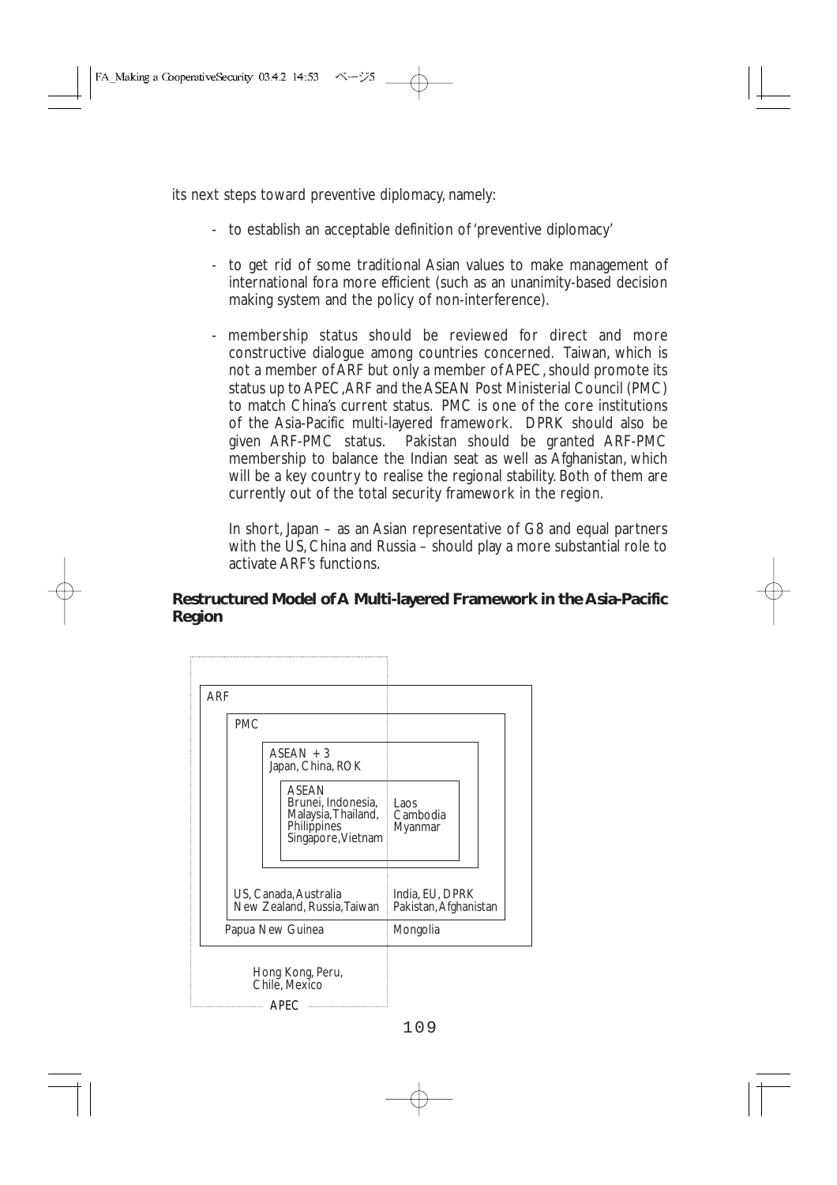its next steps toward preventive diplomacy, namely:

- to establish an acceptable definition of 'preventive diplomacy'

- to get rid of some traditional Asian values to make management of international fora more efficient (such as an unanimity-based decision making system and the policy of non-interference).

- membership status should be reviewed for direct and more constructive dialogue among countries concerned. Taiwan, which is not a member of ARF but only a member of APEC, should promote its status up to APEC, ARF and the ASEAN Post Ministerial Council (PMC) to match China's current status. PMC is one of the core institutions of the Asia-Pacific multi-layered framework. DPRK should also be given ARF-PMC status. Pakistan should be granted ARF-PMC membership to balance the Indian seat as well as Afghanistan, which will be a key country to realise the regional stability. Both of them are currently out of the total security framework in the region.

  In short, Japan – as an Asian representative of G8 and equal partners with the US, China and Russia – should play a more substantial role to activate ARF's functions.

**Restructured Model of A Multi-layered Framework in the Asia-Pacific Region**

ARF

PMC

ASEAN + 3
Japan, China, ROK

ASEAN
Brunei, Indonesia, Malaysia, Thailand, Philippines Singapore, Vietnam

Laos
Cambodia
Myanmar

US, Canada, Australia
New Zealand, Russia, Taiwan

India, EU, DPRK
Pakistan, Afghanistan

Papua New Guinea

Mongolia

Hong Kong, Peru,
Chile, Mexico

APEC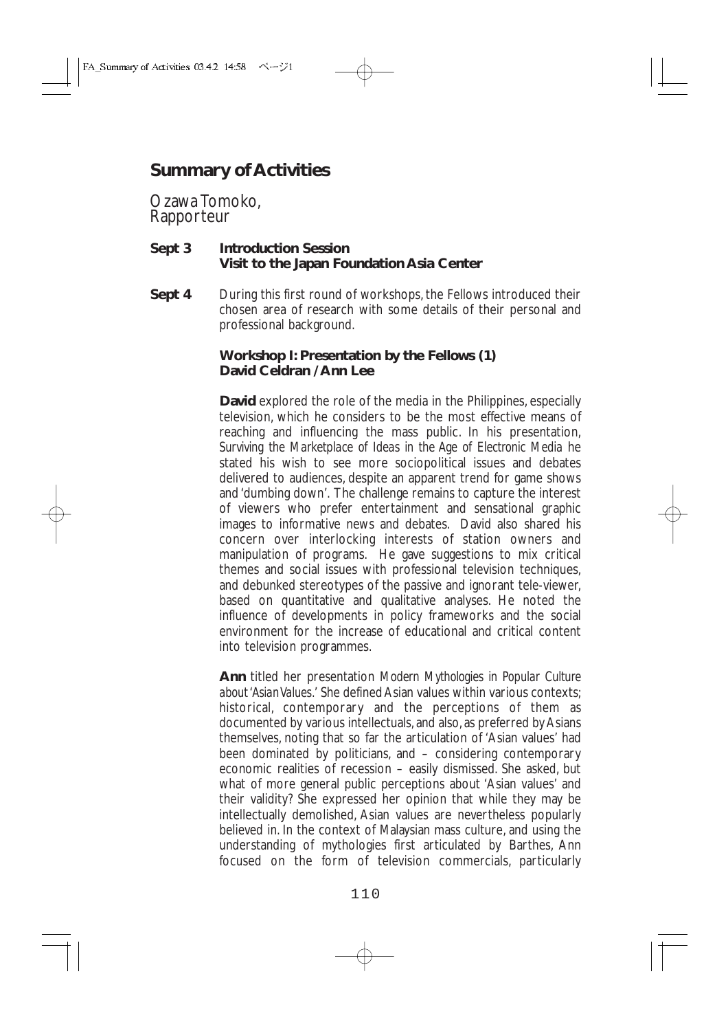## Summary of Activities

Ozawa Tomoko,
Rapporteur

**Sept 3** **Introduction Session**
**Visit to the Japan Foundation Asia Center**

**Sept 4** During this first round of workshops, the Fellows introduced their chosen area of research with some details of their personal and professional background.

**Workshop I: Presentation by the Fellows (1)**
**David Celdran / Ann Lee**

**David** explored the role of the media in the Philippines, especially television, which he considers to be the most effective means of reaching and influencing the mass public. In his presentation, *Surviving the Marketplace of Ideas in the Age of Electronic Media* he stated his wish to see more sociopolitical issues and debates delivered to audiences, despite an apparent trend for game shows and 'dumbing down'. The challenge remains to capture the interest of viewers who prefer entertainment and sensational graphic images to informative news and debates. David also shared his concern over interlocking interests of station owners and manipulation of programs. He gave suggestions to mix critical themes and social issues with professional television techniques, and debunked stereotypes of the passive and ignorant tele-viewer, based on quantitative and qualitative analyses. He noted the influence of developments in policy frameworks and the social environment for the increase of educational and critical content into television programmes.

**Ann** titled her presentation *Modern Mythologies in Popular Culture about 'Asian Values.'* She defined Asian values within various contexts; historical, contemporary and the perceptions of them as documented by various intellectuals, and also, as preferred by Asians themselves, noting that so far the articulation of 'Asian values' had been dominated by politicians, and – considering contemporary economic realities of recession – easily dismissed. She asked, but what of more general public perceptions about 'Asian values' and their validity? She expressed her opinion that while they may be intellectually demolished, Asian values are nevertheless popularly believed in. In the context of Malaysian mass culture, and using the understanding of mythologies first articulated by Barthes, Ann focused on the form of television commercials, particularly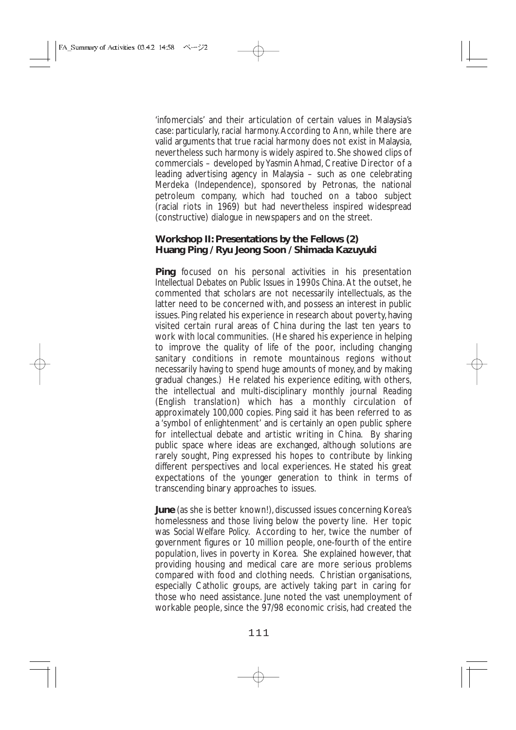'infomercials' and their articulation of certain values in Malaysia's case: particularly, racial harmony. According to Ann, while there are valid arguments that true racial harmony does not exist in Malaysia, nevertheless such harmony is widely aspired to. She showed clips of commercials – developed by Yasmin Ahmad, Creative Director of a leading advertising agency in Malaysia – such as one celebrating Merdeka (Independence), sponsored by Petronas, the national petroleum company, which had touched on a taboo subject (racial riots in 1969) but had nevertheless inspired widespread (constructive) dialogue in newspapers and on the street.

### Workshop II: Presentations by the Fellows (2)
### Huang Ping / Ryu Jeong Soon / Shimada Kazuyuki

**Ping** focused on his personal activities in his presentation *Intellectual Debates on Public Issues in 1990s China*. At the outset, he commented that scholars are not necessarily intellectuals, as the latter need to be concerned with, and possess an interest in public issues. Ping related his experience in research about poverty, having visited certain rural areas of China during the last ten years to work with local communities. (He shared his experience in helping to improve the quality of life of the poor, including changing sanitary conditions in remote mountainous regions without necessarily having to spend huge amounts of money, and by making gradual changes.) He related his experience editing, with others, the intellectual and multi-disciplinary monthly journal *Reading* (English translation) which has a monthly circulation of approximately 100,000 copies. Ping said it has been referred to as a 'symbol of enlightenment' and is certainly an open public sphere for intellectual debate and artistic writing in China. By sharing public space where ideas are exchanged, although solutions are rarely sought, Ping expressed his hopes to contribute by linking different perspectives and local experiences. He stated his great expectations of the younger generation to think in terms of transcending binary approaches to issues.

**June** (as she is better known!), discussed issues concerning Korea's homelessness and those living below the poverty line. Her topic was *Social Welfare Policy*. According to her, twice the number of government figures or 10 million people, one-fourth of the entire population, lives in poverty in Korea. She explained however, that providing housing and medical care are more serious problems compared with food and clothing needs. Christian organisations, especially Catholic groups, are actively taking part in caring for those who need assistance. June noted the vast unemployment of workable people, since the 97/98 economic crisis, had created the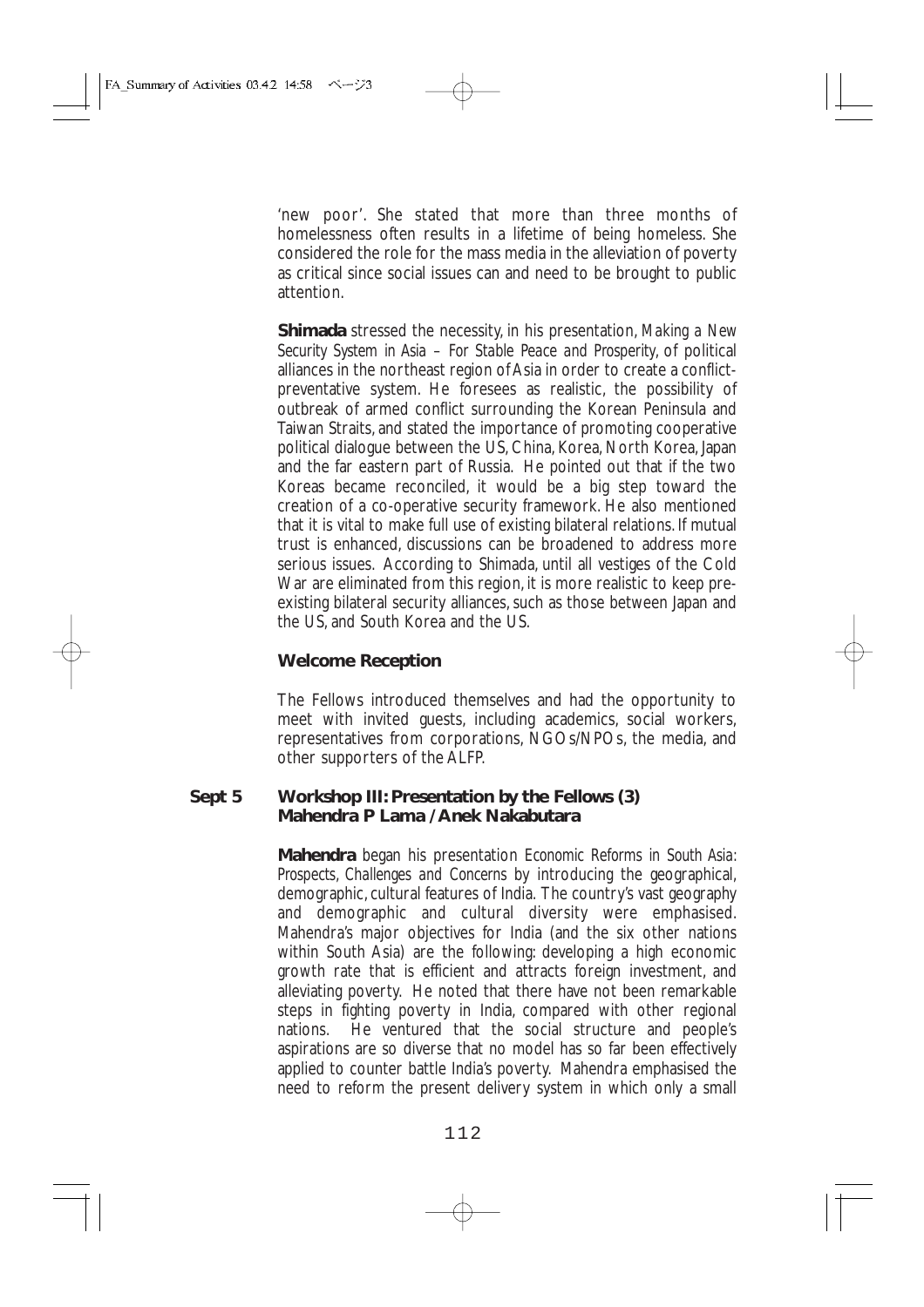'new poor'. She stated that more than three months of homelessness often results in a lifetime of being homeless. She considered the role for the mass media in the alleviation of poverty as critical since social issues can and need to be brought to public attention.

**Shimada** stressed the necessity, in his presentation, *Making a New Security System in Asia – For Stable Peace and Prosperity*, of political alliances in the northeast region of Asia in order to create a conflict-preventative system. He foresees as realistic, the possibility of outbreak of armed conflict surrounding the Korean Peninsula and Taiwan Straits, and stated the importance of promoting cooperative political dialogue between the US, China, Korea, North Korea, Japan and the far eastern part of Russia. He pointed out that if the two Koreas became reconciled, it would be a big step toward the creation of a co-operative security framework. He also mentioned that it is vital to make full use of existing bilateral relations. If mutual trust is enhanced, discussions can be broadened to address more serious issues. According to Shimada, until all vestiges of the Cold War are eliminated from this region, it is more realistic to keep pre-existing bilateral security alliances, such as those between Japan and the US, and South Korea and the US.

**Welcome Reception**

The Fellows introduced themselves and had the opportunity to meet with invited guests, including academics, social workers, representatives from corporations, NGOs/NPOs, the media, and other supporters of the ALFP.

**Sept 5 Workshop III: Presentation by the Fellows (3)**
**Mahendra P Lama / Anek Nakabutara**

**Mahendra** began his presentation *Economic Reforms in South Asia: Prospects, Challenges and Concerns* by introducing the geographical, demographic, cultural features of India. The country's vast geography and demographic and cultural diversity were emphasised. Mahendra's major objectives for India (and the six other nations within South Asia) are the following: developing a high economic growth rate that is efficient and attracts foreign investment, and alleviating poverty. He noted that there have not been remarkable steps in fighting poverty in India, compared with other regional nations. He ventured that the social structure and people's aspirations are so diverse that no model has so far been effectively applied to counter battle India's poverty. Mahendra emphasised the need to reform the present delivery system in which only a small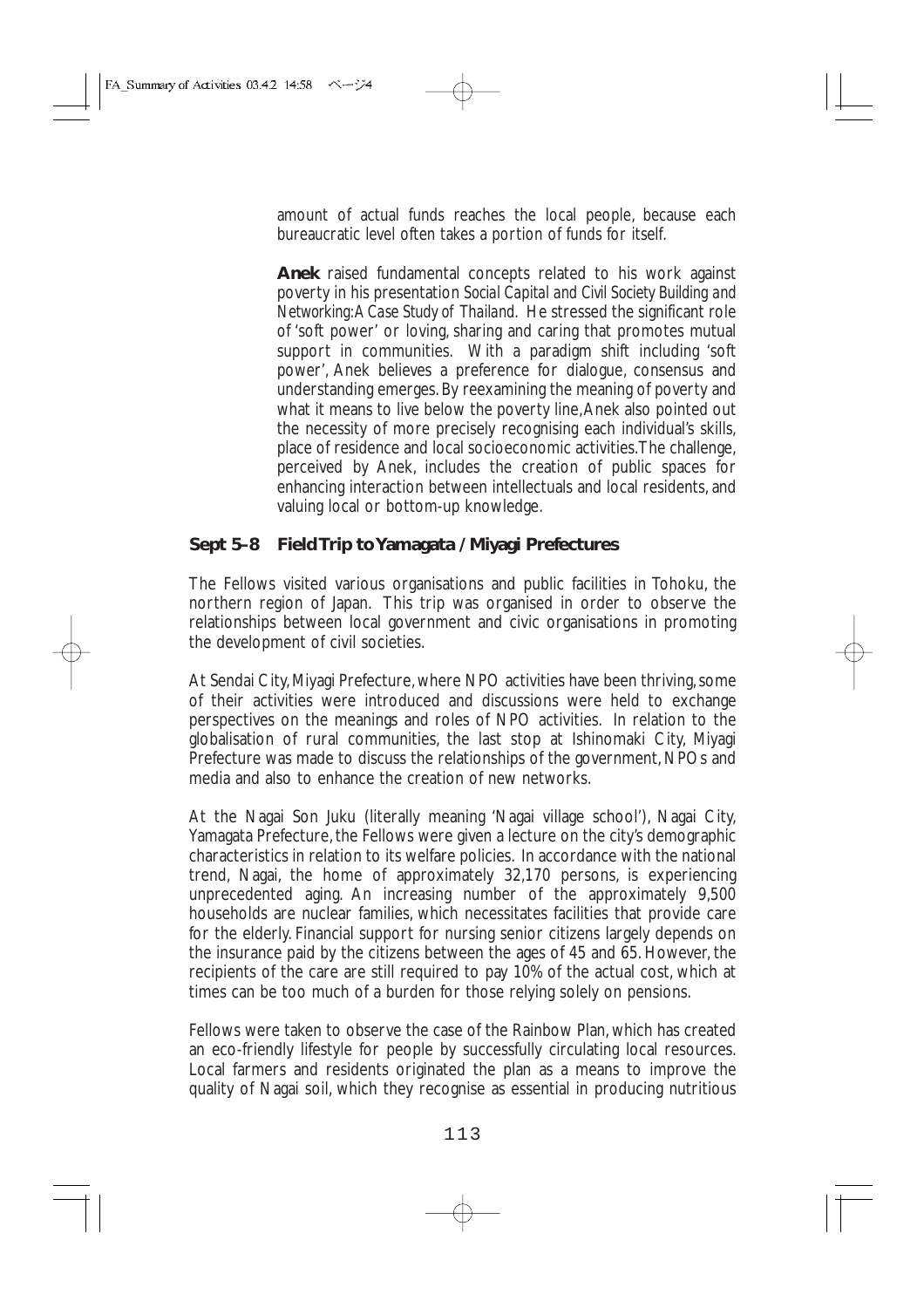amount of actual funds reaches the local people, because each bureaucratic level often takes a portion of funds for itself.

**Anek** raised fundamental concepts related to his work against poverty in his presentation *Social Capital and Civil Society Building and Networking: A Case Study of Thailand*. He stressed the significant role of 'soft power' or loving, sharing and caring that promotes mutual support in communities. With a paradigm shift including 'soft power', Anek believes a preference for dialogue, consensus and understanding emerges. By reexamining the meaning of poverty and what it means to live below the poverty line, Anek also pointed out the necessity of more precisely recognising each individual's skills, place of residence and local socioeconomic activities. The challenge, perceived by Anek, includes the creation of public spaces for enhancing interaction between intellectuals and local residents, and valuing local or bottom-up knowledge.

## Sept 5–8 Field Trip to Yamagata / Miyagi Prefectures

The Fellows visited various organisations and public facilities in Tohoku, the northern region of Japan. This trip was organised in order to observe the relationships between local government and civic organisations in promoting the development of civil societies.

At Sendai City, Miyagi Prefecture, where NPO activities have been thriving, some of their activities were introduced and discussions were held to exchange perspectives on the meanings and roles of NPO activities. In relation to the globalisation of rural communities, the last stop at Ishinomaki City, Miyagi Prefecture was made to discuss the relationships of the government, NPOs and media and also to enhance the creation of new networks.

At the Nagai Son Juku (literally meaning 'Nagai village school'), Nagai City, Yamagata Prefecture, the Fellows were given a lecture on the city's demographic characteristics in relation to its welfare policies. In accordance with the national trend, Nagai, the home of approximately 32,170 persons, is experiencing unprecedented aging. An increasing number of the approximately 9,500 households are nuclear families, which necessitates facilities that provide care for the elderly. Financial support for nursing senior citizens largely depends on the insurance paid by the citizens between the ages of 45 and 65. However, the recipients of the care are still required to pay 10% of the actual cost, which at times can be too much of a burden for those relying solely on pensions.

Fellows were taken to observe the case of the Rainbow Plan, which has created an eco-friendly lifestyle for people by successfully circulating local resources. Local farmers and residents originated the plan as a means to improve the quality of Nagai soil, which they recognise as essential in producing nutritious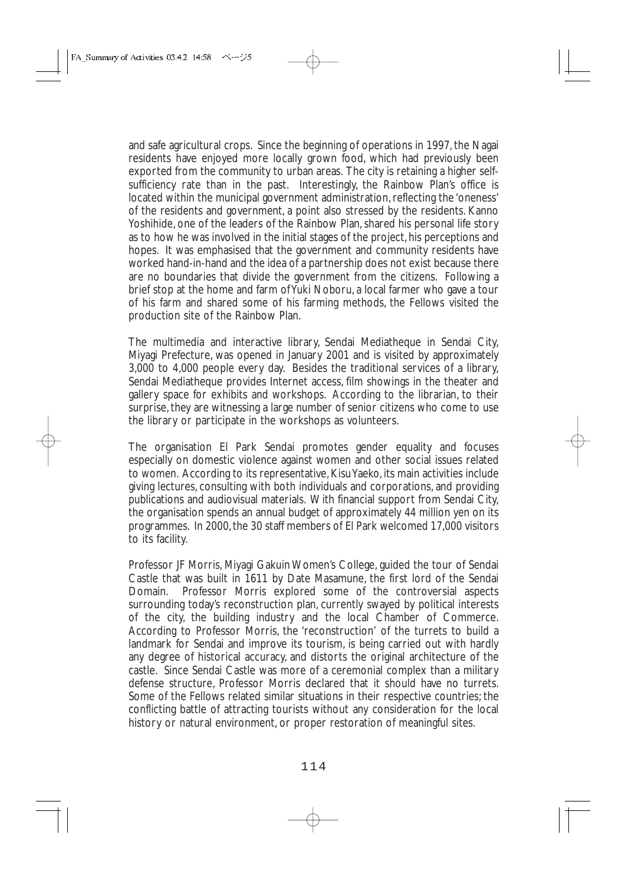and safe agricultural crops. Since the beginning of operations in 1997, the Nagai residents have enjoyed more locally grown food, which had previously been exported from the community to urban areas. The city is retaining a higher self-sufficiency rate than in the past. Interestingly, the Rainbow Plan's office is located within the municipal government administration, reflecting the 'oneness' of the residents and government, a point also stressed by the residents. Kanno Yoshihide, one of the leaders of the Rainbow Plan, shared his personal life story as to how he was involved in the initial stages of the project, his perceptions and hopes. It was emphasised that the government and community residents have worked hand-in-hand and the idea of a partnership does not exist because there are no boundaries that divide the government from the citizens. Following a brief stop at the home and farm of Yuki Noboru, a local farmer who gave a tour of his farm and shared some of his farming methods, the Fellows visited the production site of the Rainbow Plan.

The multimedia and interactive library, Sendai Mediatheque in Sendai City, Miyagi Prefecture, was opened in January 2001 and is visited by approximately 3,000 to 4,000 people every day. Besides the traditional services of a library, Sendai Mediatheque provides Internet access, film showings in the theater and gallery space for exhibits and workshops. According to the librarian, to their surprise, they are witnessing a large number of senior citizens who come to use the library or participate in the workshops as volunteers.

The organisation El Park Sendai promotes gender equality and focuses especially on domestic violence against women and other social issues related to women. According to its representative, Kisu Yaeko, its main activities include giving lectures, consulting with both individuals and corporations, and providing publications and audiovisual materials. With financial support from Sendai City, the organisation spends an annual budget of approximately 44 million yen on its programmes. In 2000, the 30 staff members of El Park welcomed 17,000 visitors to its facility.

Professor JF Morris, Miyagi Gakuin Women's College, guided the tour of Sendai Castle that was built in 1611 by Date Masamune, the first lord of the Sendai Domain. Professor Morris explored some of the controversial aspects surrounding today's reconstruction plan, currently swayed by political interests of the city, the building industry and the local Chamber of Commerce. According to Professor Morris, the 'reconstruction' of the turrets to build a landmark for Sendai and improve its tourism, is being carried out with hardly any degree of historical accuracy, and distorts the original architecture of the castle. Since Sendai Castle was more of a ceremonial complex than a military defense structure, Professor Morris declared that it should have no turrets. Some of the Fellows related similar situations in their respective countries; the conflicting battle of attracting tourists without any consideration for the local history or natural environment, or proper restoration of meaningful sites.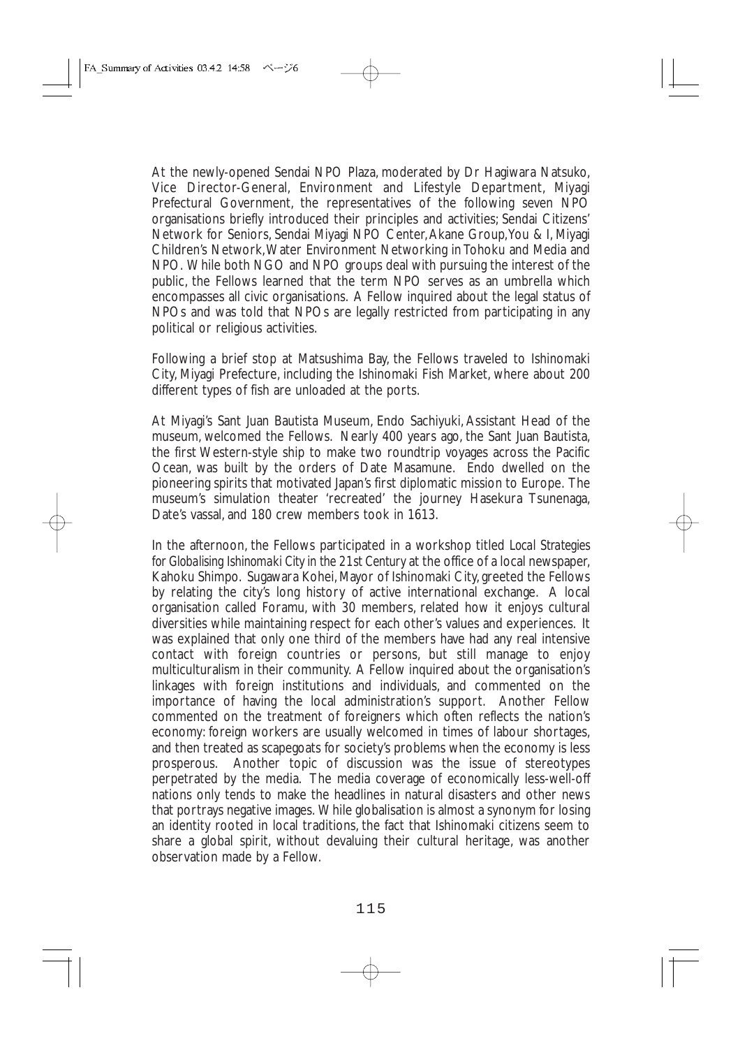At the newly-opened Sendai NPO Plaza, moderated by Dr Hagiwara Natsuko, Vice Director-General, Environment and Lifestyle Department, Miyagi Prefectural Government, the representatives of the following seven NPO organisations briefly introduced their principles and activities; Sendai Citizens' Network for Seniors, Sendai Miyagi NPO Center, Akane Group, You & I, Miyagi Children's Network, Water Environment Networking in Tohoku and Media and NPO. While both NGO and NPO groups deal with pursuing the interest of the public, the Fellows learned that the term NPO serves as an umbrella which encompasses all civic organisations. A Fellow inquired about the legal status of NPOs and was told that NPOs are legally restricted from participating in any political or religious activities.

Following a brief stop at Matsushima Bay, the Fellows traveled to Ishinomaki City, Miyagi Prefecture, including the Ishinomaki Fish Market, where about 200 different types of fish are unloaded at the ports.

At Miyagi's Sant Juan Bautista Museum, Endo Sachiyuki, Assistant Head of the museum, welcomed the Fellows. Nearly 400 years ago, the Sant Juan Bautista, the first Western-style ship to make two roundtrip voyages across the Pacific Ocean, was built by the orders of Date Masamune. Endo dwelled on the pioneering spirits that motivated Japan's first diplomatic mission to Europe. The museum's simulation theater 'recreated' the journey Hasekura Tsunenaga, Date's vassal, and 180 crew members took in 1613.

In the afternoon, the Fellows participated in a workshop titled *Local Strategies for Globalising Ishinomaki City in the 21st Century* at the office of a local newspaper, Kahoku Shimpo. Sugawara Kohei, Mayor of Ishinomaki City, greeted the Fellows by relating the city's long history of active international exchange. A local organisation called Foramu, with 30 members, related how it enjoys cultural diversities while maintaining respect for each other's values and experiences. It was explained that only one third of the members have had any real intensive contact with foreign countries or persons, but still manage to enjoy multiculturalism in their community. A Fellow inquired about the organisation's linkages with foreign institutions and individuals, and commented on the importance of having the local administration's support. Another Fellow commented on the treatment of foreigners which often reflects the nation's economy: foreign workers are usually welcomed in times of labour shortages, and then treated as scapegoats for society's problems when the economy is less prosperous. Another topic of discussion was the issue of stereotypes perpetrated by the media. The media coverage of economically less-well-off nations only tends to make the headlines in natural disasters and other news that portrays negative images. While globalisation is almost a synonym for losing an identity rooted in local traditions, the fact that Ishinomaki citizens seem to share a global spirit, without devaluing their cultural heritage, was another observation made by a Fellow.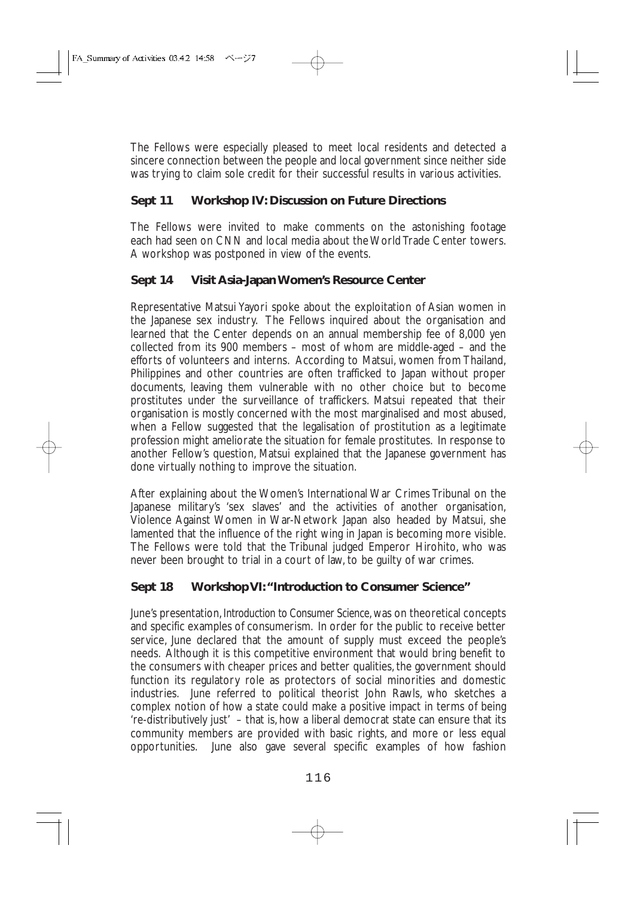The Fellows were especially pleased to meet local residents and detected a sincere connection between the people and local government since neither side was trying to claim sole credit for their successful results in various activities.

### Sept 11 Workshop IV: Discussion on Future Directions

The Fellows were invited to make comments on the astonishing footage each had seen on CNN and local media about the World Trade Center towers. A workshop was postponed in view of the events.

### Sept 14 Visit Asia-Japan Women's Resource Center

Representative Matsui Yayori spoke about the exploitation of Asian women in the Japanese sex industry. The Fellows inquired about the organisation and learned that the Center depends on an annual membership fee of 8,000 yen collected from its 900 members – most of whom are middle-aged – and the efforts of volunteers and interns. According to Matsui, women from Thailand, Philippines and other countries are often trafficked to Japan without proper documents, leaving them vulnerable with no other choice but to become prostitutes under the surveillance of traffickers. Matsui repeated that their organisation is mostly concerned with the most marginalised and most abused, when a Fellow suggested that the legalisation of prostitution as a legitimate profession might ameliorate the situation for female prostitutes. In response to another Fellow's question, Matsui explained that the Japanese government has done virtually nothing to improve the situation.

After explaining about the Women's International War Crimes Tribunal on the Japanese military's 'sex slaves' and the activities of another organisation, Violence Against Women in War-Network Japan also headed by Matsui, she lamented that the influence of the right wing in Japan is becoming more visible. The Fellows were told that the Tribunal judged Emperor Hirohito, who was never been brought to trial in a court of law, to be guilty of war crimes.

### Sept 18 Workshop VI: "Introduction to Consumer Science"

June's presentation, Introduction to Consumer Science, was on theoretical concepts and specific examples of consumerism. In order for the public to receive better service, June declared that the amount of supply must exceed the people's needs. Although it is this competitive environment that would bring benefit to the consumers with cheaper prices and better qualities, the government should function its regulatory role as protectors of social minorities and domestic industries. June referred to political theorist John Rawls, who sketches a complex notion of how a state could make a positive impact in terms of being 're-distributively just' – that is, how a liberal democrat state can ensure that its community members are provided with basic rights, and more or less equal opportunities. June also gave several specific examples of how fashion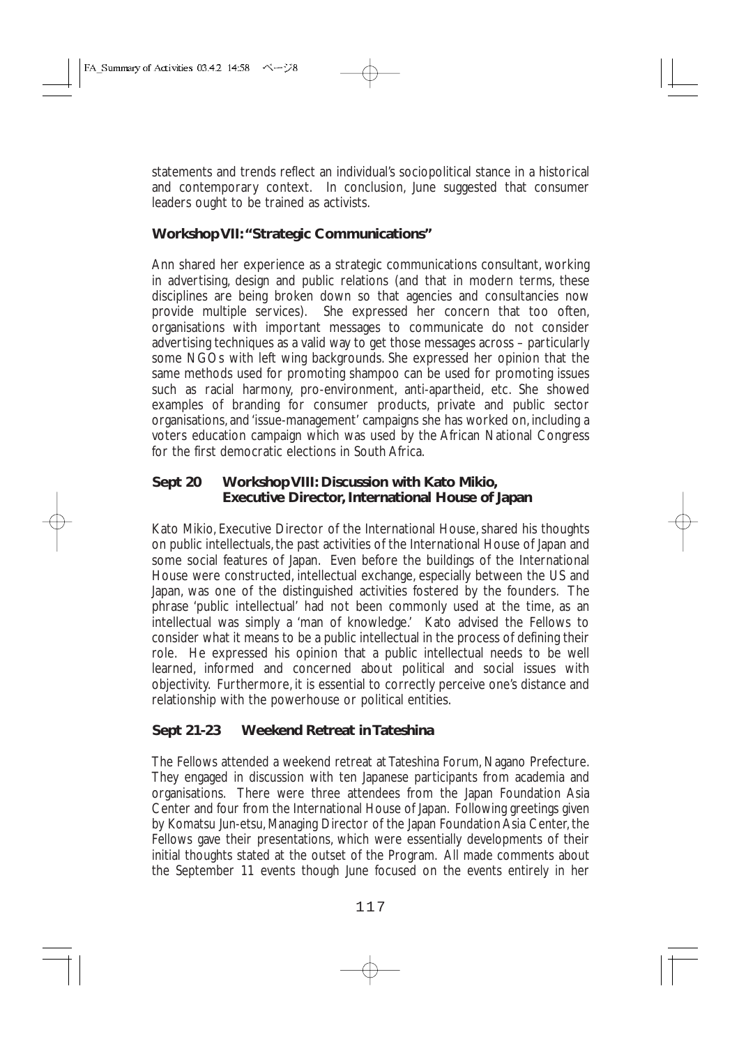statements and trends reflect an individual's sociopolitical stance in a historical and contemporary context. In conclusion, June suggested that consumer leaders ought to be trained as activists.

### Workshop VII: "Strategic Communications"

Ann shared her experience as a strategic communications consultant, working in advertising, design and public relations (and that in modern terms, these disciplines are being broken down so that agencies and consultancies now provide multiple services). She expressed her concern that too often, organisations with important messages to communicate do not consider advertising techniques as a valid way to get those messages across – particularly some NGOs with left wing backgrounds. She expressed her opinion that the same methods used for promoting shampoo can be used for promoting issues such as racial harmony, pro-environment, anti-apartheid, etc. She showed examples of branding for consumer products, private and public sector organisations, and 'issue-management' campaigns she has worked on, including a voters education campaign which was used by the African National Congress for the first democratic elections in South Africa.

### Sept 20 Workshop VIII: Discussion with Kato Mikio, Executive Director, International House of Japan

Kato Mikio, Executive Director of the International House, shared his thoughts on public intellectuals, the past activities of the International House of Japan and some social features of Japan. Even before the buildings of the International House were constructed, intellectual exchange, especially between the US and Japan, was one of the distinguished activities fostered by the founders. The phrase 'public intellectual' had not been commonly used at the time, as an intellectual was simply a 'man of knowledge.' Kato advised the Fellows to consider what it means to be a public intellectual in the process of defining their role. He expressed his opinion that a public intellectual needs to be well learned, informed and concerned about political and social issues with objectivity. Furthermore, it is essential to correctly perceive one's distance and relationship with the powerhouse or political entities.

### Sept 21-23 Weekend Retreat in Tateshina

The Fellows attended a weekend retreat at Tateshina Forum, Nagano Prefecture. They engaged in discussion with ten Japanese participants from academia and organisations. There were three attendees from the Japan Foundation Asia Center and four from the International House of Japan. Following greetings given by Komatsu Jun-etsu, Managing Director of the Japan Foundation Asia Center, the Fellows gave their presentations, which were essentially developments of their initial thoughts stated at the outset of the Program. All made comments about the September 11 events though June focused on the events entirely in her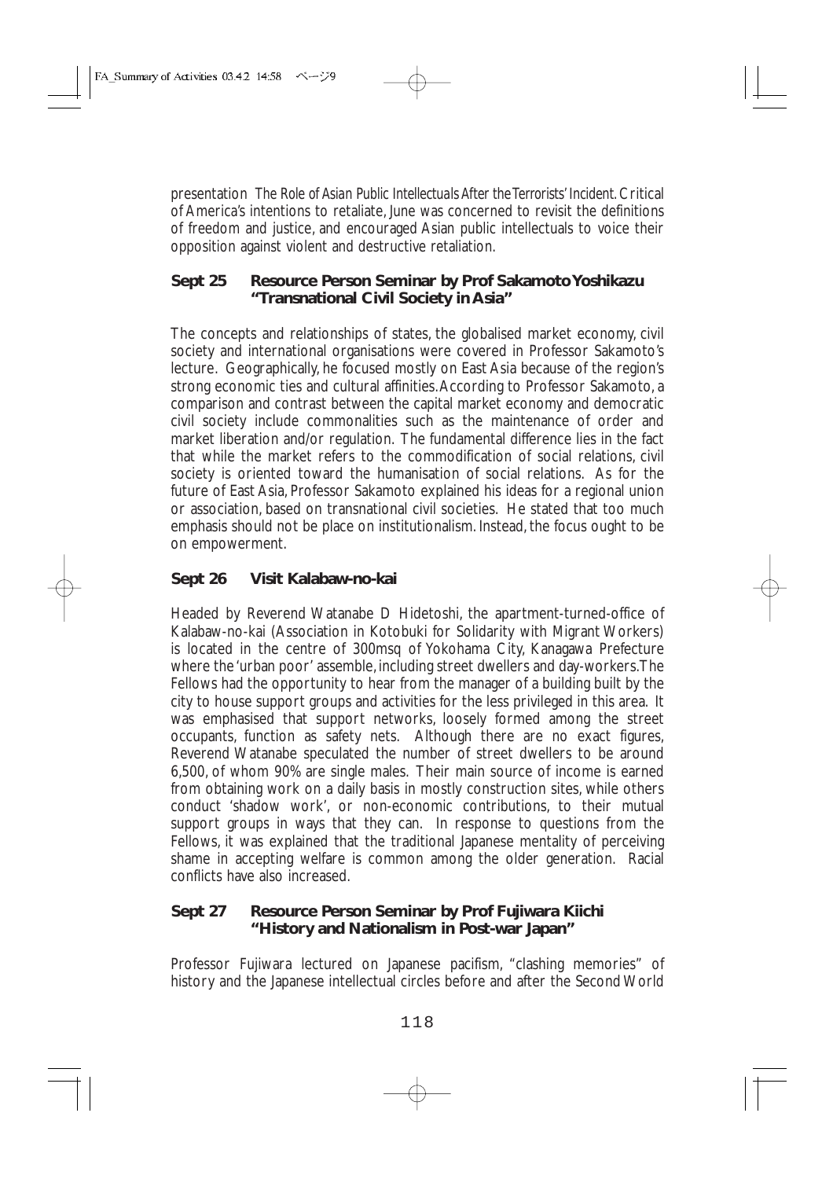presentation *The Role of Asian Public Intellectuals After the Terrorists' Incident.* Critical of America's intentions to retaliate, June was concerned to revisit the definitions of freedom and justice, and encouraged Asian public intellectuals to voice their opposition against violent and destructive retaliation.

**Sept 25 Resource Person Seminar by Prof Sakamoto Yoshikazu "Transnational Civil Society in Asia"**

The concepts and relationships of states, the globalised market economy, civil society and international organisations were covered in Professor Sakamoto's lecture. Geographically, he focused mostly on East Asia because of the region's strong economic ties and cultural affinities. According to Professor Sakamoto, a comparison and contrast between the capital market economy and democratic civil society include commonalities such as the maintenance of order and market liberation and/or regulation. The fundamental difference lies in the fact that while the market refers to the commodification of social relations, civil society is oriented toward the humanisation of social relations. As for the future of East Asia, Professor Sakamoto explained his ideas for a regional union or association, based on transnational civil societies. He stated that too much emphasis should not be place on institutionalism. Instead, the focus ought to be on empowerment.

**Sept 26 Visit Kalabaw-no-kai**

Headed by Reverend Watanabe D Hidetoshi, the apartment-turned-office of Kalabaw-no-kai (Association in Kotobuki for Solidarity with Migrant Workers) is located in the centre of 300msq of Yokohama City, Kanagawa Prefecture where the 'urban poor' assemble, including street dwellers and day-workers. The Fellows had the opportunity to hear from the manager of a building built by the city to house support groups and activities for the less privileged in this area. It was emphasised that support networks, loosely formed among the street occupants, function as safety nets. Although there are no exact figures, Reverend Watanabe speculated the number of street dwellers to be around 6,500, of whom 90% are single males. Their main source of income is earned from obtaining work on a daily basis in mostly construction sites, while others conduct 'shadow work', or non-economic contributions, to their mutual support groups in ways that they can. In response to questions from the Fellows, it was explained that the traditional Japanese mentality of perceiving shame in accepting welfare is common among the older generation. Racial conflicts have also increased.

**Sept 27 Resource Person Seminar by Prof Fujiwara Kiichi "History and Nationalism in Post-war Japan"**

Professor Fujiwara lectured on Japanese pacifism, "clashing memories" of history and the Japanese intellectual circles before and after the Second World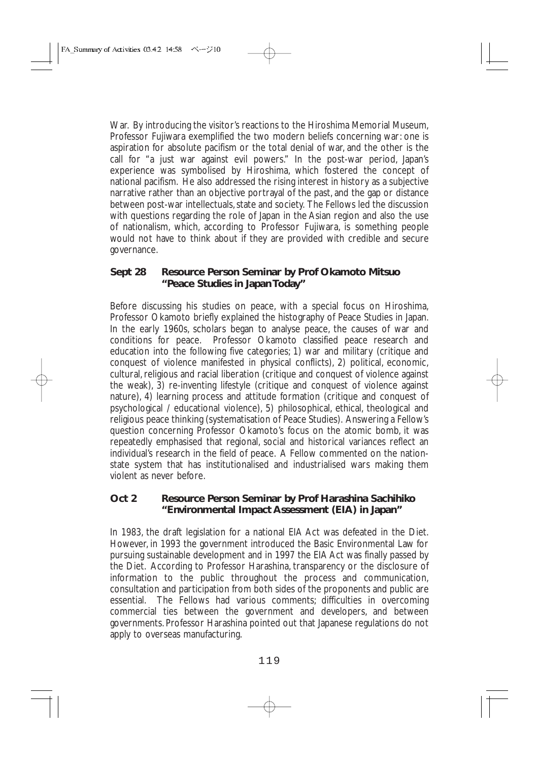War. By introducing the visitor's reactions to the Hiroshima Memorial Museum, Professor Fujiwara exemplified the two modern beliefs concerning war: one is aspiration for absolute pacifism or the total denial of war, and the other is the call for "a just war against evil powers." In the post-war period, Japan's experience was symbolised by Hiroshima, which fostered the concept of national pacifism. He also addressed the rising interest in history as a subjective narrative rather than an objective portrayal of the past, and the gap or distance between post-war intellectuals, state and society. The Fellows led the discussion with questions regarding the role of Japan in the Asian region and also the use of nationalism, which, according to Professor Fujiwara, is something people would not have to think about if they are provided with credible and secure governance.

**Sept 28 Resource Person Seminar by Prof Okamoto Mitsuo "Peace Studies in Japan Today"**

Before discussing his studies on peace, with a special focus on Hiroshima, Professor Okamoto briefly explained the histography of Peace Studies in Japan. In the early 1960s, scholars began to analyse peace, the causes of war and conditions for peace. Professor Okamoto classified peace research and education into the following five categories; 1) war and military (critique and conquest of violence manifested in physical conflicts), 2) political, economic, cultural, religious and racial liberation (critique and conquest of violence against the weak), 3) re-inventing lifestyle (critique and conquest of violence against nature), 4) learning process and attitude formation (critique and conquest of psychological / educational violence), 5) philosophical, ethical, theological and religious peace thinking (systematisation of Peace Studies). Answering a Fellow's question concerning Professor Okamoto's focus on the atomic bomb, it was repeatedly emphasised that regional, social and historical variances reflect an individual's research in the field of peace. A Fellow commented on the nation-state system that has institutionalised and industrialised wars making them violent as never before.

**Oct 2 Resource Person Seminar by Prof Harashina Sachihiko "Environmental Impact Assessment (EIA) in Japan"**

In 1983, the draft legislation for a national EIA Act was defeated in the Diet. However, in 1993 the government introduced the Basic Environmental Law for pursuing sustainable development and in 1997 the EIA Act was finally passed by the Diet. According to Professor Harashina, transparency or the disclosure of information to the public throughout the process and communication, consultation and participation from both sides of the proponents and public are essential. The Fellows had various comments; difficulties in overcoming commercial ties between the government and developers, and between governments. Professor Harashina pointed out that Japanese regulations do not apply to overseas manufacturing.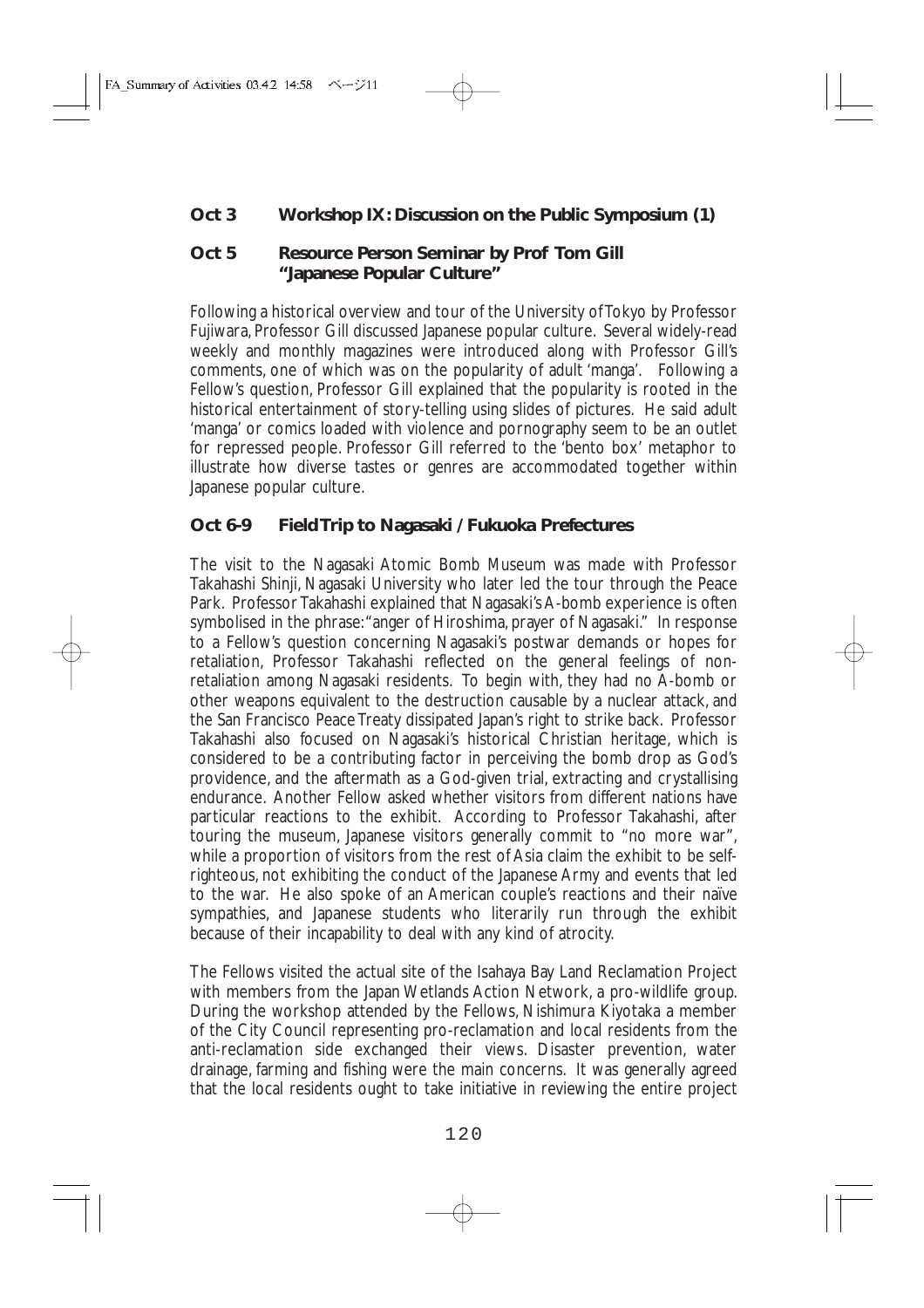**Oct 3 Workshop IX: Discussion on the Public Symposium (1)**

**Oct 5 Resource Person Seminar by Prof Tom Gill "Japanese Popular Culture"**

Following a historical overview and tour of the University of Tokyo by Professor Fujiwara, Professor Gill discussed Japanese popular culture. Several widely-read weekly and monthly magazines were introduced along with Professor Gill's comments, one of which was on the popularity of adult 'manga'. Following a Fellow's question, Professor Gill explained that the popularity is rooted in the historical entertainment of story-telling using slides of pictures. He said adult 'manga' or comics loaded with violence and pornography seem to be an outlet for repressed people. Professor Gill referred to the 'bento box' metaphor to illustrate how diverse tastes or genres are accommodated together within Japanese popular culture.

**Oct 6-9 Field Trip to Nagasaki / Fukuoka Prefectures**

The visit to the Nagasaki Atomic Bomb Museum was made with Professor Takahashi Shinji, Nagasaki University who later led the tour through the Peace Park. Professor Takahashi explained that Nagasaki's A-bomb experience is often symbolised in the phrase: "anger of Hiroshima, prayer of Nagasaki." In response to a Fellow's question concerning Nagasaki's postwar demands or hopes for retaliation, Professor Takahashi reflected on the general feelings of non-retaliation among Nagasaki residents. To begin with, they had no A-bomb or other weapons equivalent to the destruction causable by a nuclear attack, and the San Francisco Peace Treaty dissipated Japan's right to strike back. Professor Takahashi also focused on Nagasaki's historical Christian heritage, which is considered to be a contributing factor in perceiving the bomb drop as God's providence, and the aftermath as a God-given trial, extracting and crystallising endurance. Another Fellow asked whether visitors from different nations have particular reactions to the exhibit. According to Professor Takahashi, after touring the museum, Japanese visitors generally commit to "no more war", while a proportion of visitors from the rest of Asia claim the exhibit to be self-righteous, not exhibiting the conduct of the Japanese Army and events that led to the war. He also spoke of an American couple's reactions and their naïve sympathies, and Japanese students who literarily run through the exhibit because of their incapability to deal with any kind of atrocity.

The Fellows visited the actual site of the Isahaya Bay Land Reclamation Project with members from the Japan Wetlands Action Network, a pro-wildlife group. During the workshop attended by the Fellows, Nishimura Kiyotaka a member of the City Council representing pro-reclamation and local residents from the anti-reclamation side exchanged their views. Disaster prevention, water drainage, farming and fishing were the main concerns. It was generally agreed that the local residents ought to take initiative in reviewing the entire project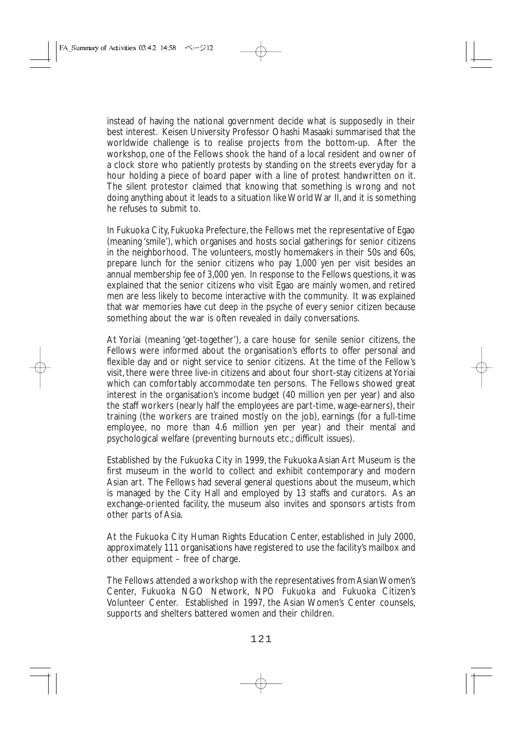instead of having the national government decide what is supposedly in their best interest. Keisen University Professor Ohashi Masaaki summarised that the worldwide challenge is to realise projects from the bottom-up. After the workshop, one of the Fellows shook the hand of a local resident and owner of a clock store who patiently protests by standing on the streets everyday for a hour holding a piece of board paper with a line of protest handwritten on it. The silent protestor claimed that knowing that something is wrong and not doing anything about it leads to a situation like World War II, and it is something he refuses to submit to.

In Fukuoka City, Fukuoka Prefecture, the Fellows met the representative of Egao (meaning 'smile'), which organises and hosts social gatherings for senior citizens in the neighborhood. The volunteers, mostly homemakers in their 50s and 60s, prepare lunch for the senior citizens who pay 1,000 yen per visit besides an annual membership fee of 3,000 yen. In response to the Fellows questions, it was explained that the senior citizens who visit Egao are mainly women, and retired men are less likely to become interactive with the community. It was explained that war memories have cut deep in the psyche of every senior citizen because something about the war is often revealed in daily conversations.

At Yoriai (meaning 'get-together'), a care house for senile senior citizens, the Fellows were informed about the organisation's efforts to offer personal and flexible day and or night service to senior citizens. At the time of the Fellow's visit, there were three live-in citizens and about four short-stay citizens at Yoriai which can comfortably accommodate ten persons. The Fellows showed great interest in the organisation's income budget (40 million yen per year) and also the staff workers (nearly half the employees are part-time, wage-earners), their training (the workers are trained mostly on the job), earnings (for a full-time employee, no more than 4.6 million yen per year) and their mental and psychological welfare (preventing burnouts etc.; difficult issues).

Established by the Fukuoka City in 1999, the Fukuoka Asian Art Museum is the first museum in the world to collect and exhibit contemporary and modern Asian art. The Fellows had several general questions about the museum, which is managed by the City Hall and employed by 13 staffs and curators. As an exchange-oriented facility, the museum also invites and sponsors artists from other parts of Asia.

At the Fukuoka City Human Rights Education Center, established in July 2000, approximately 111 organisations have registered to use the facility's mailbox and other equipment – free of charge.

The Fellows attended a workshop with the representatives from Asian Women's Center, Fukuoka NGO Network, NPO Fukuoka and Fukuoka Citizen's Volunteer Center. Established in 1997, the Asian Women's Center counsels, supports and shelters battered women and their children.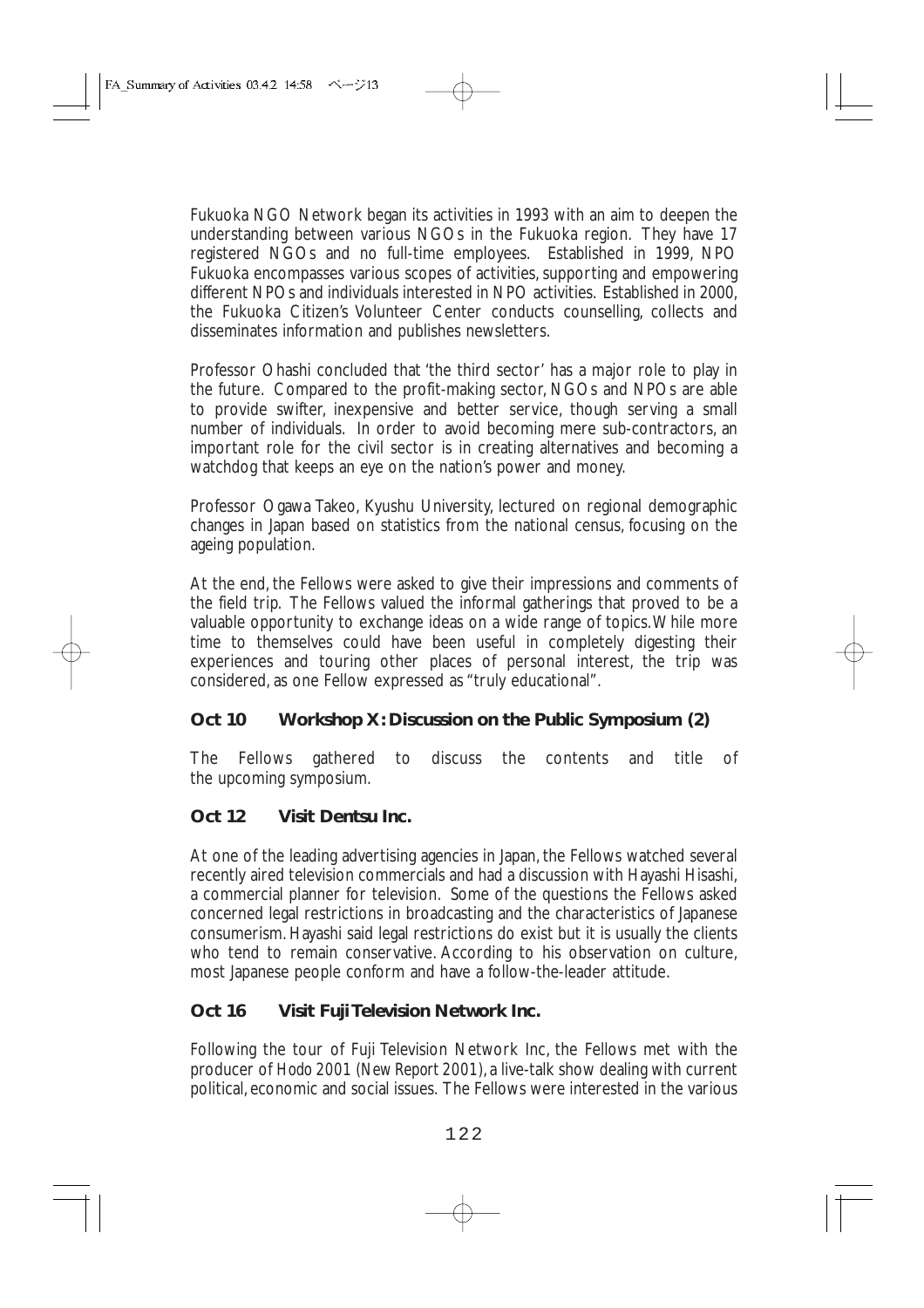Fukuoka NGO Network began its activities in 1993 with an aim to deepen the understanding between various NGOs in the Fukuoka region. They have 17 registered NGOs and no full-time employees. Established in 1999, NPO Fukuoka encompasses various scopes of activities, supporting and empowering different NPOs and individuals interested in NPO activities. Established in 2000, the Fukuoka Citizen's Volunteer Center conducts counselling, collects and disseminates information and publishes newsletters.

Professor Ohashi concluded that 'the third sector' has a major role to play in the future. Compared to the profit-making sector, NGOs and NPOs are able to provide swifter, inexpensive and better service, though serving a small number of individuals. In order to avoid becoming mere sub-contractors, an important role for the civil sector is in creating alternatives and becoming a watchdog that keeps an eye on the nation's power and money.

Professor Ogawa Takeo, Kyushu University, lectured on regional demographic changes in Japan based on statistics from the national census, focusing on the ageing population.

At the end, the Fellows were asked to give their impressions and comments of the field trip. The Fellows valued the informal gatherings that proved to be a valuable opportunity to exchange ideas on a wide range of topics. While more time to themselves could have been useful in completely digesting their experiences and touring other places of personal interest, the trip was considered, as one Fellow expressed as "truly educational".

### Oct 10 Workshop X: Discussion on the Public Symposium (2)

The Fellows gathered to discuss the contents and title of the upcoming symposium.

### Oct 12 Visit Dentsu Inc.

At one of the leading advertising agencies in Japan, the Fellows watched several recently aired television commercials and had a discussion with Hayashi Hisashi, a commercial planner for television. Some of the questions the Fellows asked concerned legal restrictions in broadcasting and the characteristics of Japanese consumerism. Hayashi said legal restrictions do exist but it is usually the clients who tend to remain conservative. According to his observation on culture, most Japanese people conform and have a follow-the-leader attitude.

### Oct 16 Visit Fuji Television Network Inc.

Following the tour of Fuji Television Network Inc, the Fellows met with the producer of *Hodo 2001 (New Report 2001)*, a live-talk show dealing with current political, economic and social issues. The Fellows were interested in the various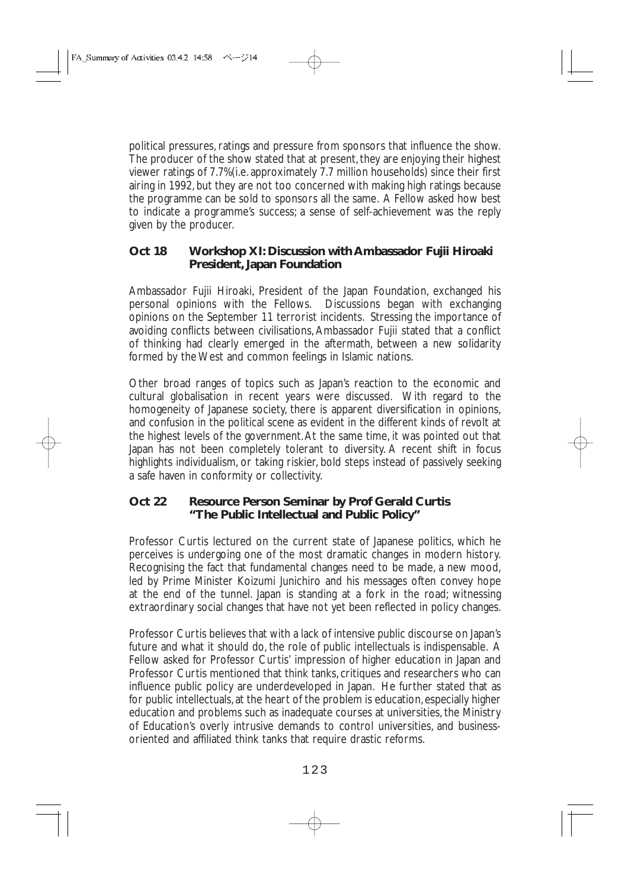political pressures, ratings and pressure from sponsors that influence the show. The producer of the show stated that at present, they are enjoying their highest viewer ratings of 7.7% (i.e. approximately 7.7 million households) since their first airing in 1992, but they are not too concerned with making high ratings because the programme can be sold to sponsors all the same. A Fellow asked how best to indicate a programme's success; a sense of self-achievement was the reply given by the producer.

### Oct 18 Workshop XI: Discussion with Ambassador Fujii Hiroaki President, Japan Foundation

Ambassador Fujii Hiroaki, President of the Japan Foundation, exchanged his personal opinions with the Fellows. Discussions began with exchanging opinions on the September 11 terrorist incidents. Stressing the importance of avoiding conflicts between civilisations, Ambassador Fujii stated that a conflict of thinking had clearly emerged in the aftermath, between a new solidarity formed by the West and common feelings in Islamic nations.

Other broad ranges of topics such as Japan's reaction to the economic and cultural globalisation in recent years were discussed. With regard to the homogeneity of Japanese society, there is apparent diversification in opinions, and confusion in the political scene as evident in the different kinds of revolt at the highest levels of the government. At the same time, it was pointed out that Japan has not been completely tolerant to diversity. A recent shift in focus highlights individualism, or taking riskier, bold steps instead of passively seeking a safe haven in conformity or collectivity.

### Oct 22 Resource Person Seminar by Prof Gerald Curtis "The Public Intellectual and Public Policy"

Professor Curtis lectured on the current state of Japanese politics, which he perceives is undergoing one of the most dramatic changes in modern history. Recognising the fact that fundamental changes need to be made, a new mood, led by Prime Minister Koizumi Junichiro and his messages often convey hope at the end of the tunnel. Japan is standing at a fork in the road; witnessing extraordinary social changes that have not yet been reflected in policy changes.

Professor Curtis believes that with a lack of intensive public discourse on Japan's future and what it should do, the role of public intellectuals is indispensable. A Fellow asked for Professor Curtis' impression of higher education in Japan and Professor Curtis mentioned that think tanks, critiques and researchers who can influence public policy are underdeveloped in Japan. He further stated that as for public intellectuals, at the heart of the problem is education, especially higher education and problems such as inadequate courses at universities, the Ministry of Education's overly intrusive demands to control universities, and business-oriented and affiliated think tanks that require drastic reforms.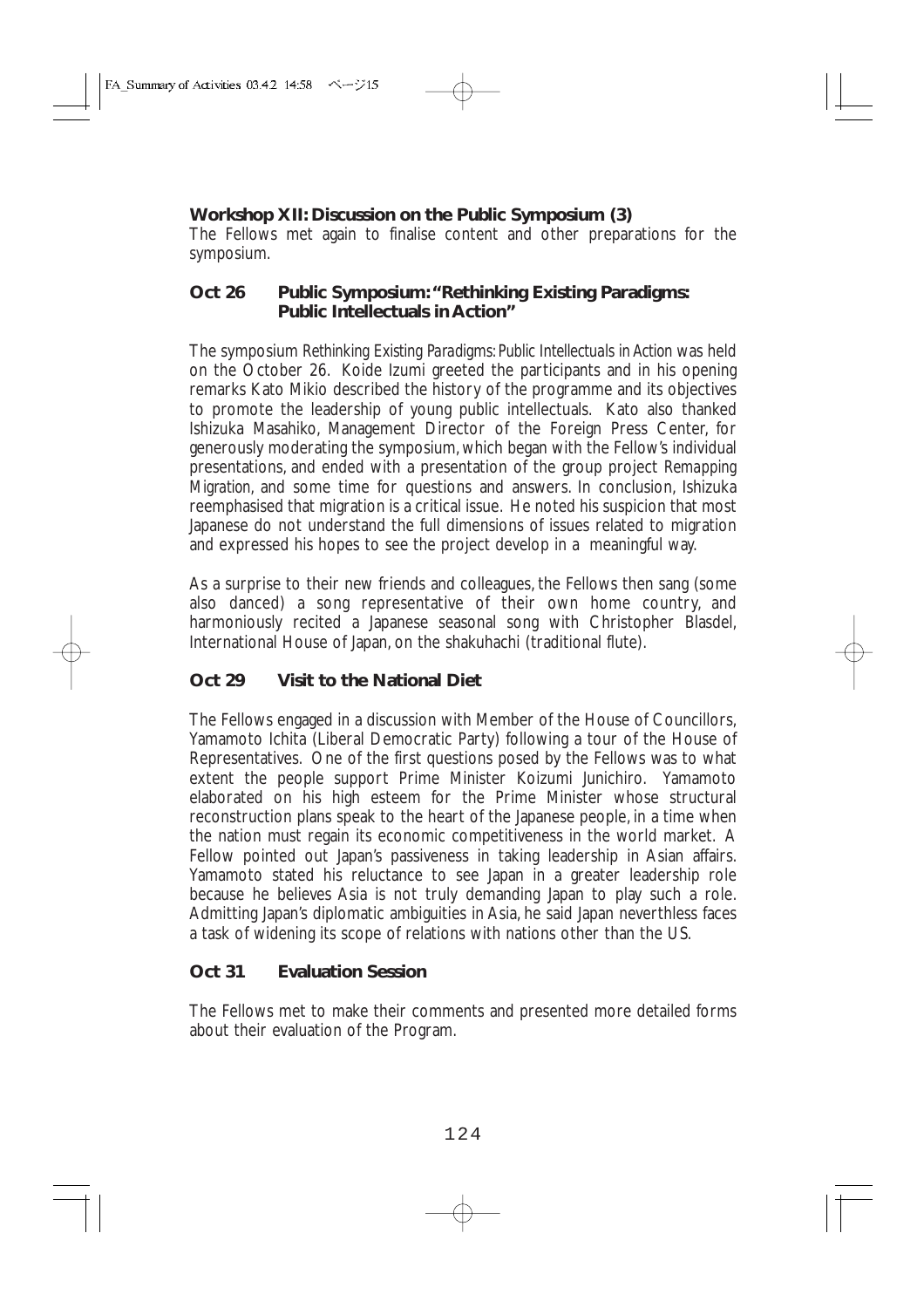**Workshop XII: Discussion on the Public Symposium (3)**

The Fellows met again to finalise content and other preparations for the symposium.

### Oct 26 Public Symposium: "Rethinking Existing Paradigms: Public Intellectuals in Action"

The symposium *Rethinking Existing Paradigms: Public Intellectuals in Action* was held on the October 26. Koide Izumi greeted the participants and in his opening remarks Kato Mikio described the history of the programme and its objectives to promote the leadership of young public intellectuals. Kato also thanked Ishizuka Masahiko, Management Director of the Foreign Press Center, for generously moderating the symposium, which began with the Fellow's individual presentations, and ended with a presentation of the group project *Remapping Migration*, and some time for questions and answers. In conclusion, Ishizuka reemphasised that migration is a critical issue. He noted his suspicion that most Japanese do not understand the full dimensions of issues related to migration and expressed his hopes to see the project develop in a meaningful way.

As a surprise to their new friends and colleagues, the Fellows then sang (some also danced) a song representative of their own home country, and harmoniously recited a Japanese seasonal song with Christopher Blasdel, International House of Japan, on the shakuhachi (traditional flute).

### Oct 29 Visit to the National Diet

The Fellows engaged in a discussion with Member of the House of Councillors, Yamamoto Ichita (Liberal Democratic Party) following a tour of the House of Representatives. One of the first questions posed by the Fellows was to what extent the people support Prime Minister Koizumi Junichiro. Yamamoto elaborated on his high esteem for the Prime Minister whose structural reconstruction plans speak to the heart of the Japanese people, in a time when the nation must regain its economic competitiveness in the world market. A Fellow pointed out Japan's passiveness in taking leadership in Asian affairs. Yamamoto stated his reluctance to see Japan in a greater leadership role because he believes Asia is not truly demanding Japan to play such a role. Admitting Japan's diplomatic ambiguities in Asia, he said Japan neverthless faces a task of widening its scope of relations with nations other than the US.

### Oct 31 Evaluation Session

The Fellows met to make their comments and presented more detailed forms about their evaluation of the Program.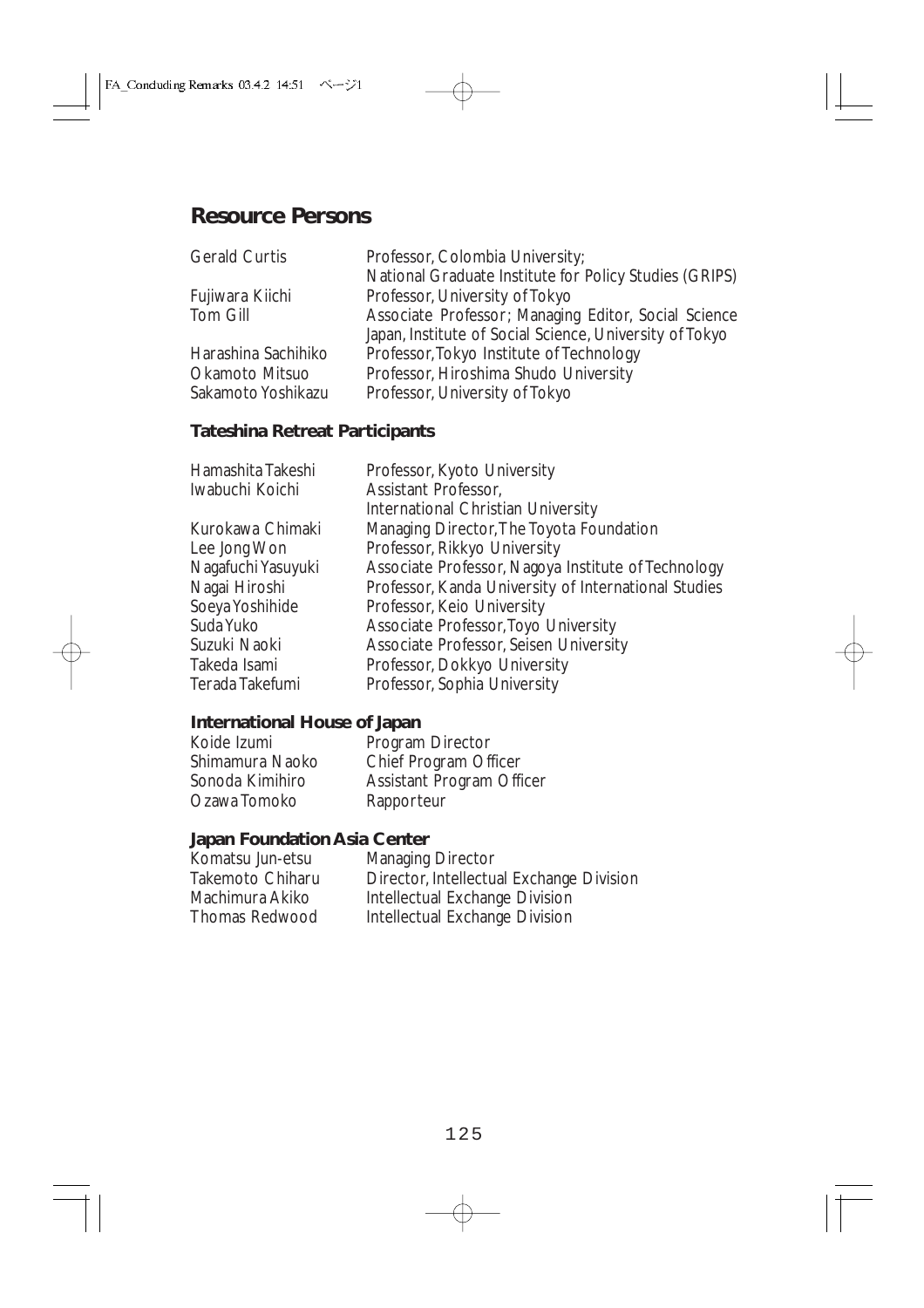## Resource Persons

| | |
|---|---|
| Gerald Curtis | Professor, Colombia University; National Graduate Institute for Policy Studies (GRIPS) |
| Fujiwara Kiichi | Professor, University of Tokyo |
| Tom Gill | Associate Professor; Managing Editor, Social Science Japan, Institute of Social Science, University of Tokyo |
| Harashina Sachihiko | Professor, Tokyo Institute of Technology |
| Okamoto Mitsuo | Professor, Hiroshima Shudo University |
| Sakamoto Yoshikazu | Professor, University of Tokyo |

### Tateshina Retreat Participants

| | |
|---|---|
| Hamashita Takeshi | Professor, Kyoto University |
| Iwabuchi Koichi | Assistant Professor, International Christian University |
| Kurokawa Chimaki | Managing Director, The Toyota Foundation |
| Lee Jong Won | Professor, Rikkyo University |
| Nagafuchi Yasuyuki | Associate Professor, Nagoya Institute of Technology |
| Nagai Hiroshi | Professor, Kanda University of International Studies |
| Soeya Yoshihide | Professor, Keio University |
| Suda Yuko | Associate Professor, Toyo University |
| Suzuki Naoki | Associate Professor, Seisen University |
| Takeda Isami | Professor, Dokkyo University |
| Terada Takefumi | Professor, Sophia University |

### International House of Japan

| | |
|---|---|
| Koide Izumi | Program Director |
| Shimamura Naoko | Chief Program Officer |
| Sonoda Kimihiro | Assistant Program Officer |
| Ozawa Tomoko | Rapporteur |

### Japan Foundation Asia Center

| | |
|---|---|
| Komatsu Jun-etsu | Managing Director |
| Takemoto Chiharu | Director, Intellectual Exchange Division |
| Machimura Akiko | Intellectual Exchange Division |
| Thomas Redwood | Intellectual Exchange Division |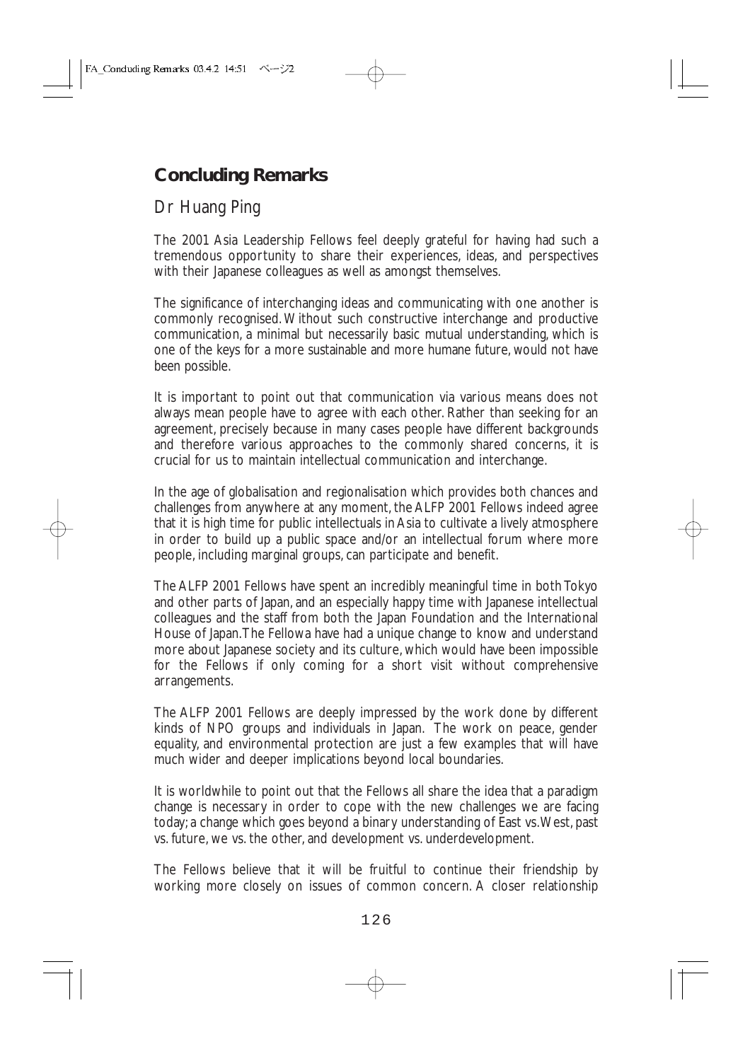## Concluding Remarks

### Dr Huang Ping

The 2001 Asia Leadership Fellows feel deeply grateful for having had such a tremendous opportunity to share their experiences, ideas, and perspectives with their Japanese colleagues as well as amongst themselves.

The significance of interchanging ideas and communicating with one another is commonly recognised. Without such constructive interchange and productive communication, a minimal but necessarily basic mutual understanding, which is one of the keys for a more sustainable and more humane future, would not have been possible.

It is important to point out that communication via various means does not always mean people have to agree with each other. Rather than seeking for an agreement, precisely because in many cases people have different backgrounds and therefore various approaches to the commonly shared concerns, it is crucial for us to maintain intellectual communication and interchange.

In the age of globalisation and regionalisation which provides both chances and challenges from anywhere at any moment, the ALFP 2001 Fellows indeed agree that it is high time for public intellectuals in Asia to cultivate a lively atmosphere in order to build up a public space and/or an intellectual forum where more people, including marginal groups, can participate and benefit.

The ALFP 2001 Fellows have spent an incredibly meaningful time in both Tokyo and other parts of Japan, and an especially happy time with Japanese intellectual colleagues and the staff from both the Japan Foundation and the International House of Japan. The Fellowa have had a unique change to know and understand more about Japanese society and its culture, which would have been impossible for the Fellows if only coming for a short visit without comprehensive arrangements.

The ALFP 2001 Fellows are deeply impressed by the work done by different kinds of NPO groups and individuals in Japan. The work on peace, gender equality, and environmental protection are just a few examples that will have much wider and deeper implications beyond local boundaries.

It is worldwhile to point out that the Fellows all share the idea that a paradigm change is necessary in order to cope with the new challenges we are facing today; a change which goes beyond a binary understanding of East vs. West, past vs. future, we vs. the other, and development vs. underdevelopment.

The Fellows believe that it will be fruitful to continue their friendship by working more closely on issues of common concern. A closer relationship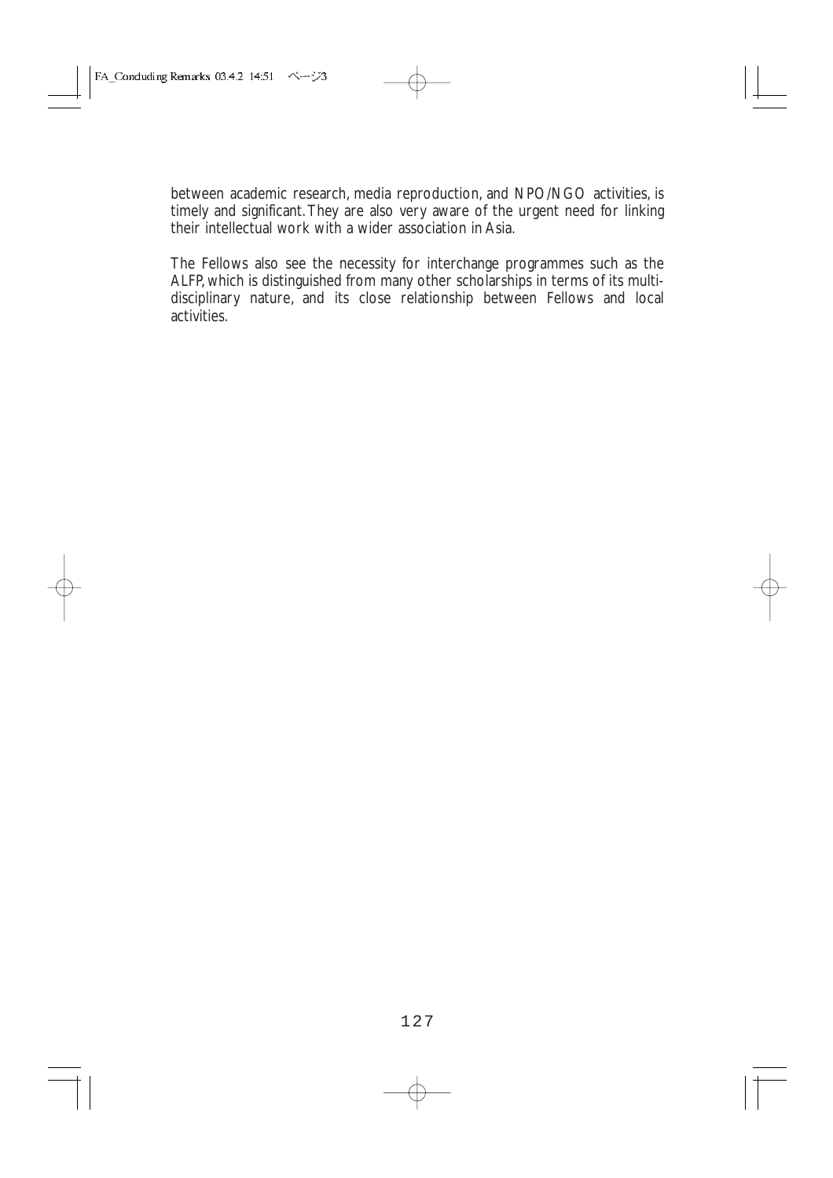between academic research, media reproduction, and NPO/NGO activities, is timely and significant. They are also very aware of the urgent need for linking their intellectual work with a wider association in Asia.

The Fellows also see the necessity for interchange programmes such as the ALFP, which is distinguished from many other scholarships in terms of its multidisciplinary nature, and its close relationship between Fellows and local activities.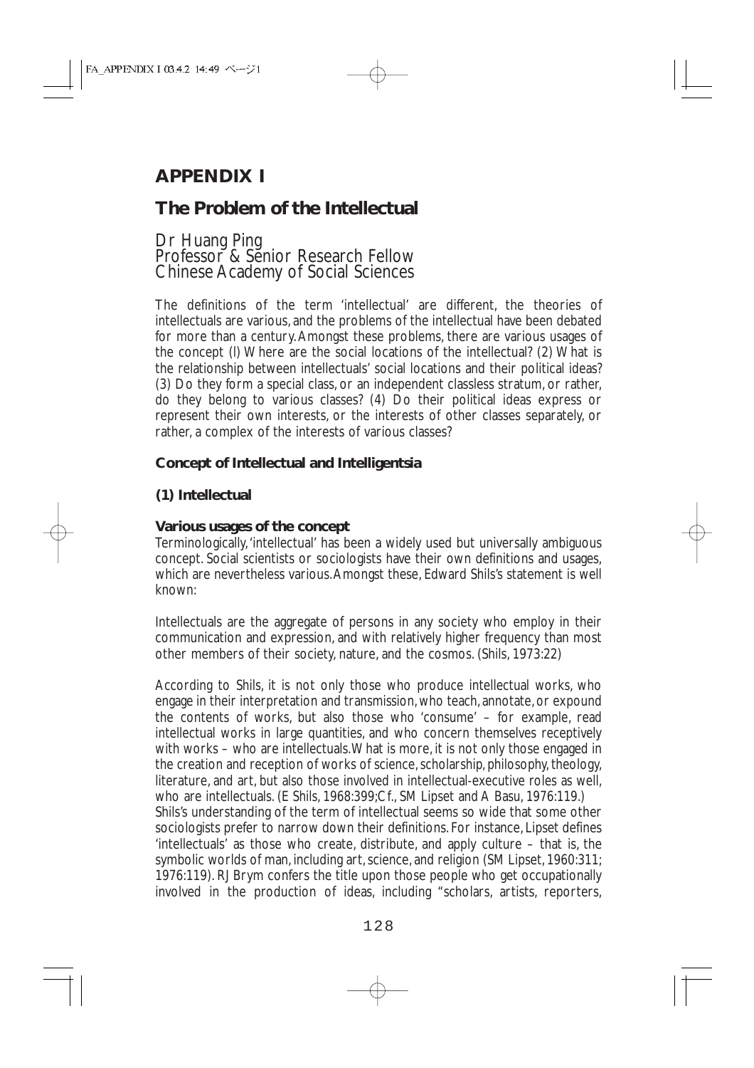# APPENDIX I

# The Problem of the Intellectual

Dr Huang Ping
Professor & Senior Research Fellow
Chinese Academy of Social Sciences

The definitions of the term 'intellectual' are different, the theories of intellectuals are various, and the problems of the intellectual have been debated for more than a century. Amongst these problems, there are various usages of the concept (l) Where are the social locations of the intellectual? (2) What is the relationship between intellectuals' social locations and their political ideas? (3) Do they form a special class, or an independent classless stratum, or rather, do they belong to various classes? (4) Do their political ideas express or represent their own interests, or the interests of other classes separately, or rather, a complex of the interests of various classes?

## Concept of Intellectual and Intelligentsia

### (1) Intellectual

#### Various usages of the concept

Terminologically, 'intellectual' has been a widely used but universally ambiguous concept. Social scientists or sociologists have their own definitions and usages, which are nevertheless various. Amongst these, Edward Shils's statement is well known:

Intellectuals are the aggregate of persons in any society who employ in their communication and expression, and with relatively higher frequency than most other members of their society, nature, and the cosmos. (Shils, 1973:22)

According to Shils, it is not only those who produce intellectual works, who engage in their interpretation and transmission, who teach, annotate, or expound the contents of works, but also those who 'consume' – for example, read intellectual works in large quantities, and who concern themselves receptively with works – who are intellectuals. What is more, it is not only those engaged in the creation and reception of works of science, scholarship, philosophy, theology, literature, and art, but also those involved in intellectual-executive roles as well, who are intellectuals. (E Shils, 1968:399; Cf., SM Lipset and A Basu, 1976:119.)
Shils's understanding of the term of intellectual seems so wide that some other sociologists prefer to narrow down their definitions. For instance, Lipset defines 'intellectuals' as those who create, distribute, and apply culture – that is, the symbolic worlds of man, including art, science, and religion (SM Lipset, 1960:311; 1976:119). RJ Brym confers the title upon those people who get occupationally involved in the production of ideas, including "scholars, artists, reporters,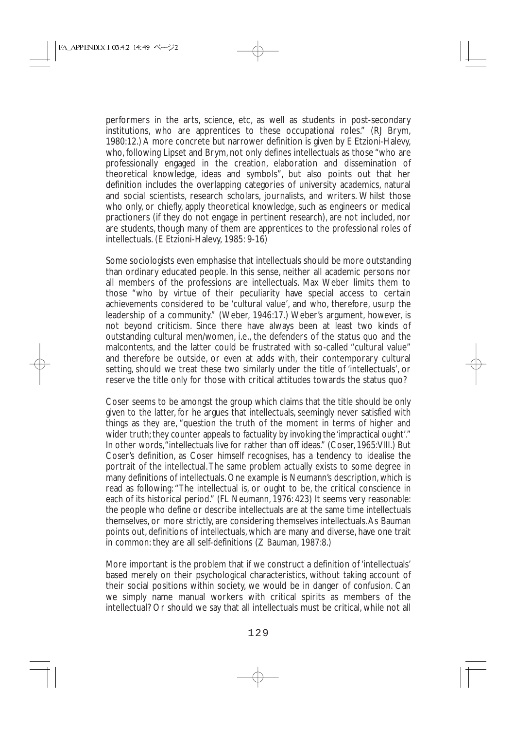performers in the arts, science, etc, as well as students in post-secondary institutions, who are apprentices to these occupational roles." (RJ Brym, 1980:12.) A more concrete but narrower definition is given by E Etzioni-Halevy, who, following Lipset and Brym, not only defines intellectuals as those "who are professionally engaged in the creation, elaboration and dissemination of theoretical knowledge, ideas and symbols", but also points out that her definition includes the overlapping categories of university academics, natural and social scientists, research scholars, journalists, and writers. Whilst those who only, or chiefly, apply theoretical knowledge, such as engineers or medical practioners (if they do not engage in pertinent research), are not included, nor are students, though many of them are apprentices to the professional roles of intellectuals. (E Etzioni-Halevy, 1985: 9-16)

Some sociologists even emphasise that intellectuals should be more outstanding than ordinary educated people. In this sense, neither all academic persons nor all members of the professions are intellectuals. Max Weber limits them to those "who by virtue of their peculiarity have special access to certain achievements considered to be 'cultural value', and who, therefore, usurp the leadership of a community." (Weber, 1946:17.) Weber's argument, however, is not beyond criticism. Since there have always been at least two kinds of outstanding cultural men/women, i.e., the defenders of the status quo and the malcontents, and the latter could be frustrated with so-called "cultural value" and therefore be outside, or even at adds with, their contemporary cultural setting, should we treat these two similarly under the title of 'intellectuals', or reserve the title only for those with critical attitudes towards the status quo?

Coser seems to be amongst the group which claims that the title should be only given to the latter, for he argues that intellectuals, seemingly never satisfied with things as they are, "question the truth of the moment in terms of higher and wider truth; they counter appeals to factuality by invoking the 'impractical ought'." In other words, "intellectuals live for rather than off ideas." (Coser, 1965:VIII.) But Coser's definition, as Coser himself recognises, has a tendency to idealise the portrait of the intellectual. The same problem actually exists to some degree in many definitions of intellectuals. One example is Neumann's description, which is read as following: "The intellectual is, or ought to be, the critical conscience in each of its historical period." (FL Neumann, 1976: 423) It seems very reasonable: the people who define or describe intellectuals are at the same time intellectuals themselves, or more strictly, are considering themselves intellectuals. As Bauman points out, definitions of intellectuals, which are many and diverse, have one trait in common: they are all self-definitions (Z Bauman, 1987:8.)

More important is the problem that if we construct a definition of 'intellectuals' based merely on their psychological characteristics, without taking account of their social positions within society, we would be in danger of confusion. Can we simply name manual workers with critical spirits as members of the intellectual? Or should we say that all intellectuals must be critical, while not all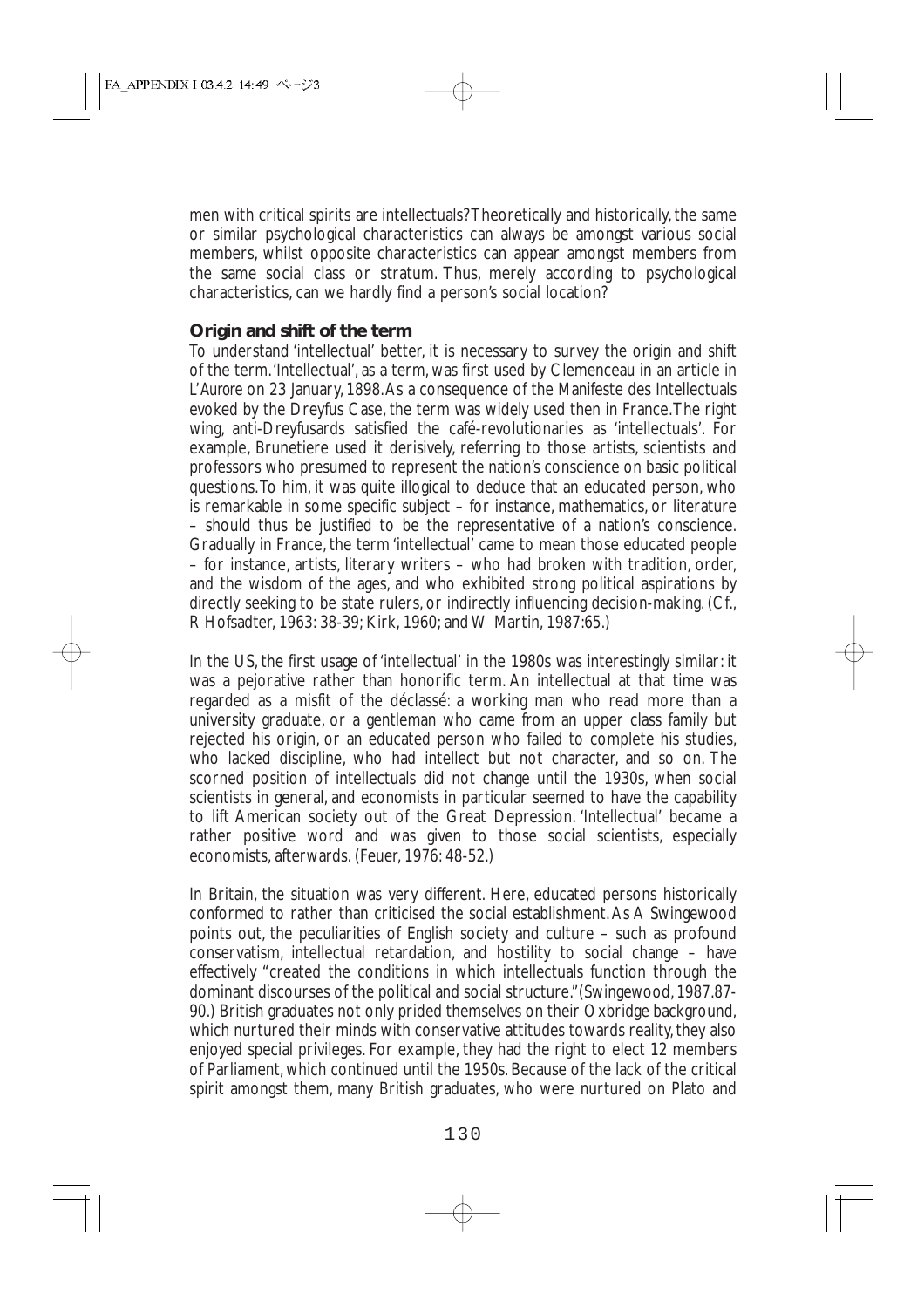men with critical spirits are intellectuals? Theoretically and historically, the same or similar psychological characteristics can always be amongst various social members, whilst opposite characteristics can appear amongst members from the same social class or stratum. Thus, merely according to psychological characteristics, can we hardly find a person's social location?

### Origin and shift of the term

To understand 'intellectual' better, it is necessary to survey the origin and shift of the term. 'Intellectual', as a term, was first used by Clemenceau in an article in *L'Aurore* on 23 January, 1898. As a consequence of the Manifeste des Intellectuals evoked by the Dreyfus Case, the term was widely used then in France. The right wing, anti-Dreyfusards satisfied the café-revolutionaries as 'intellectuals'. For example, Brunetiere used it derisively, referring to those artists, scientists and professors who presumed to represent the nation's conscience on basic political questions. To him, it was quite illogical to deduce that an educated person, who is remarkable in some specific subject – for instance, mathematics, or literature – should thus be justified to be the representative of a nation's conscience. Gradually in France, the term 'intellectual' came to mean those educated people – for instance, artists, literary writers – who had broken with tradition, order, and the wisdom of the ages, and who exhibited strong political aspirations by directly seeking to be state rulers, or indirectly influencing decision-making. (Cf., R Hofsadter, 1963: 38-39; Kirk, 1960; and W Martin, 1987:65.)

In the US, the first usage of 'intellectual' in the 1980s was interestingly similar: it was a pejorative rather than honorific term. An intellectual at that time was regarded as a misfit of the déclassé: a working man who read more than a university graduate, or a gentleman who came from an upper class family but rejected his origin, or an educated person who failed to complete his studies, who lacked discipline, who had intellect but not character, and so on. The scorned position of intellectuals did not change until the 1930s, when social scientists in general, and economists in particular seemed to have the capability to lift American society out of the Great Depression. 'Intellectual' became a rather positive word and was given to those social scientists, especially economists, afterwards. (Feuer, 1976: 48-52.)

In Britain, the situation was very different. Here, educated persons historically conformed to rather than criticised the social establishment. As A Swingewood points out, the peculiarities of English society and culture – such as profound conservatism, intellectual retardation, and hostility to social change – have effectively "created the conditions in which intellectuals function through the dominant discourses of the political and social structure." (Swingewood, 1987.87-90.) British graduates not only prided themselves on their Oxbridge background, which nurtured their minds with conservative attitudes towards reality, they also enjoyed special privileges. For example, they had the right to elect 12 members of Parliament, which continued until the 1950s. Because of the lack of the critical spirit amongst them, many British graduates, who were nurtured on Plato and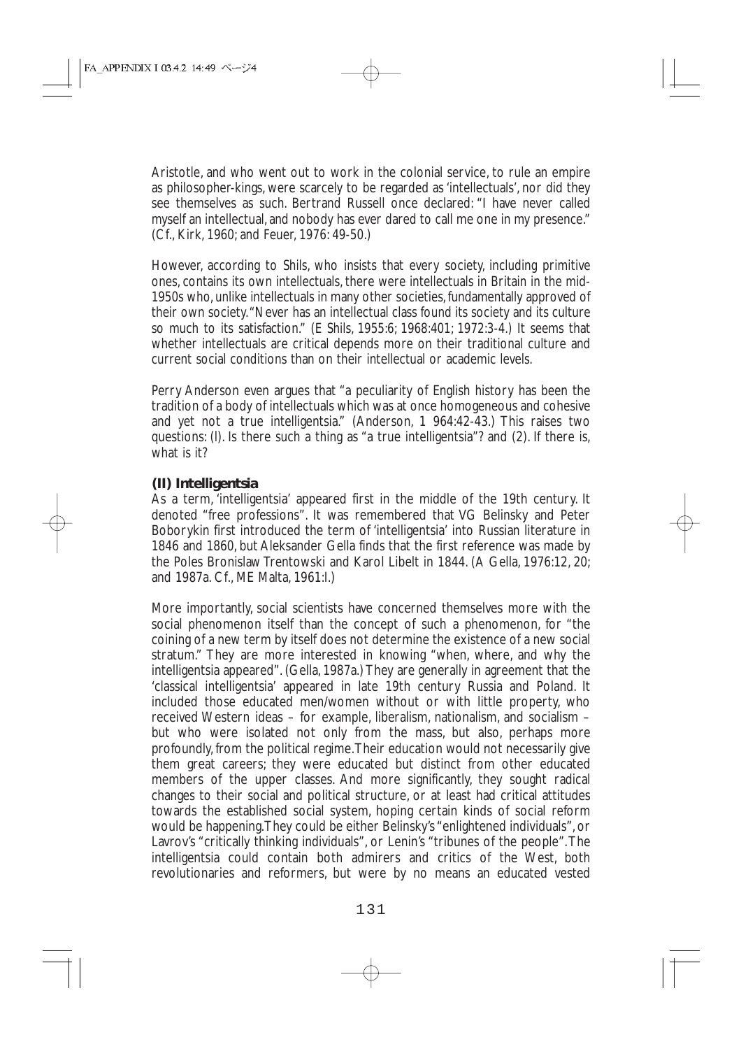Aristotle, and who went out to work in the colonial service, to rule an empire as philosopher-kings, were scarcely to be regarded as 'intellectuals', nor did they see themselves as such. Bertrand Russell once declared: "I have never called myself an intellectual, and nobody has ever dared to call me one in my presence." (Cf., Kirk, 1960; and Feuer, 1976: 49-50.)

However, according to Shils, who insists that every society, including primitive ones, contains its own intellectuals, there were intellectuals in Britain in the mid-1950s who, unlike intellectuals in many other societies, fundamentally approved of their own society. "Never has an intellectual class found its society and its culture so much to its satisfaction." (E Shils, 1955:6; 1968:401; 1972:3-4.) It seems that whether intellectuals are critical depends more on their traditional culture and current social conditions than on their intellectual or academic levels.

Perry Anderson even argues that "a peculiarity of English history has been the tradition of a body of intellectuals which was at once homogeneous and cohesive and yet not a true intelligentsia." (Anderson, 1 964:42-43.) This raises two questions: (l). Is there such a thing as "a true intelligentsia"? and (2). If there is, what is it?

**(II) Intelligentsia**

As a term, 'intelligentsia' appeared first in the middle of the 19th century. It denoted "free professions". It was remembered that VG Belinsky and Peter Boborykin first introduced the term of 'intelligentsia' into Russian literature in 1846 and 1860, but Aleksander Gella finds that the first reference was made by the Poles Bronislaw Trentowski and Karol Libelt in 1844. (A Gella, 1976:12, 20; and 1987a. Cf., ME Malta, 1961:I.)

More importantly, social scientists have concerned themselves more with the social phenomenon itself than the concept of such a phenomenon, for "the coining of a new term by itself does not determine the existence of a new social stratum." They are more interested in knowing "when, where, and why the intelligentsia appeared". (Gella, 1987a.) They are generally in agreement that the 'classical intelligentsia' appeared in late 19th century Russia and Poland. It included those educated men/women without or with little property, who received Western ideas – for example, liberalism, nationalism, and socialism – but who were isolated not only from the mass, but also, perhaps more profoundly, from the political regime. Their education would not necessarily give them great careers; they were educated but distinct from other educated members of the upper classes. And more significantly, they sought radical changes to their social and political structure, or at least had critical attitudes towards the established social system, hoping certain kinds of social reform would be happening. They could be either Belinsky's "enlightened individuals", or Lavrov's "critically thinking individuals", or Lenin's "tribunes of the people". The intelligentsia could contain both admirers and critics of the West, both revolutionaries and reformers, but were by no means an educated vested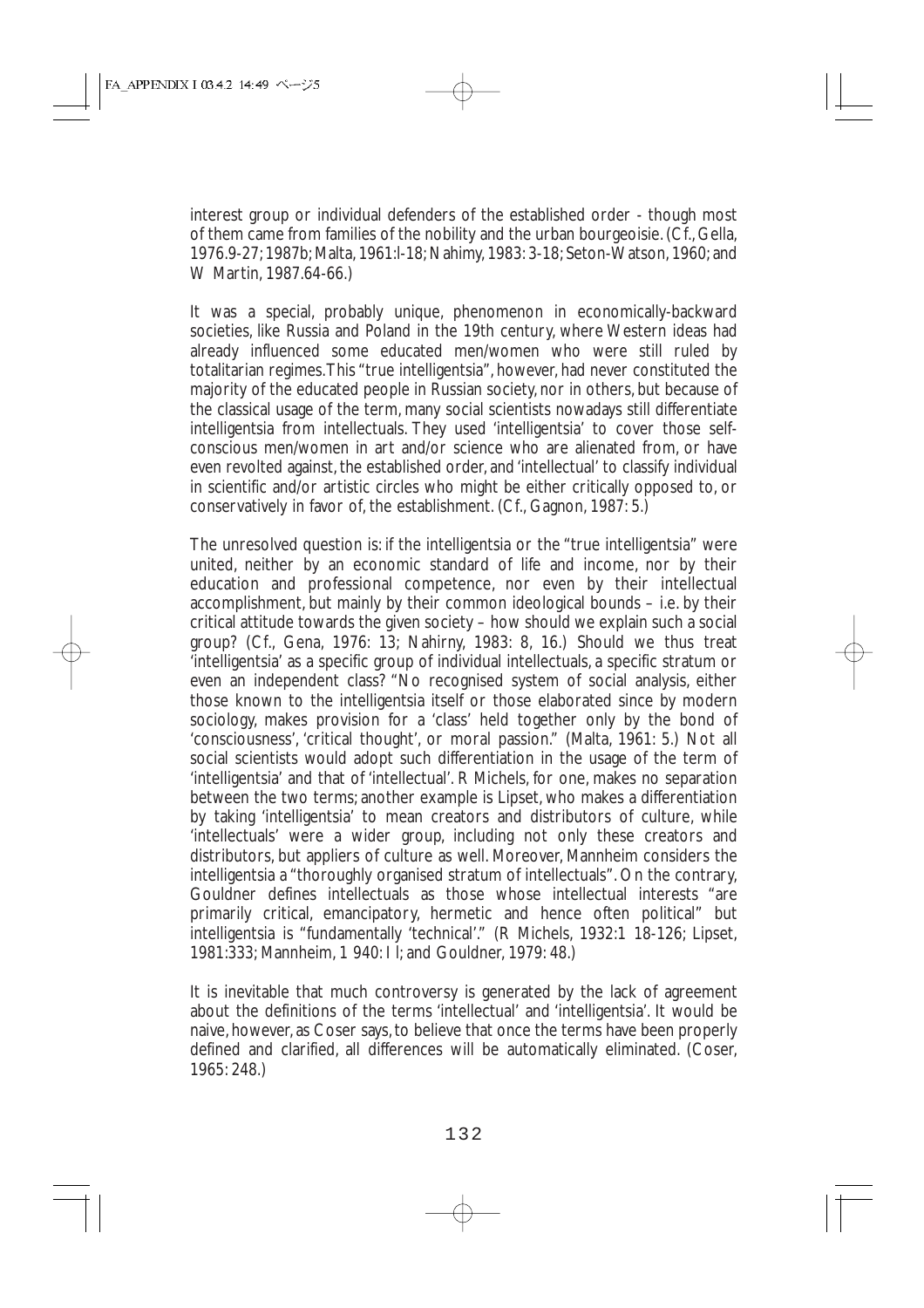interest group or individual defenders of the established order - though most of them came from families of the nobility and the urban bourgeoisie. (Cf., Gella, 1976.9-27; 1987b; Malta, 1961:l-18; Nahimy, 1983: 3-18; Seton-Watson, 1960; and W Martin, 1987.64-66.)

It was a special, probably unique, phenomenon in economically-backward societies, like Russia and Poland in the 19th century, where Western ideas had already influenced some educated men/women who were still ruled by totalitarian regimes. This "true intelligentsia", however, had never constituted the majority of the educated people in Russian society, nor in others, but because of the classical usage of the term, many social scientists nowadays still differentiate intelligentsia from intellectuals. They used 'intelligentsia' to cover those self-conscious men/women in art and/or science who are alienated from, or have even revolted against, the established order, and 'intellectual' to classify individual in scientific and/or artistic circles who might be either critically opposed to, or conservatively in favor of, the establishment. (Cf., Gagnon, 1987: 5.)

The unresolved question is: if the intelligentsia or the "true intelligentsia" were united, neither by an economic standard of life and income, nor by their education and professional competence, nor even by their intellectual accomplishment, but mainly by their common ideological bounds – i.e. by their critical attitude towards the given society – how should we explain such a social group? (Cf., Gena, 1976: 13; Nahirny, 1983: 8, 16.) Should we thus treat 'intelligentsia' as a specific group of individual intellectuals, a specific stratum or even an independent class? "No recognised system of social analysis, either those known to the intelligentsia itself or those elaborated since by modern sociology, makes provision for a 'class' held together only by the bond of 'consciousness', 'critical thought', or moral passion." (Malta, 1961: 5.) Not all social scientists would adopt such differentiation in the usage of the term of 'intelligentsia' and that of 'intellectual'. R Michels, for one, makes no separation between the two terms; another example is Lipset, who makes a differentiation by taking 'intelligentsia' to mean creators and distributors of culture, while 'intellectuals' were a wider group, including not only these creators and distributors, but appliers of culture as well. Moreover, Mannheim considers the intelligentsia a "thoroughly organised stratum of intellectuals". On the contrary, Gouldner defines intellectuals as those whose intellectual interests "are primarily critical, emancipatory, hermetic and hence often political" but intelligentsia is "fundamentally 'technical'." (R Michels, 1932:1 18-126; Lipset, 1981:333; Mannheim, 1 940: I l; and Gouldner, 1979: 48.)

It is inevitable that much controversy is generated by the lack of agreement about the definitions of the terms 'intellectual' and 'intelligentsia'. It would be naive, however, as Coser says, to believe that once the terms have been properly defined and clarified, all differences will be automatically eliminated. (Coser, 1965: 248.)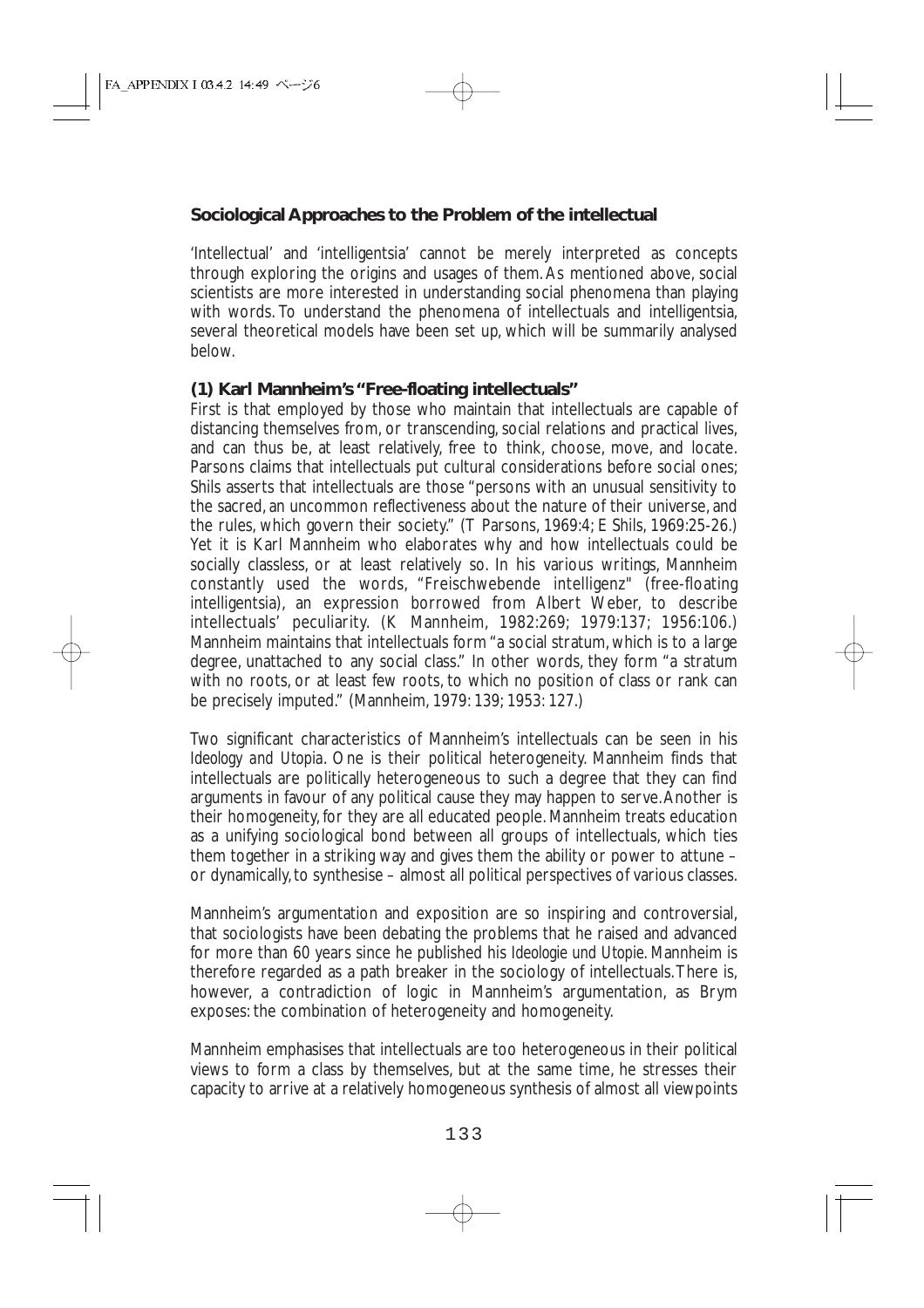### Sociological Approaches to the Problem of the intellectual

'Intellectual' and 'intelligentsia' cannot be merely interpreted as concepts through exploring the origins and usages of them. As mentioned above, social scientists are more interested in understanding social phenomena than playing with words. To understand the phenomena of intellectuals and intelligentsia, several theoretical models have been set up, which will be summarily analysed below.

#### (1) Karl Mannheim's "Free-floating intellectuals"

First is that employed by those who maintain that intellectuals are capable of distancing themselves from, or transcending, social relations and practical lives, and can thus be, at least relatively, free to think, choose, move, and locate. Parsons claims that intellectuals put cultural considerations before social ones; Shils asserts that intellectuals are those "persons with an unusual sensitivity to the sacred, an uncommon reflectiveness about the nature of their universe, and the rules, which govern their society." (T Parsons, 1969:4; E Shils, 1969:25-26.) Yet it is Karl Mannheim who elaborates why and how intellectuals could be socially classless, or at least relatively so. In his various writings, Mannheim constantly used the words, "Freischwebende intelligenz" (free-floating intelligentsia), an expression borrowed from Albert Weber, to describe intellectuals' peculiarity. (K Mannheim, 1982:269; 1979:137; 1956:106.) Mannheim maintains that intellectuals form "a social stratum, which is to a large degree, unattached to any social class." In other words, they form "a stratum with no roots, or at least few roots, to which no position of class or rank can be precisely imputed." (Mannheim, 1979: 139; 1953: 127.)

Two significant characteristics of Mannheim's intellectuals can be seen in his *Ideology and Utopia*. One is their political heterogeneity. Mannheim finds that intellectuals are politically heterogeneous to such a degree that they can find arguments in favour of any political cause they may happen to serve. Another is their homogeneity, for they are all educated people. Mannheim treats education as a unifying sociological bond between all groups of intellectuals, which ties them together in a striking way and gives them the ability or power to attune – or dynamically, to synthesise – almost all political perspectives of various classes.

Mannheim's argumentation and exposition are so inspiring and controversial, that sociologists have been debating the problems that he raised and advanced for more than 60 years since he published his *Ideologie und Utopie*. Mannheim is therefore regarded as a path breaker in the sociology of intellectuals. There is, however, a contradiction of logic in Mannheim's argumentation, as Brym exposes: the combination of heterogeneity and homogeneity.

Mannheim emphasises that intellectuals are too heterogeneous in their political views to form a class by themselves, but at the same time, he stresses their capacity to arrive at a relatively homogeneous synthesis of almost all viewpoints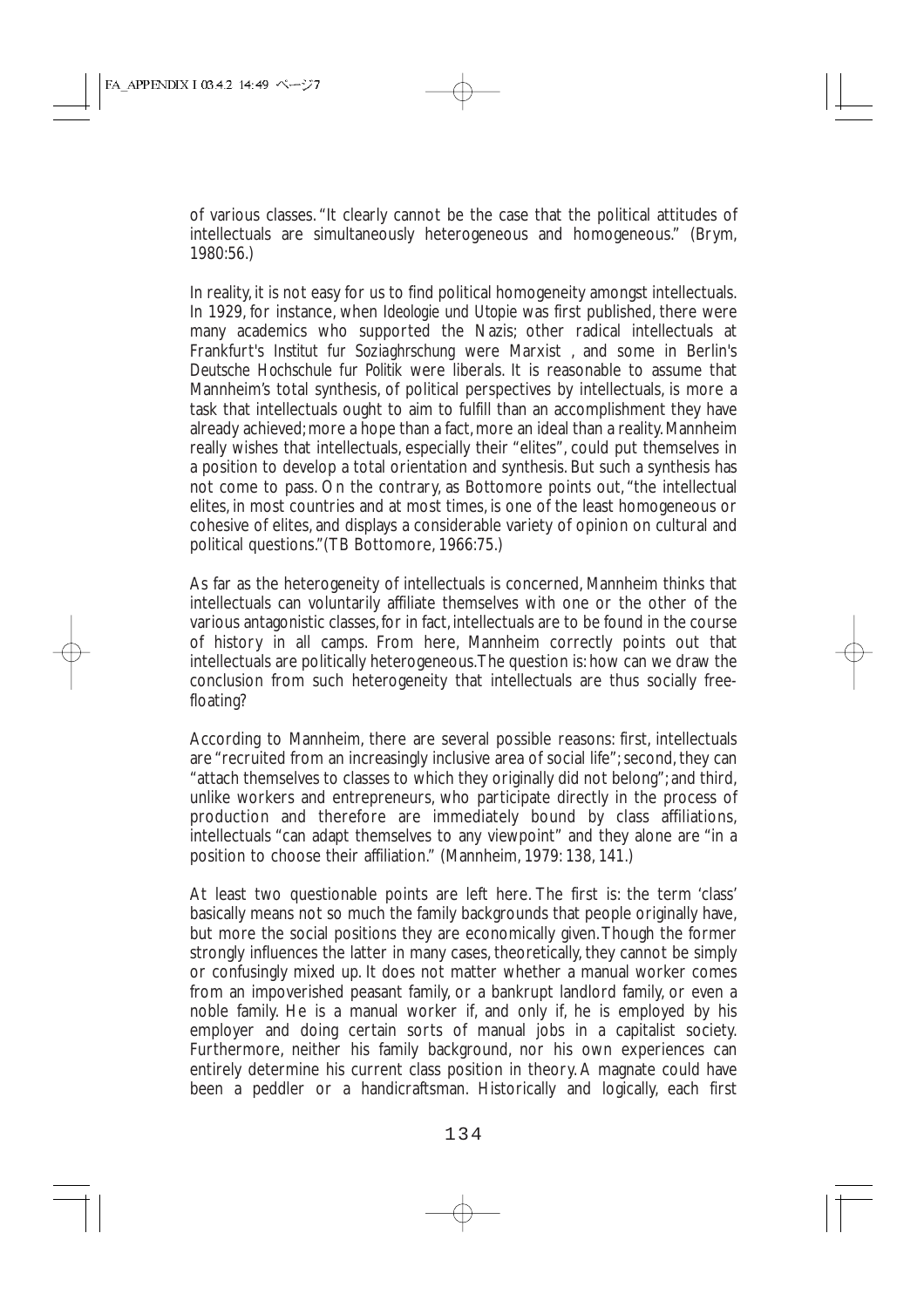of various classes. "It clearly cannot be the case that the political attitudes of intellectuals are simultaneously heterogeneous and homogeneous." (Brym, 1980:56.)

In reality, it is not easy for us to find political homogeneity amongst intellectuals. In 1929, for instance, when *Ideologie und Utopie* was first published, there were many academics who supported the Nazis; other radical intellectuals at Frankfurt's *Institut fur Soziaghrschung* were Marxist , and some in Berlin's *Deutsche Hochschule fur Politik* were liberals. It is reasonable to assume that Mannheim's total synthesis, of political perspectives by intellectuals, is more a task that intellectuals ought to aim to fulfill than an accomplishment they have already achieved; more a hope than a fact, more an ideal than a reality. Mannheim really wishes that intellectuals, especially their "elites", could put themselves in a position to develop a total orientation and synthesis. But such a synthesis has not come to pass. On the contrary, as Bottomore points out, "the intellectual elites, in most countries and at most times, is one of the least homogeneous or cohesive of elites, and displays a considerable variety of opinion on cultural and political questions."(TB Bottomore, 1966:75.)

As far as the heterogeneity of intellectuals is concerned, Mannheim thinks that intellectuals can voluntarily affiliate themselves with one or the other of the various antagonistic classes, for in fact, intellectuals are to be found in the course of history in all camps. From here, Mannheim correctly points out that intellectuals are politically heterogeneous. The question is: how can we draw the conclusion from such heterogeneity that intellectuals are thus socially free-floating?

According to Mannheim, there are several possible reasons: first, intellectuals are "recruited from an increasingly inclusive area of social life"; second, they can "attach themselves to classes to which they originally did not belong"; and third, unlike workers and entrepreneurs, who participate directly in the process of production and therefore are immediately bound by class affiliations, intellectuals "can adapt themselves to any viewpoint" and they alone are "in a position to choose their affiliation." (Mannheim, 1979: 138, 141.)

At least two questionable points are left here. The first is: the term 'class' basically means not so much the family backgrounds that people originally have, but more the social positions they are economically given. Though the former strongly influences the latter in many cases, theoretically, they cannot be simply or confusingly mixed up. It does not matter whether a manual worker comes from an impoverished peasant family, or a bankrupt landlord family, or even a noble family. He is a manual worker if, and only if, he is employed by his employer and doing certain sorts of manual jobs in a capitalist society. Furthermore, neither his family background, nor his own experiences can entirely determine his current class position in theory. A magnate could have been a peddler or a handicraftsman. Historically and logically, each first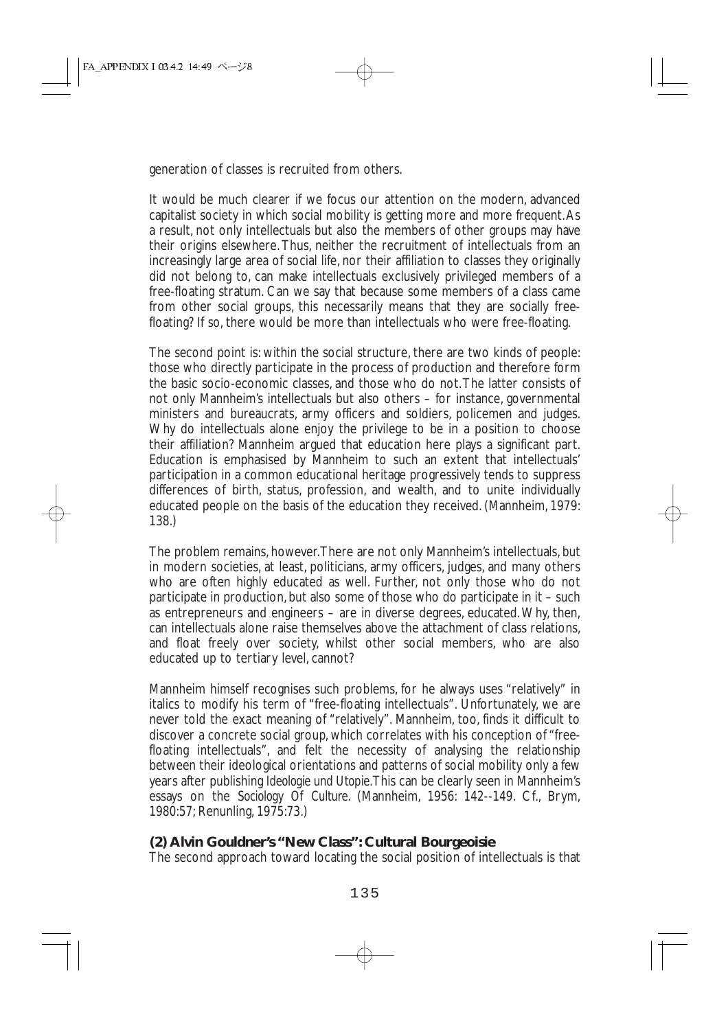generation of classes is recruited from others.

It would be much clearer if we focus our attention on the modern, advanced capitalist society in which social mobility is getting more and more frequent. As a result, not only intellectuals but also the members of other groups may have their origins elsewhere. Thus, neither the recruitment of intellectuals from an increasingly large area of social life, nor their affiliation to classes they originally did not belong to, can make intellectuals exclusively privileged members of a free-floating stratum. Can we say that because some members of a class came from other social groups, this necessarily means that they are socially free-floating? If so, there would be more than intellectuals who were free-floating.

The second point is: within the social structure, there are two kinds of people: those who directly participate in the process of production and therefore form the basic socio-economic classes, and those who do not. The latter consists of not only Mannheim's intellectuals but also others – for instance, governmental ministers and bureaucrats, army officers and soldiers, policemen and judges. Why do intellectuals alone enjoy the privilege to be in a position to choose their affiliation? Mannheim argued that education here plays a significant part. Education is emphasised by Mannheim to such an extent that intellectuals' participation in a common educational heritage progressively tends to suppress differences of birth, status, profession, and wealth, and to unite individually educated people on the basis of the education they received. (Mannheim, 1979: 138.)

The problem remains, however. There are not only Mannheim's intellectuals, but in modern societies, at least, politicians, army officers, judges, and many others who are often highly educated as well. Further, not only those who do not participate in production, but also some of those who do participate in it – such as entrepreneurs and engineers – are in diverse degrees, educated. Why, then, can intellectuals alone raise themselves above the attachment of class relations, and float freely over society, whilst other social members, who are also educated up to tertiary level, cannot?

Mannheim himself recognises such problems, for he always uses "relatively" in italics to modify his term of "free-floating intellectuals". Unfortunately, we are never told the exact meaning of "relatively". Mannheim, too, finds it difficult to discover a concrete social group, which correlates with his conception of "free-floating intellectuals", and felt the necessity of analysing the relationship between their ideological orientations and patterns of social mobility only a few years after publishing *Ideologie und Utopie*. This can be clearly seen in Mannheim's essays on the *Sociology Of Culture*. (Mannheim, 1956: 142--149. Cf., Brym, 1980:57; Renunling, 1975:73.)

### (2) Alvin Gouldner's "New Class": Cultural Bourgeoisie

The second approach toward locating the social position of intellectuals is that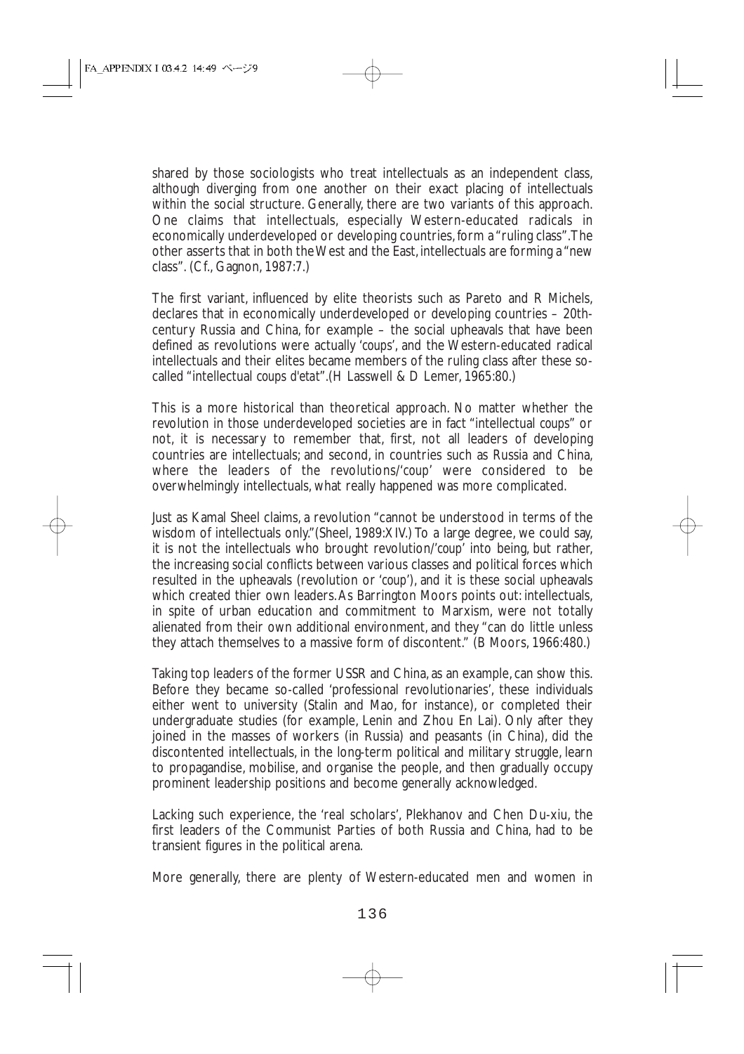shared by those sociologists who treat intellectuals as an independent class, although diverging from one another on their exact placing of intellectuals within the social structure. Generally, there are two variants of this approach. One claims that intellectuals, especially Western-educated radicals in economically underdeveloped or developing countries, form a "ruling class". The other asserts that in both the West and the East, intellectuals are forming a "new class". (Cf., Gagnon, 1987:7.)

The first variant, influenced by elite theorists such as Pareto and R Michels, declares that in economically underdeveloped or developing countries – 20th-century Russia and China, for example – the social upheavals that have been defined as revolutions were actually '*coups*', and the Western-educated radical intellectuals and their elites became members of the ruling class after these so-called "intellectual *coups d'etat*". (H Lasswell & D Lerner, 1965:80.)

This is a more historical than theoretical approach. No matter whether the revolution in those underdeveloped societies are in fact "intellectual *coups*" or not, it is necessary to remember that, first, not all leaders of developing countries are intellectuals; and second, in countries such as Russia and China, where the leaders of the revolutions/'*coup*' were considered to be overwhelmingly intellectuals, what really happened was more complicated.

Just as Kamal Sheel claims, a revolution "cannot be understood in terms of the wisdom of intellectuals only." (Sheel, 1989:XIV.) To a large degree, we could say, it is not the intellectuals who brought revolution/'*coup*' into being, but rather, the increasing social conflicts between various classes and political forces which resulted in the upheavals (revolution or '*coup*'), and it is these social upheavals which created thier own leaders. As Barrington Moors points out: intellectuals, in spite of urban education and commitment to Marxism, were not totally alienated from their own additional environment, and they "can do little unless they attach themselves to a massive form of discontent." (B Moors, 1966:480.)

Taking top leaders of the former USSR and China, as an example, can show this. Before they became so-called 'professional revolutionaries', these individuals either went to university (Stalin and Mao, for instance), or completed their undergraduate studies (for example, Lenin and Zhou En Lai). Only after they joined in the masses of workers (in Russia) and peasants (in China), did the discontented intellectuals, in the long-term political and military struggle, learn to propagandise, mobilise, and organise the people, and then gradually occupy prominent leadership positions and become generally acknowledged.

Lacking such experience, the 'real scholars', Plekhanov and Chen Du-xiu, the first leaders of the Communist Parties of both Russia and China, had to be transient figures in the political arena.

More generally, there are plenty of Western-educated men and women in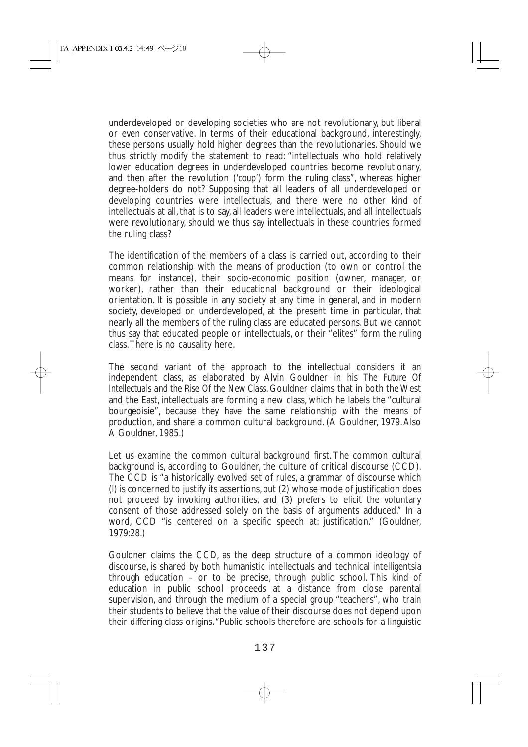underdeveloped or developing societies who are not revolutionary, but liberal or even conservative. In terms of their educational background, interestingly, these persons usually hold higher degrees than the revolutionaries. Should we thus strictly modify the statement to read: "intellectuals who hold relatively lower education degrees in underdeveloped countries become revolutionary, and then after the revolution ('coup') form the ruling class", whereas higher degree-holders do not? Supposing that all leaders of all underdeveloped or developing countries were intellectuals, and there were no other kind of intellectuals at all, that is to say, all leaders were intellectuals, and all intellectuals were revolutionary, should we thus say intellectuals in these countries formed the ruling class?

The identification of the members of a class is carried out, according to their common relationship with the means of production (to own or control the means for instance), their socio-economic position (owner, manager, or worker), rather than their educational background or their ideological orientation. It is possible in any society at any time in general, and in modern society, developed or underdeveloped, at the present time in particular, that nearly all the members of the ruling class are educated persons. But we cannot thus say that educated people or intellectuals, or their "elites" form the ruling class. There is no causality here.

The second variant of the approach to the intellectual considers it an independent class, as elaborated by Alvin Gouldner in his *The Future Of Intellectuals and the Rise Of the New Class*. Gouldner claims that in both the West and the East, intellectuals are forming a new class, which he labels the "cultural bourgeoisie", because they have the same relationship with the means of production, and share a common cultural background. (A Gouldner, 1979. Also A Gouldner, 1985.)

Let us examine the common cultural background first. The common cultural background is, according to Gouldner, the culture of critical discourse (CCD). The CCD is "a historically evolved set of rules, a grammar of discourse which (l) is concerned to justify its assertions, but (2) whose mode of justification does not proceed by invoking authorities, and (3) prefers to elicit the voluntary consent of those addressed solely on the basis of arguments adduced." In a word, CCD "is centered on a specific speech at: justification." (Gouldner, 1979:28.)

Gouldner claims the CCD, as the deep structure of a common ideology of discourse, is shared by both humanistic intellectuals and technical intelligentsia through education – or to be precise, through public school. This kind of education in public school proceeds at a distance from close parental supervision, and through the medium of a special group "teachers", who train their students to believe that the value of their discourse does not depend upon their differing class origins. "Public schools therefore are schools for a linguistic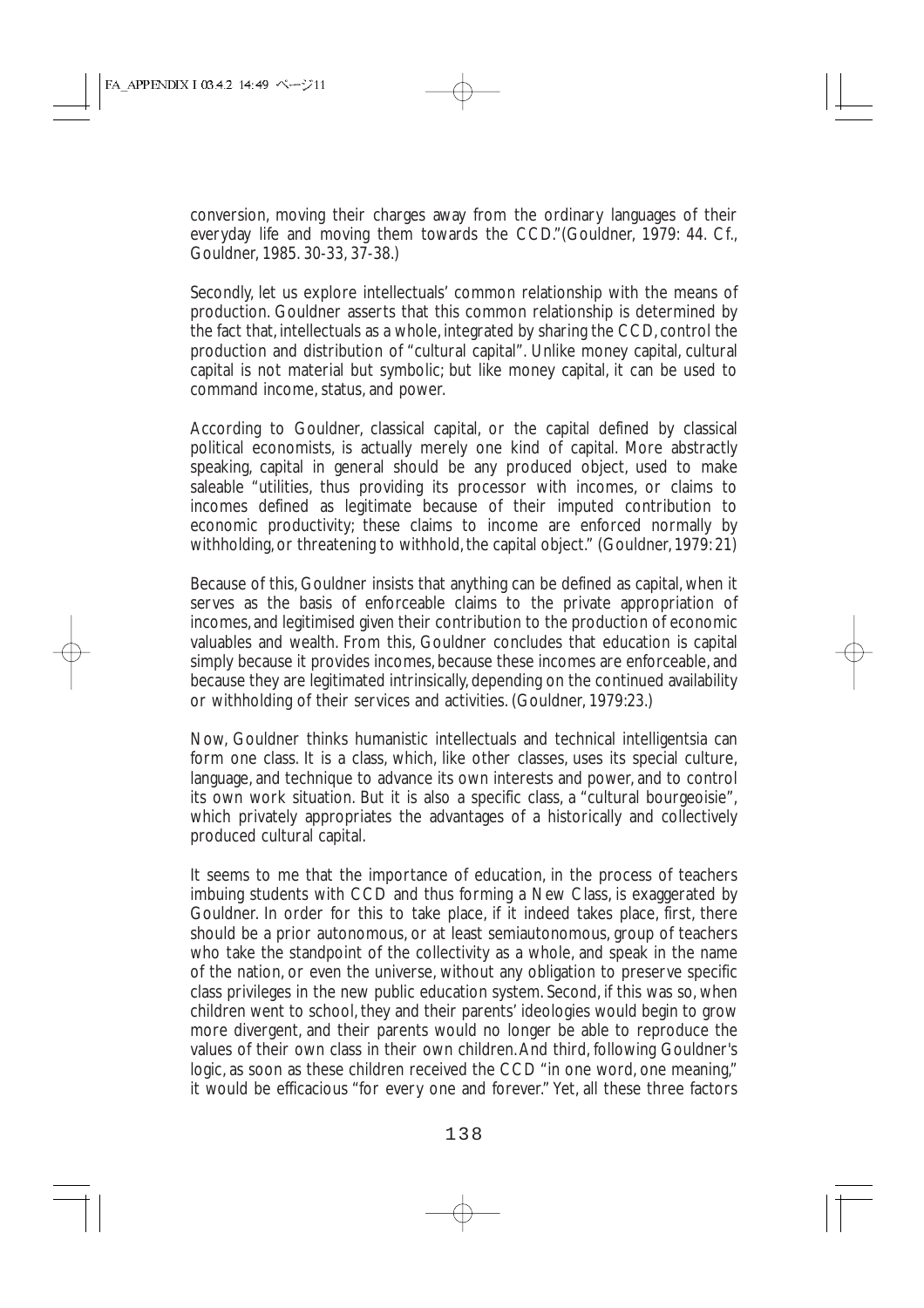conversion, moving their charges away from the ordinary languages of their everyday life and moving them towards the CCD."(Gouldner, 1979: 44. Cf., Gouldner, 1985. 30-33, 37-38.)

Secondly, let us explore intellectuals' common relationship with the means of production. Gouldner asserts that this common relationship is determined by the fact that, intellectuals as a whole, integrated by sharing the CCD, control the production and distribution of "cultural capital". Unlike money capital, cultural capital is not material but symbolic; but like money capital, it can be used to command income, status, and power.

According to Gouldner, classical capital, or the capital defined by classical political economists, is actually merely one kind of capital. More abstractly speaking, capital in general should be any produced object, used to make saleable "utilities, thus providing its processor with incomes, or claims to incomes defined as legitimate because of their imputed contribution to economic productivity; these claims to income are enforced normally by withholding, or threatening to withhold, the capital object." (Gouldner, 1979: 21)

Because of this, Gouldner insists that anything can be defined as capital, when it serves as the basis of enforceable claims to the private appropriation of incomes, and legitimised given their contribution to the production of economic valuables and wealth. From this, Gouldner concludes that education is capital simply because it provides incomes, because these incomes are enforceable, and because they are legitimated intrinsically, depending on the continued availability or withholding of their services and activities. (Gouldner, 1979:23.)

Now, Gouldner thinks humanistic intellectuals and technical intelligentsia can form one class. It is a class, which, like other classes, uses its special culture, language, and technique to advance its own interests and power, and to control its own work situation. But it is also a specific class, a "cultural bourgeoisie", which privately appropriates the advantages of a historically and collectively produced cultural capital.

It seems to me that the importance of education, in the process of teachers imbuing students with CCD and thus forming a New Class, is exaggerated by Gouldner. In order for this to take place, if it indeed takes place, first, there should be a prior autonomous, or at least semiautonomous, group of teachers who take the standpoint of the collectivity as a whole, and speak in the name of the nation, or even the universe, without any obligation to preserve specific class privileges in the new public education system. Second, if this was so, when children went to school, they and their parents' ideologies would begin to grow more divergent, and their parents would no longer be able to reproduce the values of their own class in their own children. And third, following Gouldner's logic, as soon as these children received the CCD "in one word, one meaning," it would be efficacious "for every one and forever." Yet, all these three factors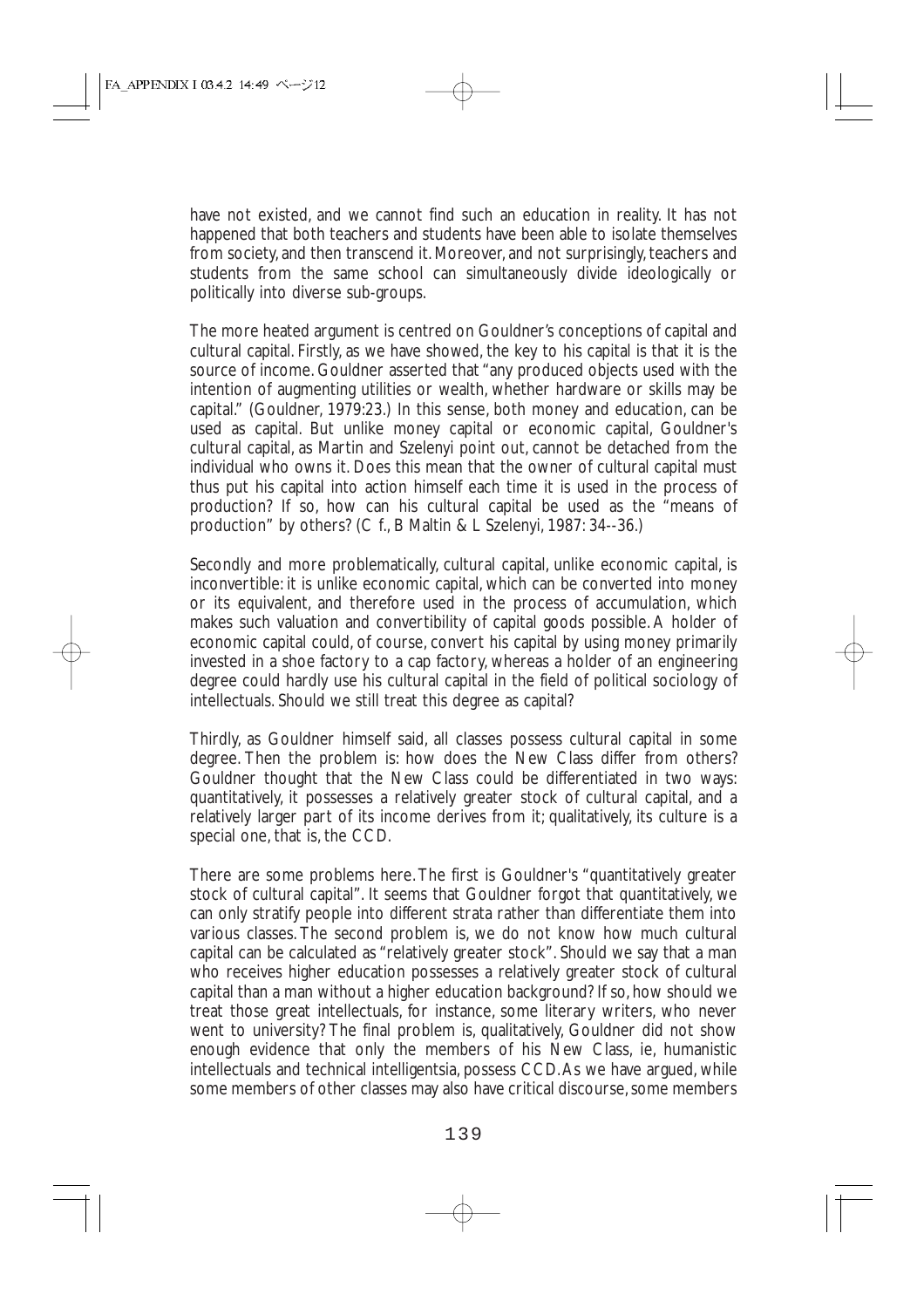have not existed, and we cannot find such an education in reality. It has not happened that both teachers and students have been able to isolate themselves from society, and then transcend it. Moreover, and not surprisingly, teachers and students from the same school can simultaneously divide ideologically or politically into diverse sub-groups.

The more heated argument is centred on Gouldner's conceptions of capital and cultural capital. Firstly, as we have showed, the key to his capital is that it is the source of income. Gouldner asserted that "any produced objects used with the intention of augmenting utilities or wealth, whether hardware or skills may be capital." (Gouldner, 1979:23.) In this sense, both money and education, can be used as capital. But unlike money capital or economic capital, Gouldner's cultural capital, as Martin and Szelenyi point out, cannot be detached from the individual who owns it. Does this mean that the owner of cultural capital must thus put his capital into action himself each time it is used in the process of production? If so, how can his cultural capital be used as the "means of production" by others? (C f., B Maltin & L Szelenyi, 1987: 34--36.)

Secondly and more problematically, cultural capital, unlike economic capital, is inconvertible: it is unlike economic capital, which can be converted into money or its equivalent, and therefore used in the process of accumulation, which makes such valuation and convertibility of capital goods possible. A holder of economic capital could, of course, convert his capital by using money primarily invested in a shoe factory to a cap factory, whereas a holder of an engineering degree could hardly use his cultural capital in the field of political sociology of intellectuals. Should we still treat this degree as capital?

Thirdly, as Gouldner himself said, all classes possess cultural capital in some degree. Then the problem is: how does the New Class differ from others? Gouldner thought that the New Class could be differentiated in two ways: quantitatively, it possesses a relatively greater stock of cultural capital, and a relatively larger part of its income derives from it; qualitatively, its culture is a special one, that is, the CCD.

There are some problems here. The first is Gouldner's "quantitatively greater stock of cultural capital". It seems that Gouldner forgot that quantitatively, we can only stratify people into different strata rather than differentiate them into various classes. The second problem is, we do not know how much cultural capital can be calculated as "relatively greater stock". Should we say that a man who receives higher education possesses a relatively greater stock of cultural capital than a man without a higher education background? If so, how should we treat those great intellectuals, for instance, some literary writers, who never went to university? The final problem is, qualitatively, Gouldner did not show enough evidence that only the members of his New Class, ie, humanistic intellectuals and technical intelligentsia, possess CCD. As we have argued, while some members of other classes may also have critical discourse, some members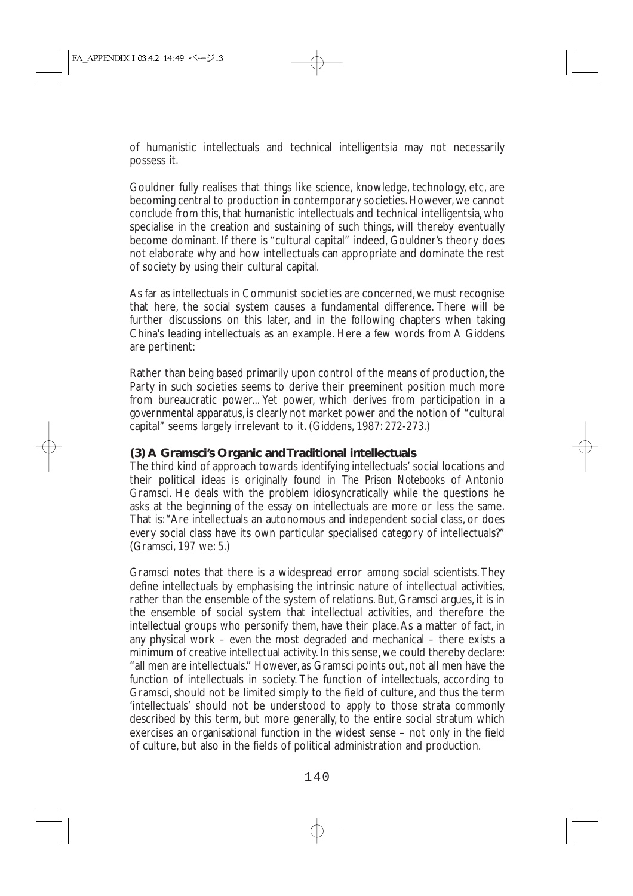of humanistic intellectuals and technical intelligentsia may not necessarily possess it.

Gouldner fully realises that things like science, knowledge, technology, etc, are becoming central to production in contemporary societies. However, we cannot conclude from this, that humanistic intellectuals and technical intelligentsia, who specialise in the creation and sustaining of such things, will thereby eventually become dominant. If there is "cultural capital" indeed, Gouldner's theory does not elaborate why and how intellectuals can appropriate and dominate the rest of society by using their cultural capital.

As far as intellectuals in Communist societies are concerned, we must recognise that here, the social system causes a fundamental difference. There will be further discussions on this later, and in the following chapters when taking China's leading intellectuals as an example. Here a few words from A Giddens are pertinent:

Rather than being based primarily upon control of the means of production, the Party in such societies seems to derive their preeminent position much more from bureaucratic power... Yet power, which derives from participation in a governmental apparatus, is clearly not market power and the notion of "cultural capital" seems largely irrelevant to it. (Giddens, 1987: 272-273.)

### (3) A Gramsci's Organic and Traditional intellectuals

The third kind of approach towards identifying intellectuals' social locations and their political ideas is originally found in *The Prison Notebooks* of Antonio Gramsci. He deals with the problem idiosyncratically while the questions he asks at the beginning of the essay on intellectuals are more or less the same. That is: "Are intellectuals an autonomous and independent social class, or does every social class have its own particular specialised category of intellectuals?" (Gramsci, 197 we: 5.)

Gramsci notes that there is a widespread error among social scientists. They define intellectuals by emphasising the intrinsic nature of intellectual activities, rather than the ensemble of the system of relations. But, Gramsci argues, it is in the ensemble of social system that intellectual activities, and therefore the intellectual groups who personify them, have their place. As a matter of fact, in any physical work – even the most degraded and mechanical – there exists a minimum of creative intellectual activity. In this sense, we could thereby declare: "all men are intellectuals." However, as Gramsci points out, not all men have the function of intellectuals in society. The function of intellectuals, according to Gramsci, should not be limited simply to the field of culture, and thus the term 'intellectuals' should not be understood to apply to those strata commonly described by this term, but more generally, to the entire social stratum which exercises an organisational function in the widest sense – not only in the field of culture, but also in the fields of political administration and production.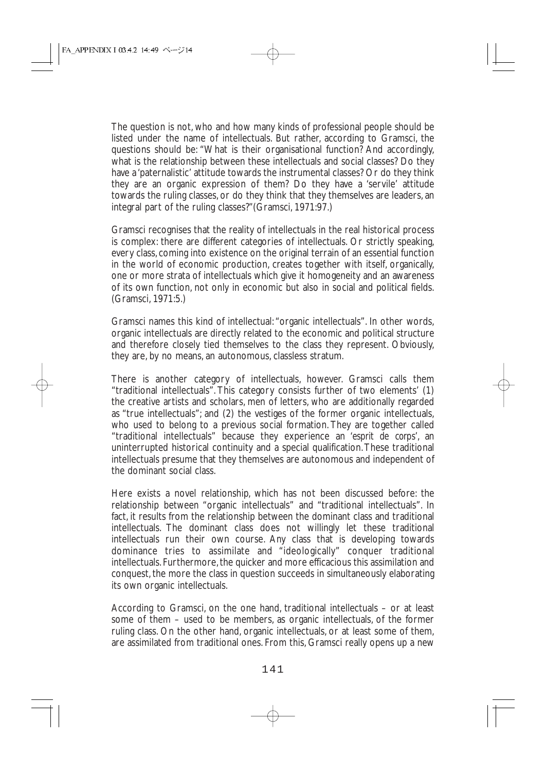The question is not, who and how many kinds of professional people should be listed under the name of intellectuals. But rather, according to Gramsci, the questions should be: "What is their organisational function? And accordingly, what is the relationship between these intellectuals and social classes? Do they have a 'paternalistic' attitude towards the instrumental classes? Or do they think they are an organic expression of them? Do they have a 'servile' attitude towards the ruling classes, or do they think that they themselves are leaders, an integral part of the ruling classes?"(Gramsci, 1971:97.)

Gramsci recognises that the reality of intellectuals in the real historical process is complex: there are different categories of intellectuals. Or strictly speaking, every class, coming into existence on the original terrain of an essential function in the world of economic production, creates together with itself, organically, one or more strata of intellectuals which give it homogeneity and an awareness of its own function, not only in economic but also in social and political fields. (Gramsci, 1971:5.)

Gramsci names this kind of intellectual: "organic intellectuals". In other words, organic intellectuals are directly related to the economic and political structure and therefore closely tied themselves to the class they represent. Obviously, they are, by no means, an autonomous, classless stratum.

There is another category of intellectuals, however. Gramsci calls them "traditional intellectuals". This category consists further of two elements' (1) the creative artists and scholars, men of letters, who are additionally regarded as "true intellectuals"; and (2) the vestiges of the former organic intellectuals, who used to belong to a previous social formation. They are together called "traditional intellectuals" because they experience an 'esprit de corps', an uninterrupted historical continuity and a special qualification. These traditional intellectuals presume that they themselves are autonomous and independent of the dominant social class.

Here exists a novel relationship, which has not been discussed before: the relationship between "organic intellectuals" and "traditional intellectuals". In fact, it results from the relationship between the dominant class and traditional intellectuals. The dominant class does not willingly let these traditional intellectuals run their own course. Any class that is developing towards dominance tries to assimilate and "ideologically" conquer traditional intellectuals. Furthermore, the quicker and more efficacious this assimilation and conquest, the more the class in question succeeds in simultaneously elaborating its own organic intellectuals.

According to Gramsci, on the one hand, traditional intellectuals – or at least some of them – used to be members, as organic intellectuals, of the former ruling class. On the other hand, organic intellectuals, or at least some of them, are assimilated from traditional ones. From this, Gramsci really opens up a new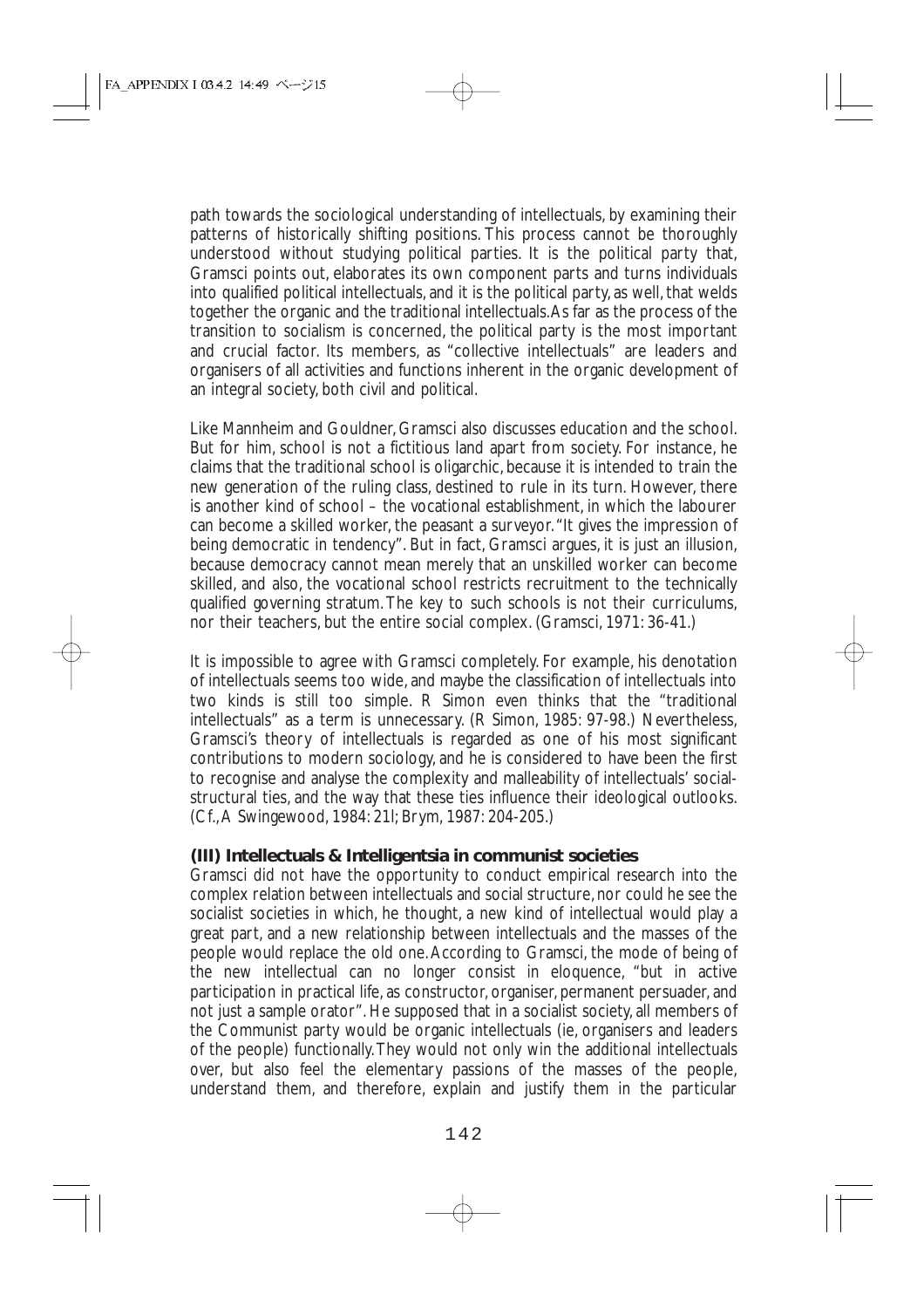path towards the sociological understanding of intellectuals, by examining their patterns of historically shifting positions. This process cannot be thoroughly understood without studying political parties. It is the political party that, Gramsci points out, elaborates its own component parts and turns individuals into qualified political intellectuals, and it is the political party, as well, that welds together the organic and the traditional intellectuals. As far as the process of the transition to socialism is concerned, the political party is the most important and crucial factor. Its members, as "collective intellectuals" are leaders and organisers of all activities and functions inherent in the organic development of an integral society, both civil and political.

Like Mannheim and Gouldner, Gramsci also discusses education and the school. But for him, school is not a fictitious land apart from society. For instance, he claims that the traditional school is oligarchic, because it is intended to train the new generation of the ruling class, destined to rule in its turn. However, there is another kind of school – the vocational establishment, in which the labourer can become a skilled worker, the peasant a surveyor. "It gives the impression of being democratic in tendency". But in fact, Gramsci argues, it is just an illusion, because democracy cannot mean merely that an unskilled worker can become skilled, and also, the vocational school restricts recruitment to the technically qualified governing stratum. The key to such schools is not their curriculums, nor their teachers, but the entire social complex. (Gramsci, 1971: 36-41.)

It is impossible to agree with Gramsci completely. For example, his denotation of intellectuals seems too wide, and maybe the classification of intellectuals into two kinds is still too simple. R Simon even thinks that the "traditional intellectuals" as a term is unnecessary. (R Simon, 1985: 97-98.) Nevertheless, Gramsci's theory of intellectuals is regarded as one of his most significant contributions to modern sociology, and he is considered to have been the first to recognise and analyse the complexity and malleability of intellectuals' social-structural ties, and the way that these ties influence their ideological outlooks. (Cf., A Swingewood, 1984: 21l; Brym, 1987: 204-205.)

### (III) Intellectuals & Intelligentsia in communist societies

Gramsci did not have the opportunity to conduct empirical research into the complex relation between intellectuals and social structure, nor could he see the socialist societies in which, he thought, a new kind of intellectual would play a great part, and a new relationship between intellectuals and the masses of the people would replace the old one. According to Gramsci, the mode of being of the new intellectual can no longer consist in eloquence, "but in active participation in practical life, as constructor, organiser, permanent persuader, and not just a sample orator". He supposed that in a socialist society, all members of the Communist party would be organic intellectuals (ie, organisers and leaders of the people) functionally. They would not only win the additional intellectuals over, but also feel the elementary passions of the masses of the people, understand them, and therefore, explain and justify them in the particular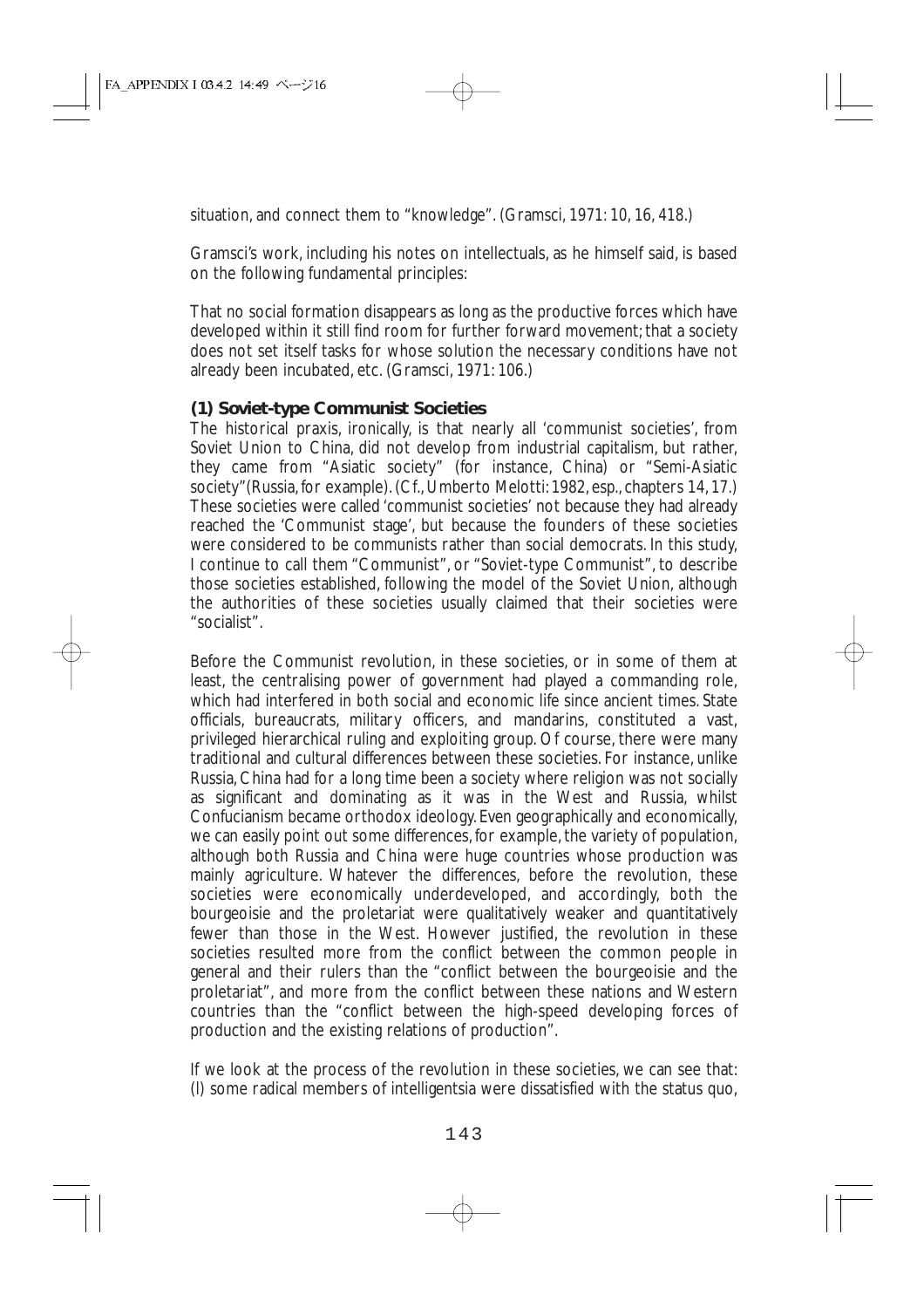situation, and connect them to "knowledge". (Gramsci, 1971: 10, 16, 418.)

Gramsci's work, including his notes on intellectuals, as he himself said, is based on the following fundamental principles:

> That no social formation disappears as long as the productive forces which have developed within it still find room for further forward movement; that a society does not set itself tasks for whose solution the necessary conditions have not already been incubated, etc. (Gramsci, 1971: 106.)

### (1) Soviet-type Communist Societies

The historical praxis, ironically, is that nearly all 'communist societies', from Soviet Union to China, did not develop from industrial capitalism, but rather, they came from "Asiatic society" (for instance, China) or "Semi-Asiatic society"(Russia, for example). (Cf., Umberto Melotti: 1982, esp., chapters 14, 17.) These societies were called 'communist societies' not because they had already reached the 'Communist stage', but because the founders of these societies were considered to be communists rather than social democrats. In this study, I continue to call them "Communist", or "Soviet-type Communist", to describe those societies established, following the model of the Soviet Union, although the authorities of these societies usually claimed that their societies were "socialist".

Before the Communist revolution, in these societies, or in some of them at least, the centralising power of government had played a commanding role, which had interfered in both social and economic life since ancient times. State officials, bureaucrats, military officers, and mandarins, constituted a vast, privileged hierarchical ruling and exploiting group. Of course, there were many traditional and cultural differences between these societies. For instance, unlike Russia, China had for a long time been a society where religion was not socially as significant and dominating as it was in the West and Russia, whilst Confucianism became orthodox ideology. Even geographically and economically, we can easily point out some differences, for example, the variety of population, although both Russia and China were huge countries whose production was mainly agriculture. Whatever the differences, before the revolution, these societies were economically underdeveloped, and accordingly, both the bourgeoisie and the proletariat were qualitatively weaker and quantitatively fewer than those in the West. However justified, the revolution in these societies resulted more from the conflict between the common people in general and their rulers than the "conflict between the bourgeoisie and the proletariat", and more from the conflict between these nations and Western countries than the "conflict between the high-speed developing forces of production and the existing relations of production".

If we look at the process of the revolution in these societies, we can see that: (l) some radical members of intelligentsia were dissatisfied with the status quo,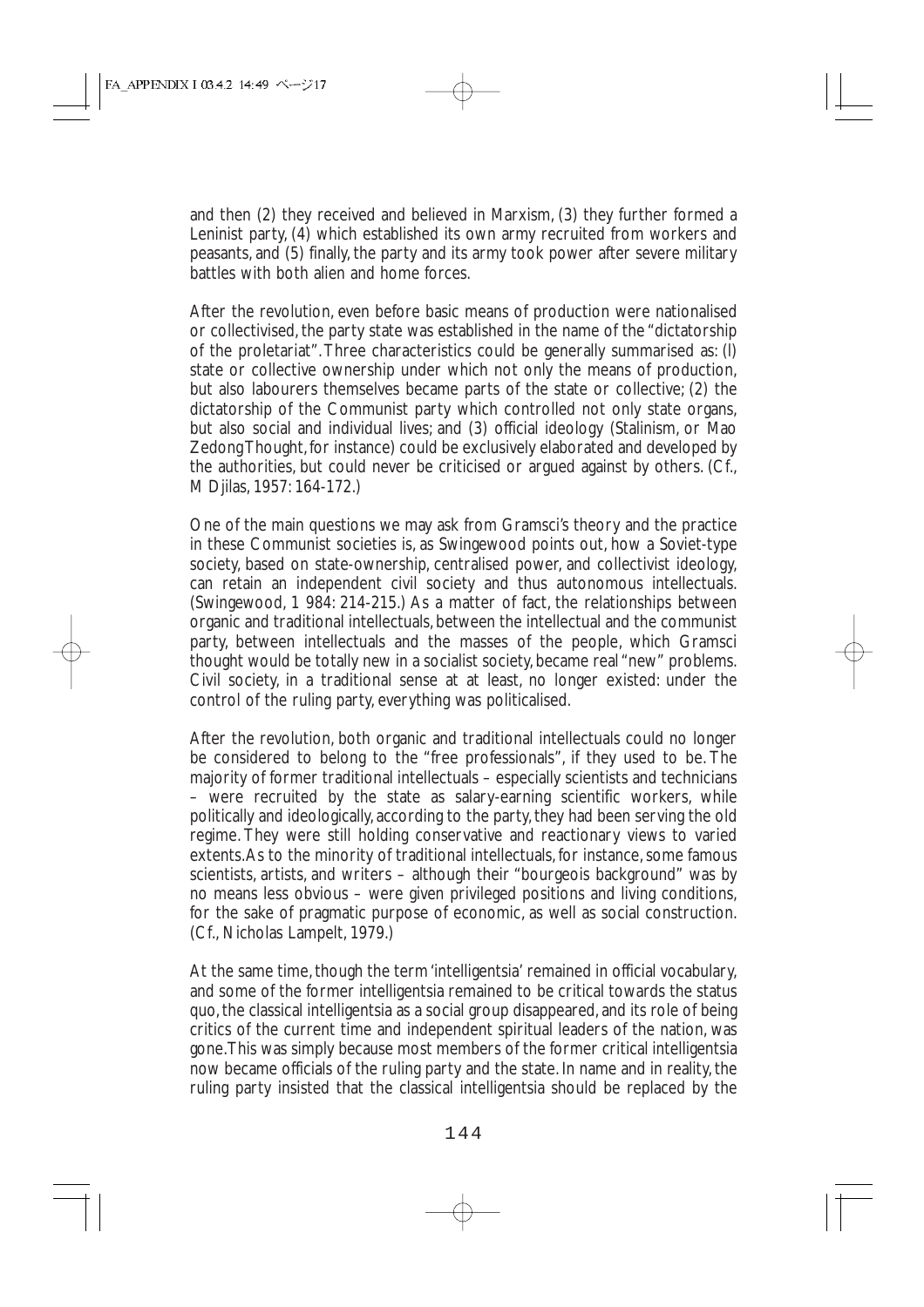and then (2) they received and believed in Marxism, (3) they further formed a Leninist party, (4) which established its own army recruited from workers and peasants, and (5) finally, the party and its army took power after severe military battles with both alien and home forces.

After the revolution, even before basic means of production were nationalised or collectivised, the party state was established in the name of the "dictatorship of the proletariat". Three characteristics could be generally summarised as: (l) state or collective ownership under which not only the means of production, but also labourers themselves became parts of the state or collective; (2) the dictatorship of the Communist party which controlled not only state organs, but also social and individual lives; and (3) official ideology (Stalinism, or Mao Zedong Thought, for instance) could be exclusively elaborated and developed by the authorities, but could never be criticised or argued against by others. (Cf., M Djilas, 1957: 164-172.)

One of the main questions we may ask from Gramsci's theory and the practice in these Communist societies is, as Swingewood points out, how a Soviet-type society, based on state-ownership, centralised power, and collectivist ideology, can retain an independent civil society and thus autonomous intellectuals. (Swingewood, 1 984: 214-215.) As a matter of fact, the relationships between organic and traditional intellectuals, between the intellectual and the communist party, between intellectuals and the masses of the people, which Gramsci thought would be totally new in a socialist society, became real "new" problems. Civil society, in a traditional sense at at least, no longer existed: under the control of the ruling party, everything was politicalised.

After the revolution, both organic and traditional intellectuals could no longer be considered to belong to the "free professionals", if they used to be. The majority of former traditional intellectuals – especially scientists and technicians – were recruited by the state as salary-earning scientific workers, while politically and ideologically, according to the party, they had been serving the old regime. They were still holding conservative and reactionary views to varied extents. As to the minority of traditional intellectuals, for instance, some famous scientists, artists, and writers – although their "bourgeois background" was by no means less obvious – were given privileged positions and living conditions, for the sake of pragmatic purpose of economic, as well as social construction. (Cf., Nicholas Lampelt, 1979.)

At the same time, though the term 'intelligentsia' remained in official vocabulary, and some of the former intelligentsia remained to be critical towards the status quo, the classical intelligentsia as a social group disappeared, and its role of being critics of the current time and independent spiritual leaders of the nation, was gone. This was simply because most members of the former critical intelligentsia now became officials of the ruling party and the state. In name and in reality, the ruling party insisted that the classical intelligentsia should be replaced by the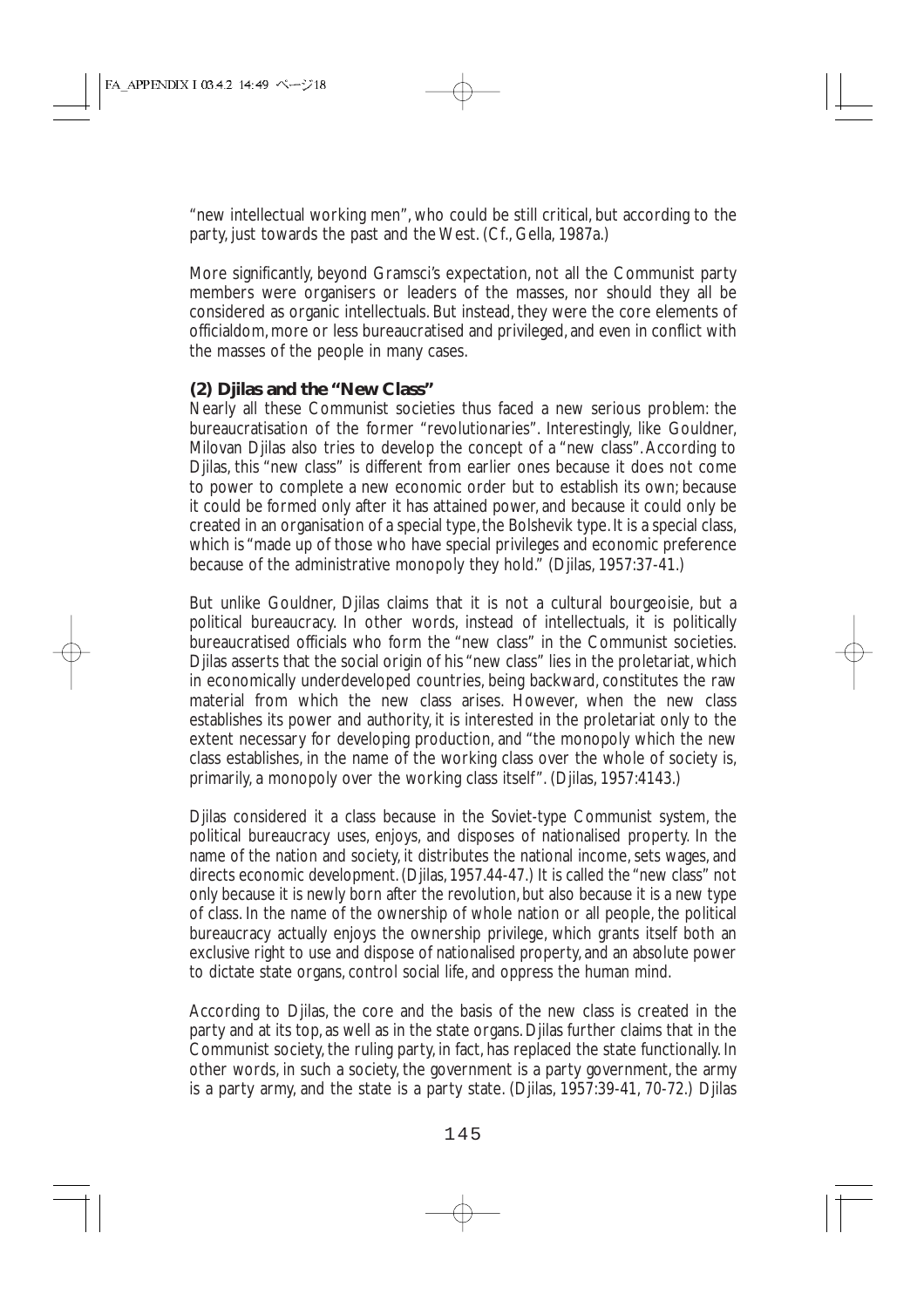"new intellectual working men", who could be still critical, but according to the party, just towards the past and the West. (Cf., Gella, 1987a.)

More significantly, beyond Gramsci's expectation, not all the Communist party members were organisers or leaders of the masses, nor should they all be considered as organic intellectuals. But instead, they were the core elements of officialdom, more or less bureaucratised and privileged, and even in conflict with the masses of the people in many cases.

### (2) Djilas and the "New Class"

Nearly all these Communist societies thus faced a new serious problem: the bureaucratisation of the former "revolutionaries". Interestingly, like Gouldner, Milovan Djilas also tries to develop the concept of a "new class". According to Djilas, this "new class" is different from earlier ones because it does not come to power to complete a new economic order but to establish its own; because it could be formed only after it has attained power, and because it could only be created in an organisation of a special type, the Bolshevik type. It is a special class, which is "made up of those who have special privileges and economic preference because of the administrative monopoly they hold." (Djilas, 1957:37-41.)

But unlike Gouldner, Djilas claims that it is not a cultural bourgeoisie, but a political bureaucracy. In other words, instead of intellectuals, it is politically bureaucratised officials who form the "new class" in the Communist societies. Djilas asserts that the social origin of his "new class" lies in the proletariat, which in economically underdeveloped countries, being backward, constitutes the raw material from which the new class arises. However, when the new class establishes its power and authority, it is interested in the proletariat only to the extent necessary for developing production, and "the monopoly which the new class establishes, in the name of the working class over the whole of society is, primarily, a monopoly over the working class itself". (Djilas, 1957:4143.)

Djilas considered it a class because in the Soviet-type Communist system, the political bureaucracy uses, enjoys, and disposes of nationalised property. In the name of the nation and society, it distributes the national income, sets wages, and directs economic development. (Djilas, 1957.44-47.) It is called the "new class" not only because it is newly born after the revolution, but also because it is a new type of class. In the name of the ownership of whole nation or all people, the political bureaucracy actually enjoys the ownership privilege, which grants itself both an exclusive right to use and dispose of nationalised property, and an absolute power to dictate state organs, control social life, and oppress the human mind.

According to Djilas, the core and the basis of the new class is created in the party and at its top, as well as in the state organs. Djilas further claims that in the Communist society, the ruling party, in fact, has replaced the state functionally. In other words, in such a society, the government is a party government, the army is a party army, and the state is a party state. (Djilas, 1957:39-41, 70-72.) Djilas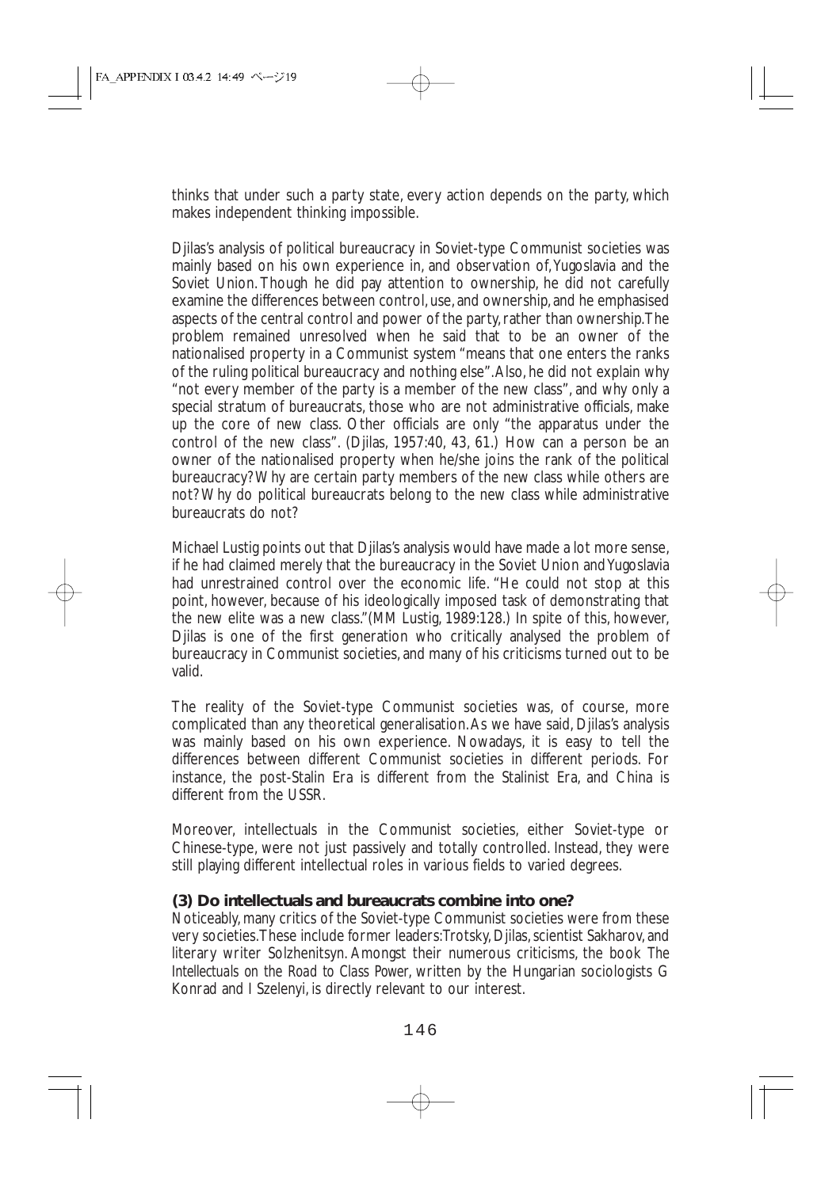thinks that under such a party state, every action depends on the party, which makes independent thinking impossible.

Djilas's analysis of political bureaucracy in Soviet-type Communist societies was mainly based on his own experience in, and observation of, Yugoslavia and the Soviet Union. Though he did pay attention to ownership, he did not carefully examine the differences between control, use, and ownership, and he emphasised aspects of the central control and power of the party, rather than ownership. The problem remained unresolved when he said that to be an owner of the nationalised property in a Communist system "means that one enters the ranks of the ruling political bureaucracy and nothing else". Also, he did not explain why "not every member of the party is a member of the new class", and why only a special stratum of bureaucrats, those who are not administrative officials, make up the core of new class. Other officials are only "the apparatus under the control of the new class". (Djilas, 1957:40, 43, 61.) How can a person be an owner of the nationalised property when he/she joins the rank of the political bureaucracy? Why are certain party members of the new class while others are not? Why do political bureaucrats belong to the new class while administrative bureaucrats do not?

Michael Lustig points out that Djilas's analysis would have made a lot more sense, if he had claimed merely that the bureaucracy in the Soviet Union and Yugoslavia had unrestrained control over the economic life. "He could not stop at this point, however, because of his ideologically imposed task of demonstrating that the new elite was a new class."(MM Lustig, 1989:128.) In spite of this, however, Djilas is one of the first generation who critically analysed the problem of bureaucracy in Communist societies, and many of his criticisms turned out to be valid.

The reality of the Soviet-type Communist societies was, of course, more complicated than any theoretical generalisation. As we have said, Djilas's analysis was mainly based on his own experience. Nowadays, it is easy to tell the differences between different Communist societies in different periods. For instance, the post-Stalin Era is different from the Stalinist Era, and China is different from the USSR.

Moreover, intellectuals in the Communist societies, either Soviet-type or Chinese-type, were not just passively and totally controlled. Instead, they were still playing different intellectual roles in various fields to varied degrees.

### (3) Do intellectuals and bureaucrats combine into one?

Noticeably, many critics of the Soviet-type Communist societies were from these very societies. These include former leaders: Trotsky, Djilas, scientist Sakharov, and literary writer Solzhenitsyn. Amongst their numerous criticisms, the book *The Intellectuals on the Road to Class Power*, written by the Hungarian sociologists G Konrad and I Szelenyi, is directly relevant to our interest.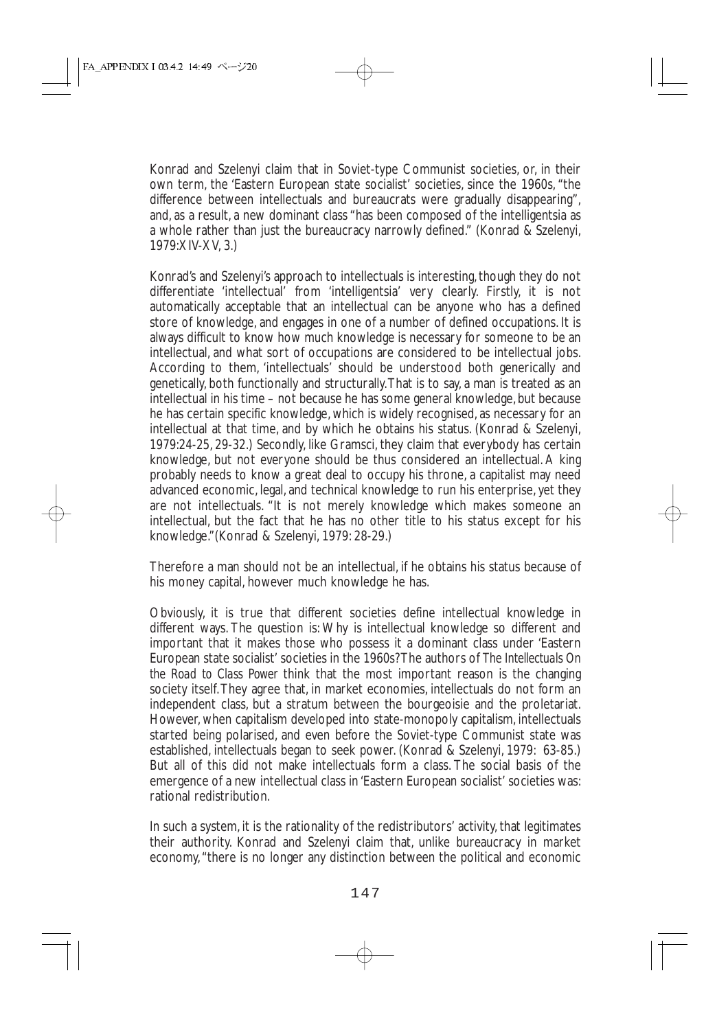Konrad and Szelenyi claim that in Soviet-type Communist societies, or, in their own term, the 'Eastern European state socialist' societies, since the 1960s, "the difference between intellectuals and bureaucrats were gradually disappearing", and, as a result, a new dominant class "has been composed of the intelligentsia as a whole rather than just the bureaucracy narrowly defined." (Konrad & Szelenyi, 1979:XIV-XV, 3.)

Konrad's and Szelenyi's approach to intellectuals is interesting, though they do not differentiate 'intellectual' from 'intelligentsia' very clearly. Firstly, it is not automatically acceptable that an intellectual can be anyone who has a defined store of knowledge, and engages in one of a number of defined occupations. It is always difficult to know how much knowledge is necessary for someone to be an intellectual, and what sort of occupations are considered to be intellectual jobs. According to them, 'intellectuals' should be understood both generically and genetically, both functionally and structurally. That is to say, a man is treated as an intellectual in his time – not because he has some general knowledge, but because he has certain specific knowledge, which is widely recognised, as necessary for an intellectual at that time, and by which he obtains his status. (Konrad & Szelenyi, 1979:24-25, 29-32.) Secondly, like Gramsci, they claim that everybody has certain knowledge, but not everyone should be thus considered an intellectual. A king probably needs to know a great deal to occupy his throne, a capitalist may need advanced economic, legal, and technical knowledge to run his enterprise, yet they are not intellectuals. "It is not merely knowledge which makes someone an intellectual, but the fact that he has no other title to his status except for his knowledge."(Konrad & Szelenyi, 1979: 28-29.)

Therefore a man should not be an intellectual, if he obtains his status because of his money capital, however much knowledge he has.

Obviously, it is true that different societies define intellectual knowledge in different ways. The question is: Why is intellectual knowledge so different and important that it makes those who possess it a dominant class under 'Eastern European state socialist' societies in the 1960s? The authors of *The Intellectuals On the Road to Class Power* think that the most important reason is the changing society itself. They agree that, in market economies, intellectuals do not form an independent class, but a stratum between the bourgeoisie and the proletariat. However, when capitalism developed into state-monopoly capitalism, intellectuals started being polarised, and even before the Soviet-type Communist state was established, intellectuals began to seek power. (Konrad & Szelenyi, 1979: 63-85.) But all of this did not make intellectuals form a class. The social basis of the emergence of a new intellectual class in 'Eastern European socialist' societies was: rational redistribution.

In such a system, it is the rationality of the redistributors' activity, that legitimates their authority. Konrad and Szelenyi claim that, unlike bureaucracy in market economy, "there is no longer any distinction between the political and economic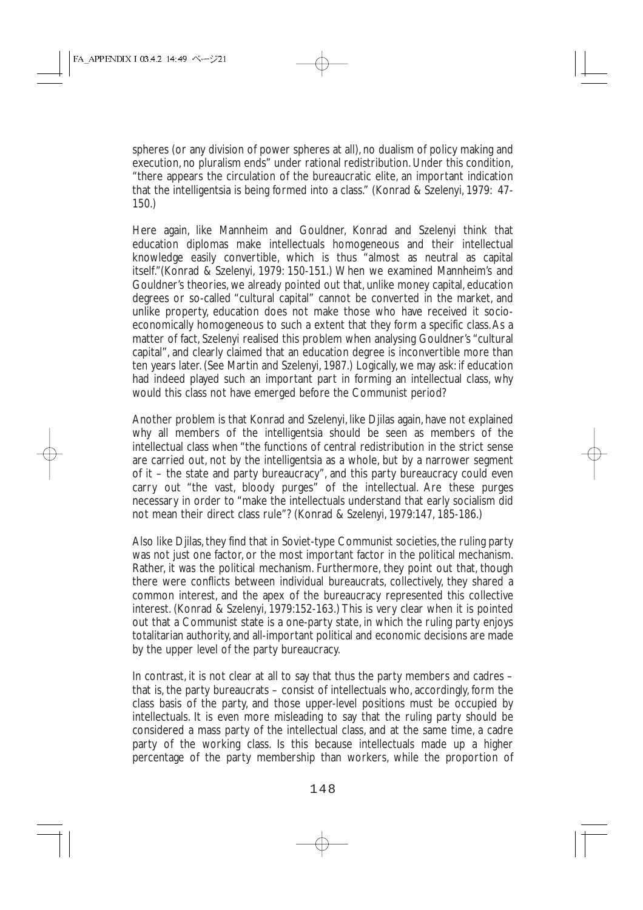spheres (or any division of power spheres at all), no dualism of policy making and execution, no pluralism ends" under rational redistribution. Under this condition, "there appears the circulation of the bureaucratic elite, an important indication that the intelligentsia is being formed into a class." (Konrad & Szelenyi, 1979: 47-150.)

Here again, like Mannheim and Gouldner, Konrad and Szelenyi think that education diplomas make intellectuals homogeneous and their intellectual knowledge easily convertible, which is thus "almost as neutral as capital itself."(Konrad & Szelenyi, 1979: 150-151.) When we examined Mannheim's and Gouldner's theories, we already pointed out that, unlike money capital, education degrees or so-called "cultural capital" cannot be converted in the market, and unlike property, education does not make those who have received it socio-economically homogeneous to such a extent that they form a specific class. As a matter of fact, Szelenyi realised this problem when analysing Gouldner's "cultural capital", and clearly claimed that an education degree is inconvertible more than ten years later. (See Martin and Szelenyi, 1987.) Logically, we may ask: if education had indeed played such an important part in forming an intellectual class, why would this class not have emerged before the Communist period?

Another problem is that Konrad and Szelenyi, like Djilas again, have not explained why all members of the intelligentsia should be seen as members of the intellectual class when "the functions of central redistribution in the strict sense are carried out, not by the intelligentsia as a whole, but by a narrower segment of it – the state and party bureaucracy", and this party bureaucracy could even carry out "the vast, bloody purges" of the intellectual. Are these purges necessary in order to "make the intellectuals understand that early socialism did not mean their direct class rule"? (Konrad & Szelenyi, 1979:147, 185-186.)

Also like Djilas, they find that in Soviet-type Communist societies, the ruling party was not just one factor, or the most important factor in the political mechanism. Rather, it *was* the political mechanism. Furthermore, they point out that, though there were conflicts between individual bureaucrats, collectively, they shared a common interest, and the apex of the bureaucracy represented this collective interest. (Konrad & Szelenyi, 1979:152-163.) This is very clear when it is pointed out that a Communist state is a one-party state, in which the ruling party enjoys totalitarian authority, and all-important political and economic decisions are made by the upper level of the party bureaucracy.

In contrast, it is not clear at all to say that thus the party members and cadres – that is, the party bureaucrats – consist of intellectuals who, accordingly, form the class basis of the party, and those upper-level positions must be occupied by intellectuals. It is even more misleading to say that the ruling party should be considered a mass party of the intellectual class, and at the same time, a cadre party of the working class. Is this because intellectuals made up a higher percentage of the party membership than workers, while the proportion of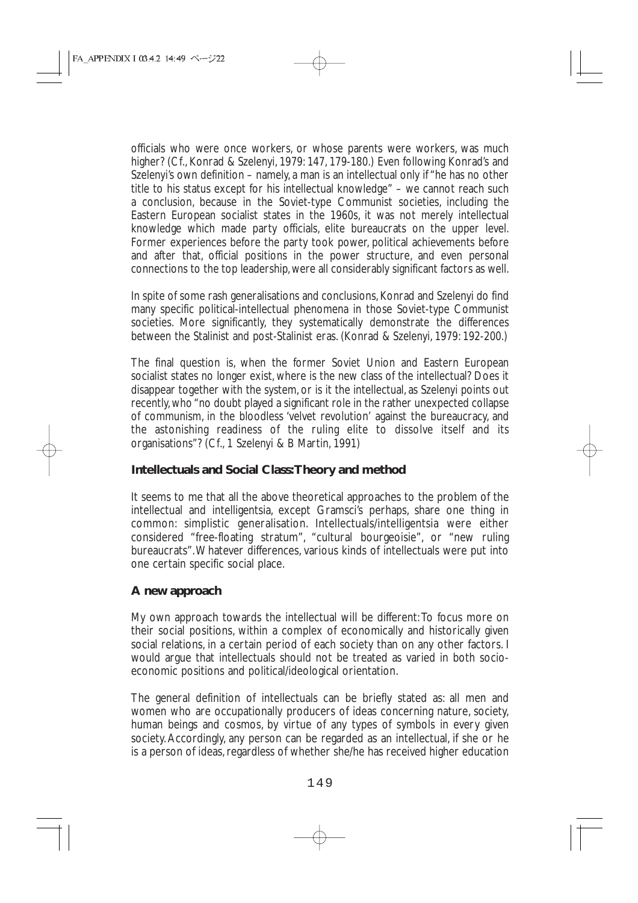officials who were once workers, or whose parents were workers, was much higher? (Cf., Konrad & Szelenyi, 1979: 147, 179-180.) Even following Konrad's and Szelenyi's own definition – namely, a man is an intellectual only if "he has no other title to his status except for his intellectual knowledge" – we cannot reach such a conclusion, because in the Soviet-type Communist societies, including the Eastern European socialist states in the 1960s, it was not merely intellectual knowledge which made party officials, elite bureaucrats on the upper level. Former experiences before the party took power, political achievements before and after that, official positions in the power structure, and even personal connections to the top leadership, were all considerably significant factors as well.

In spite of some rash generalisations and conclusions, Konrad and Szelenyi do find many specific political-intellectual phenomena in those Soviet-type Communist societies. More significantly, they systematically demonstrate the differences between the Stalinist and post-Stalinist eras. (Konrad & Szelenyi, 1979: 192-200.)

The final question is, when the former Soviet Union and Eastern European socialist states no longer exist, where is the new class of the intellectual? Does it disappear together with the system, or is it the intellectual, as Szelenyi points out recently, who "no doubt played a significant role in the rather unexpected collapse of communism, in the bloodless 'velvet revolution' against the bureaucracy, and the astonishing readiness of the ruling elite to dissolve itself and its organisations"? (Cf., 1 Szelenyi & B Martin, 1991)

## Intellectuals and Social Class: Theory and method

It seems to me that all the above theoretical approaches to the problem of the intellectual and intelligentsia, except Gramsci's perhaps, share one thing in common: simplistic generalisation. Intellectuals/intelligentsia were either considered "free-floating stratum", "cultural bourgeoisie", or "new ruling bureaucrats". Whatever differences, various kinds of intellectuals were put into one certain specific social place.

## A new approach

My own approach towards the intellectual will be different: To focus more on their social positions, within a complex of economically and historically given social relations, in a certain period of each society than on any other factors. I would argue that intellectuals should not be treated as varied in both socio-economic positions and political/ideological orientation.

The general definition of intellectuals can be briefly stated as: all men and women who are occupationally producers of ideas concerning nature, society, human beings and cosmos, by virtue of any types of symbols in every given society. Accordingly, any person can be regarded as an intellectual, if she or he is a person of ideas, regardless of whether she/he has received higher education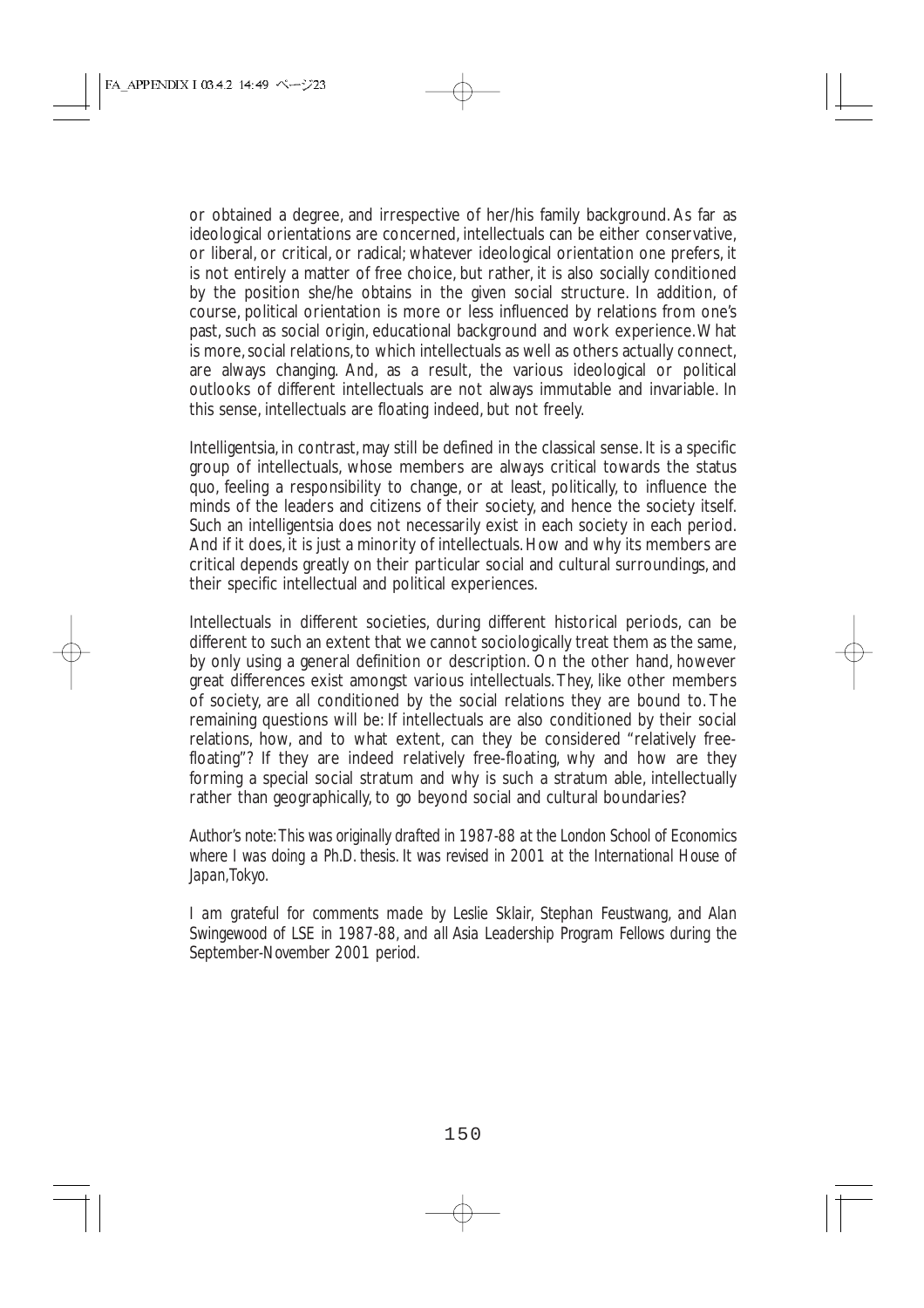or obtained a degree, and irrespective of her/his family background. As far as ideological orientations are concerned, intellectuals can be either conservative, or liberal, or critical, or radical; whatever ideological orientation one prefers, it is not entirely a matter of free choice, but rather, it is also socially conditioned by the position she/he obtains in the given social structure. In addition, of course, political orientation is more or less influenced by relations from one's past, such as social origin, educational background and work experience. What is more, social relations, to which intellectuals as well as others actually connect, are always changing. And, as a result, the various ideological or political outlooks of different intellectuals are not always immutable and invariable. In this sense, intellectuals are floating indeed, but not freely.

Intelligentsia, in contrast, may still be defined in the classical sense. It is a specific group of intellectuals, whose members are always critical towards the status quo, feeling a responsibility to change, or at least, politically, to influence the minds of the leaders and citizens of their society, and hence the society itself. Such an intelligentsia does not necessarily exist in each society in each period. And if it does, it is just a minority of intellectuals. How and why its members are critical depends greatly on their particular social and cultural surroundings, and their specific intellectual and political experiences.

Intellectuals in different societies, during different historical periods, can be different to such an extent that we cannot sociologically treat them as the same, by only using a general definition or description. On the other hand, however great differences exist amongst various intellectuals. They, like other members of society, are all conditioned by the social relations they are bound to. The remaining questions will be: If intellectuals are also conditioned by their social relations, how, and to what extent, can they be considered "relatively free-floating"? If they are indeed relatively free-floating, why and how are they forming a special social stratum and why is such a stratum able, intellectually rather than geographically, to go beyond social and cultural boundaries?

*Author's note: This was originally drafted in 1987-88 at the London School of Economics where I was doing a Ph.D. thesis. It was revised in 2001 at the International House of Japan, Tokyo.*

*I am grateful for comments made by Leslie Sklair, Stephan Feustwang, and Alan Swingewood of LSE in 1987-88, and all Asia Leadership Program Fellows during the September-November 2001 period.*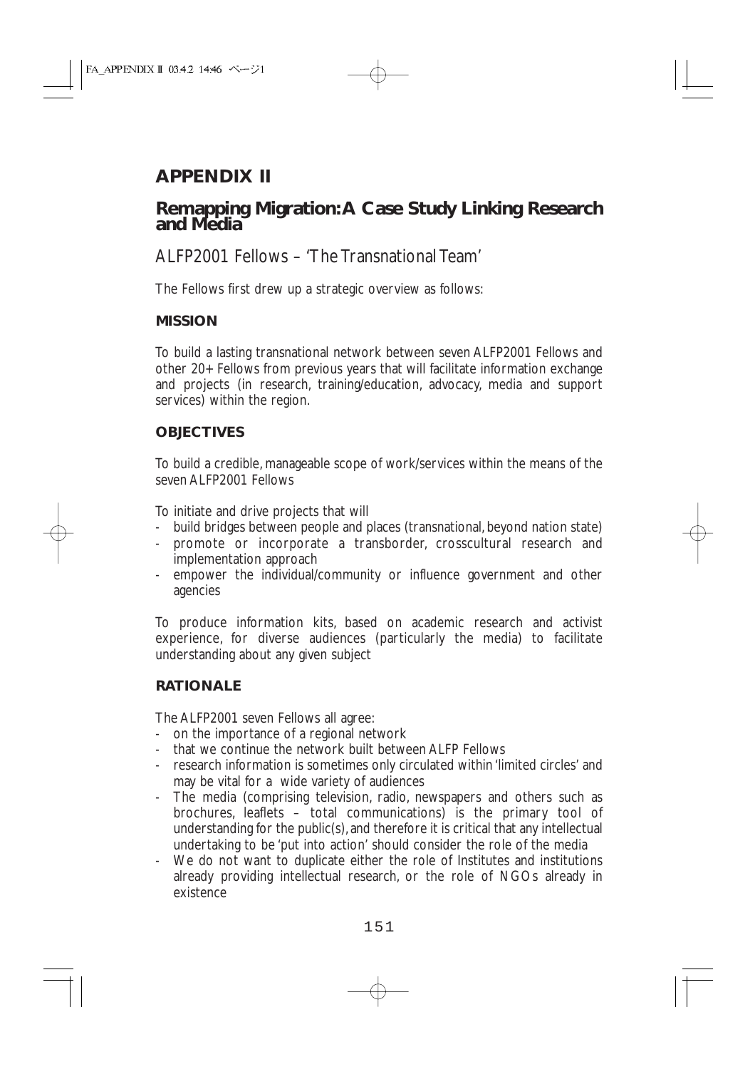# APPENDIX II

## Remapping Migration: A Case Study Linking Research and Media

ALFP2001 Fellows – 'The Transnational Team'

The Fellows first drew up a strategic overview as follows:

### MISSION

To build a lasting transnational network between seven ALFP2001 Fellows and other 20+ Fellows from previous years that will facilitate information exchange and projects (in research, training/education, advocacy, media and support services) within the region.

### OBJECTIVES

To build a credible, manageable scope of work/services within the means of the seven ALFP2001 Fellows

To initiate and drive projects that will

- build bridges between people and places (transnational, beyond nation state)
- promote or incorporate a transborder, crosscultural research and implementation approach
- empower the individual/community or influence government and other agencies

To produce information kits, based on academic research and activist experience, for diverse audiences (particularly the media) to facilitate understanding about any given subject

### RATIONALE

The ALFP2001 seven Fellows all agree:

- on the importance of a regional network
- that we continue the network built between ALFP Fellows
- research information is sometimes only circulated within 'limited circles' and may be vital for a wide variety of audiences
- The media (comprising television, radio, newspapers and others such as brochures, leaflets – total communications) is the primary tool of understanding for the public(s), and therefore it is critical that any intellectual undertaking to be 'put into action' should consider the role of the media
- We do not want to duplicate either the role of Institutes and institutions already providing intellectual research, or the role of NGOs already in existence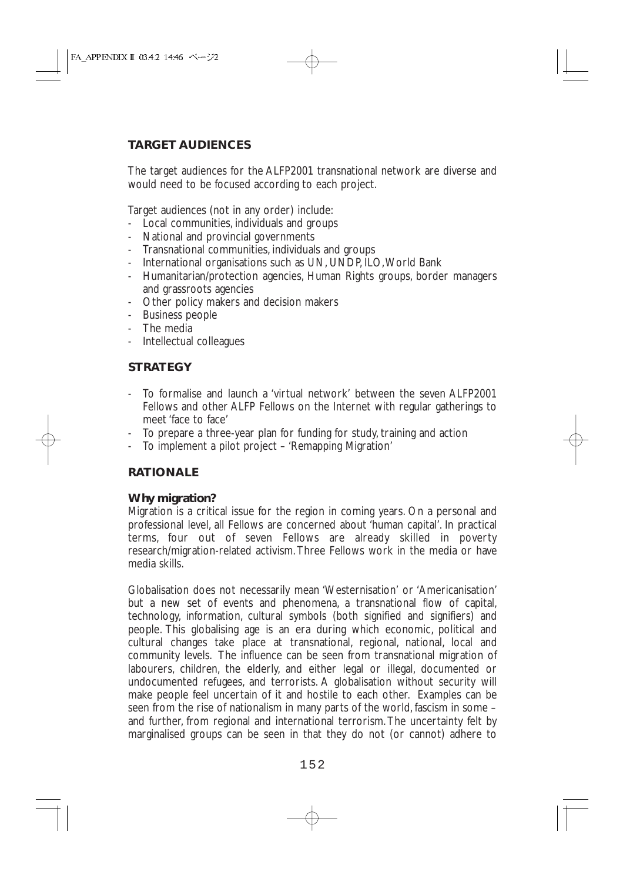## TARGET AUDIENCES

The target audiences for the ALFP2001 transnational network are diverse and would need to be focused according to each project.

Target audiences (not in any order) include:

- Local communities, individuals and groups
- National and provincial governments
- Transnational communities, individuals and groups
- International organisations such as UN, UNDP, ILO, World Bank
- Humanitarian/protection agencies, Human Rights groups, border managers and grassroots agencies
- Other policy makers and decision makers
- Business people
- The media
- Intellectual colleagues

## STRATEGY

- To formalise and launch a 'virtual network' between the seven ALFP2001 Fellows and other ALFP Fellows on the Internet with regular gatherings to meet 'face to face'
- To prepare a three-year plan for funding for study, training and action
- To implement a pilot project – 'Remapping Migration'

## RATIONALE

### Why migration?

Migration is a critical issue for the region in coming years. On a personal and professional level, all Fellows are concerned about 'human capital'. In practical terms, four out of seven Fellows are already skilled in poverty research/migration-related activism. Three Fellows work in the media or have media skills.

Globalisation does not necessarily mean 'Westernisation' or 'Americanisation' but a new set of events and phenomena, a transnational flow of capital, technology, information, cultural symbols (both signified and signifiers) and people. This globalising age is an era during which economic, political and cultural changes take place at transnational, regional, national, local and community levels. The influence can be seen from transnational migration of labourers, children, the elderly, and either legal or illegal, documented or undocumented refugees, and terrorists. A globalisation without security will make people feel uncertain of it and hostile to each other. Examples can be seen from the rise of nationalism in many parts of the world, fascism in some – and further, from regional and international terrorism. The uncertainty felt by marginalised groups can be seen in that they do not (or cannot) adhere to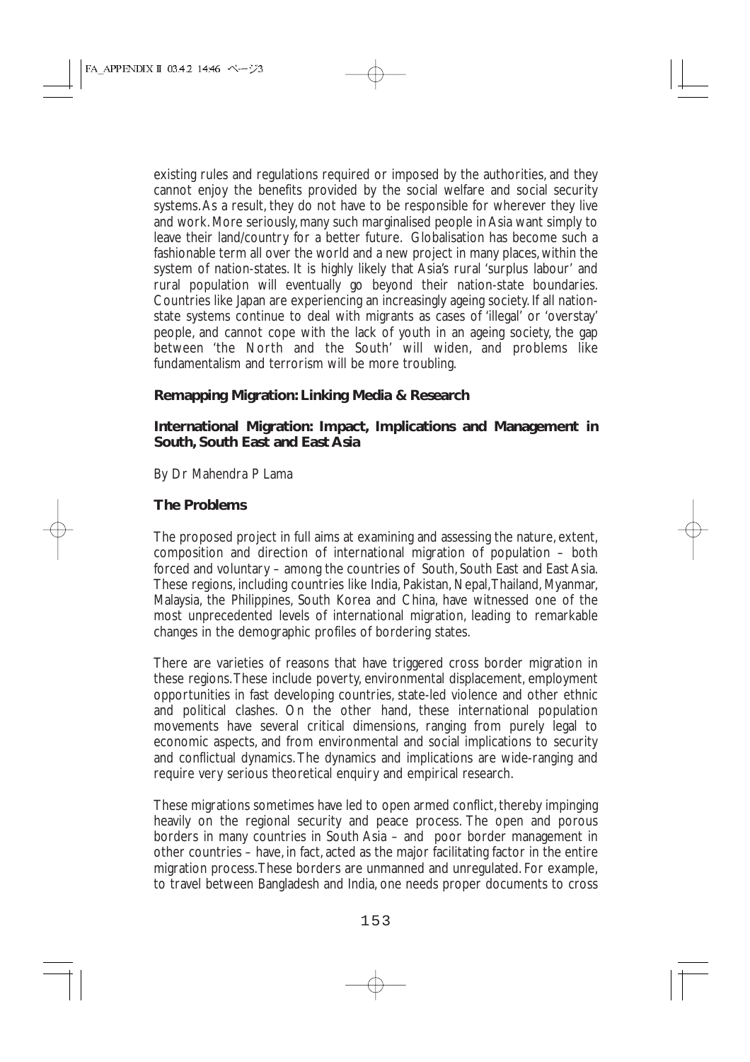existing rules and regulations required or imposed by the authorities, and they cannot enjoy the benefits provided by the social welfare and social security systems. As a result, they do not have to be responsible for wherever they live and work. More seriously, many such marginalised people in Asia want simply to leave their land/country for a better future. Globalisation has become such a fashionable term all over the world and a new project in many places, within the system of nation-states. It is highly likely that Asia's rural 'surplus labour' and rural population will eventually go beyond their nation-state boundaries. Countries like Japan are experiencing an increasingly ageing society. If all nation-state systems continue to deal with migrants as cases of 'illegal' or 'overstay' people, and cannot cope with the lack of youth in an ageing society, the gap between 'the North and the South' will widen, and problems like fundamentalism and terrorism will be more troubling.

**Remapping Migration: Linking Media & Research**

**International Migration: Impact, Implications and Management in South, South East and East Asia**

By Dr Mahendra P Lama

**The Problems**

The proposed project in full aims at examining and assessing the nature, extent, composition and direction of international migration of population – both forced and voluntary – among the countries of South, South East and East Asia. These regions, including countries like India, Pakistan, Nepal, Thailand, Myanmar, Malaysia, the Philippines, South Korea and China, have witnessed one of the most unprecedented levels of international migration, leading to remarkable changes in the demographic profiles of bordering states.

There are varieties of reasons that have triggered cross border migration in these regions. These include poverty, environmental displacement, employment opportunities in fast developing countries, state-led violence and other ethnic and political clashes. On the other hand, these international population movements have several critical dimensions, ranging from purely legal to economic aspects, and from environmental and social implications to security and conflictual dynamics. The dynamics and implications are wide-ranging and require very serious theoretical enquiry and empirical research.

These migrations sometimes have led to open armed conflict, thereby impinging heavily on the regional security and peace process. The open and porous borders in many countries in South Asia – and poor border management in other countries – have, in fact, acted as the major facilitating factor in the entire migration process. These borders are unmanned and unregulated. For example, to travel between Bangladesh and India, one needs proper documents to cross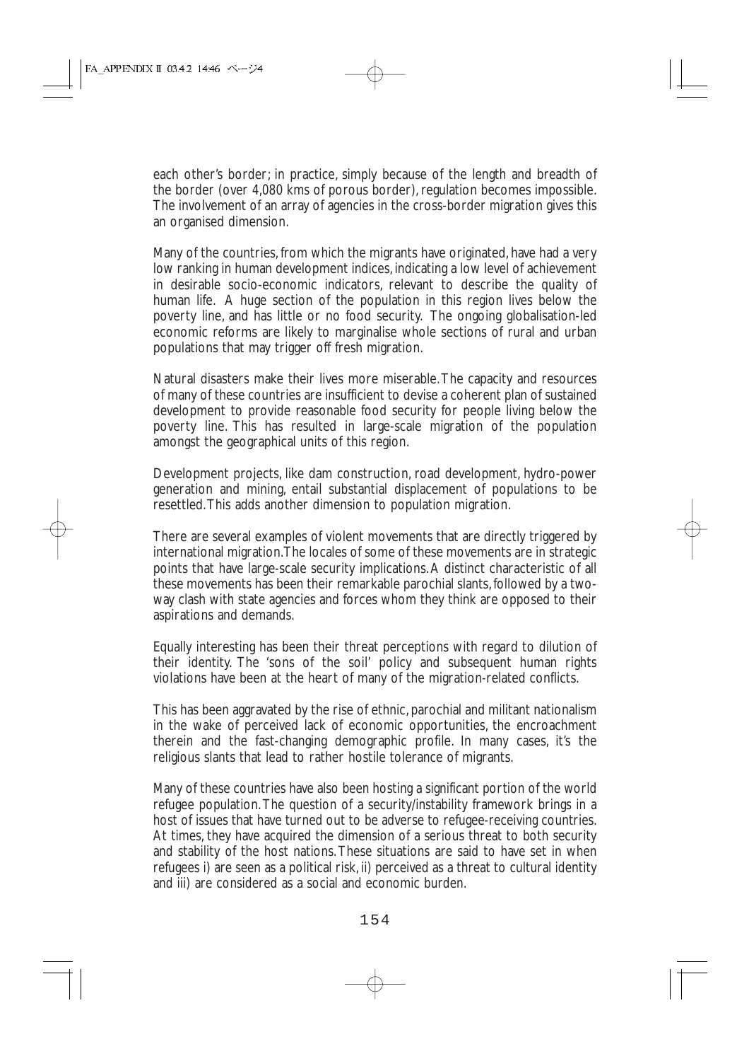each other's border; in practice, simply because of the length and breadth of the border (over 4,080 kms of porous border), regulation becomes impossible. The involvement of an array of agencies in the cross-border migration gives this an organised dimension.

Many of the countries, from which the migrants have originated, have had a very low ranking in human development indices, indicating a low level of achievement in desirable socio-economic indicators, relevant to describe the quality of human life. A huge section of the population in this region lives below the poverty line, and has little or no food security. The ongoing globalisation-led economic reforms are likely to marginalise whole sections of rural and urban populations that may trigger off fresh migration.

Natural disasters make their lives more miserable. The capacity and resources of many of these countries are insufficient to devise a coherent plan of sustained development to provide reasonable food security for people living below the poverty line. This has resulted in large-scale migration of the population amongst the geographical units of this region.

Development projects, like dam construction, road development, hydro-power generation and mining, entail substantial displacement of populations to be resettled. This adds another dimension to population migration.

There are several examples of violent movements that are directly triggered by international migration. The locales of some of these movements are in strategic points that have large-scale security implications. A distinct characteristic of all these movements has been their remarkable parochial slants, followed by a two-way clash with state agencies and forces whom they think are opposed to their aspirations and demands.

Equally interesting has been their threat perceptions with regard to dilution of their identity. The 'sons of the soil' policy and subsequent human rights violations have been at the heart of many of the migration-related conflicts.

This has been aggravated by the rise of ethnic, parochial and militant nationalism in the wake of perceived lack of economic opportunities, the encroachment therein and the fast-changing demographic profile. In many cases, it's the religious slants that lead to rather hostile tolerance of migrants.

Many of these countries have also been hosting a significant portion of the world refugee population. The question of a security/instability framework brings in a host of issues that have turned out to be adverse to refugee-receiving countries. At times, they have acquired the dimension of a serious threat to both security and stability of the host nations. These situations are said to have set in when refugees i) are seen as a political risk, ii) perceived as a threat to cultural identity and iii) are considered as a social and economic burden.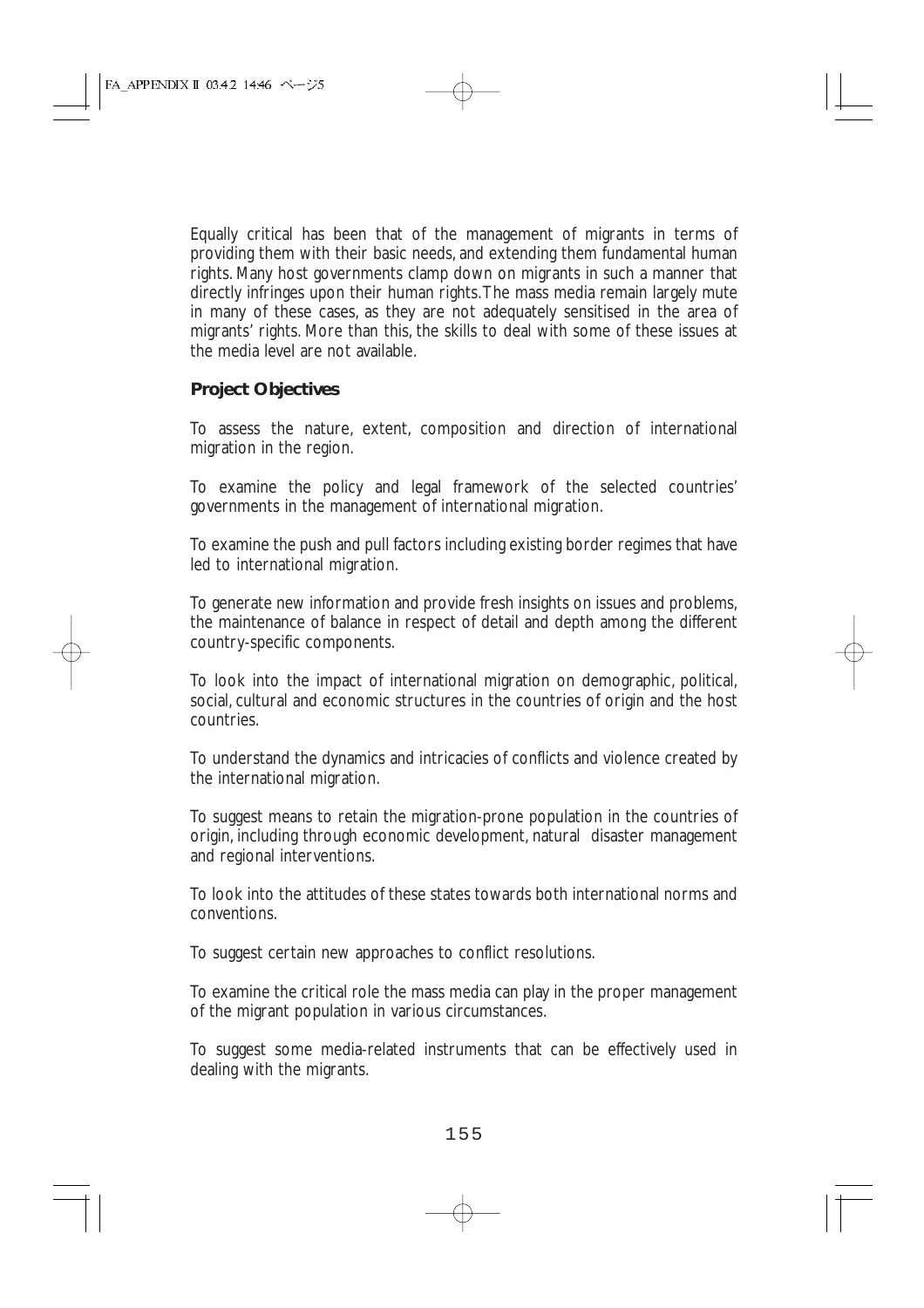Equally critical has been that of the management of migrants in terms of providing them with their basic needs, and extending them fundamental human rights. Many host governments clamp down on migrants in such a manner that directly infringes upon their human rights. The mass media remain largely mute in many of these cases, as they are not adequately sensitised in the area of migrants' rights. More than this, the skills to deal with some of these issues at the media level are not available.

**Project Objectives**

To assess the nature, extent, composition and direction of international migration in the region.

To examine the policy and legal framework of the selected countries' governments in the management of international migration.

To examine the push and pull factors including existing border regimes that have led to international migration.

To generate new information and provide fresh insights on issues and problems, the maintenance of balance in respect of detail and depth among the different country-specific components.

To look into the impact of international migration on demographic, political, social, cultural and economic structures in the countries of origin and the host countries.

To understand the dynamics and intricacies of conflicts and violence created by the international migration.

To suggest means to retain the migration-prone population in the countries of origin, including through economic development, natural disaster management and regional interventions.

To look into the attitudes of these states towards both international norms and conventions.

To suggest certain new approaches to conflict resolutions.

To examine the critical role the mass media can play in the proper management of the migrant population in various circumstances.

To suggest some media-related instruments that can be effectively used in dealing with the migrants.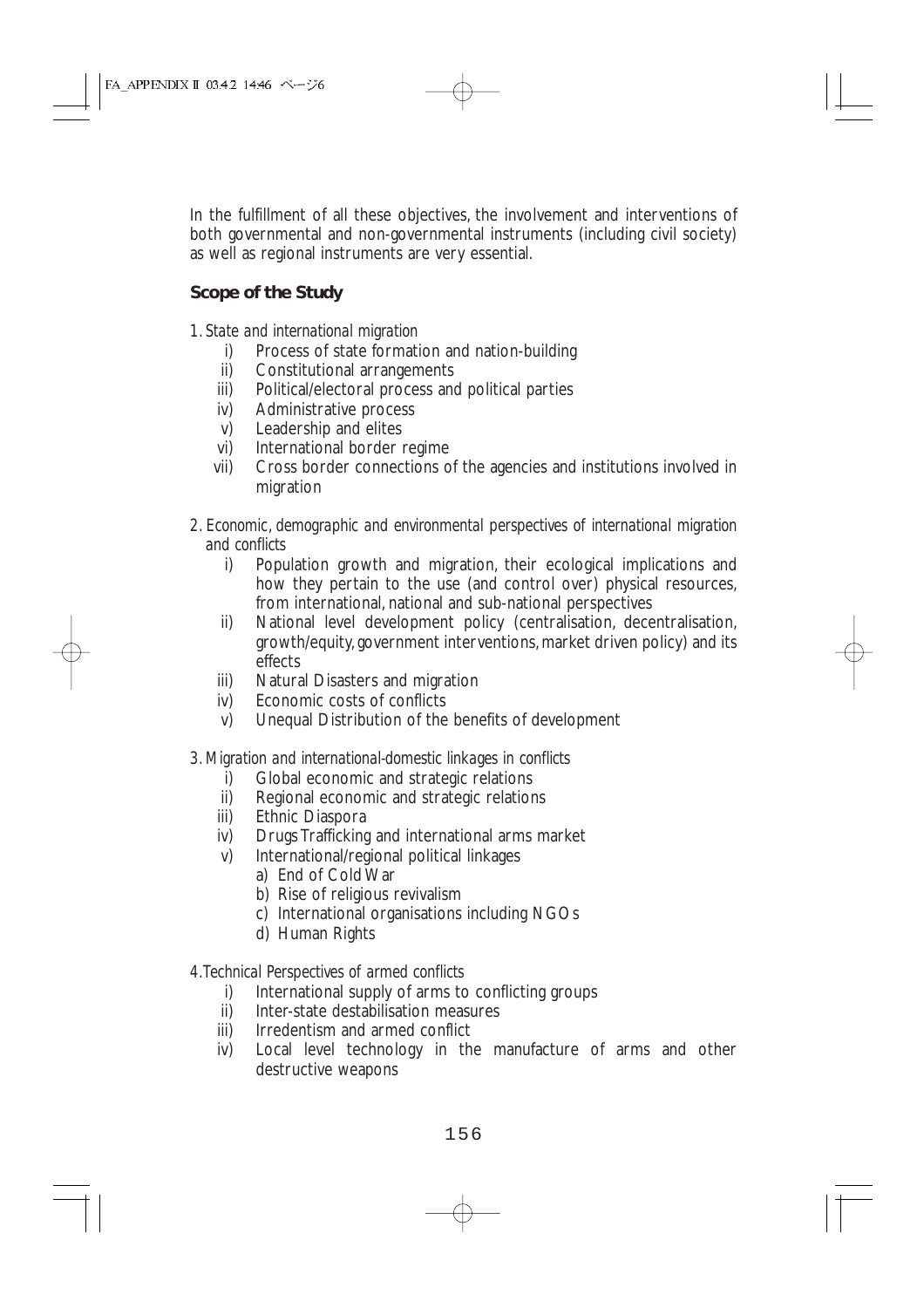In the fulfillment of all these objectives, the involvement and interventions of both governmental and non-governmental instruments (including civil society) as well as regional instruments are very essential.

## Scope of the Study

1. *State and international migration*
   - i) Process of state formation and nation-building
   - ii) Constitutional arrangements
   - iii) Political/electoral process and political parties
   - iv) Administrative process
   - v) Leadership and elites
   - vi) International border regime
   - vii) Cross border connections of the agencies and institutions involved in migration

2. *Economic, demographic and environmental perspectives of international migration and conflicts*
   - i) Population growth and migration, their ecological implications and how they pertain to the use (and control over) physical resources, from international, national and sub-national perspectives
   - ii) National level development policy (centralisation, decentralisation, growth/equity, government interventions, market driven policy) and its effects
   - iii) Natural Disasters and migration
   - iv) Economic costs of conflicts
   - v) Unequal Distribution of the benefits of development

3. *Migration and international-domestic linkages in conflicts*
   - i) Global economic and strategic relations
   - ii) Regional economic and strategic relations
   - iii) Ethnic Diaspora
   - iv) Drugs Trafficking and international arms market
   - v) International/regional political linkages
     - a) End of Cold War
     - b) Rise of religious revivalism
     - c) International organisations including NGOs
     - d) Human Rights

4. *Technical Perspectives of armed conflicts*
   - i) International supply of arms to conflicting groups
   - ii) Inter-state destabilisation measures
   - iii) Irredentism and armed conflict
   - iv) Local level technology in the manufacture of arms and other destructive weapons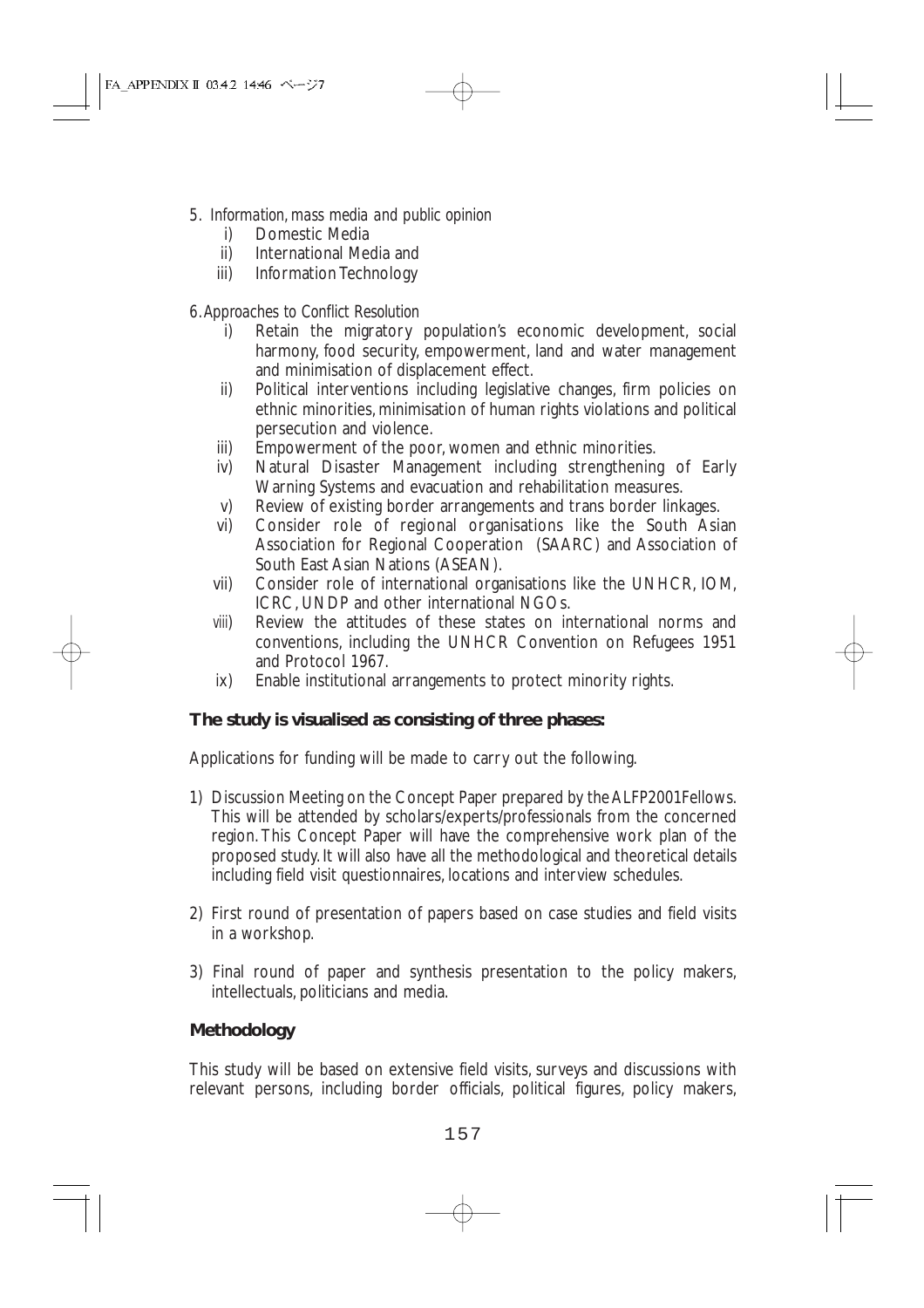5. *Information, mass media and public opinion*
   - i) Domestic Media
   - ii) International Media and
   - iii) Information Technology

6. *Approaches to Conflict Resolution*
   - i) Retain the migratory population's economic development, social harmony, food security, empowerment, land and water management and minimisation of displacement effect.
   - ii) Political interventions including legislative changes, firm policies on ethnic minorities, minimisation of human rights violations and political persecution and violence.
   - iii) Empowerment of the poor, women and ethnic minorities.
   - iv) Natural Disaster Management including strengthening of Early Warning Systems and evacuation and rehabilitation measures.
   - v) Review of existing border arrangements and trans border linkages.
   - vi) Consider role of regional organisations like the South Asian Association for Regional Cooperation (SAARC) and Association of South East Asian Nations (ASEAN).
   - vii) Consider role of international organisations like the UNHCR, IOM, ICRC, UNDP and other international NGOs.
   - viii) Review the attitudes of these states on international norms and conventions, including the UNHCR Convention on Refugees 1951 and Protocol 1967.
   - ix) Enable institutional arrangements to protect minority rights.

**The study is visualised as consisting of three phases:**

Applications for funding will be made to carry out the following.

1) Discussion Meeting on the Concept Paper prepared by the ALFP2001Fellows. This will be attended by scholars/experts/professionals from the concerned region. This Concept Paper will have the comprehensive work plan of the proposed study. It will also have all the methodological and theoretical details including field visit questionnaires, locations and interview schedules.

2) First round of presentation of papers based on case studies and field visits in a workshop.

3) Final round of paper and synthesis presentation to the policy makers, intellectuals, politicians and media.

**Methodology**

This study will be based on extensive field visits, surveys and discussions with relevant persons, including border officials, political figures, policy makers,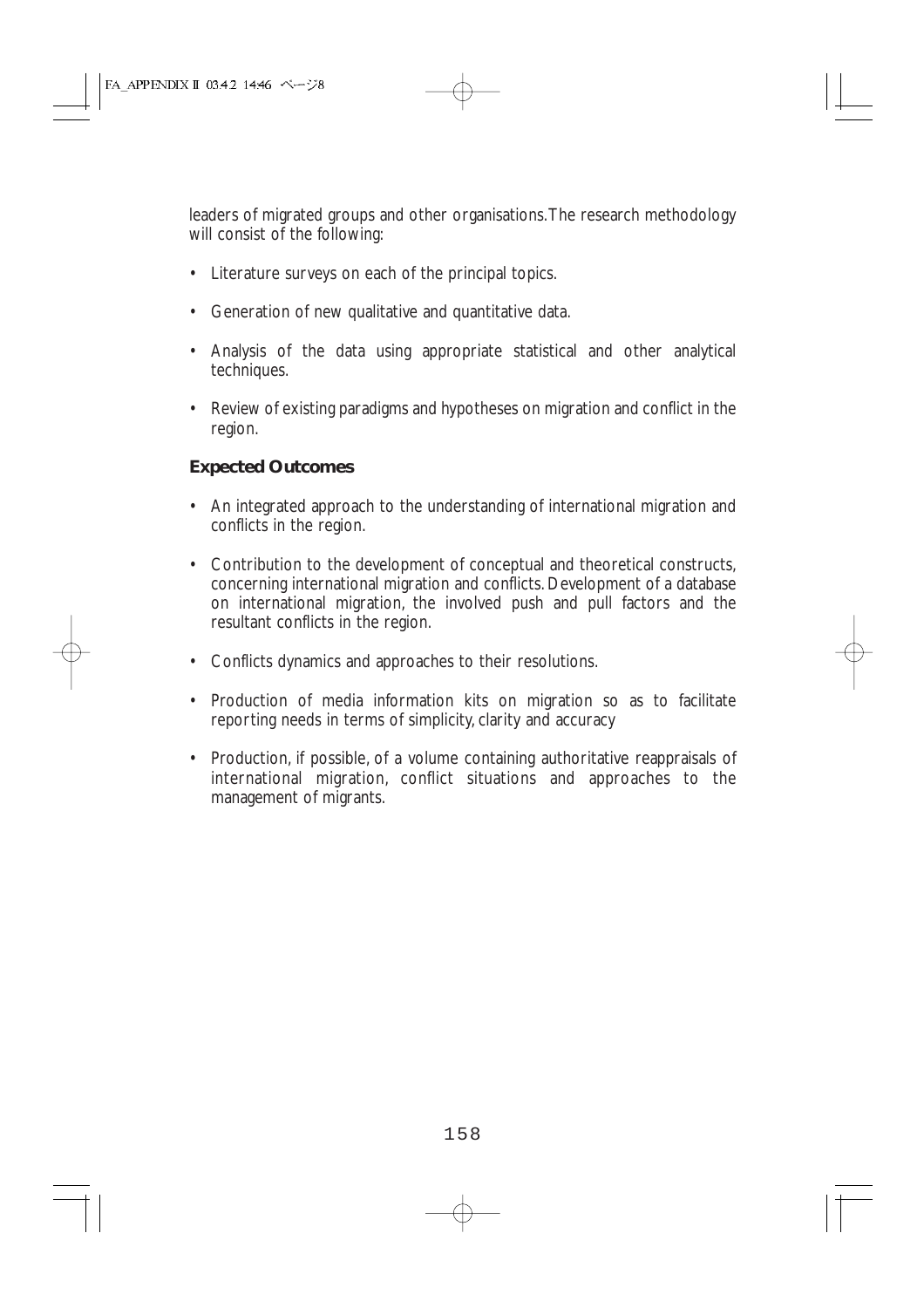leaders of migrated groups and other organisations.The research methodology will consist of the following:

- Literature surveys on each of the principal topics.
- Generation of new qualitative and quantitative data.
- Analysis of the data using appropriate statistical and other analytical techniques.
- Review of existing paradigms and hypotheses on migration and conflict in the region.

**Expected Outcomes**

- An integrated approach to the understanding of international migration and conflicts in the region.
- Contribution to the development of conceptual and theoretical constructs, concerning international migration and conflicts. Development of a database on international migration, the involved push and pull factors and the resultant conflicts in the region.
- Conflicts dynamics and approaches to their resolutions.
- Production of media information kits on migration so as to facilitate reporting needs in terms of simplicity, clarity and accuracy
- Production, if possible, of a volume containing authoritative reappraisals of international migration, conflict situations and approaches to the management of migrants.